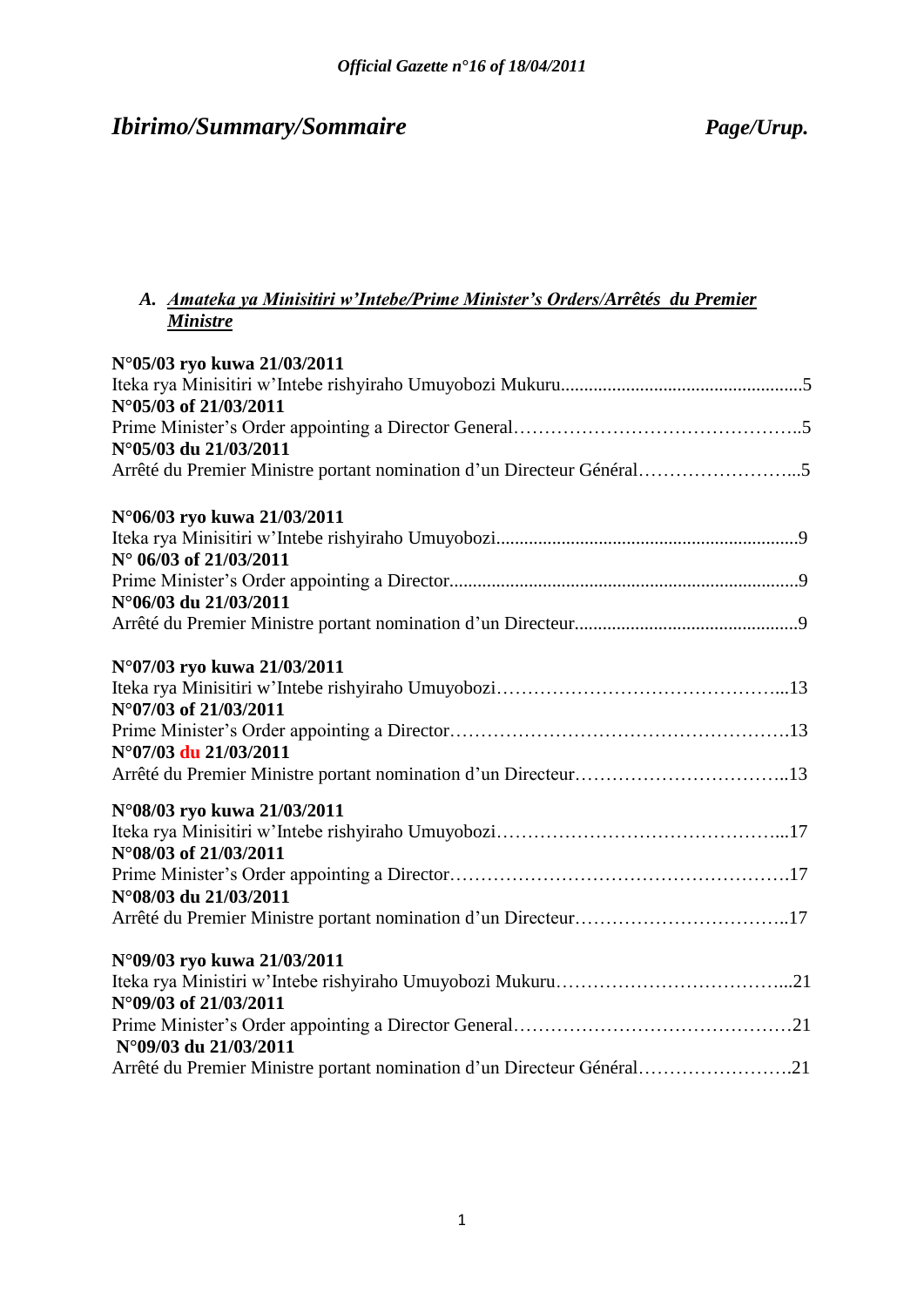# *Ibirimo/Summary/Sommaire* *Page/Urup.*

## A. *Amateka ya Minisitiri w'Intebe/Prime Minister's Orders/Arrêtés du Premier Ministre*

**N°05/03 ryo kuwa 21/03/2011**
Iteka rya Minisitiri w'Intebe rishyiraho Umuyobozi Mukuru....................................................5
**N°05/03 of 21/03/2011**
Prime Minister's Order appointing a Director General……………………………………..5
**N°05/03 du 21/03/2011**
Arrêté du Premier Ministre portant nomination d'un Directeur Général……………………...5

**N°06/03 ryo kuwa 21/03/2011**
Iteka rya Minisitiri w'Intebe rishyiraho Umuyobozi.................................................................9
**N° 06/03 of 21/03/2011**
Prime Minister's Order appointing a Director...........................................................................9
**N°06/03 du 21/03/2011**
Arrêté du Premier Ministre portant nomination d'un Directeur................................................9

**N°07/03 ryo kuwa 21/03/2011**
Iteka rya Minisitiri w'Intebe rishyiraho Umuyobozi………………………………………...13
**N°07/03 of 21/03/2011**
Prime Minister's Order appointing a Director……………………………………………….13
**N°07/03 du 21/03/2011**
Arrêté du Premier Ministre portant nomination d'un Directeur……………………………..13

**N°08/03 ryo kuwa 21/03/2011**
Iteka rya Minisitiri w'Intebe rishyiraho Umuyobozi………………………………………...17
**N°08/03 of 21/03/2011**
Prime Minister's Order appointing a Director……………………………………………….17
**N°08/03 du 21/03/2011**
Arrêté du Premier Ministre portant nomination d'un Directeur……………………………..17

**N°09/03 ryo kuwa 21/03/2011**
Iteka rya Ministiri w'Intebe rishyiraho Umuyobozi Mukuru………………………………...21
**N°09/03 of 21/03/2011**
Prime Minister's Order appointing a Director General………………………………………21
**N°09/03 du 21/03/2011**
Arrêté du Premier Ministre portant nomination d'un Directeur Général…………………….21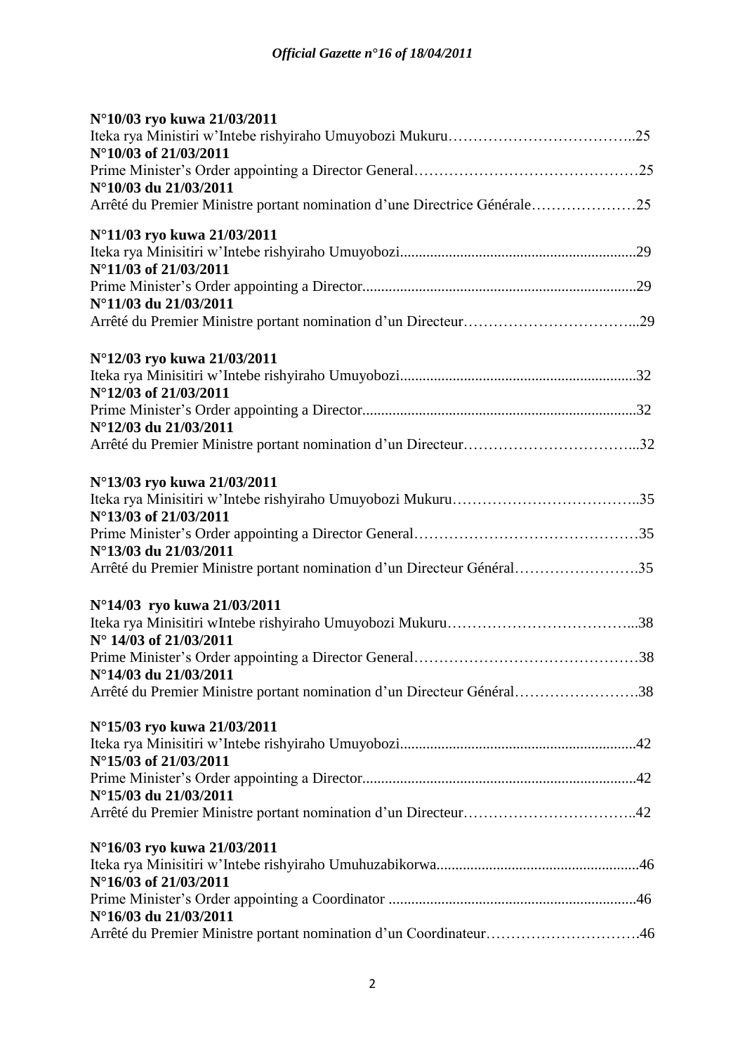**N°10/03 ryo kuwa 21/03/2011**
Iteka rya Ministiri w'Intebe rishyiraho Umuyobozi Mukuru………………………………..25
**N°10/03 of 21/03/2011**
Prime Minister's Order appointing a Director General………………………………………25
**N°10/03 du 21/03/2011**
Arrêté du Premier Ministre portant nomination d'une Directrice Générale…………………25

**N°11/03 ryo kuwa 21/03/2011**
Iteka rya Minisitiri w'Intebe rishyiraho Umuyobozi..............................................................29
**N°11/03 of 21/03/2011**
Prime Minister's Order appointing a Director........................................................................29
**N°11/03 du 21/03/2011**
Arrêté du Premier Ministre portant nomination d'un Directeur……………………………...29

**N°12/03 ryo kuwa 21/03/2011**
Iteka rya Minisitiri w'Intebe rishyiraho Umuyobozi..............................................................32
**N°12/03 of 21/03/2011**
Prime Minister's Order appointing a Director........................................................................32
**N°12/03 du 21/03/2011**
Arrêté du Premier Ministre portant nomination d'un Directeur……………………………...32

**N°13/03 ryo kuwa 21/03/2011**
Iteka rya Minisitiri w'Intebe rishyiraho Umuyobozi Mukuru………………………………..35
**N°13/03 of 21/03/2011**
Prime Minister's Order appointing a Director General………………………………………35
**N°13/03 du 21/03/2011**
Arrêté du Premier Ministre portant nomination d'un Directeur Général…………………….35

**N°14/03 ryo kuwa 21/03/2011**
Iteka rya Minisitiri wIntebe rishyiraho Umuyobozi Mukuru………………………………...38
**N° 14/03 of 21/03/2011**
Prime Minister's Order appointing a Director General………………………………………38
**N°14/03 du 21/03/2011**
Arrêté du Premier Ministre portant nomination d'un Directeur Général…………………….38

**N°15/03 ryo kuwa 21/03/2011**
Iteka rya Minisitiri w'Intebe rishyiraho Umuyobozi..............................................................42
**N°15/03 of 21/03/2011**
Prime Minister's Order appointing a Director........................................................................42
**N°15/03 du 21/03/2011**
Arrêté du Premier Ministre portant nomination d'un Directeur……………………………..42

**N°16/03 ryo kuwa 21/03/2011**
Iteka rya Minisitiri w'Intebe rishyiraho Umuhuzabikorwa.....................................................46
**N°16/03 of 21/03/2011**
Prime Minister's Order appointing a Coordinator .................................................................46
**N°16/03 du 21/03/2011**
Arrêté du Premier Ministre portant nomination d'un Coordinateur………………………….46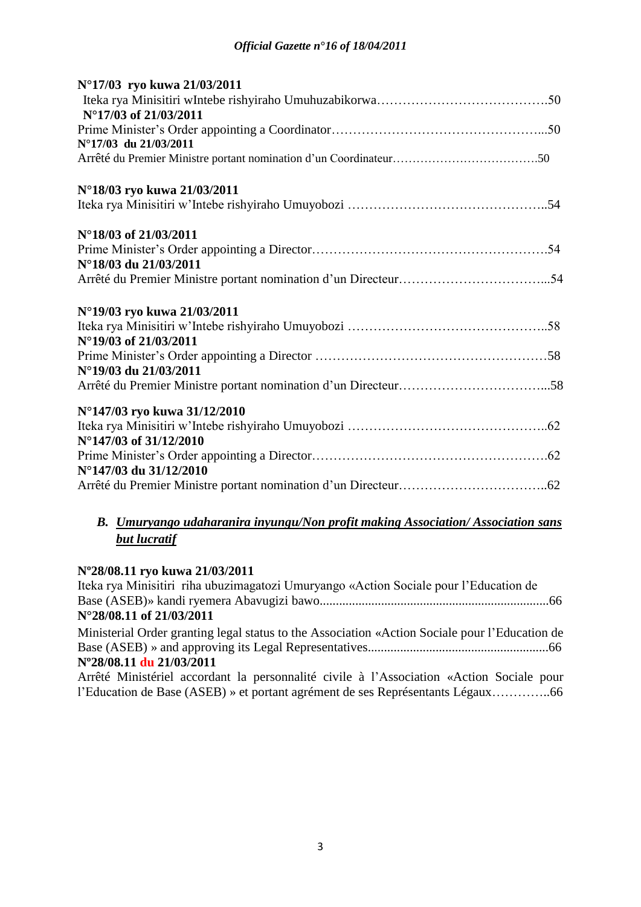**N°17/03 ryo kuwa 21/03/2011**
Iteka rya Minisitiri wIntebe rishyiraho Umuhuzabikorwa………………………………….50
**N°17/03 of 21/03/2011**
Prime Minister's Order appointing a Coordinator…………………………………………...50
**N°17/03 du 21/03/2011**
Arrêté du Premier Ministre portant nomination d'un Coordinateur……………………………….50

**N°18/03 ryo kuwa 21/03/2011**
Iteka rya Minisitiri w'Intebe rishyiraho Umuyobozi ………………………………………..54

**N°18/03 of 21/03/2011**
Prime Minister's Order appointing a Director……………………………………………….54
**N°18/03 du 21/03/2011**
Arrêté du Premier Ministre portant nomination d'un Directeur…………………………….....54

**N°19/03 ryo kuwa 21/03/2011**
Iteka rya Minisitiri w'Intebe rishyiraho Umuyobozi ………………………………………..58
**N°19/03 of 21/03/2011**
Prime Minister's Order appointing a Director ……………………………………………….58
**N°19/03 du 21/03/2011**
Arrêté du Premier Ministre portant nomination d'un Directeur…………………………….....58

**N°147/03 ryo kuwa 31/12/2010**
Iteka rya Minisitiri w'Intebe rishyiraho Umuyobozi ………………………………………..62
**N°147/03 of 31/12/2010**
Prime Minister's Order appointing a Director……………………………………………….62
**N°147/03 du 31/12/2010**
Arrêté du Premier Ministre portant nomination d'un Directeur……………………………..62

### *B. Umuryango udaharanira inyungu/Non profit making Association/ Association sans but lucratif*

**Nº28/08.11 ryo kuwa 21/03/2011**
Iteka rya Minisitiri riha ubuzimagatozi Umuryango «Action Sociale pour l'Education de Base (ASEB)» kandi ryemera Abavugizi bawo......................................................................66
**N°28/08.11 of 21/03/2011**
Ministerial Order granting legal status to the Association «Action Sociale pour l'Education de Base (ASEB) » and approving its Legal Representatives.......................................................66
**Nº28/08.11 du 21/03/2011**
Arrêté Ministériel accordant la personnalité civile à l'Association «Action Sociale pour l'Education de Base (ASEB) » et portant agrément de ses Représentants Légaux…………..66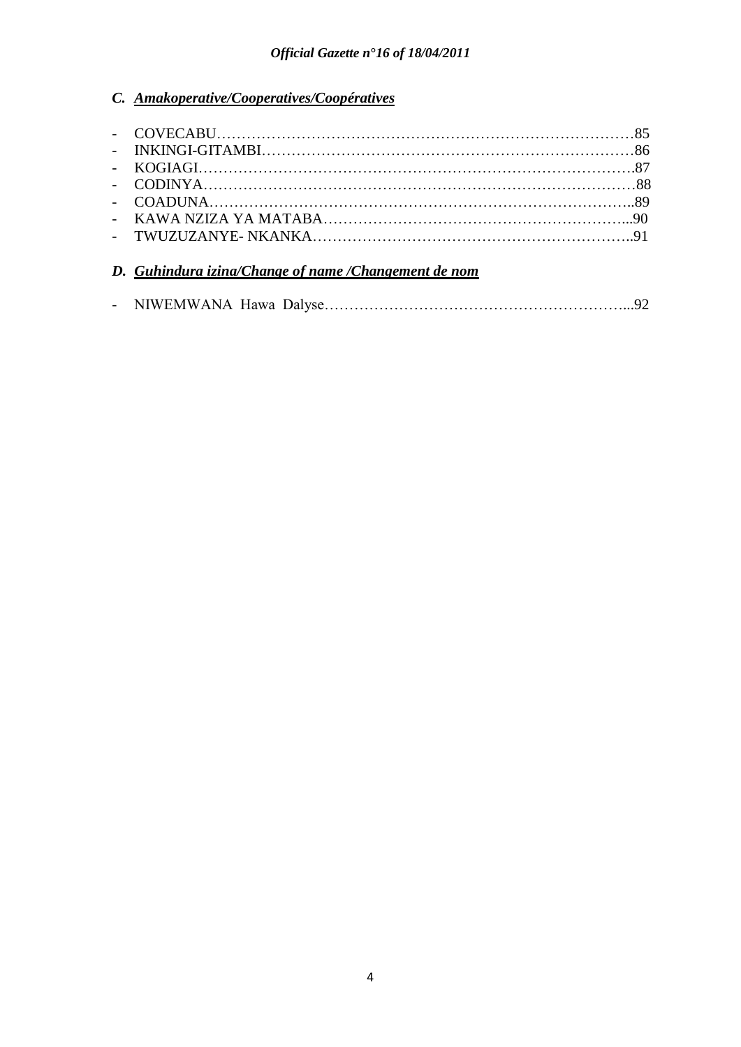### *C. Amakoperative/Cooperatives/Coopératives*

- COVECABU……………………………………………………………………………85
- INKINGI-GITAMBI…………………………………………………………………86
- KOGIAGI…………………………………………………………………………….87
- CODINYA……………………………………………………………………………88
- COADUNA…………………………………………………………………………..89
- KAWA NZIZA YA MATABA……………………………………………………...90
- TWUZUZANYE- NKANKA………………………………………………………..91

### *D. Guhindura izina/Change of name /Changement de nom*

- NIWEMWANA Hawa Dalyse……………………………………………………...92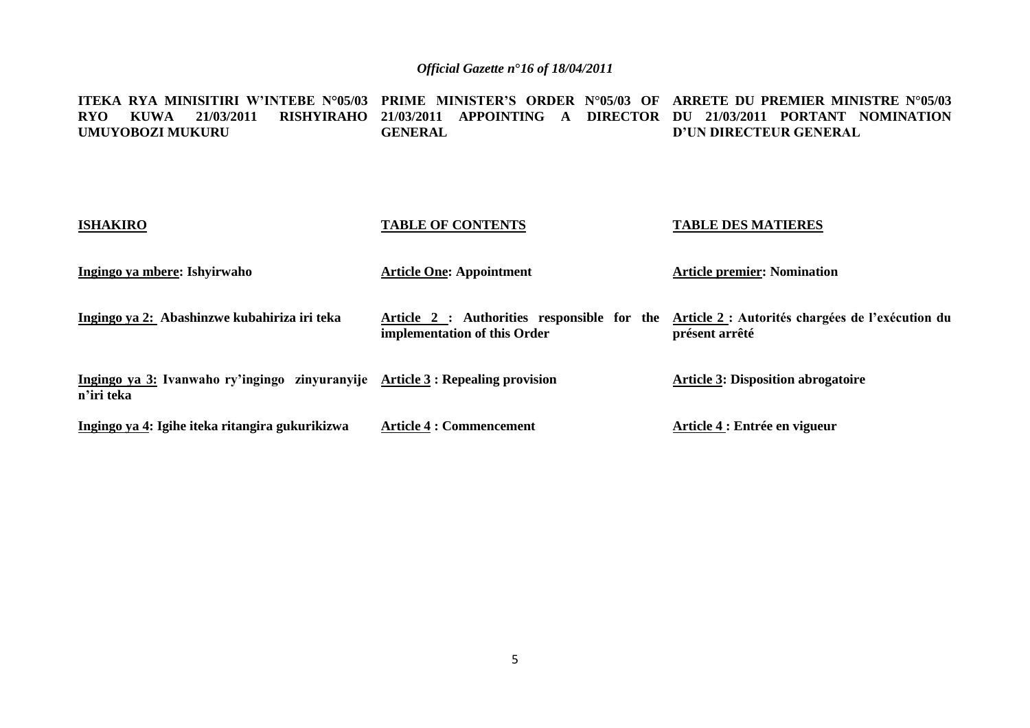**ITEKA RYA MINISITIRI W'INTEBE N°05/03 RYO KUWA 21/03/2011 RISHYIRAHO UMUYOBOZI MUKURU**

**ISHAKIRO**

**Ingingo ya mbere: Ishyirwaho**

**Ingingo ya 2: Abashinzwe kubahiriza iri teka**

**Ingingo ya 3: Ivanwaho ry'ingingo zinyuranyije n'iri teka**

**Ingingo ya 4: Igihe iteka ritangira gukurikizwa**

**PRIME MINISTER'S ORDER N°05/03 OF 21/03/2011 APPOINTING A DIRECTOR GENERAL**

**TABLE OF CONTENTS**

**Article One: Appointment**

**Article 2 : Authorities responsible for the implementation of this Order**

**Article 3 : Repealing provision**

**Article 4 : Commencement**

**ARRETE DU PREMIER MINISTRE N°05/03 DU 21/03/2011 PORTANT NOMINATION D'UN DIRECTEUR GENERAL**

**TABLE DES MATIERES**

**Article premier: Nomination**

**Article 2 : Autorités chargées de l'exécution du présent arrêté**

**Article 3: Disposition abrogatoire**

**Article 4 : Entrée en vigueur**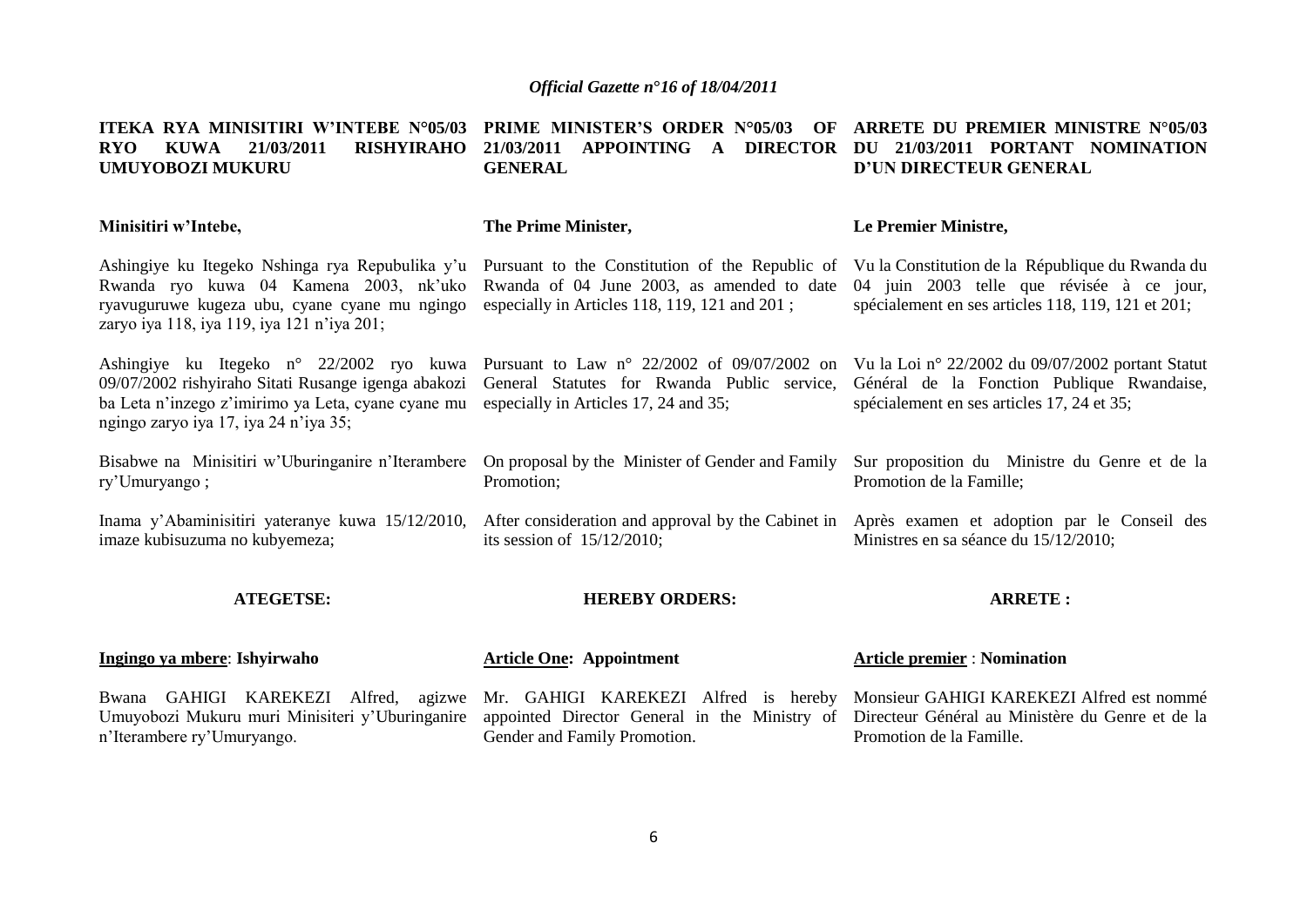**ITEKA RYA MINISITIRI W'INTEBE N°05/03 RYO KUWA 21/03/2011 RISHYIRAHO UMUYOBOZI MUKURU**

**Minisitiri w'Intebe,**

Ashingiye ku Itegeko Nshinga rya Repubulika y'u Rwanda ryo kuwa 04 Kamena 2003, nk'uko ryavuguruwe kugeza ubu, cyane cyane mu ngingo zaryo iya 118, iya 119, iya 121 n'iya 201;

Ashingiye ku Itegeko n° 22/2002 ryo kuwa 09/07/2002 rishyiraho Sitati Rusange igenga abakozi ba Leta n'inzego z'imirimo ya Leta, cyane cyane mu ngingo zaryo iya 17, iya 24 n'iya 35;

Bisabwe na Minisitiri w'Uburinganire n'Iterambere ry'Umuryango ;

Inama y'Abaminisitiri yateranye kuwa 15/12/2010, imaze kubisuzuma no kubyemeza;

**ATEGETSE:**

**Ingingo ya mbere**: **Ishyirwaho**

Bwana GAHIGI KAREKEZI Alfred, agizwe Umuyobozi Mukuru muri Minisiteri y'Uburinganire n'Iterambere ry'Umuryango.

**PRIME MINISTER'S ORDER N°05/03 OF 21/03/2011 APPOINTING A DIRECTOR GENERAL**

**The Prime Minister,**

Pursuant to the Constitution of the Republic of Rwanda of 04 June 2003, as amended to date especially in Articles 118, 119, 121 and 201 ;

Pursuant to Law n° 22/2002 of 09/07/2002 on General Statutes for Rwanda Public service, especially in Articles 17, 24 and 35;

On proposal by the Minister of Gender and Family Promotion;

After consideration and approval by the Cabinet in its session of 15/12/2010;

**HEREBY ORDERS:**

**Article One: Appointment**

Mr. GAHIGI KAREKEZI Alfred is hereby appointed Director General in the Ministry of Gender and Family Promotion.

**ARRETE DU PREMIER MINISTRE N°05/03 DU 21/03/2011 PORTANT NOMINATION D'UN DIRECTEUR GENERAL**

**Le Premier Ministre,**

Vu la Constitution de la République du Rwanda du 04 juin 2003 telle que révisée à ce jour, spécialement en ses articles 118, 119, 121 et 201;

Vu la Loi n° 22/2002 du 09/07/2002 portant Statut Général de la Fonction Publique Rwandaise, spécialement en ses articles 17, 24 et 35;

Sur proposition du Ministre du Genre et de la Promotion de la Famille;

Après examen et adoption par le Conseil des Ministres en sa séance du 15/12/2010;

**ARRETE :**

**Article premier** : **Nomination**

Monsieur GAHIGI KAREKEZI Alfred est nommé Directeur Général au Ministère du Genre et de la Promotion de la Famille.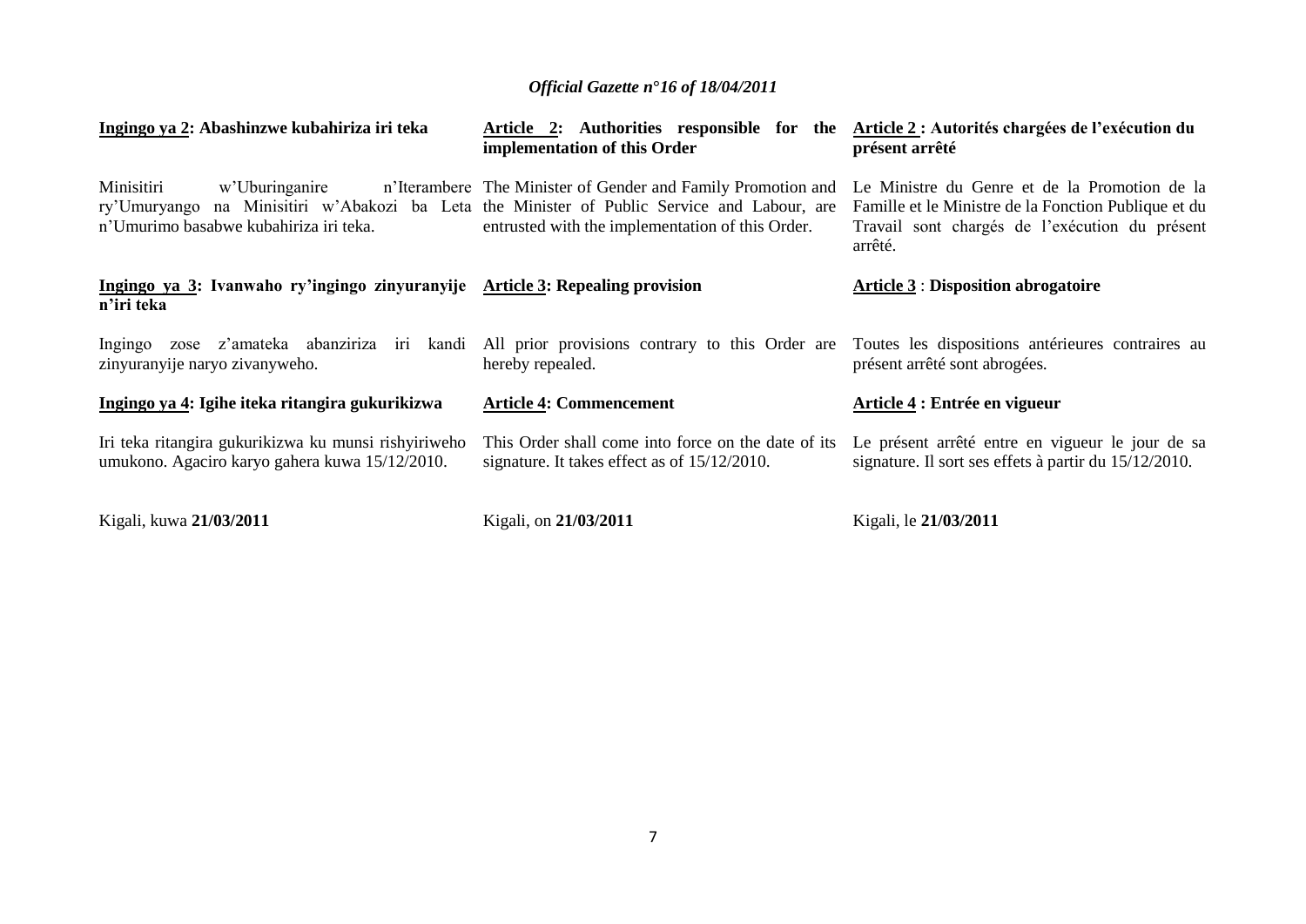**Ingingo ya 2: Abashinzwe kubahiriza iri teka**

Minisitiri w'Uburinganire n'Iterambere ry'Umuryango na Minisitiri w'Abakozi ba Leta n'Umurimo basabwe kubahiriza iri teka.

**Ingingo ya 3: Ivanwaho ry'ingingo zinyuranyije n'iri teka**

Ingingo zose z'amateka abanziriza iri kandi zinyuranyije naryo zivanyweho.

**Ingingo ya 4: Igihe iteka ritangira gukurikizwa**

Iri teka ritangira gukurikizwa ku munsi rishyiriweho umukono. Agaciro karyo gahera kuwa 15/12/2010.

Kigali, kuwa **21/03/2011**

**Article 2: Authorities responsible for the implementation of this Order**

The Minister of Gender and Family Promotion and the Minister of Public Service and Labour, are entrusted with the implementation of this Order.

**Article 3: Repealing provision**

All prior provisions contrary to this Order are hereby repealed.

**Article 4: Commencement**

This Order shall come into force on the date of its signature. It takes effect as of 15/12/2010.

Kigali, on **21/03/2011**

**Article 2 : Autorités chargées de l'exécution du présent arrêté**

Le Ministre du Genre et de la Promotion de la Famille et le Ministre de la Fonction Publique et du Travail sont chargés de l'exécution du présent arrêté.

**Article 3 : Disposition abrogatoire**

Toutes les dispositions antérieures contraires au présent arrêté sont abrogées.

**Article 4 : Entrée en vigueur**

Le présent arrêté entre en vigueur le jour de sa signature. Il sort ses effets à partir du 15/12/2010.

Kigali, le **21/03/2011**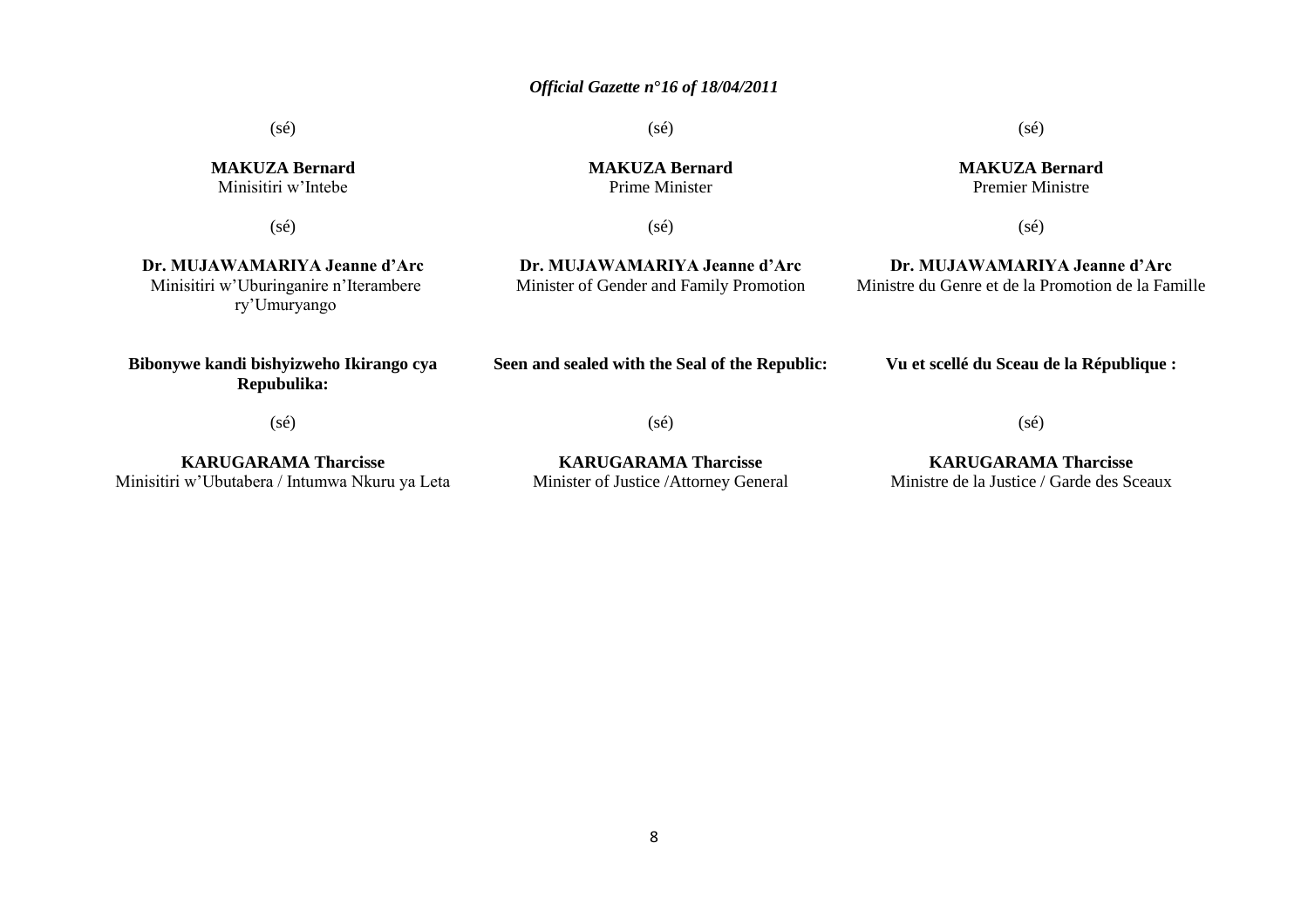(sé)

**MAKUZA Bernard**
Minisitiri w'Intebe

(sé)

**Dr. MUJAWAMARIYA Jeanne d'Arc**
Minisitiri w'Uburinganire n'Iterambere ry'Umuryango

**Bibonywe kandi bishyizweho Ikirango cya Repubulika:**

(sé)

**KARUGARAMA Tharcisse**
Minisitiri w'Ubutabera / Intumwa Nkuru ya Leta

(sé)

**MAKUZA Bernard**
Prime Minister

(sé)

**Dr. MUJAWAMARIYA Jeanne d'Arc**
Minister of Gender and Family Promotion

**Seen and sealed with the Seal of the Republic:**

(sé)

**KARUGARAMA Tharcisse**
Minister of Justice /Attorney General

(sé)

**MAKUZA Bernard**
Premier Ministre

(sé)

**Dr. MUJAWAMARIYA Jeanne d'Arc**
Ministre du Genre et de la Promotion de la Famille

**Vu et scellé du Sceau de la République :**

(sé)

**KARUGARAMA Tharcisse**
Ministre de la Justice / Garde des Sceaux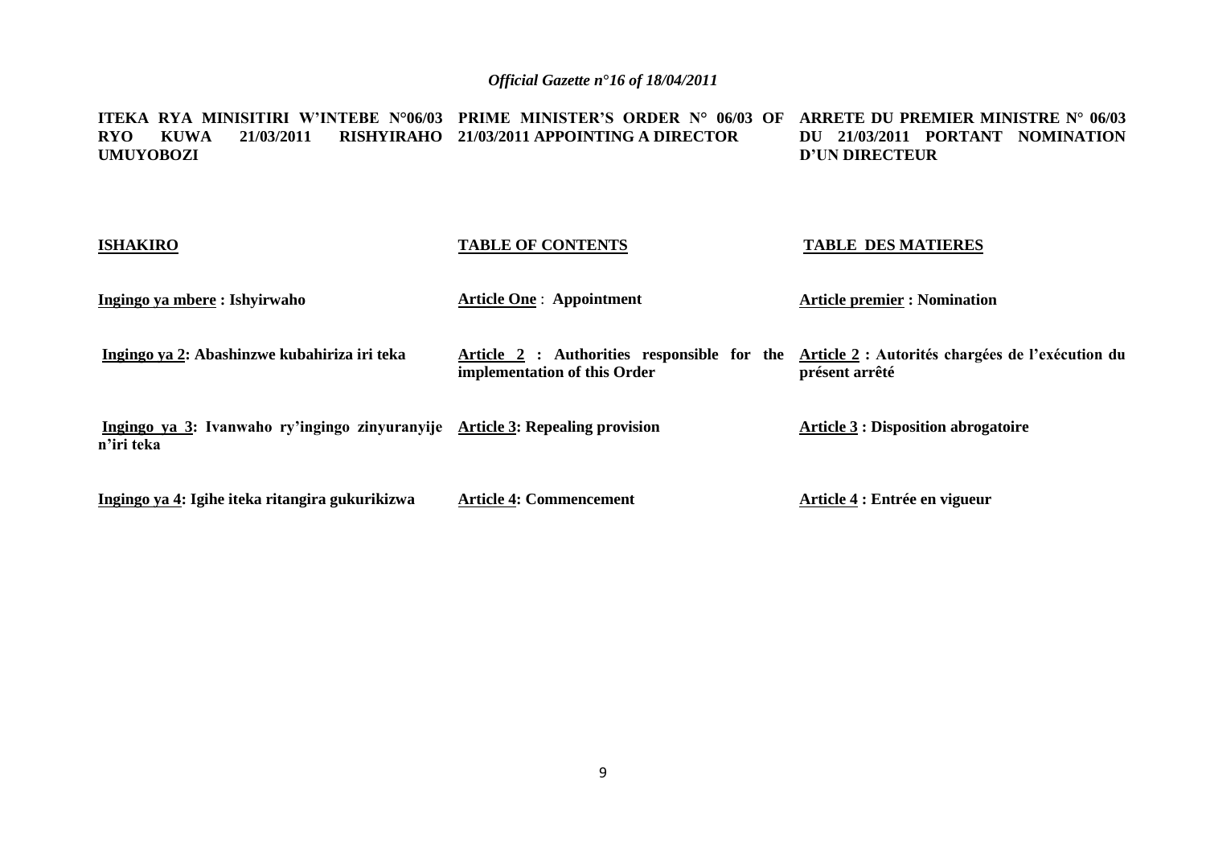**ITEKA RYA MINISITIRI W'INTEBE N°06/03 RYO KUWA 21/03/2011 RISHYIRAHO UMUYOBOZI**

**PRIME MINISTER'S ORDER N° 06/03 OF 21/03/2011 APPOINTING A DIRECTOR**

**ARRETE DU PREMIER MINISTRE N° 06/03 DU 21/03/2011 PORTANT NOMINATION D'UN DIRECTEUR**

| **ISHAKIRO** | **TABLE OF CONTENTS** | **TABLE DES MATIERES** |
|---|---|---|
| **Ingingo ya mbere : Ishyirwaho** | **Article One : Appointment** | **Article premier : Nomination** |
| **Ingingo ya 2: Abashinzwe kubahiriza iri teka** | **Article 2 : Authorities responsible for the implementation of this Order** | **Article 2 : Autorités chargées de l'exécution du présent arrêté** |
| **Ingingo ya 3: Ivanwaho ry'ingingo zinyuranyije n'iri teka** | **Article 3: Repealing provision** | **Article 3 : Disposition abrogatoire** |
| **Ingingo ya 4: Igihe iteka ritangira gukurikizwa** | **Article 4: Commencement** | **Article 4 : Entrée en vigueur** |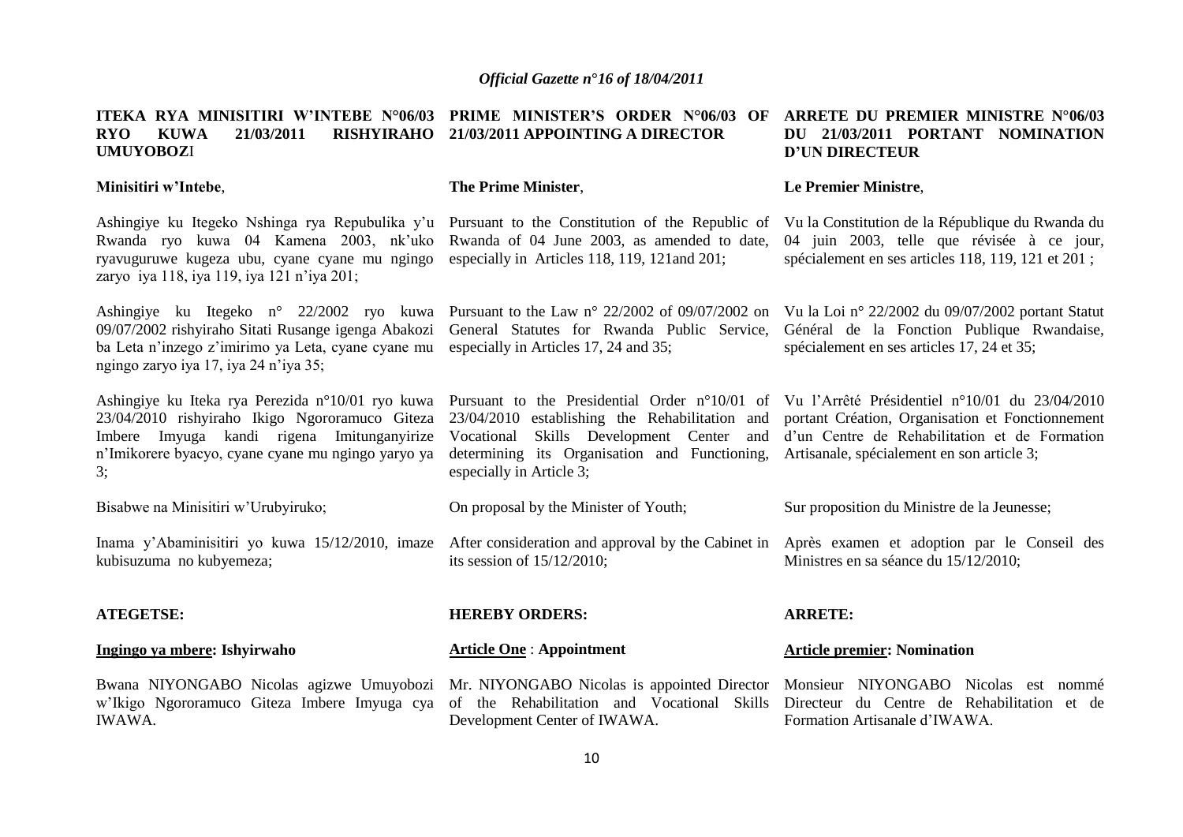ITEKA RYA MINISITIRI W'INTEBE N°06/03 RYO KUWA 21/03/2011 RISHYIRAHO UMUYOBOZI

Minisitiri w'Intebe,

Ashingiye ku Itegeko Nshinga rya Repubulika y'u Rwanda ryo kuwa 04 Kamena 2003, nk'uko ryavuguruwe kugeza ubu, cyane cyane mu ngingo zaryo iya 118, iya 119, iya 121 n'iya 201;

Ashingiye ku Itegeko n° 22/2002 ryo kuwa 09/07/2002 rishyiraho Sitati Rusange igenga Abakozi ba Leta n'inzego z'imirimo ya Leta, cyane cyane mu ngingo zaryo iya 17, iya 24 n'iya 35;

Ashingiye ku Iteka rya Perezida n°10/01 ryo kuwa 23/04/2010 rishyiraho Ikigo Ngororamuco Giteza Imbere Imyuga kandi rigena Imitunganyirize n'Imikorere byacyo, cyane cyane mu ngingo yaryo ya 3;

Bisabwe na Minisitiri w'Urubyiruko;

Inama y'Abaminisitiri yo kuwa 15/12/2010, imaze kubisuzuma no kubyemeza;

ATEGETSE:

Ingingo ya mbere: Ishyirwaho

Bwana NIYONGABO Nicolas agizwe Umuyobozi w'Ikigo Ngororamuco Giteza Imbere Imyuga cya IWAWA.

PRIME MINISTER'S ORDER N°06/03 OF 21/03/2011 APPOINTING A DIRECTOR

The Prime Minister,

Pursuant to the Constitution of the Republic of Rwanda of 04 June 2003, as amended to date, especially in Articles 118, 119, 121and 201;

Pursuant to the Law n° 22/2002 of 09/07/2002 on General Statutes for Rwanda Public Service, especially in Articles 17, 24 and 35;

Pursuant to the Presidential Order n°10/01 of 23/04/2010 establishing the Rehabilitation and Vocational Skills Development Center and determining its Organisation and Functioning, especially in Article 3;

On proposal by the Minister of Youth;

After consideration and approval by the Cabinet in its session of 15/12/2010;

HEREBY ORDERS:

Article One : Appointment

Mr. NIYONGABO Nicolas is appointed Director of the Rehabilitation and Vocational Skills Development Center of IWAWA.

ARRETE DU PREMIER MINISTRE N°06/03 DU 21/03/2011 PORTANT NOMINATION D'UN DIRECTEUR

Le Premier Ministre,

Vu la Constitution de la République du Rwanda du 04 juin 2003, telle que révisée à ce jour, spécialement en ses articles 118, 119, 121 et 201 ;

Vu la Loi n° 22/2002 du 09/07/2002 portant Statut Général de la Fonction Publique Rwandaise, spécialement en ses articles 17, 24 et 35;

Vu l'Arrêté Présidentiel n°10/01 du 23/04/2010 portant Création, Organisation et Fonctionnement d'un Centre de Rehabilitation et de Formation Artisanale, spécialement en son article 3;

Sur proposition du Ministre de la Jeunesse;

Après examen et adoption par le Conseil des Ministres en sa séance du 15/12/2010;

ARRETE:

Article premier: Nomination

Monsieur NIYONGABO Nicolas est nommé Directeur du Centre de Rehabilitation et de Formation Artisanale d'IWAWA.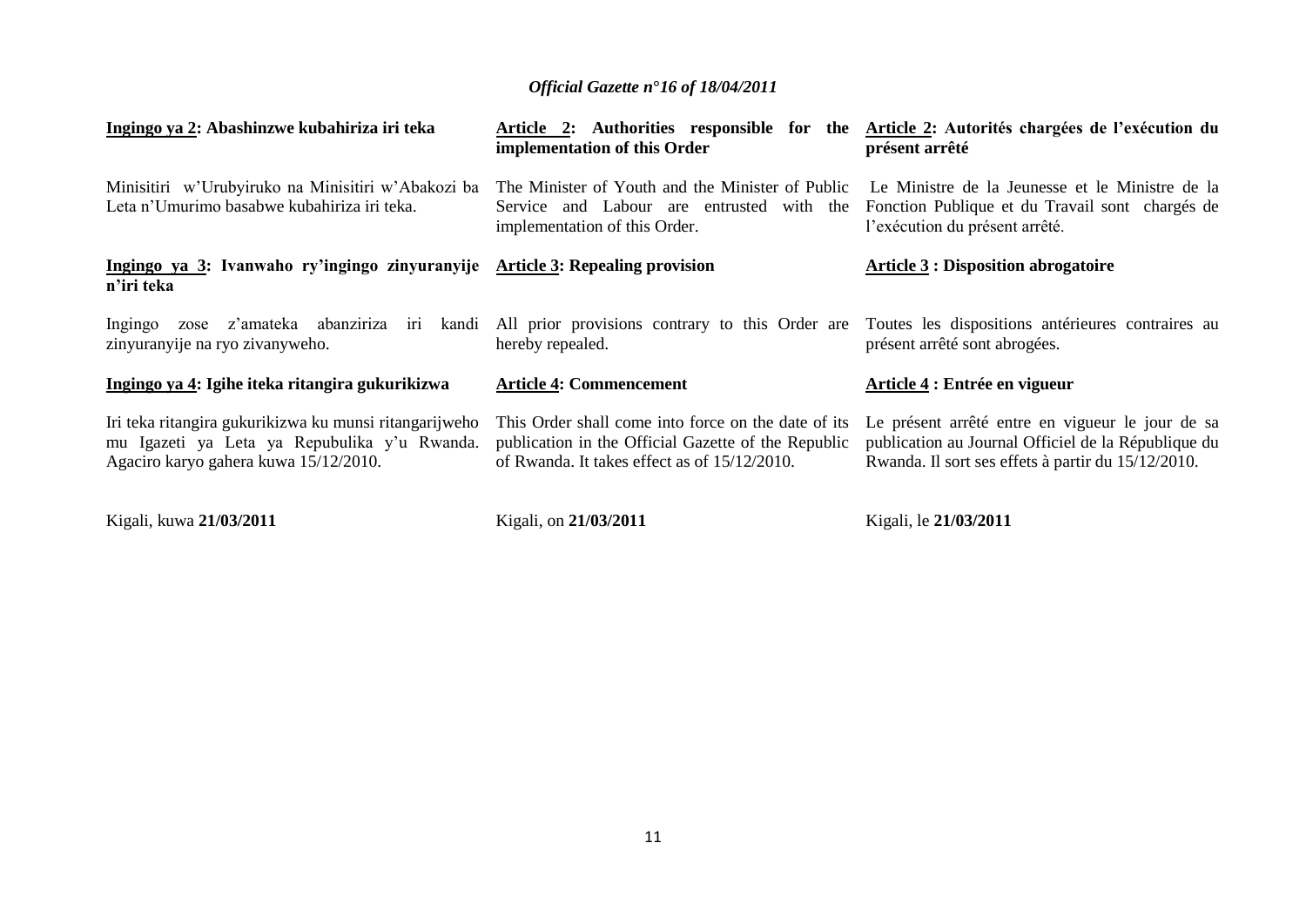**Ingingo ya 2: Abashinzwe kubahiriza iri teka**

Minisitiri w'Urubyiruko na Minisitiri w'Abakozi ba Leta n'Umurimo basabwe kubahiriza iri teka.

**Ingingo ya 3: Ivanwaho ry'ingingo zinyuranyije n'iri teka**

Ingingo zose z'amateka abanziriza iri kandi zinyuranyije na ryo zivanyweho.

**Ingingo ya 4: Igihe iteka ritangira gukurikizwa**

Iri teka ritangira gukurikizwa ku munsi ritangarijweho mu Igazeti ya Leta ya Repubulika y'u Rwanda. Agaciro karyo gahera kuwa 15/12/2010.

Kigali, kuwa **21/03/2011**

**Article 2: Authorities responsible for the implementation of this Order**

The Minister of Youth and the Minister of Public Service and Labour are entrusted with the implementation of this Order.

**Article 3: Repealing provision**

All prior provisions contrary to this Order are hereby repealed.

**Article 4: Commencement**

This Order shall come into force on the date of its publication in the Official Gazette of the Republic of Rwanda. It takes effect as of 15/12/2010.

Kigali, on **21/03/2011**

**Article 2: Autorités chargées de l'exécution du présent arrêté**

Le Ministre de la Jeunesse et le Ministre de la Fonction Publique et du Travail sont chargés de l'exécution du présent arrêté.

**Article 3 : Disposition abrogatoire**

Toutes les dispositions antérieures contraires au présent arrêté sont abrogées.

**Article 4 : Entrée en vigueur**

Le présent arrêté entre en vigueur le jour de sa publication au Journal Officiel de la République du Rwanda. Il sort ses effets à partir du 15/12/2010.

Kigali, le **21/03/2011**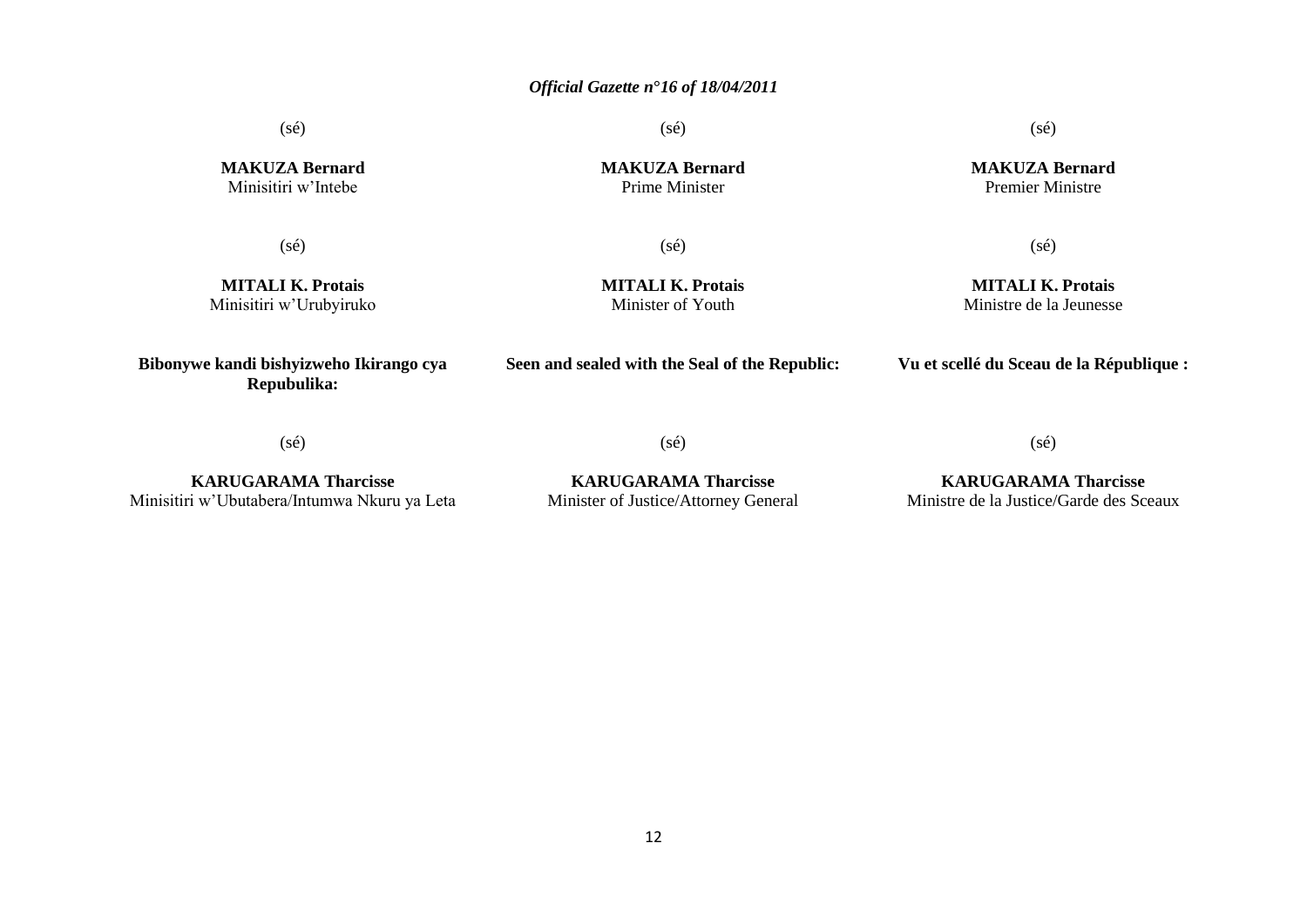(sé)

**MAKUZA Bernard**
Minisitiri w'Intebe

(sé)

**MITALI K. Protais**
Minisitiri w'Urubyiruko

**Bibonywe kandi bishyizweho Ikirango cya Repubulika:**

(sé)

**KARUGARAMA Tharcisse**
Minisitiri w'Ubutabera/Intumwa Nkuru ya Leta

(sé)

**MAKUZA Bernard**
Prime Minister

(sé)

**MITALI K. Protais**
Minister of Youth

**Seen and sealed with the Seal of the Republic:**

(sé)

**KARUGARAMA Tharcisse**
Minister of Justice/Attorney General

(sé)

**MAKUZA Bernard**
Premier Ministre

(sé)

**MITALI K. Protais**
Ministre de la Jeunesse

**Vu et scellé du Sceau de la République :**

(sé)

**KARUGARAMA Tharcisse**
Ministre de la Justice/Garde des Sceaux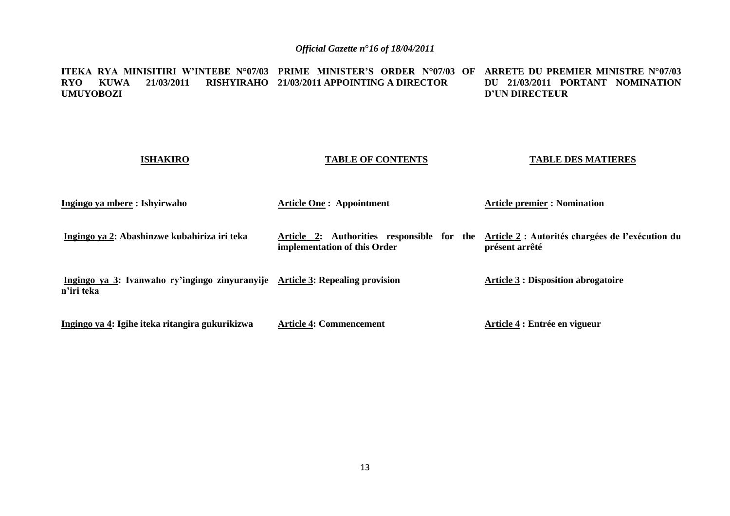**ITEKA RYA MINISITIRI W'INTEBE N°07/03 RYO KUWA 21/03/2011 RISHYIRAHO UMUYOBOZI**

**ISHAKIRO**

**Ingingo ya mbere : Ishyirwaho**

**Ingingo ya 2: Abashinzwe kubahiriza iri teka**

**Ingingo ya 3: Ivanwaho ry'ingingo zinyuranyije n'iri teka**

**Ingingo ya 4: Igihe iteka ritangira gukurikizwa**

**PRIME MINISTER'S ORDER N°07/03 OF 21/03/2011 APPOINTING A DIRECTOR**

**TABLE OF CONTENTS**

**Article One : Appointment**

**Article 2: Authorities responsible for the implementation of this Order**

**Article 3: Repealing provision**

**Article 4: Commencement**

**ARRETE DU PREMIER MINISTRE N°07/03 DU 21/03/2011 PORTANT NOMINATION D'UN DIRECTEUR**

**TABLE DES MATIERES**

**Article premier : Nomination**

**Article 2 : Autorités chargées de l'exécution du présent arrêté**

**Article 3 : Disposition abrogatoire**

**Article 4 : Entrée en vigueur**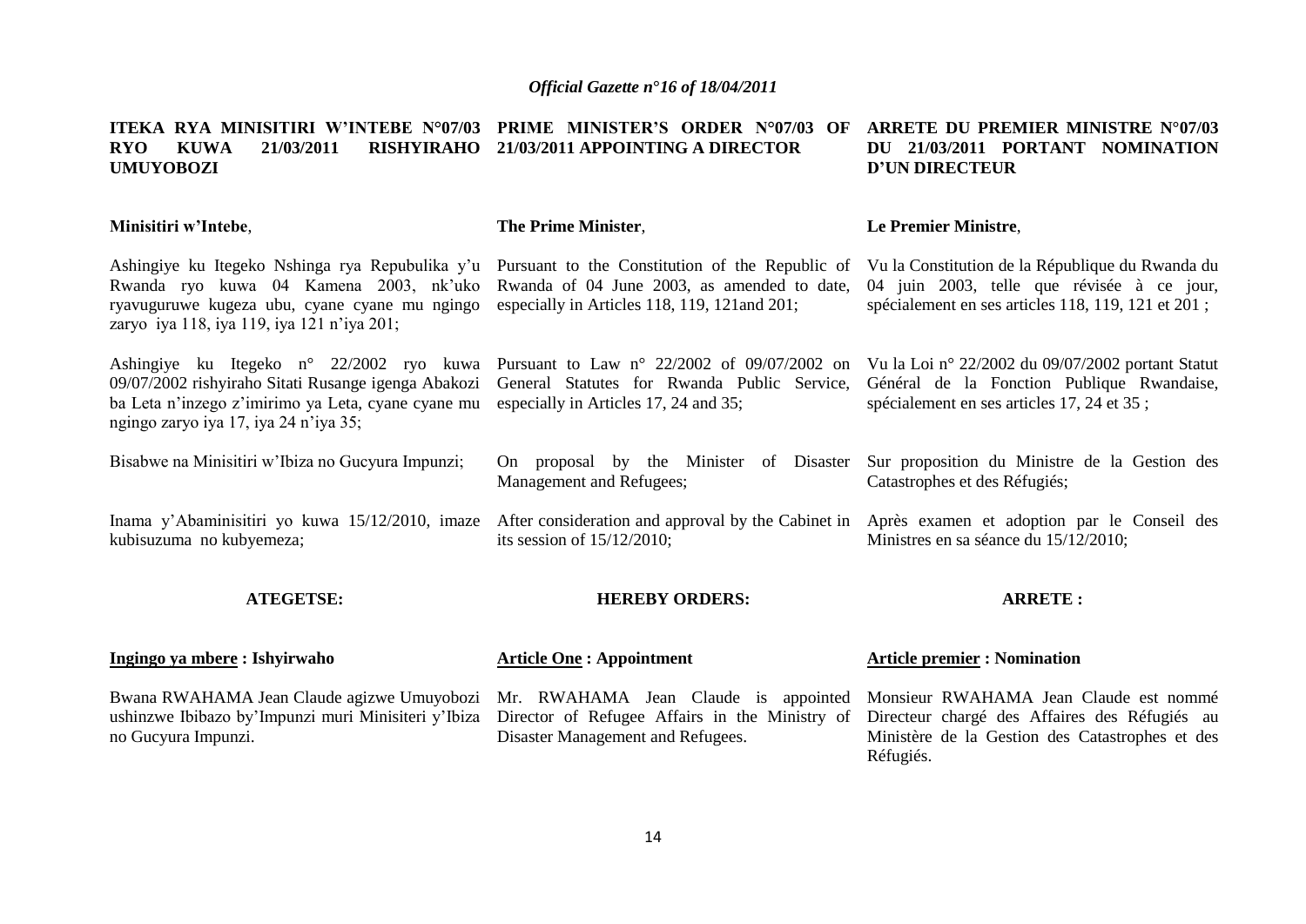**ITEKA RYA MINISITIRI W'INTEBE N°07/03 RYO KUWA 21/03/2011 RISHYIRAHO UMUYOBOZI**

**Minisitiri w'Intebe**,

Ashingiye ku Itegeko Nshinga rya Repubulika y'u Rwanda ryo kuwa 04 Kamena 2003, nk'uko ryavuguruwe kugeza ubu, cyane cyane mu ngingo zaryo iya 118, iya 119, iya 121 n'iya 201;

Ashingiye ku Itegeko n° 22/2002 ryo kuwa 09/07/2002 rishyiraho Sitati Rusange igenga Abakozi ba Leta n'inzego z'imirimo ya Leta, cyane cyane mu ngingo zaryo iya 17, iya 24 n'iya 35;

Bisabwe na Minisitiri w'Ibiza no Gucyura Impunzi;

Inama y'Abaminisitiri yo kuwa 15/12/2010, imaze kubisuzuma no kubyemeza;

**ATEGETSE:**

**<u>Ingingo ya mbere</u> : Ishyirwaho**

Bwana RWAHAMA Jean Claude agizwe Umuyobozi ushinzwe Ibibazo by'Impunzi muri Minisiteri y'Ibiza no Gucyura Impunzi.

**PRIME MINISTER'S ORDER N°07/03 OF 21/03/2011 APPOINTING A DIRECTOR**

**The Prime Minister**,

Pursuant to the Constitution of the Republic of Rwanda of 04 June 2003, as amended to date, especially in Articles 118, 119, 121and 201;

Pursuant to Law n° 22/2002 of 09/07/2002 on General Statutes for Rwanda Public Service, especially in Articles 17, 24 and 35;

On proposal by the Minister of Disaster Management and Refugees;

After consideration and approval by the Cabinet in its session of 15/12/2010;

**HEREBY ORDERS:**

**<u>Article One</u> : Appointment**

Mr. RWAHAMA Jean Claude is appointed Director of Refugee Affairs in the Ministry of Disaster Management and Refugees.

**ARRETE DU PREMIER MINISTRE N°07/03 DU 21/03/2011 PORTANT NOMINATION D'UN DIRECTEUR**

**Le Premier Ministre**,

Vu la Constitution de la République du Rwanda du 04 juin 2003, telle que révisée à ce jour, spécialement en ses articles 118, 119, 121 et 201 ;

Vu la Loi n° 22/2002 du 09/07/2002 portant Statut Général de la Fonction Publique Rwandaise, spécialement en ses articles 17, 24 et 35 ;

Sur proposition du Ministre de la Gestion des Catastrophes et des Réfugiés;

Après examen et adoption par le Conseil des Ministres en sa séance du 15/12/2010;

**ARRETE :**

**<u>Article premier</u> : Nomination**

Monsieur RWAHAMA Jean Claude est nommé Directeur chargé des Affaires des Réfugiés au Ministère de la Gestion des Catastrophes et des Réfugiés.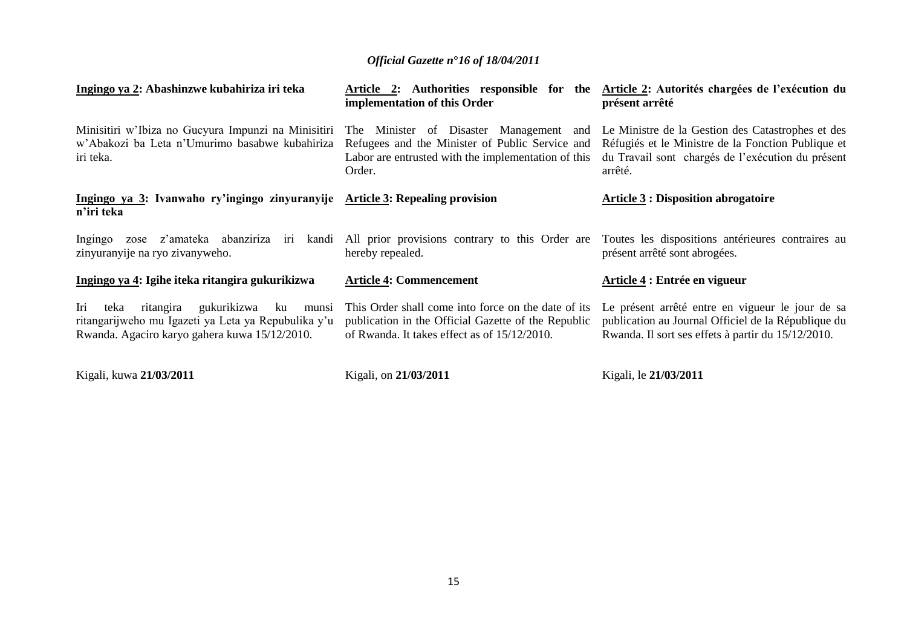| Kinyarwanda | English | Français |
|---|---|---|
| **Ingingo ya 2: Abashinzwe kubahiriza iri teka** | **Article 2: Authorities responsible for the implementation of this Order** | **Article 2: Autorités chargées de l'exécution du présent arrêté** |
| Minisitiri w'Ibiza no Gucyura Impunzi na Minisitiri w'Abakozi ba Leta n'Umurimo basabwe kubahiriza iri teka. | The Minister of Disaster Management and Refugees and the Minister of Public Service and Labor are entrusted with the implementation of this Order. | Le Ministre de la Gestion des Catastrophes et des Réfugiés et le Ministre de la Fonction Publique et du Travail sont chargés de l'exécution du présent arrêté. |
| **Ingingo ya 3: Ivanwaho ry'ingingo zinyuranyije n'iri teka** | **Article 3: Repealing provision** | **Article 3 : Disposition abrogatoire** |
| Ingingo zose z'amateka abanziriza iri kandi zinyuranyije na ryo zivanyweho. | All prior provisions contrary to this Order are hereby repealed. | Toutes les dispositions antérieures contraires au présent arrêté sont abrogées. |
| **Ingingo ya 4: Igihe iteka ritangira gukurikizwa** | **Article 4: Commencement** | **Article 4 : Entrée en vigueur** |
| Iri teka ritangira gukurikizwa ku munsi ritangarijweho mu Igazeti ya Leta ya Repubulika y'u Rwanda. Agaciro karyo gahera kuwa 15/12/2010. | This Order shall come into force on the date of its publication in the Official Gazette of the Republic of Rwanda. It takes effect as of 15/12/2010. | Le présent arrêté entre en vigueur le jour de sa publication au Journal Officiel de la République du Rwanda. Il sort ses effets à partir du 15/12/2010. |
| Kigali, kuwa **21/03/2011** | Kigali, on **21/03/2011** | Kigali, le **21/03/2011** |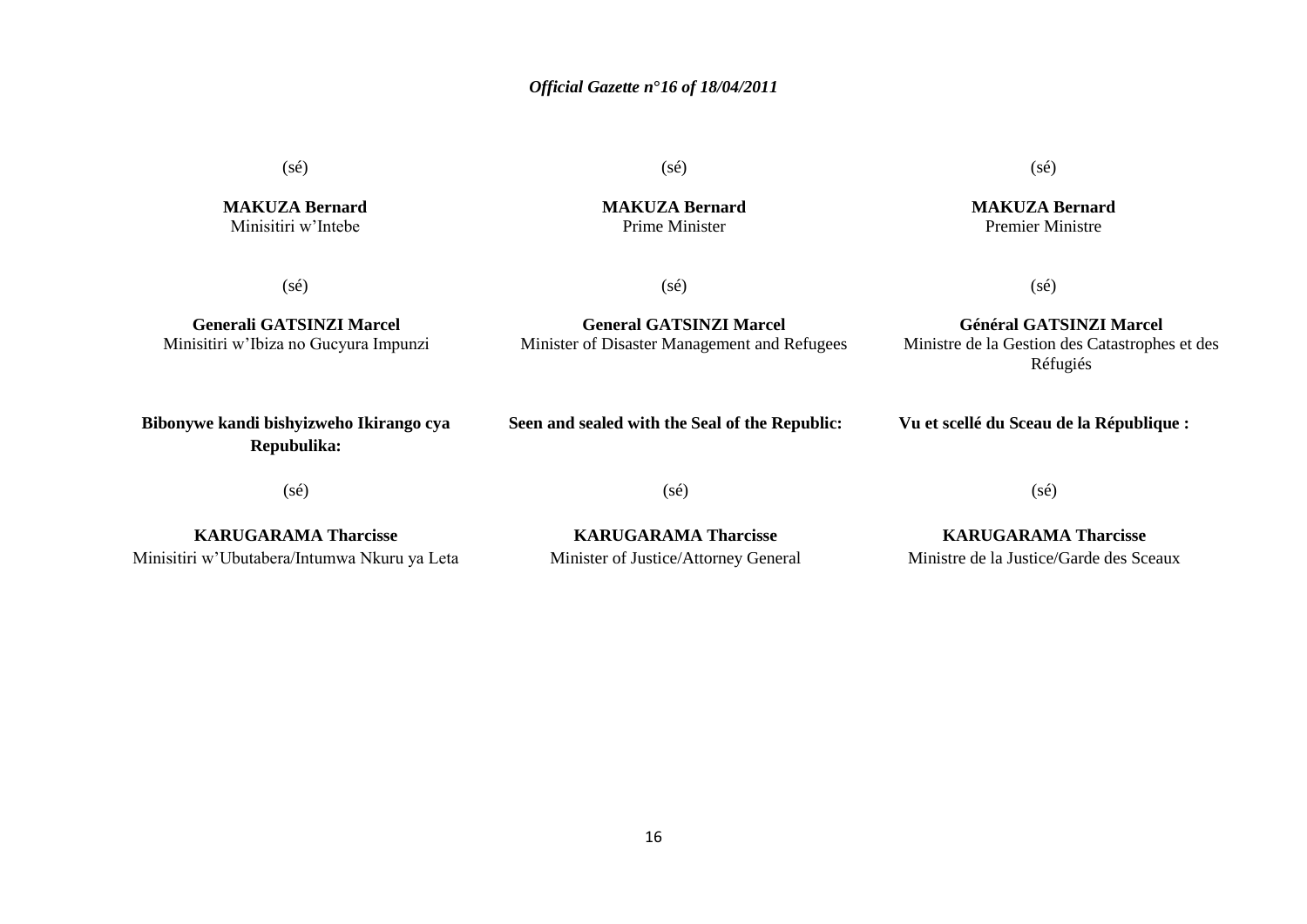(sé)

**MAKUZA Bernard**
Minisitiri w'Intebe

(sé)

**Generali GATSINZI Marcel**
Minisitiri w'Ibiza no Gucyura Impunzi

**Bibonywe kandi bishyizweho Ikirango cya Repubulika:**

(sé)

**KARUGARAMA Tharcisse**
Minisitiri w'Ubutabera/Intumwa Nkuru ya Leta

(sé)

**MAKUZA Bernard**
Prime Minister

(sé)

**General GATSINZI Marcel**
Minister of Disaster Management and Refugees

**Seen and sealed with the Seal of the Republic:**

(sé)

**KARUGARAMA Tharcisse**
Minister of Justice/Attorney General

(sé)

**MAKUZA Bernard**
Premier Ministre

(sé)

**Général GATSINZI Marcel**
Ministre de la Gestion des Catastrophes et des Réfugiés

**Vu et scellé du Sceau de la République :**

(sé)

**KARUGARAMA Tharcisse**
Ministre de la Justice/Garde des Sceaux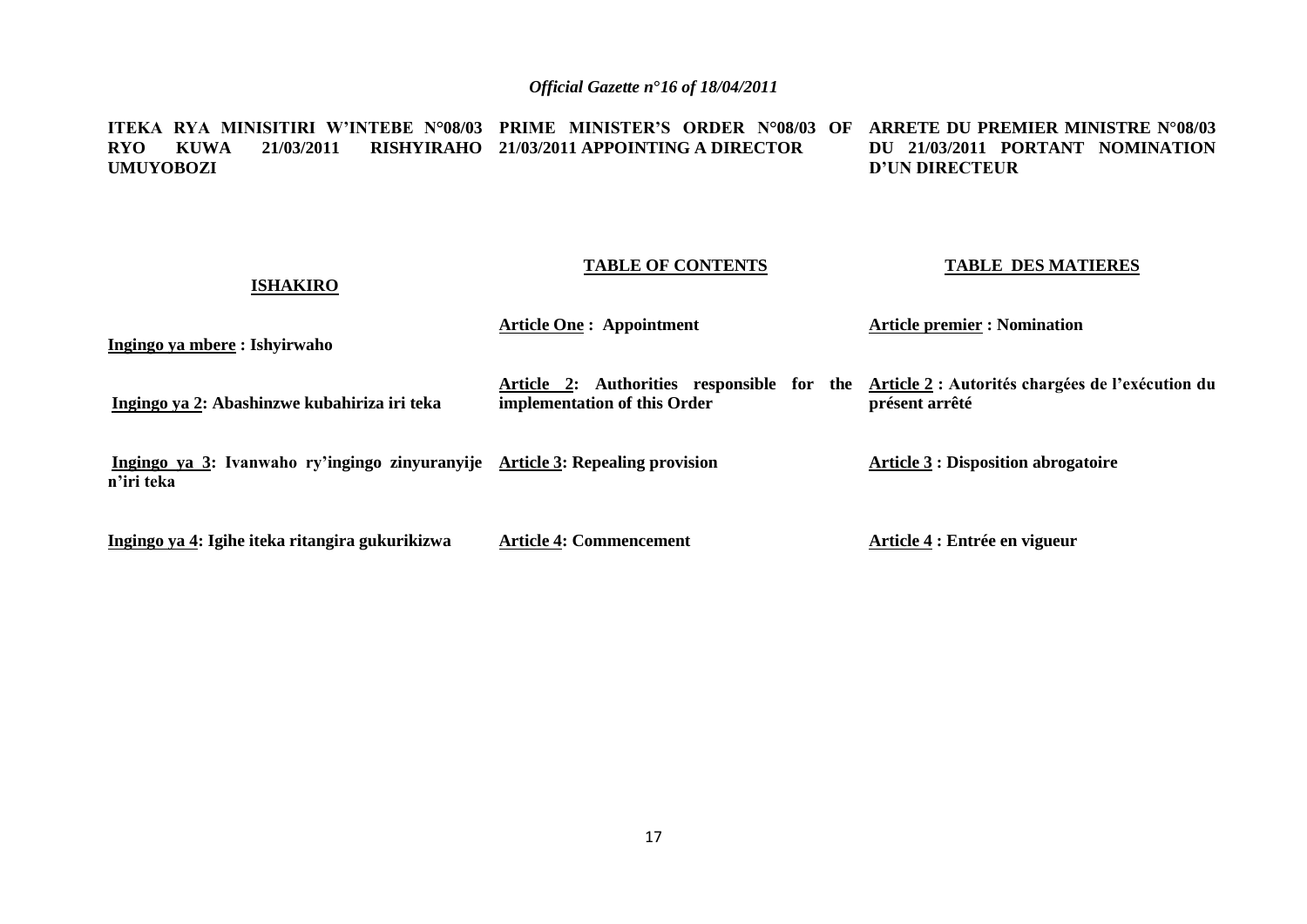**ITEKA RYA MINISITIRI W'INTEBE N°08/03 RYO KUWA 21/03/2011 RISHYIRAHO UMUYOBOZI**

**ISHAKIRO**

**Ingingo ya mbere : Ishyirwaho**

**Ingingo ya 2: Abashinzwe kubahiriza iri teka**

**Ingingo ya 3: Ivanwaho ry'ingingo zinyuranyije n'iri teka**

**Ingingo ya 4: Igihe iteka ritangira gukurikizwa**

**PRIME MINISTER'S ORDER N°08/03 OF 21/03/2011 APPOINTING A DIRECTOR**

**TABLE OF CONTENTS**

**Article One : Appointment**

**Article 2: Authorities responsible for the implementation of this Order**

**Article 3: Repealing provision**

**Article 4: Commencement**

**ARRETE DU PREMIER MINISTRE N°08/03 DU 21/03/2011 PORTANT NOMINATION D'UN DIRECTEUR**

**TABLE DES MATIERES**

**Article premier : Nomination**

**Article 2 : Autorités chargées de l'exécution du présent arrêté**

**Article 3 : Disposition abrogatoire**

**Article 4 : Entrée en vigueur**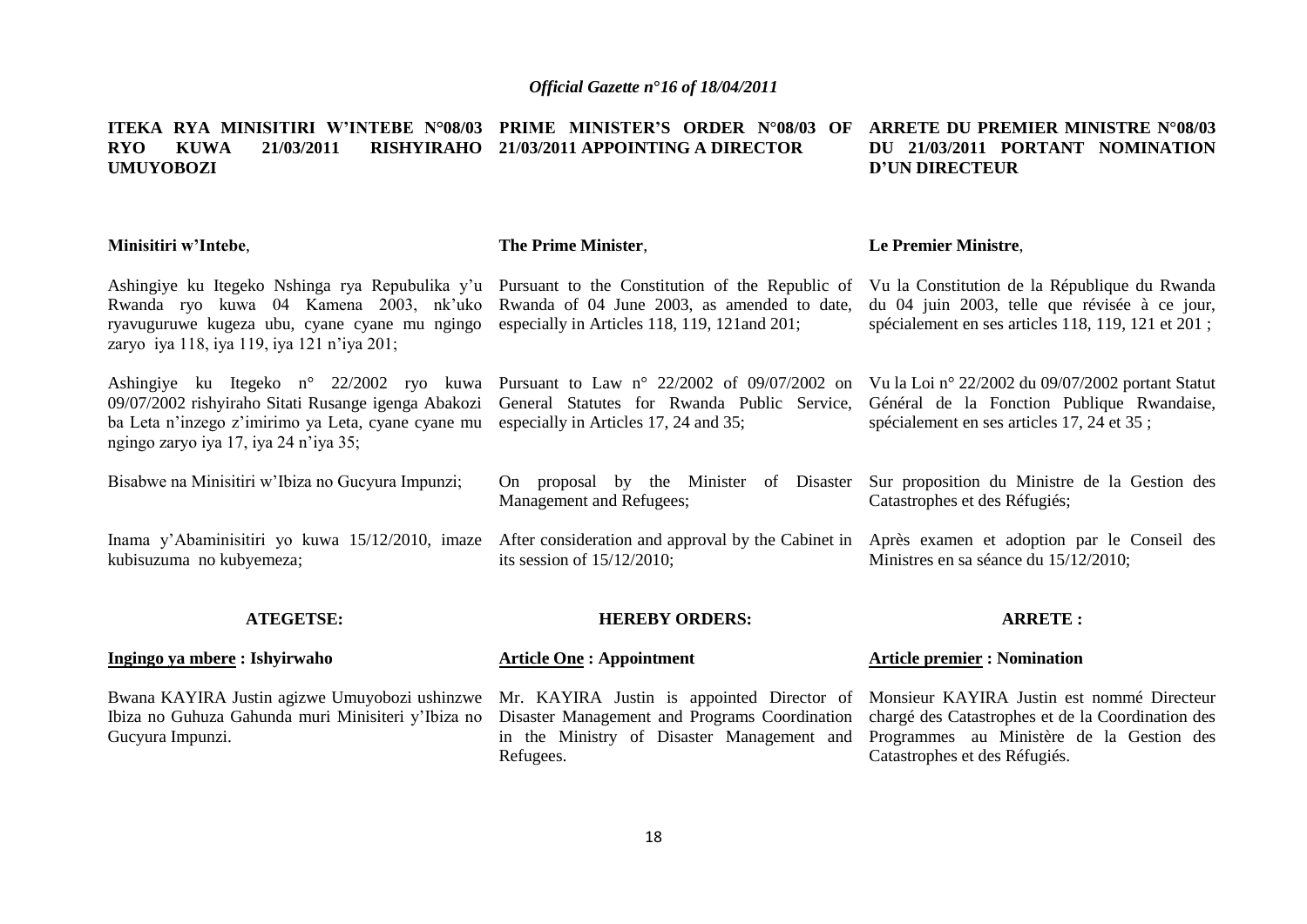**ITEKA RYA MINISITIRI W'INTEBE N°08/03 RYO KUWA 21/03/2011 RISHYIRAHO UMUYOBOZI**

**Minisitiri w'Intebe**,

Ashingiye ku Itegeko Nshinga rya Repubulika y'u Rwanda ryo kuwa 04 Kamena 2003, nk'uko ryavuguruwe kugeza ubu, cyane cyane mu ngingo zaryo iya 118, iya 119, iya 121 n'iya 201;

Ashingiye ku Itegeko n° 22/2002 ryo kuwa 09/07/2002 rishyiraho Sitati Rusange igenga Abakozi ba Leta n'inzego z'imirimo ya Leta, cyane cyane mu ngingo zaryo iya 17, iya 24 n'iya 35;

Bisabwe na Minisitiri w'Ibiza no Gucyura Impunzi;

Inama y'Abaminisitiri yo kuwa 15/12/2010, imaze kubisuzuma no kubyemeza;

**ATEGETSE:**

**Ingingo ya mbere : Ishyirwaho**

Bwana KAYIRA Justin agizwe Umuyobozi ushinzwe Ibiza no Guhuza Gahunda muri Minisiteri y'Ibiza no Gucyura Impunzi.

**PRIME MINISTER'S ORDER N°08/03 OF 21/03/2011 APPOINTING A DIRECTOR**

**The Prime Minister**,

Pursuant to the Constitution of the Republic of Rwanda of 04 June 2003, as amended to date, especially in Articles 118, 119, 121and 201;

Pursuant to Law n° 22/2002 of 09/07/2002 on General Statutes for Rwanda Public Service, especially in Articles 17, 24 and 35;

On proposal by the Minister of Disaster Management and Refugees;

After consideration and approval by the Cabinet in its session of 15/12/2010;

**HEREBY ORDERS:**

**Article One : Appointment**

Mr. KAYIRA Justin is appointed Director of Disaster Management and Programs Coordination in the Ministry of Disaster Management and Refugees.

**ARRETE DU PREMIER MINISTRE N°08/03 DU 21/03/2011 PORTANT NOMINATION D'UN DIRECTEUR**

**Le Premier Ministre**,

Vu la Constitution de la République du Rwanda du 04 juin 2003, telle que révisée à ce jour, spécialement en ses articles 118, 119, 121 et 201 ;

Vu la Loi n° 22/2002 du 09/07/2002 portant Statut Général de la Fonction Publique Rwandaise, spécialement en ses articles 17, 24 et 35 ;

Sur proposition du Ministre de la Gestion des Catastrophes et des Réfugiés;

Après examen et adoption par le Conseil des Ministres en sa séance du 15/12/2010;

**ARRETE :**

**Article premier : Nomination**

Monsieur KAYIRA Justin est nommé Directeur chargé des Catastrophes et de la Coordination des Programmes au Ministère de la Gestion des Catastrophes et des Réfugiés.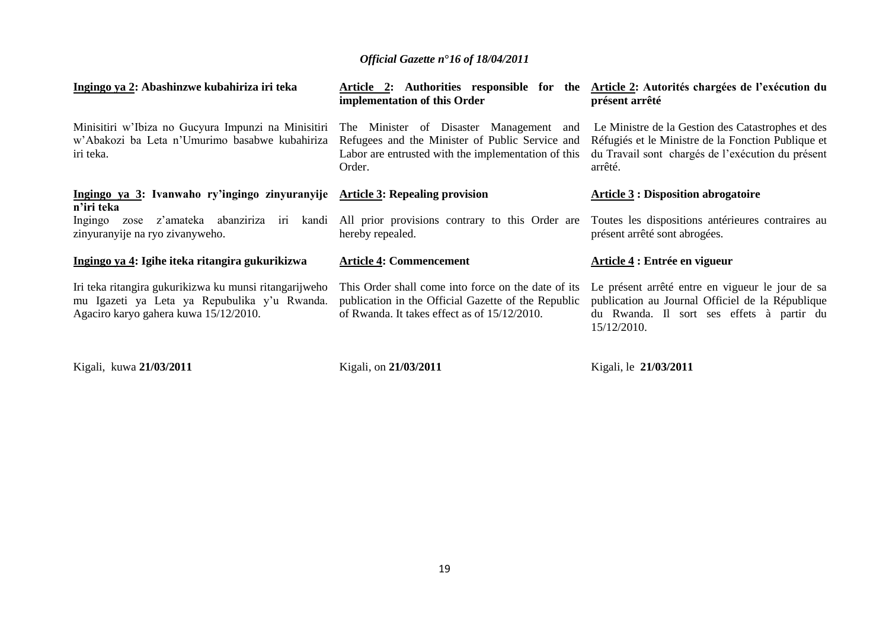**Ingingo ya 2: Abashinzwe kubahiriza iri teka**

Minisitiri w'Ibiza no Gucyura Impunzi na Minisitiri w'Abakozi ba Leta n'Umurimo basabwe kubahiriza iri teka.

**Ingingo ya 3: Ivanwaho ry'ingingo zinyuranyije n'iri teka**

Ingingo zose z'amateka abanziriza iri kandi zinyuranyije na ryo zivanyweho.

**Ingingo ya 4: Igihe iteka ritangira gukurikizwa**

Iri teka ritangira gukurikizwa ku munsi ritangarijweho mu Igazeti ya Leta ya Repubulika y'u Rwanda. Agaciro karyo gahera kuwa 15/12/2010.

Kigali, kuwa **21/03/2011**

**Article 2: Authorities responsible for the implementation of this Order**

The Minister of Disaster Management and Refugees and the Minister of Public Service and Labor are entrusted with the implementation of this Order.

**Article 3: Repealing provision**

All prior provisions contrary to this Order are hereby repealed.

**Article 4: Commencement**

This Order shall come into force on the date of its publication in the Official Gazette of the Republic of Rwanda. It takes effect as of 15/12/2010.

Kigali, on **21/03/2011**

**Article 2: Autorités chargées de l'exécution du présent arrêté**

Le Ministre de la Gestion des Catastrophes et des Réfugiés et le Ministre de la Fonction Publique et du Travail sont chargés de l'exécution du présent arrêté.

**Article 3 : Disposition abrogatoire**

Toutes les dispositions antérieures contraires au présent arrêté sont abrogées.

**Article 4 : Entrée en vigueur**

Le présent arrêté entre en vigueur le jour de sa publication au Journal Officiel de la République du Rwanda. Il sort ses effets à partir du 15/12/2010.

Kigali, le **21/03/2011**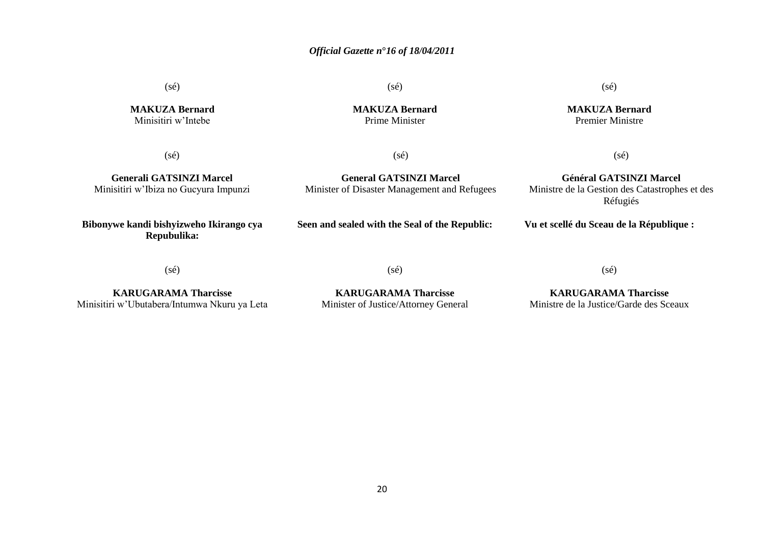(sé)

**MAKUZA Bernard**
Minisitiri w'Intebe

(sé)

**Generali GATSINZI Marcel**
Minisitiri w'Ibiza no Gucyura Impunzi

**Bibonywe kandi bishyizweho Ikirango cya Repubulika:**

(sé)

**KARUGARAMA Tharcisse**
Minisitiri w'Ubutabera/Intumwa Nkuru ya Leta

(sé)

**MAKUZA Bernard**
Prime Minister

(sé)

**General GATSINZI Marcel**
Minister of Disaster Management and Refugees

**Seen and sealed with the Seal of the Republic:**

(sé)

**KARUGARAMA Tharcisse**
Minister of Justice/Attorney General

(sé)

**MAKUZA Bernard**
Premier Ministre

(sé)

**Général GATSINZI Marcel**
Ministre de la Gestion des Catastrophes et des Réfugiés

**Vu et scellé du Sceau de la République :**

(sé)

**KARUGARAMA Tharcisse**
Ministre de la Justice/Garde des Sceaux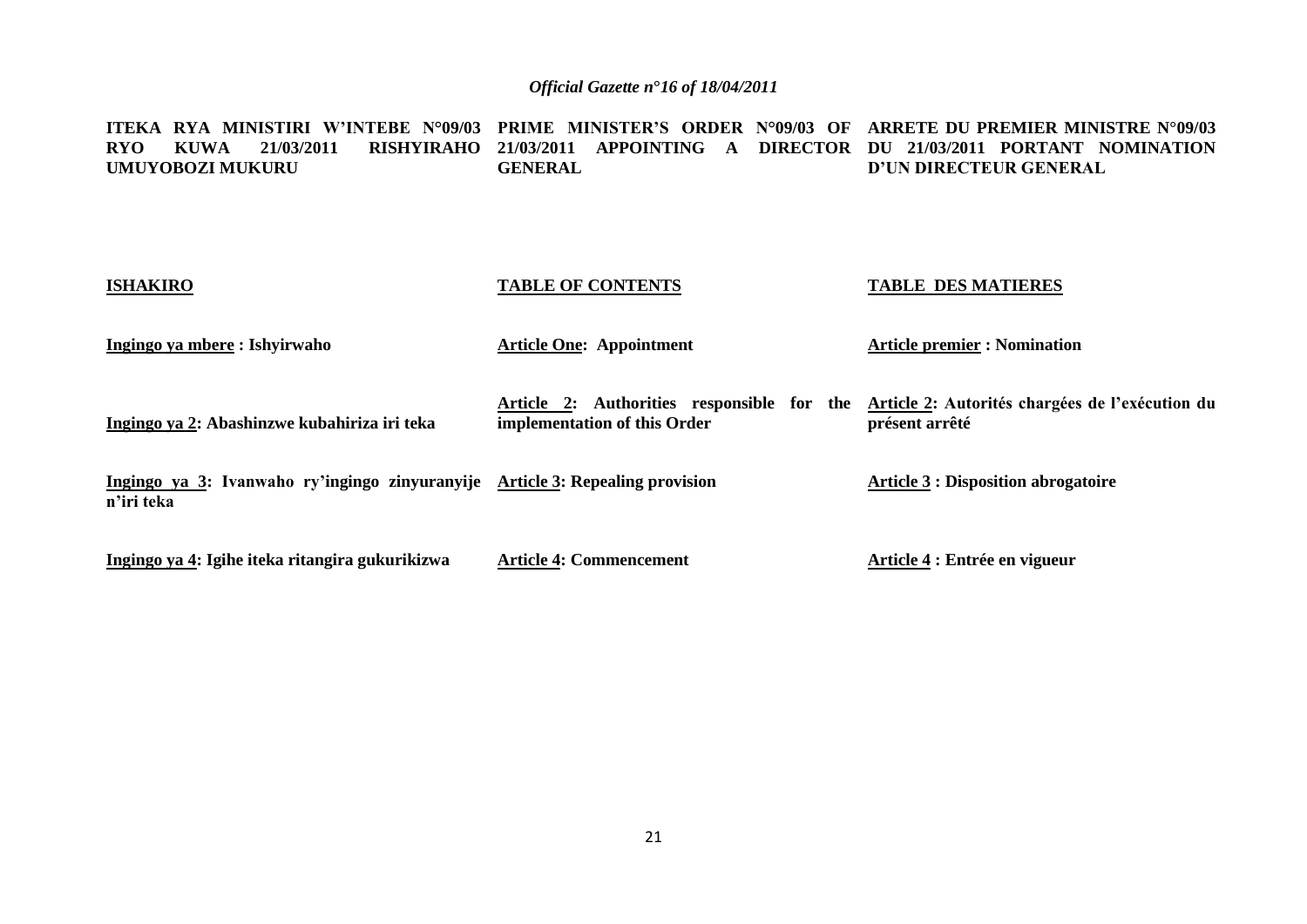**ITEKA RYA MINISTIRI W'INTEBE N°09/03 RYO KUWA 21/03/2011 RISHYIRAHO UMUYOBOZI MUKURU**

**ISHAKIRO**

**Ingingo ya mbere : Ishyirwaho**

**Ingingo ya 2: Abashinzwe kubahiriza iri teka**

**Ingingo ya 3: Ivanwaho ry'ingingo zinyuranyije n'iri teka**

**Ingingo ya 4: Igihe iteka ritangira gukurikizwa**

**PRIME MINISTER'S ORDER N°09/03 OF 21/03/2011 APPOINTING A DIRECTOR GENERAL**

**TABLE OF CONTENTS**

**Article One: Appointment**

**Article 2: Authorities responsible for the implementation of this Order**

**Article 3: Repealing provision**

**Article 4: Commencement**

**ARRETE DU PREMIER MINISTRE N°09/03 DU 21/03/2011 PORTANT NOMINATION D'UN DIRECTEUR GENERAL**

**TABLE DES MATIERES**

**Article premier : Nomination**

**Article 2: Autorités chargées de l'exécution du présent arrêté**

**Article 3 : Disposition abrogatoire**

**Article 4 : Entrée en vigueur**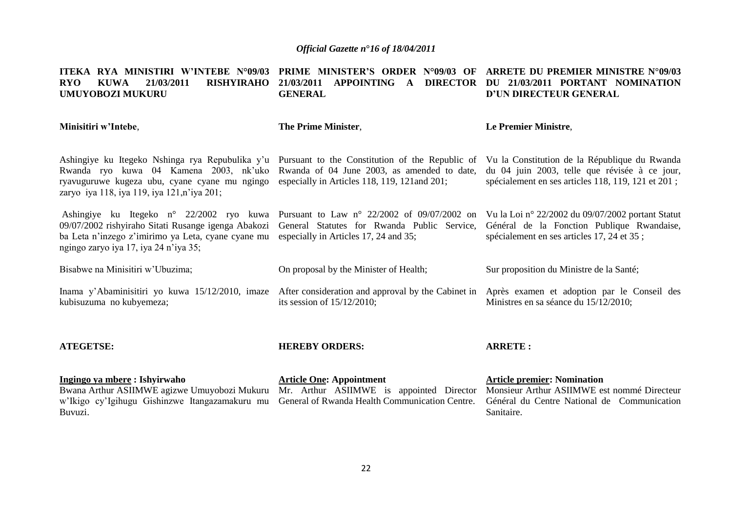**ITEKA RYA MINISTIRI W'INTEBE N°09/03 RYO KUWA 21/03/2011 RISHYIRAHO UMUYOBOZI MUKURU**

**Minisitiri w'Intebe**,

Ashingiye ku Itegeko Nshinga rya Repubulika y'u Rwanda ryo kuwa 04 Kamena 2003, nk'uko ryavuguruwe kugeza ubu, cyane cyane mu ngingo zaryo iya 118, iya 119, iya 121,n'iya 201;

Ashingiye ku Itegeko n° 22/2002 ryo kuwa 09/07/2002 rishyiraho Sitati Rusange igenga Abakozi ba Leta n'inzego z'imirimo ya Leta, cyane cyane mu ngingo zaryo iya 17, iya 24 n'iya 35;

Bisabwe na Minisitiri w'Ubuzima;

Inama y'Abaminisitiri yo kuwa 15/12/2010, imaze kubisuzuma no kubyemeza;

**ATEGETSE:**

**Ingingo ya mbere : Ishyirwaho**

Bwana Arthur ASIIMWE agizwe Umuyobozi Mukuru w'Ikigo cy'Igihugu Gishinzwe Itangazamakuru mu Buvuzi.

**PRIME MINISTER'S ORDER N°09/03 OF 21/03/2011 APPOINTING A DIRECTOR GENERAL**

**The Prime Minister**,

Pursuant to the Constitution of the Republic of Rwanda of 04 June 2003, as amended to date, especially in Articles 118, 119, 121and 201;

Pursuant to Law n° 22/2002 of 09/07/2002 on General Statutes for Rwanda Public Service, especially in Articles 17, 24 and 35;

On proposal by the Minister of Health;

After consideration and approval by the Cabinet in its session of 15/12/2010;

**HEREBY ORDERS:**

**Article One: Appointment**

Mr. Arthur ASIIMWE is appointed Director General of Rwanda Health Communication Centre.

**ARRETE DU PREMIER MINISTRE N°09/03 DU 21/03/2011 PORTANT NOMINATION D'UN DIRECTEUR GENERAL**

**Le Premier Ministre**,

Vu la Constitution de la République du Rwanda du 04 juin 2003, telle que révisée à ce jour, spécialement en ses articles 118, 119, 121 et 201 ;

Vu la Loi n° 22/2002 du 09/07/2002 portant Statut Général de la Fonction Publique Rwandaise, spécialement en ses articles 17, 24 et 35 ;

Sur proposition du Ministre de la Santé;

Après examen et adoption par le Conseil des Ministres en sa séance du 15/12/2010;

**ARRETE :**

**Article premier: Nomination**

Monsieur Arthur ASIIMWE est nommé Directeur Général du Centre National de Communication Sanitaire.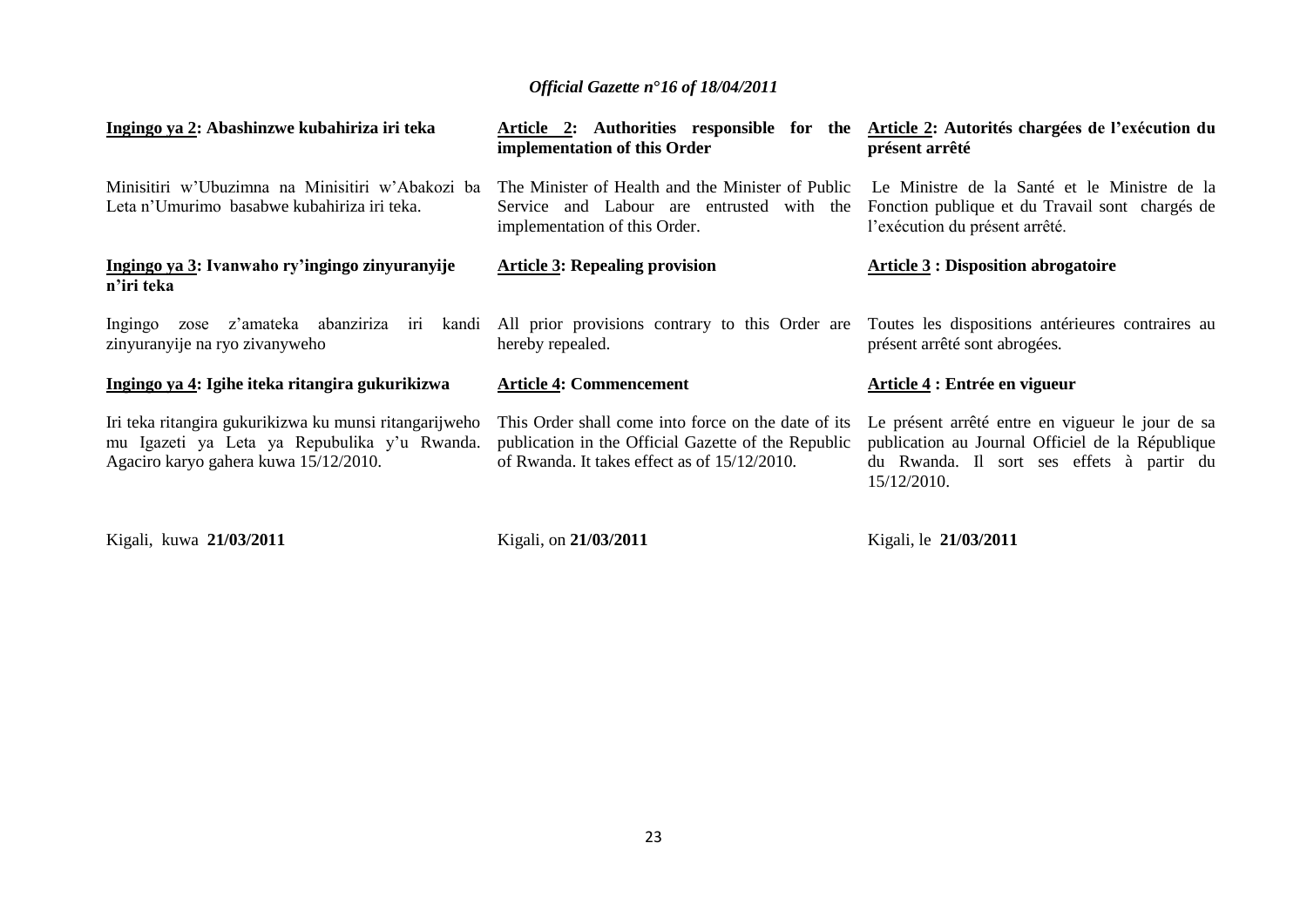**Ingingo ya 2: Abashinzwe kubahiriza iri teka**

Minisitiri w'Ubuzimna na Minisitiri w'Abakozi ba Leta n'Umurimo basabwe kubahiriza iri teka.

**Ingingo ya 3: Ivanwaho ry'ingingo zinyuranyije n'iri teka**

Ingingo zose z'amateka abanziriza iri kandi zinyuranyije na ryo zivanyweho

**Ingingo ya 4: Igihe iteka ritangira gukurikizwa**

Iri teka ritangira gukurikizwa ku munsi ritangarijweho mu Igazeti ya Leta ya Repubulika y'u Rwanda. Agaciro karyo gahera kuwa 15/12/2010.

Kigali, kuwa **21/03/2011**

**Article 2: Authorities responsible for the implementation of this Order**

The Minister of Health and the Minister of Public Service and Labour are entrusted with the implementation of this Order.

**Article 3: Repealing provision**

All prior provisions contrary to this Order are hereby repealed.

**Article 4: Commencement**

This Order shall come into force on the date of its publication in the Official Gazette of the Republic of Rwanda. It takes effect as of 15/12/2010.

Kigali, on **21/03/2011**

**Article 2: Autorités chargées de l'exécution du présent arrêté**

Le Ministre de la Santé et le Ministre de la Fonction publique et du Travail sont chargés de l'exécution du présent arrêté.

**Article 3 : Disposition abrogatoire**

Toutes les dispositions antérieures contraires au présent arrêté sont abrogées.

**Article 4 : Entrée en vigueur**

Le présent arrêté entre en vigueur le jour de sa publication au Journal Officiel de la République du Rwanda. Il sort ses effets à partir du 15/12/2010.

Kigali, le **21/03/2011**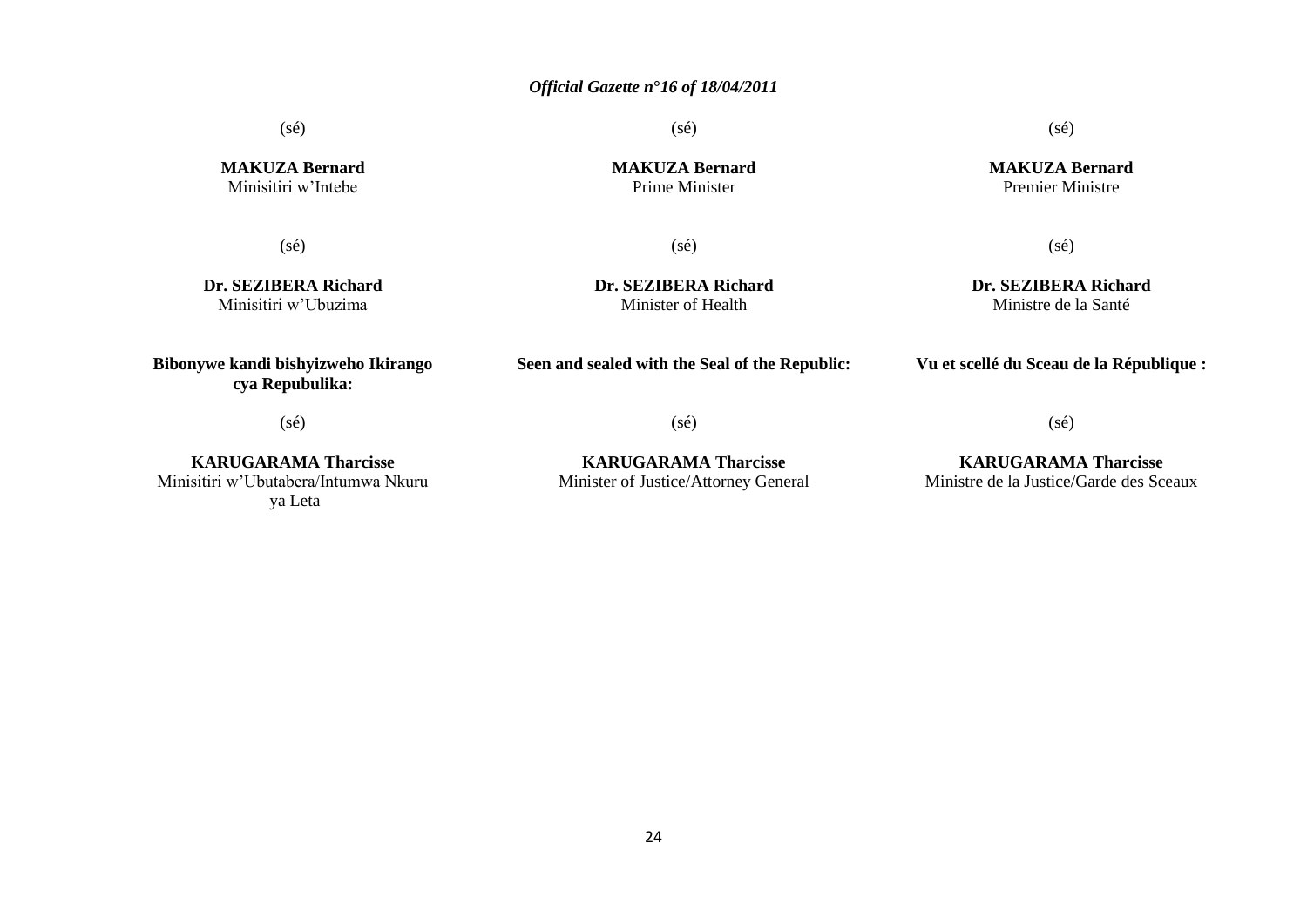(sé)

**MAKUZA Bernard**
Minisitiri w'Intebe

(sé)

**Dr. SEZIBERA Richard**
Minisitiri w'Ubuzima

**Bibonywe kandi bishyizweho Ikirango cya Repubulika:**

(sé)

**KARUGARAMA Tharcisse**
Minisitiri w'Ubutabera/Intumwa Nkuru ya Leta

(sé)

**MAKUZA Bernard**
Prime Minister

(sé)

**Dr. SEZIBERA Richard**
Minister of Health

**Seen and sealed with the Seal of the Republic:**

(sé)

**KARUGARAMA Tharcisse**
Minister of Justice/Attorney General

(sé)

**MAKUZA Bernard**
Premier Ministre

(sé)

**Dr. SEZIBERA Richard**
Ministre de la Santé

**Vu et scellé du Sceau de la République :**

(sé)

**KARUGARAMA Tharcisse**
Ministre de la Justice/Garde des Sceaux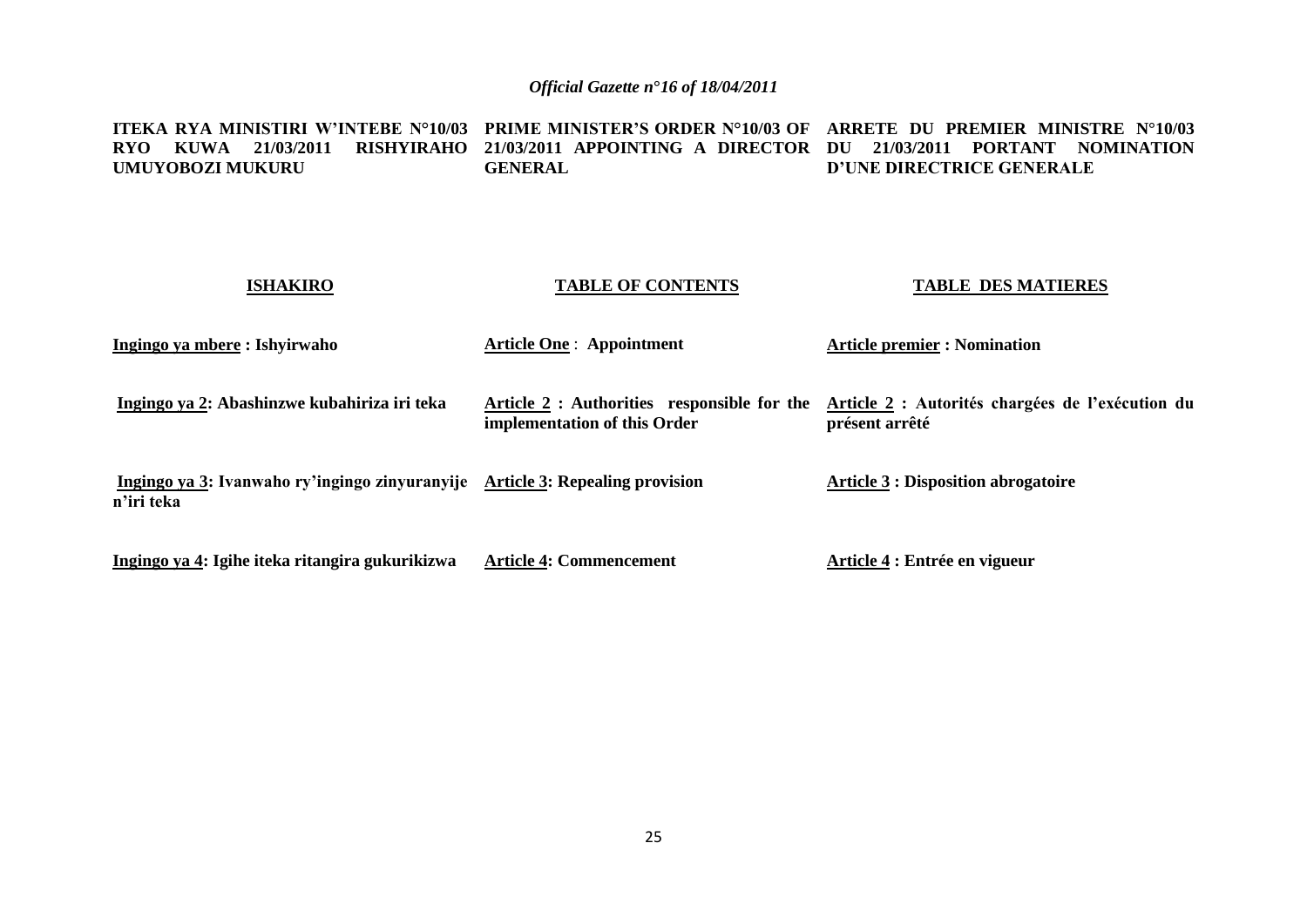**ITEKA RYA MINISTIRI W'INTEBE N°10/03 RYO KUWA 21/03/2011 RISHYIRAHO UMUYOBOZI MUKURU**

**PRIME MINISTER'S ORDER N°10/03 OF 21/03/2011 APPOINTING A DIRECTOR GENERAL**

**ARRETE DU PREMIER MINISTRE N°10/03 DU 21/03/2011 PORTANT NOMINATION D'UNE DIRECTRICE GENERALE**

| **ISHAKIRO** | **TABLE OF CONTENTS** | **TABLE DES MATIERES** |
|---|---|---|
| **Ingingo ya mbere : Ishyirwaho** | **Article One : Appointment** | **Article premier : Nomination** |
| **Ingingo ya 2: Abashinzwe kubahiriza iri teka** | **Article 2 : Authorities responsible for the implementation of this Order** | **Article 2 : Autorités chargées de l'exécution du présent arrêté** |
| **Ingingo ya 3: Ivanwaho ry'ingingo zinyuranyije n'iri teka** | **Article 3: Repealing provision** | **Article 3 : Disposition abrogatoire** |
| **Ingingo ya 4: Igihe iteka ritangira gukurikizwa** | **Article 4: Commencement** | **Article 4 : Entrée en vigueur** |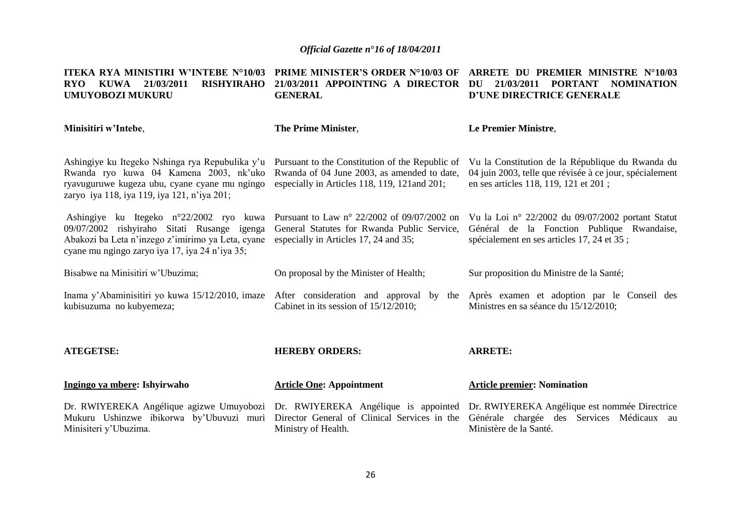**ITEKA RYA MINISTIRI W'INTEBE N°10/03 RYO KUWA 21/03/2011 RISHYIRAHO UMUYOBOZI MUKURU**

**Minisitiri w'Intebe**,

Ashingiye ku Itegeko Nshinga rya Repubulika y'u Rwanda ryo kuwa 04 Kamena 2003, nk'uko ryavuguruwe kugeza ubu, cyane cyane mu ngingo zaryo iya 118, iya 119, iya 121, n'iya 201;

Ashingiye ku Itegeko n°22/2002 ryo kuwa 09/07/2002 rishyiraho Sitati Rusange igenga Abakozi ba Leta n'inzego z'imirimo ya Leta, cyane cyane mu ngingo zaryo iya 17, iya 24 n'iya 35;

Bisabwe na Minisitiri w'Ubuzima;

Inama y'Abaminisitiri yo kuwa 15/12/2010, imaze kubisuzuma no kubyemeza;

**ATEGETSE:**

**Ingingo ya mbere: Ishyirwaho**

Dr. RWIYEREKA Angélique agizwe Umuyobozi Mukuru Ushinzwe ibikorwa by'Ubuvuzi muri Minisiteri y'Ubuzima.

**PRIME MINISTER'S ORDER N°10/03 OF 21/03/2011 APPOINTING A DIRECTOR GENERAL**

**The Prime Minister**,

Pursuant to the Constitution of the Republic of Rwanda of 04 June 2003, as amended to date, especially in Articles 118, 119, 121and 201;

Pursuant to Law n° 22/2002 of 09/07/2002 on General Statutes for Rwanda Public Service, especially in Articles 17, 24 and 35;

On proposal by the Minister of Health;

After consideration and approval by the Cabinet in its session of 15/12/2010;

**HEREBY ORDERS:**

**Article One: Appointment**

Dr. RWIYEREKA Angélique is appointed Director General of Clinical Services in the Ministry of Health.

**ARRETE DU PREMIER MINISTRE N°10/03 DU 21/03/2011 PORTANT NOMINATION D'UNE DIRECTRICE GENERALE**

**Le Premier Ministre**,

Vu la Constitution de la République du Rwanda du 04 juin 2003, telle que révisée à ce jour, spécialement en ses articles 118, 119, 121 et 201 ;

Vu la Loi n° 22/2002 du 09/07/2002 portant Statut Général de la Fonction Publique Rwandaise, spécialement en ses articles 17, 24 et 35 ;

Sur proposition du Ministre de la Santé;

Après examen et adoption par le Conseil des Ministres en sa séance du 15/12/2010;

**ARRETE:**

**Article premier: Nomination**

Dr. RWIYEREKA Angélique est nommée Directrice Générale chargée des Services Médicaux au Ministère de la Santé.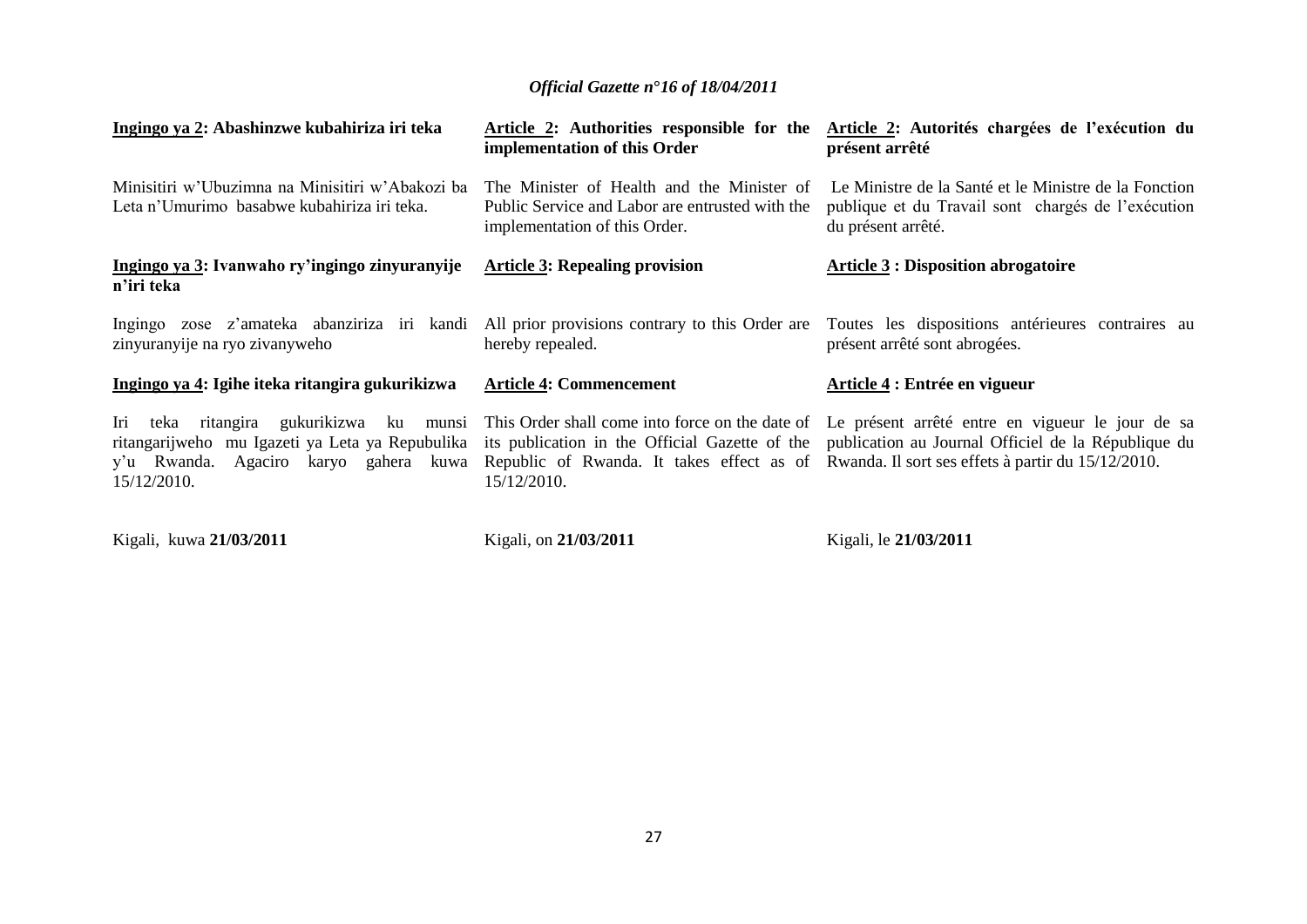**Ingingo ya 2: Abashinzwe kubahiriza iri teka**

Minisitiri w'Ubuzimna na Minisitiri w'Abakozi ba Leta n'Umurimo basabwe kubahiriza iri teka.

**Ingingo ya 3: Ivanwaho ry'ingingo zinyuranyije n'iri teka**

Ingingo zose z'amateka abanziriza iri kandi zinyuranyije na ryo zivanyweho

**Ingingo ya 4: Igihe iteka ritangira gukurikizwa**

Iri teka ritangira gukurikizwa ku munsi ritangarijweho mu Igazeti ya Leta ya Repubulika y'u Rwanda. Agaciro karyo gahera kuwa 15/12/2010.

Kigali, kuwa **21/03/2011**

**Article 2: Authorities responsible for the implementation of this Order**

The Minister of Health and the Minister of Public Service and Labor are entrusted with the implementation of this Order.

**Article 3: Repealing provision**

All prior provisions contrary to this Order are hereby repealed.

**Article 4: Commencement**

This Order shall come into force on the date of its publication in the Official Gazette of the Republic of Rwanda. It takes effect as of 15/12/2010.

Kigali, on **21/03/2011**

**Article 2: Autorités chargées de l'exécution du présent arrêté**

Le Ministre de la Santé et le Ministre de la Fonction publique et du Travail sont chargés de l'exécution du présent arrêté.

**Article 3 : Disposition abrogatoire**

Toutes les dispositions antérieures contraires au présent arrêté sont abrogées.

**Article 4 : Entrée en vigueur**

Le présent arrêté entre en vigueur le jour de sa publication au Journal Officiel de la République du Rwanda. Il sort ses effets à partir du 15/12/2010.

Kigali, le **21/03/2011**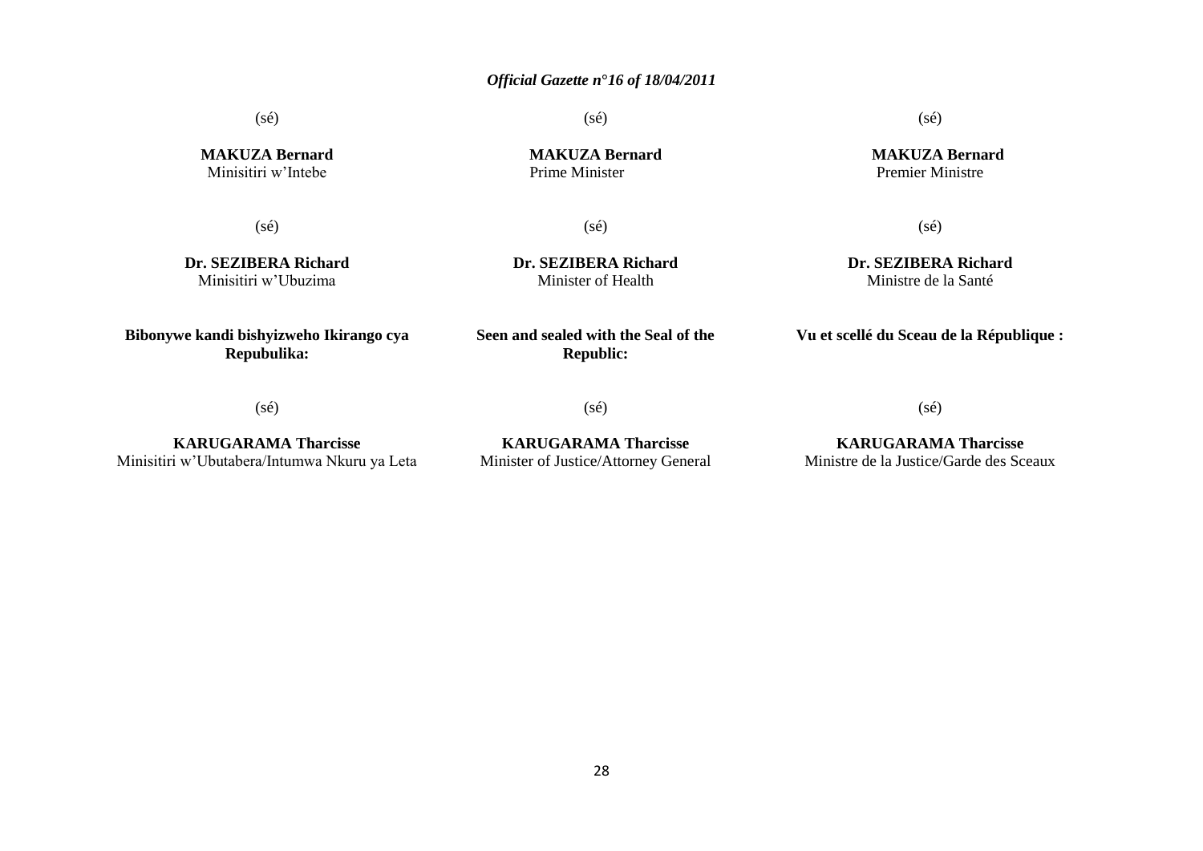(sé)

**MAKUZA Bernard**
Minisitiri w'Intebe

(sé)

**Dr. SEZIBERA Richard**
Minisitiri w'Ubuzima

**Bibonywe kandi bishyizweho Ikirango cya Repubulika:**

(sé)

**KARUGARAMA Tharcisse**
Minisitiri w'Ubutabera/Intumwa Nkuru ya Leta

(sé)

**MAKUZA Bernard**
Prime Minister

(sé)

**Dr. SEZIBERA Richard**
Minister of Health

**Seen and sealed with the Seal of the Republic:**

(sé)

**KARUGARAMA Tharcisse**
Minister of Justice/Attorney General

(sé)

**MAKUZA Bernard**
Premier Ministre

(sé)

**Dr. SEZIBERA Richard**
Ministre de la Santé

**Vu et scellé du Sceau de la République :**

(sé)

**KARUGARAMA Tharcisse**
Ministre de la Justice/Garde des Sceaux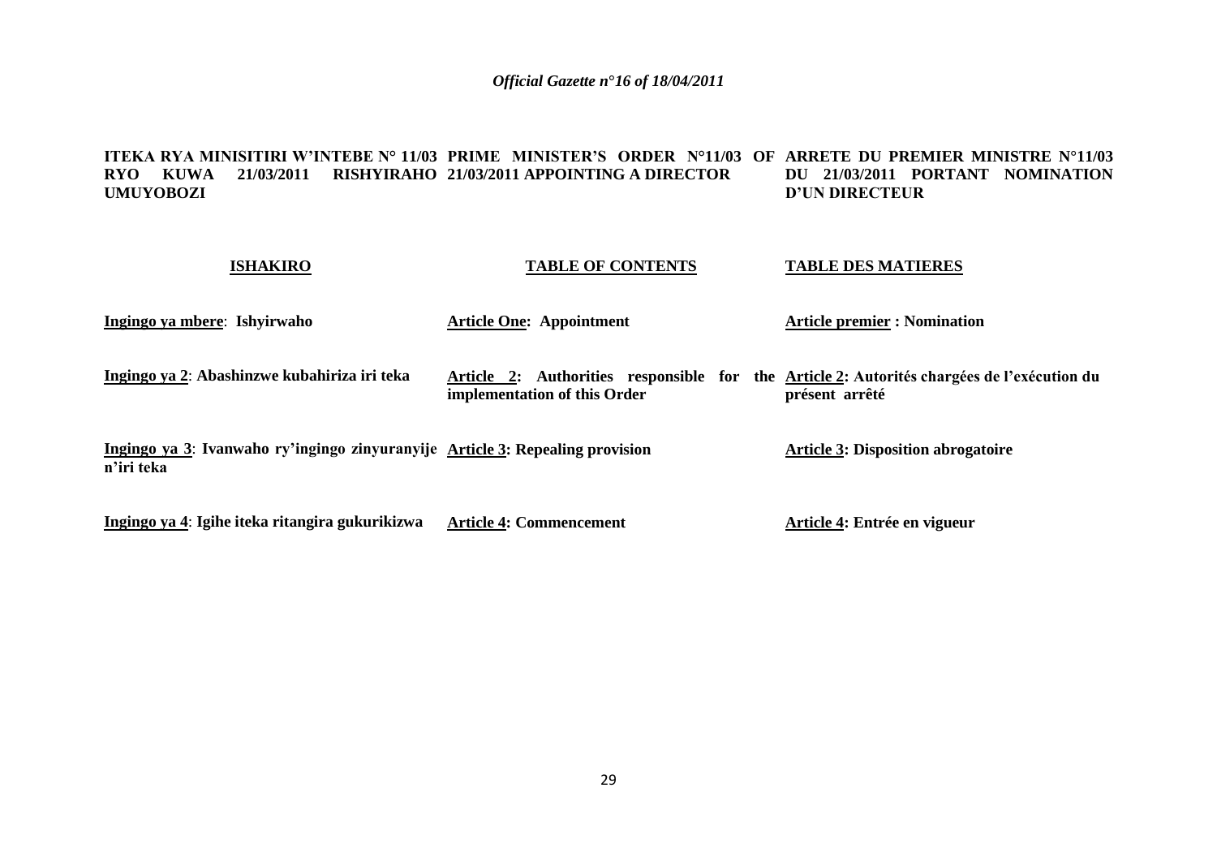**ITEKA RYA MINISITIRI W'INTEBE N° 11/03 RYO KUWA 21/03/2011 RISHYIRAHO UMUYOBOZI**

**PRIME MINISTER'S ORDER N°11/03 OF 21/03/2011 APPOINTING A DIRECTOR**

**ARRETE DU PREMIER MINISTRE N°11/03 DU 21/03/2011 PORTANT NOMINATION D'UN DIRECTEUR**

| **ISHAKIRO** | **TABLE OF CONTENTS** | **TABLE DES MATIERES** |
|---|---|---|
| **Ingingo ya mbere**: **Ishyirwaho** | **Article One: Appointment** | **Article premier : Nomination** |
| **Ingingo ya 2**: **Abashinzwe kubahiriza iri teka** | **Article 2: Authorities responsible for the implementation of this Order** | **Article 2: Autorités chargées de l'exécution du présent arrêté** |
| **Ingingo ya 3**: **Ivanwaho ry'ingingo zinyuranyije n'iri teka** | **Article 3: Repealing provision** | **Article 3: Disposition abrogatoire** |
| **Ingingo ya 4**: **Igihe iteka ritangira gukurikizwa** | **Article 4: Commencement** | **Article 4: Entrée en vigueur** |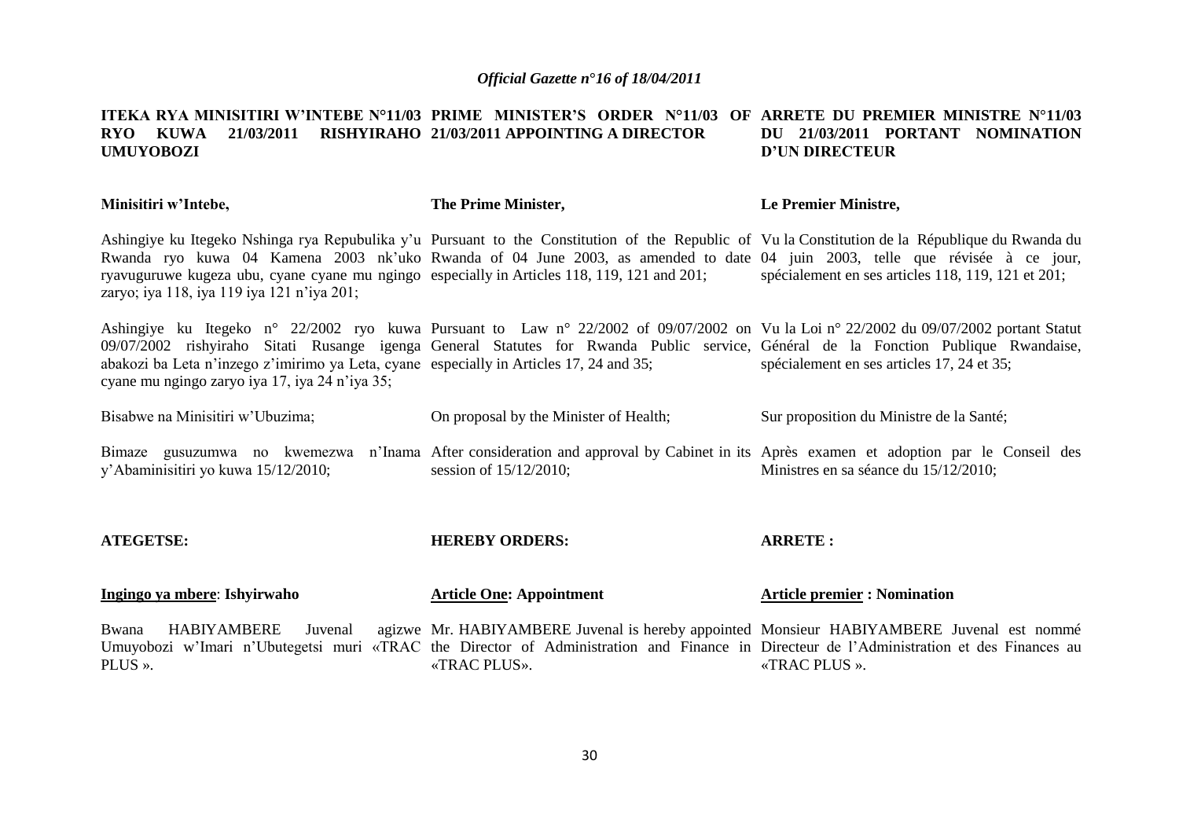**ITEKA RYA MINISITIRI W'INTEBE N°11/03 RYO KUWA 21/03/2011 RISHYIRAHO UMUYOBOZI**

**Minisitiri w'Intebe,**

Ashingiye ku Itegeko Nshinga rya Repubulika y'u Rwanda ryo kuwa 04 Kamena 2003 nk'uko ryavuguruwe kugeza ubu, cyane cyane mu ngingo zaryo; iya 118, iya 119 iya 121 n'iya 201;

Ashingiye ku Itegeko n° 22/2002 ryo kuwa 09/07/2002 rishyiraho Sitati Rusange igenga abakozi ba Leta n'inzego z'imirimo ya Leta, cyane cyane mu ngingo zaryo iya 17, iya 24 n'iya 35;

Bisabwe na Minisitiri w'Ubuzima;

Bimaze gusuzumwa no kwemezwa n'Inama y'Abaminisitiri yo kuwa 15/12/2010;

**ATEGETSE:**

**Ingingo ya mbere: Ishyirwaho**

Bwana HABIYAMBERE Juvenal agizwe Umuyobozi w'Imari n'Ubutegetsi muri «TRAC PLUS ».

---

**PRIME MINISTER'S ORDER N°11/03 OF 21/03/2011 APPOINTING A DIRECTOR**

**The Prime Minister,**

Pursuant to the Constitution of the Republic of Rwanda of 04 June 2003, as amended to date especially in Articles 118, 119, 121 and 201;

Pursuant to Law n° 22/2002 of 09/07/2002 on General Statutes for Rwanda Public service, especially in Articles 17, 24 and 35;

On proposal by the Minister of Health;

After consideration and approval by Cabinet in its session of 15/12/2010;

**HEREBY ORDERS:**

**Article One: Appointment**

Mr. HABIYAMBERE Juvenal is hereby appointed the Director of Administration and Finance in «TRAC PLUS».

---

**ARRETE DU PREMIER MINISTRE N°11/03 DU 21/03/2011 PORTANT NOMINATION D'UN DIRECTEUR**

**Le Premier Ministre,**

Vu la Constitution de la République du Rwanda du 04 juin 2003, telle que révisée à ce jour, spécialement en ses articles 118, 119, 121 et 201;

Vu la Loi n° 22/2002 du 09/07/2002 portant Statut Général de la Fonction Publique Rwandaise, spécialement en ses articles 17, 24 et 35;

Sur proposition du Ministre de la Santé;

Après examen et adoption par le Conseil des Ministres en sa séance du 15/12/2010;

**ARRETE :**

**Article premier : Nomination**

Monsieur HABIYAMBERE Juvenal est nommé Directeur de l'Administration et des Finances au «TRAC PLUS ».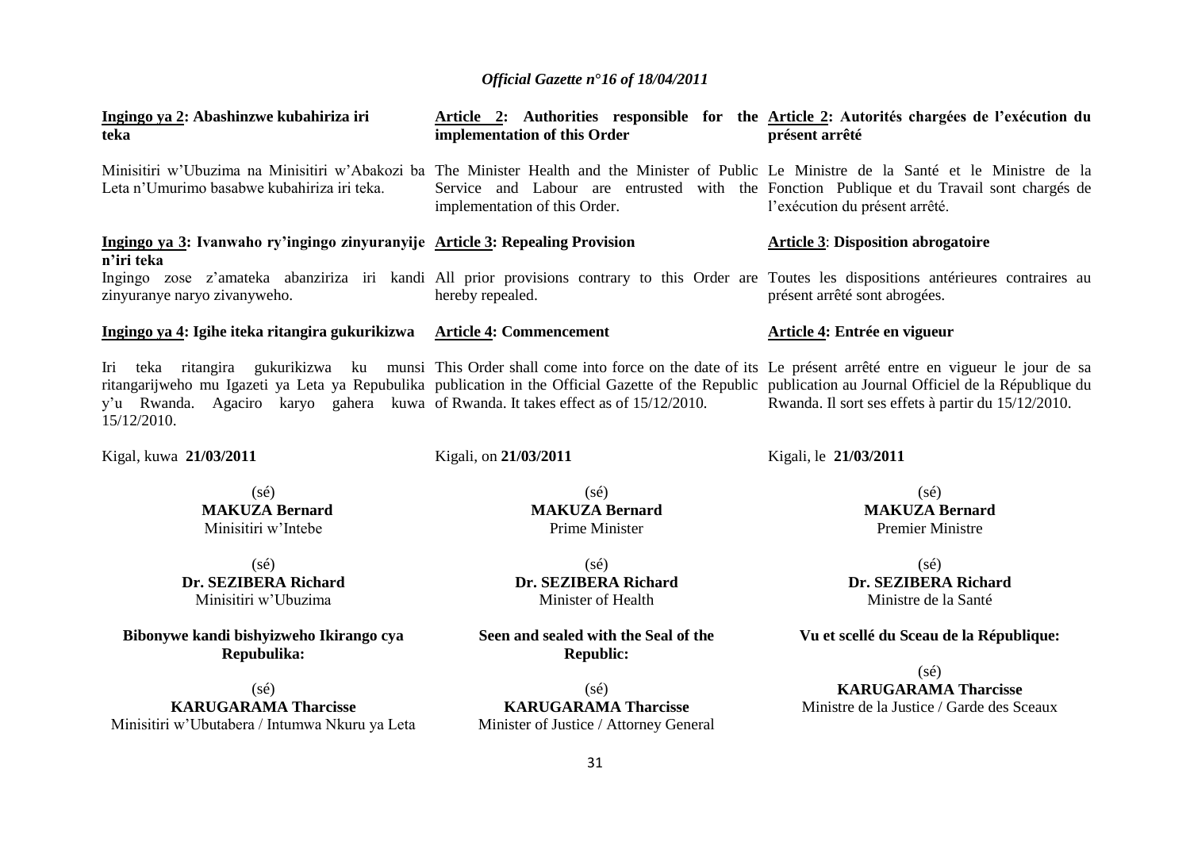**Ingingo ya 2: Abashinzwe kubahiriza iri teka**

Minisitiri w'Ubuzima na Minisitiri w'Abakozi ba Leta n'Umurimo basabwe kubahiriza iri teka.

**Ingingo ya 3: Ivanwaho ry'ingingo zinyuranyije n'iri teka**

Ingingo zose z'amateka abanziriza iri kandi zinyuranye naryo zivanyweho.

**Ingingo ya 4: Igihe iteka ritangira gukurikizwa**

Iri teka ritangira gukurikizwa ku munsi ritangarijweho mu Igazeti ya Leta ya Repubulika y'u Rwanda. Agaciro karyo gahera kuwa 15/12/2010.

Kigal, kuwa **21/03/2011**

(sé)
**MAKUZA Bernard**
Minisitiri w'Intebe

(sé)
**Dr. SEZIBERA Richard**
Minisitiri w'Ubuzima

**Bibonywe kandi bishyizweho Ikirango cya Repubulika:**

(sé)
**KARUGARAMA Tharcisse**
Minisitiri w'Ubutabera / Intumwa Nkuru ya Leta

**Article 2: Authorities responsible for the implementation of this Order**

The Minister Health and the Minister of Public Service and Labour are entrusted with the implementation of this Order.

**Article 3: Repealing Provision**

All prior provisions contrary to this Order are hereby repealed.

**Article 4: Commencement**

This Order shall come into force on the date of its publication in the Official Gazette of the Republic of Rwanda. It takes effect as of 15/12/2010.

Kigali, on **21/03/2011**

(sé)
**MAKUZA Bernard**
Prime Minister

(sé)
**Dr. SEZIBERA Richard**
Minister of Health

**Seen and sealed with the Seal of the Republic:**

(sé)
**KARUGARAMA Tharcisse**
Minister of Justice / Attorney General

**Article 2: Autorités chargées de l'exécution du présent arrêté**

Le Ministre de la Santé et le Ministre de la Fonction Publique et du Travail sont chargés de l'exécution du présent arrêté.

**Article 3: Disposition abrogatoire**

Toutes les dispositions antérieures contraires au présent arrêté sont abrogées.

**Article 4: Entrée en vigueur**

Le présent arrêté entre en vigueur le jour de sa publication au Journal Officiel de la République du Rwanda. Il sort ses effets à partir du 15/12/2010.

Kigali, le **21/03/2011**

(sé)
**MAKUZA Bernard**
Premier Ministre

(sé)
**Dr. SEZIBERA Richard**
Ministre de la Santé

**Vu et scellé du Sceau de la République:**

(sé)
**KARUGARAMA Tharcisse**
Ministre de la Justice / Garde des Sceaux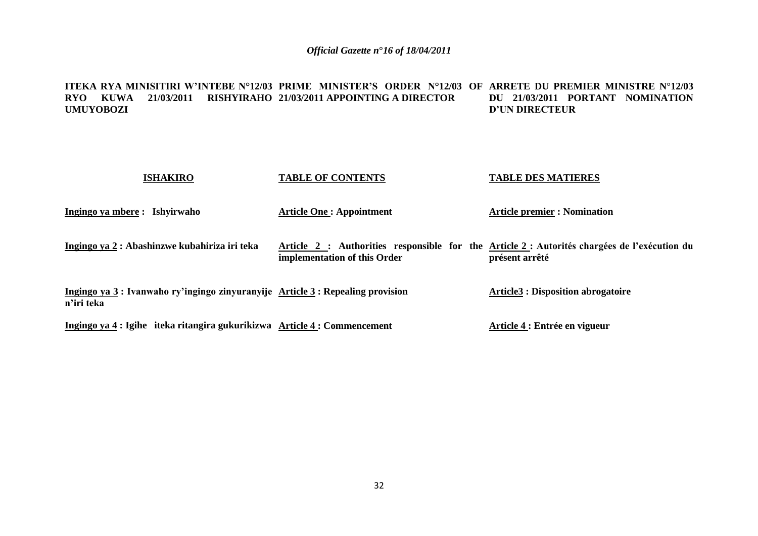*Official Gazette n°16 of 18/04/2011*

| **ITEKA RYA MINISITIRI W'INTEBE N°12/03 RYO KUWA 21/03/2011 RISHYIRAHO UMUYOBOZI** | **PRIME MINISTER'S ORDER N°12/03 OF 21/03/2011 APPOINTING A DIRECTOR** | **ARRETE DU PREMIER MINISTRE N°12/03 DU 21/03/2011 PORTANT NOMINATION D'UN DIRECTEUR** |
|---|---|---|
| **ISHAKIRO** | **TABLE OF CONTENTS** | **TABLE DES MATIERES** |
| **Ingingo ya mbere : Ishyirwaho** | **Article One : Appointment** | **Article premier : Nomination** |
| **Ingingo ya 2 : Abashinzwe kubahiriza iri teka** | **Article 2 : Authorities responsible for the implementation of this Order** | **Article 2 : Autorités chargées de l'exécution du présent arrêté** |
| **Ingingo ya 3 : Ivanwaho ry'ingingo zinyuranyije n'iri teka** | **Article 3 : Repealing provision** | **Article3 : Disposition abrogatoire** |
| **Ingingo ya 4 : Igihe iteka ritangira gukurikizwa** | **Article 4 : Commencement** | **Article 4 : Entrée en vigueur** |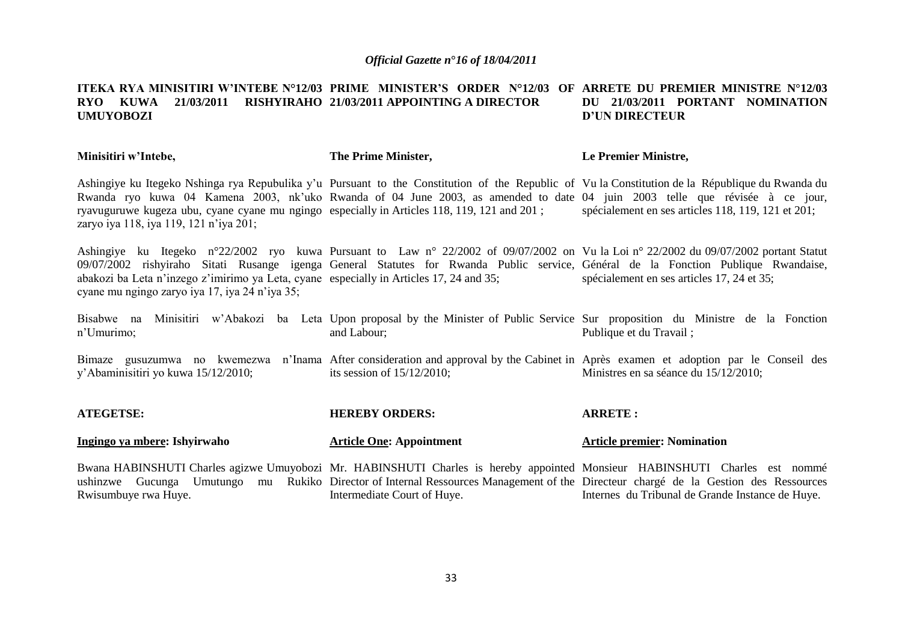**ITEKA RYA MINISITIRI W'INTEBE N°12/03 RYO KUWA 21/03/2011 RISHYIRAHO UMUYOBOZI**

**Minisitiri w'Intebe,**

Ashingiye ku Itegeko Nshinga rya Repubulika y'u Rwanda ryo kuwa 04 Kamena 2003, nk'uko ryavuguruwe kugeza ubu, cyane cyane mu ngingo zaryo iya 118, iya 119, 121 n'iya 201;

Ashingiye ku Itegeko n°22/2002 ryo kuwa 09/07/2002 rishyiraho Sitati Rusange igenga abakozi ba Leta n'inzego z'imirimo ya Leta, cyane cyane mu ngingo zaryo iya 17, iya 24 n'iya 35;

Bisabwe na Minisitiri w'Abakozi ba Leta n'Umurimo;

Bimaze gusuzumwa no kwemezwa n'Inama y'Abaminisitiri yo kuwa 15/12/2010;

**ATEGETSE:**

**Ingingo ya mbere: Ishyirwaho**

Bwana HABINSHUTI Charles agizwe Umuyobozi ushinzwe Gucunga Umutungo mu Rukiko Rwisumbuye rwa Huye.

**PRIME MINISTER'S ORDER N°12/03 OF 21/03/2011 APPOINTING A DIRECTOR**

**The Prime Minister,**

Pursuant to the Constitution of the Republic of Rwanda of 04 June 2003, as amended to date especially in Articles 118, 119, 121 and 201 ;

Pursuant to Law n° 22/2002 of 09/07/2002 on General Statutes for Rwanda Public service, especially in Articles 17, 24 and 35;

Upon proposal by the Minister of Public Service and Labour;

After consideration and approval by the Cabinet in its session of 15/12/2010;

**HEREBY ORDERS:**

**Article One: Appointment**

Mr. HABINSHUTI Charles is hereby appointed Director of Internal Ressources Management of the Intermediate Court of Huye.

**ARRETE DU PREMIER MINISTRE N°12/03 DU 21/03/2011 PORTANT NOMINATION D'UN DIRECTEUR**

**Le Premier Ministre,**

Vu la Constitution de la République du Rwanda du 04 juin 2003 telle que révisée à ce jour, spécialement en ses articles 118, 119, 121 et 201;

Vu la Loi n° 22/2002 du 09/07/2002 portant Statut Général de la Fonction Publique Rwandaise, spécialement en ses articles 17, 24 et 35;

Sur proposition du Ministre de la Fonction Publique et du Travail ;

Après examen et adoption par le Conseil des Ministres en sa séance du 15/12/2010;

**ARRETE :**

**Article premier: Nomination**

Monsieur HABINSHUTI Charles est nommé Directeur chargé de la Gestion des Ressources Internes du Tribunal de Grande Instance de Huye.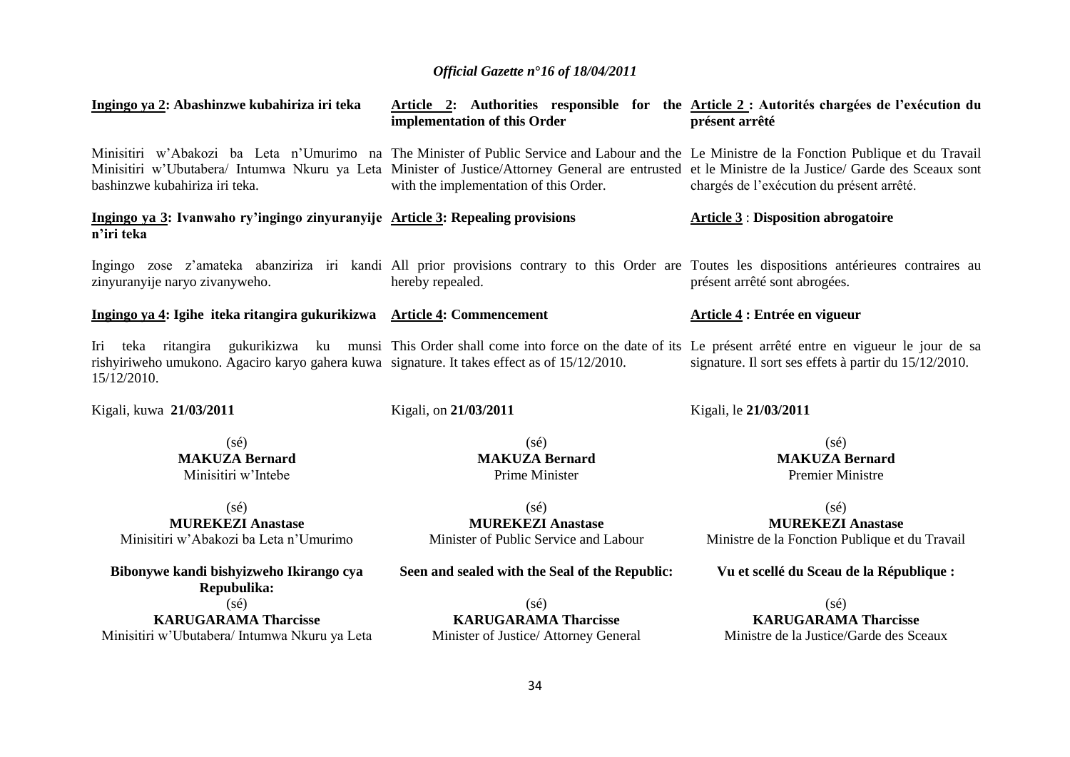**Ingingo ya 2: Abashinzwe kubahiriza iri teka**

Minisitiri w'Abakozi ba Leta n'Umurimo na Minisitiri w'Ubutabera/ Intumwa Nkuru ya Leta bashinzwe kubahiriza iri teka.

**Ingingo ya 3: Ivanwaho ry'ingingo zinyuranyije n'iri teka**

Ingingo zose z'amateka abanziriza iri kandi zinyuranyije naryo zivanyweho.

**Ingingo ya 4: Igihe iteka ritangira gukurikizwa**

Iri teka ritangira gukurikizwa ku munsi rishyiriweho umukono. Agaciro karyo gahera kuwa 15/12/2010.

Kigali, kuwa **21/03/2011**

(sé)
**MAKUZA Bernard**
Minisitiri w'Intebe

(sé)
**MUREKEZI Anastase**
Minisitiri w'Abakozi ba Leta n'Umurimo

**Bibonywe kandi bishyizweho Ikirango cya Repubulika:**

(sé)
**KARUGARAMA Tharcisse**
Minisitiri w'Ubutabera/ Intumwa Nkuru ya Leta

**Article 2: Authorities responsible for the implementation of this Order**

The Minister of Public Service and Labour and the Minister of Justice/Attorney General are entrusted with the implementation of this Order.

**Article 3: Repealing provisions**

All prior provisions contrary to this Order are hereby repealed.

**Article 4: Commencement**

This Order shall come into force on the date of its signature. It takes effect as of 15/12/2010.

Kigali, on **21/03/2011**

(sé)
**MAKUZA Bernard**
Prime Minister

(sé)
**MUREKEZI Anastase**
Minister of Public Service and Labour

**Seen and sealed with the Seal of the Republic:**

(sé)
**KARUGARAMA Tharcisse**
Minister of Justice/ Attorney General

**Article 2 : Autorités chargées de l'exécution du présent arrêté**

Le Ministre de la Fonction Publique et du Travail et le Ministre de la Justice/ Garde des Sceaux sont chargés de l'exécution du présent arrêté.

**Article 3 : Disposition abrogatoire**

Toutes les dispositions antérieures contraires au présent arrêté sont abrogées.

**Article 4 : Entrée en vigueur**

Le présent arrêté entre en vigueur le jour de sa signature. Il sort ses effets à partir du 15/12/2010.

Kigali, le **21/03/2011**

(sé)
**MAKUZA Bernard**
Premier Ministre

(sé)
**MUREKEZI Anastase**
Ministre de la Fonction Publique et du Travail

**Vu et scellé du Sceau de la République :**

(sé)
**KARUGARAMA Tharcisse**
Ministre de la Justice/Garde des Sceaux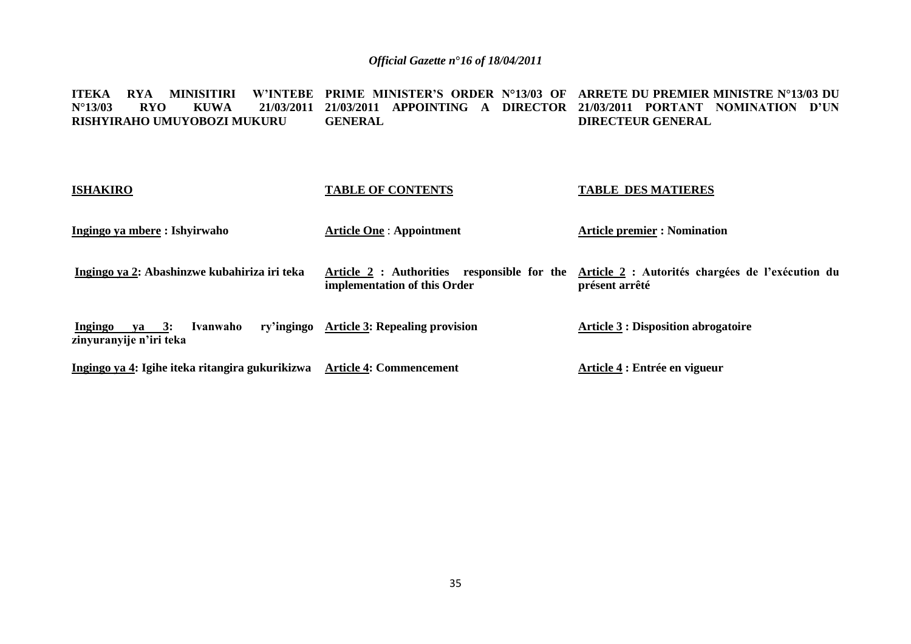**ITEKA RYA MINISITIRI W'INTEBE N°13/03 RYO KUWA 21/03/2011 RISHYIRAHO UMUYOBOZI MUKURU**

**ISHAKIRO**

**Ingingo ya mbere : Ishyirwaho**

**Ingingo ya 2: Abashinzwe kubahiriza iri teka**

**Ingingo ya 3: Ivanwaho ry'ingingo zinyuranyije n'iri teka**

**Ingingo ya 4: Igihe iteka ritangira gukurikizwa**

**PRIME MINISTER'S ORDER N°13/03 OF 21/03/2011 APPOINTING A DIRECTOR GENERAL**

**TABLE OF CONTENTS**

**Article One : Appointment**

**Article 2 : Authorities responsible for the implementation of this Order**

**Article 3: Repealing provision**

**Article 4: Commencement**

**ARRETE DU PREMIER MINISTRE N°13/03 DU 21/03/2011 PORTANT NOMINATION D'UN DIRECTEUR GENERAL**

**TABLE DES MATIERES**

**Article premier : Nomination**

**Article 2 : Autorités chargées de l'exécution du présent arrêté**

**Article 3 : Disposition abrogatoire**

**Article 4 : Entrée en vigueur**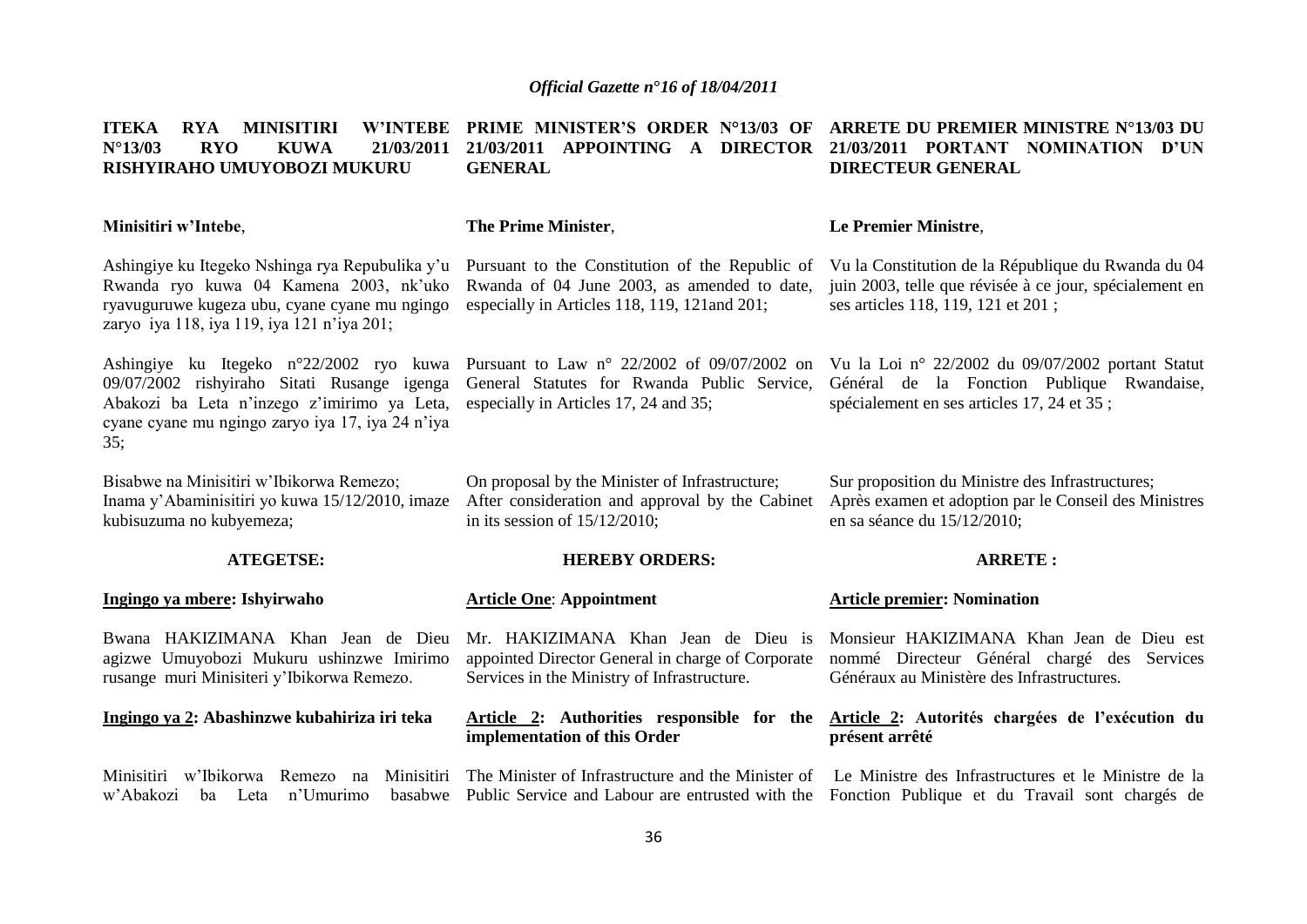**ITEKA RYA MINISITIRI W'INTEBE N°13/03 RYO KUWA 21/03/2011 RISHYIRAHO UMUYOBOZI MUKURU**

**Minisitiri w'Intebe**,

Ashingiye ku Itegeko Nshinga rya Repubulika y'u Rwanda ryo kuwa 04 Kamena 2003, nk'uko ryavuguruwe kugeza ubu, cyane cyane mu ngingo zaryo iya 118, iya 119, iya 121 n'iya 201;

Ashingiye ku Itegeko n°22/2002 ryo kuwa 09/07/2002 rishyiraho Sitati Rusange igenga Abakozi ba Leta n'inzego z'imirimo ya Leta, cyane cyane mu ngingo zaryo iya 17, iya 24 n'iya 35;

Bisabwe na Minisitiri w'Ibikorwa Remezo;
Inama y'Abaminisitiri yo kuwa 15/12/2010, imaze kubisuzuma no kubyemeza;

**ATEGETSE:**

**Ingingo ya mbere: Ishyirwaho**

Bwana HAKIZIMANA Khan Jean de Dieu agizwe Umuyobozi Mukuru ushinzwe Imirimo rusange muri Minisiteri y'Ibikorwa Remezo.

**Ingingo ya 2: Abashinzwe kubahiriza iri teka**

Minisitiri w'Ibikorwa Remezo na Minisitiri w'Abakozi ba Leta n'Umurimo basabwe

**PRIME MINISTER'S ORDER N°13/03 OF 21/03/2011 APPOINTING A DIRECTOR GENERAL**

**The Prime Minister**,

Pursuant to the Constitution of the Republic of Rwanda of 04 June 2003, as amended to date, especially in Articles 118, 119, 121and 201;

Pursuant to Law n° 22/2002 of 09/07/2002 on General Statutes for Rwanda Public Service, especially in Articles 17, 24 and 35;

On proposal by the Minister of Infrastructure;
After consideration and approval by the Cabinet in its session of 15/12/2010;

**HEREBY ORDERS:**

**Article One: Appointment**

Mr. HAKIZIMANA Khan Jean de Dieu is appointed Director General in charge of Corporate Services in the Ministry of Infrastructure.

**Article 2: Authorities responsible for the implementation of this Order**

The Minister of Infrastructure and the Minister of Public Service and Labour are entrusted with the

**ARRETE DU PREMIER MINISTRE N°13/03 DU 21/03/2011 PORTANT NOMINATION D'UN DIRECTEUR GENERAL**

**Le Premier Ministre**,

Vu la Constitution de la République du Rwanda du 04 juin 2003, telle que révisée à ce jour, spécialement en ses articles 118, 119, 121 et 201 ;

Vu la Loi n° 22/2002 du 09/07/2002 portant Statut Général de la Fonction Publique Rwandaise, spécialement en ses articles 17, 24 et 35 ;

Sur proposition du Ministre des Infrastructures;
Après examen et adoption par le Conseil des Ministres en sa séance du 15/12/2010;

**ARRETE :**

**Article premier: Nomination**

Monsieur HAKIZIMANA Khan Jean de Dieu est nommé Directeur Général chargé des Services Généraux au Ministère des Infrastructures.

**Article 2: Autorités chargées de l'exécution du présent arrêté**

Le Ministre des Infrastructures et le Ministre de la Fonction Publique et du Travail sont chargés de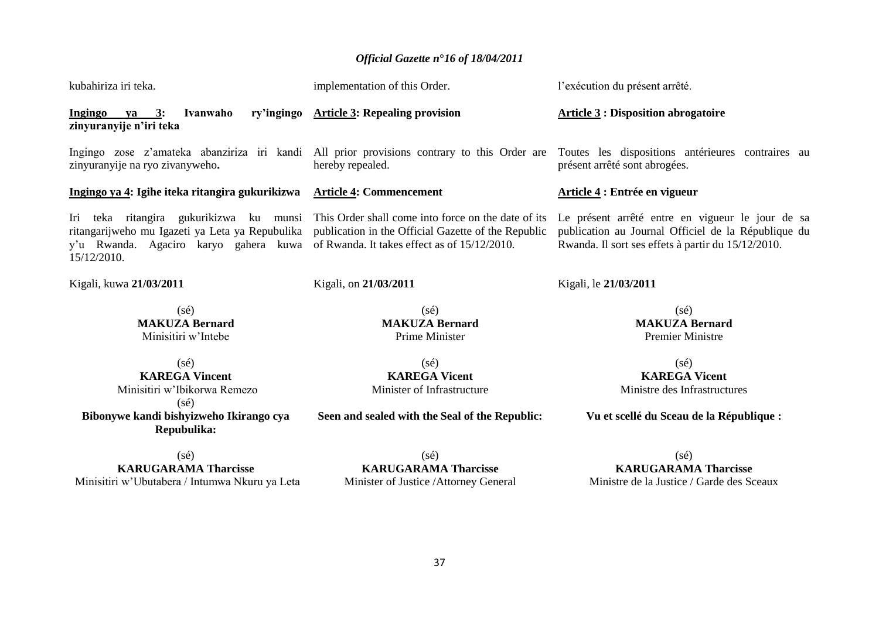kubahiriza iri teka.

**Ingingo ya 3: Ivanwaho ry'ingingo zinyuranyije n'iri teka**

Ingingo zose z'amateka abanziriza iri kandi zinyuranyije na ryo zivanyweho**.**

**Ingingo ya 4: Igihe iteka ritangira gukurikizwa**

Iri teka ritangira gukurikizwa ku munsi ritangarijweho mu Igazeti ya Leta ya Repubulika y'u Rwanda. Agaciro karyo gahera kuwa 15/12/2010.

Kigali, kuwa **21/03/2011**

(sé)
**MAKUZA Bernard**
Minisitiri w'Intebe

(sé)
**KAREGA Vincent**
Minisitiri w'Ibikorwa Remezo

(sé)
**Bibonywe kandi bishyizweho Ikirango cya Repubulika:**

(sé)
**KARUGARAMA Tharcisse**
Minisitiri w'Ubutabera / Intumwa Nkuru ya Leta

implementation of this Order.

**Article 3: Repealing provision**

All prior provisions contrary to this Order are hereby repealed.

**Article 4: Commencement**

This Order shall come into force on the date of its publication in the Official Gazette of the Republic of Rwanda. It takes effect as of 15/12/2010.

Kigali, on **21/03/2011**

(sé)
**MAKUZA Bernard**
Prime Minister

(sé)
**KAREGA Vicent**
Minister of Infrastructure

**Seen and sealed with the Seal of the Republic:**

(sé)
**KARUGARAMA Tharcisse**
Minister of Justice /Attorney General

l'exécution du présent arrêté.

**Article 3 : Disposition abrogatoire**

Toutes les dispositions antérieures contraires au présent arrêté sont abrogées.

**Article 4 : Entrée en vigueur**

Le présent arrêté entre en vigueur le jour de sa publication au Journal Officiel de la République du Rwanda. Il sort ses effets à partir du 15/12/2010.

Kigali, le **21/03/2011**

(sé)
**MAKUZA Bernard**
Premier Ministre

(sé)
**KAREGA Vicent**
Ministre des Infrastructures

**Vu et scellé du Sceau de la République :**

(sé)
**KARUGARAMA Tharcisse**
Ministre de la Justice / Garde des Sceaux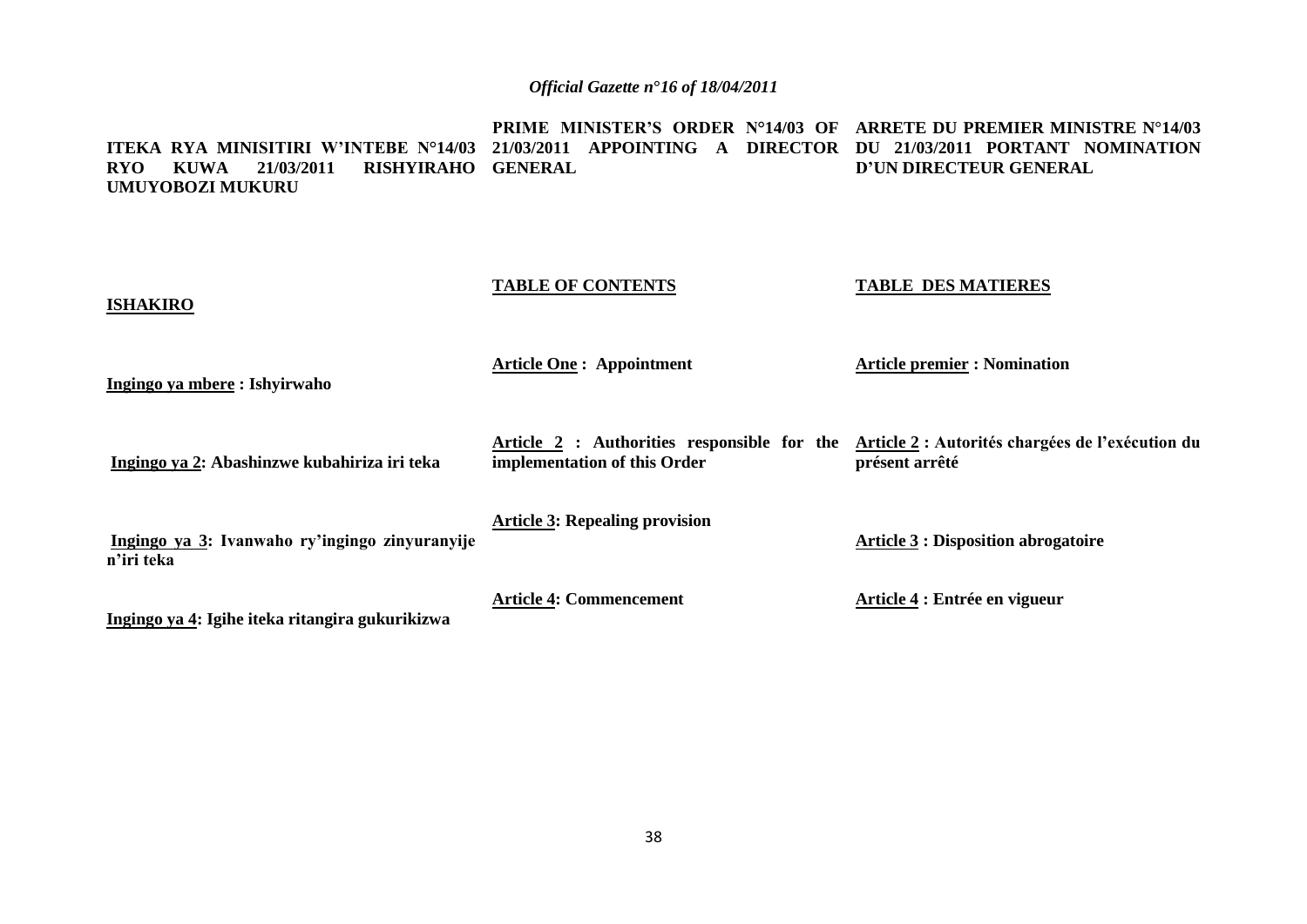**ITEKA RYA MINISITIRI W'INTEBE N°14/03 RYO KUWA 21/03/2011 RISHYIRAHO UMUYOBOZI MUKURU**

**ISHAKIRO**

**Ingingo ya mbere : Ishyirwaho**

**Ingingo ya 2: Abashinzwe kubahiriza iri teka**

**Ingingo ya 3: Ivanwaho ry'ingingo zinyuranyije n'iri teka**

**Ingingo ya 4: Igihe iteka ritangira gukurikizwa**

**PRIME MINISTER'S ORDER N°14/03 OF 21/03/2011 APPOINTING A DIRECTOR GENERAL**

**TABLE OF CONTENTS**

**Article One : Appointment**

**Article 2 : Authorities responsible for the implementation of this Order**

**Article 3: Repealing provision**

**Article 4: Commencement**

**ARRETE DU PREMIER MINISTRE N°14/03 DU 21/03/2011 PORTANT NOMINATION D'UN DIRECTEUR GENERAL**

**TABLE DES MATIERES**

**Article premier : Nomination**

**Article 2 : Autorités chargées de l'exécution du présent arrêté**

**Article 3 : Disposition abrogatoire**

**Article 4 : Entrée en vigueur**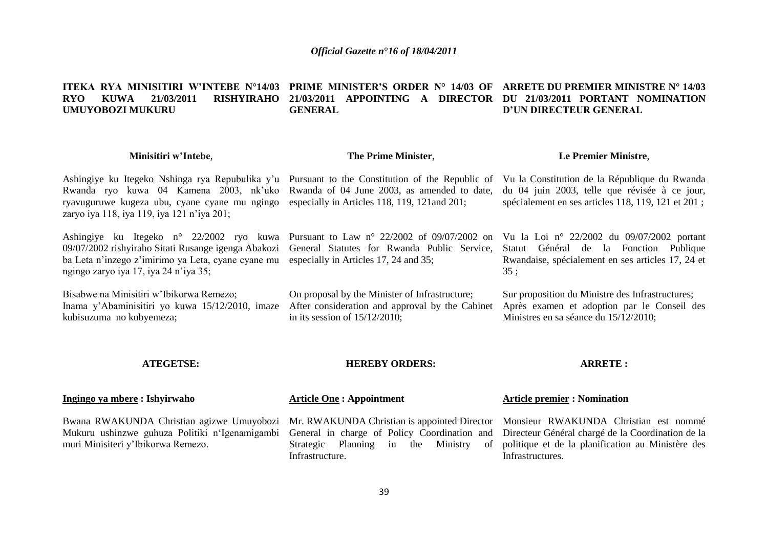**ITEKA RYA MINISITIRI W'INTEBE N°14/03 RYO KUWA 21/03/2011 RISHYIRAHO UMUYOBOZI MUKURU**

**Minisitiri w'Intebe**,

Ashingiye ku Itegeko Nshinga rya Repubulika y'u Rwanda ryo kuwa 04 Kamena 2003, nk'uko ryavuguruwe kugeza ubu, cyane cyane mu ngingo zaryo iya 118, iya 119, iya 121 n'iya 201;

Ashingiye ku Itegeko n° 22/2002 ryo kuwa 09/07/2002 rishyiraho Sitati Rusange igenga Abakozi ba Leta n'inzego z'imirimo ya Leta, cyane cyane mu ngingo zaryo iya 17, iya 24 n'iya 35;

Bisabwe na Minisitiri w'Ibikorwa Remezo;

Inama y'Abaminisitiri yo kuwa 15/12/2010, imaze kubisuzuma no kubyemeza;

**ATEGETSE:**

**Ingingo ya mbere : Ishyirwaho**

Bwana RWAKUNDA Christian agizwe Umuyobozi Mukuru ushinzwe guhuza Politiki n'Igenamigambi muri Minisiteri y'Ibikorwa Remezo.

**PRIME MINISTER'S ORDER N° 14/03 OF 21/03/2011 APPOINTING A DIRECTOR GENERAL**

**The Prime Minister**,

Pursuant to the Constitution of the Republic of Rwanda of 04 June 2003, as amended to date, especially in Articles 118, 119, 121and 201;

Pursuant to Law n° 22/2002 of 09/07/2002 on General Statutes for Rwanda Public Service, especially in Articles 17, 24 and 35;

On proposal by the Minister of Infrastructure;

After consideration and approval by the Cabinet in its session of 15/12/2010;

**HEREBY ORDERS:**

**Article One : Appointment**

Mr. RWAKUNDA Christian is appointed Director General in charge of Policy Coordination and Strategic Planning in the Ministry of Infrastructure.

**ARRETE DU PREMIER MINISTRE N° 14/03 DU 21/03/2011 PORTANT NOMINATION D'UN DIRECTEUR GENERAL**

**Le Premier Ministre**,

Vu la Constitution de la République du Rwanda du 04 juin 2003, telle que révisée à ce jour, spécialement en ses articles 118, 119, 121 et 201 ;

Vu la Loi n° 22/2002 du 09/07/2002 portant Statut Général de la Fonction Publique Rwandaise, spécialement en ses articles 17, 24 et 35 ;

Sur proposition du Ministre des Infrastructures;

Après examen et adoption par le Conseil des Ministres en sa séance du 15/12/2010;

**ARRETE :**

**Article premier : Nomination**

Monsieur RWAKUNDA Christian est nommé Directeur Général chargé de la Coordination de la politique et de la planification au Ministère des Infrastructures.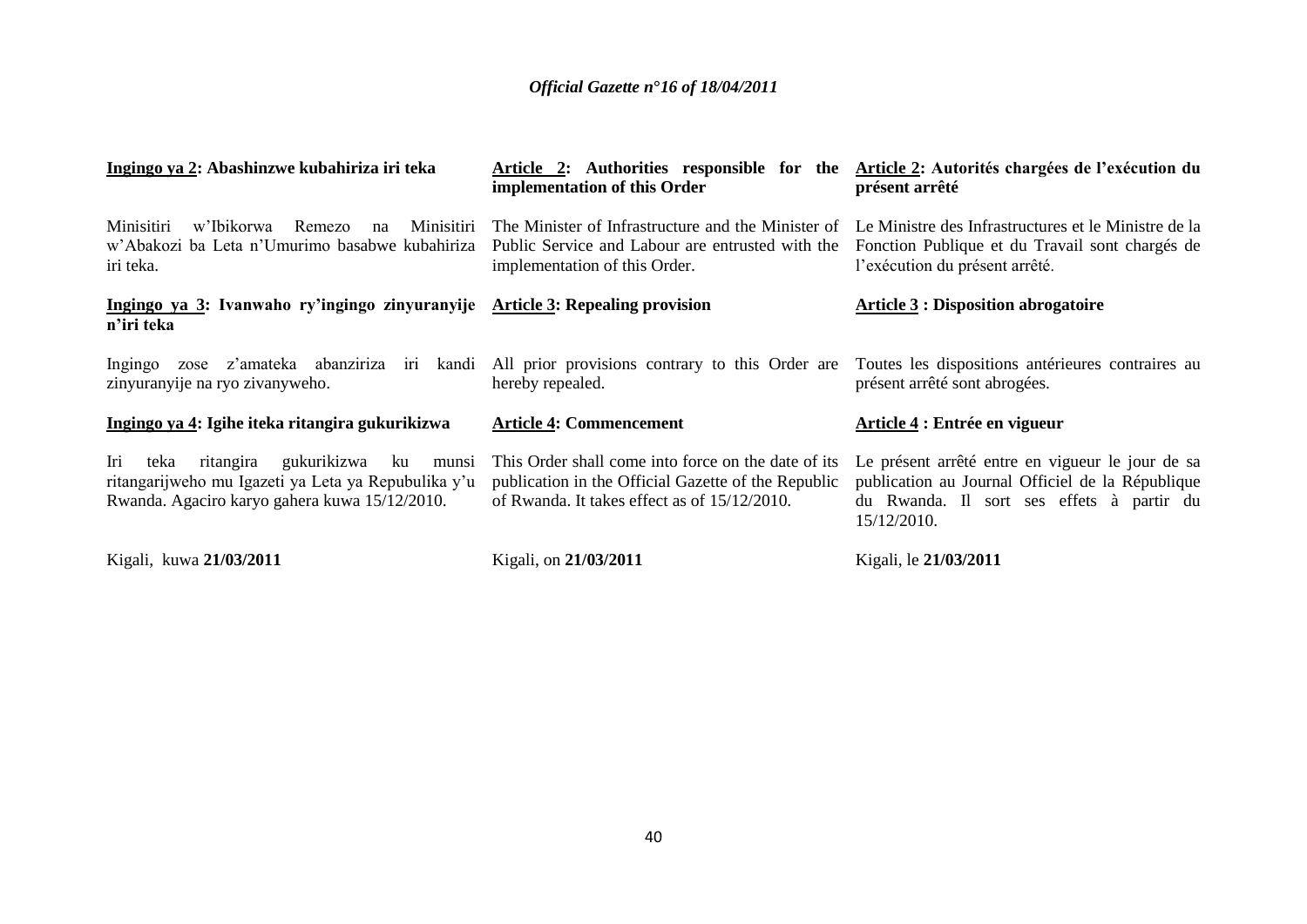**Ingingo ya 2: Abashinzwe kubahiriza iri teka**

Minisitiri w'Ibikorwa Remezo na Minisitiri w'Abakozi ba Leta n'Umurimo basabwe kubahiriza iri teka.

**Ingingo ya 3: Ivanwaho ry'ingingo zinyuranyije n'iri teka**

Ingingo zose z'amateka abanziriza iri kandi zinyuranyije na ryo zivanyweho.

**Ingingo ya 4: Igihe iteka ritangira gukurikizwa**

Iri teka ritangira gukurikizwa ku munsi ritangarijweho mu Igazeti ya Leta ya Repubulika y'u Rwanda. Agaciro karyo gahera kuwa 15/12/2010.

Kigali, kuwa **21/03/2011**

**Article 2: Authorities responsible for the implementation of this Order**

The Minister of Infrastructure and the Minister of Public Service and Labour are entrusted with the implementation of this Order.

**Article 3: Repealing provision**

All prior provisions contrary to this Order are hereby repealed.

**Article 4: Commencement**

This Order shall come into force on the date of its publication in the Official Gazette of the Republic of Rwanda. It takes effect as of 15/12/2010.

Kigali, on **21/03/2011**

**Article 2: Autorités chargées de l'exécution du présent arrêté**

Le Ministre des Infrastructures et le Ministre de la Fonction Publique et du Travail sont chargés de l'exécution du présent arrêté.

**Article 3 : Disposition abrogatoire**

Toutes les dispositions antérieures contraires au présent arrêté sont abrogées.

**Article 4 : Entrée en vigueur**

Le présent arrêté entre en vigueur le jour de sa publication au Journal Officiel de la République du Rwanda. Il sort ses effets à partir du 15/12/2010.

Kigali, le **21/03/2011**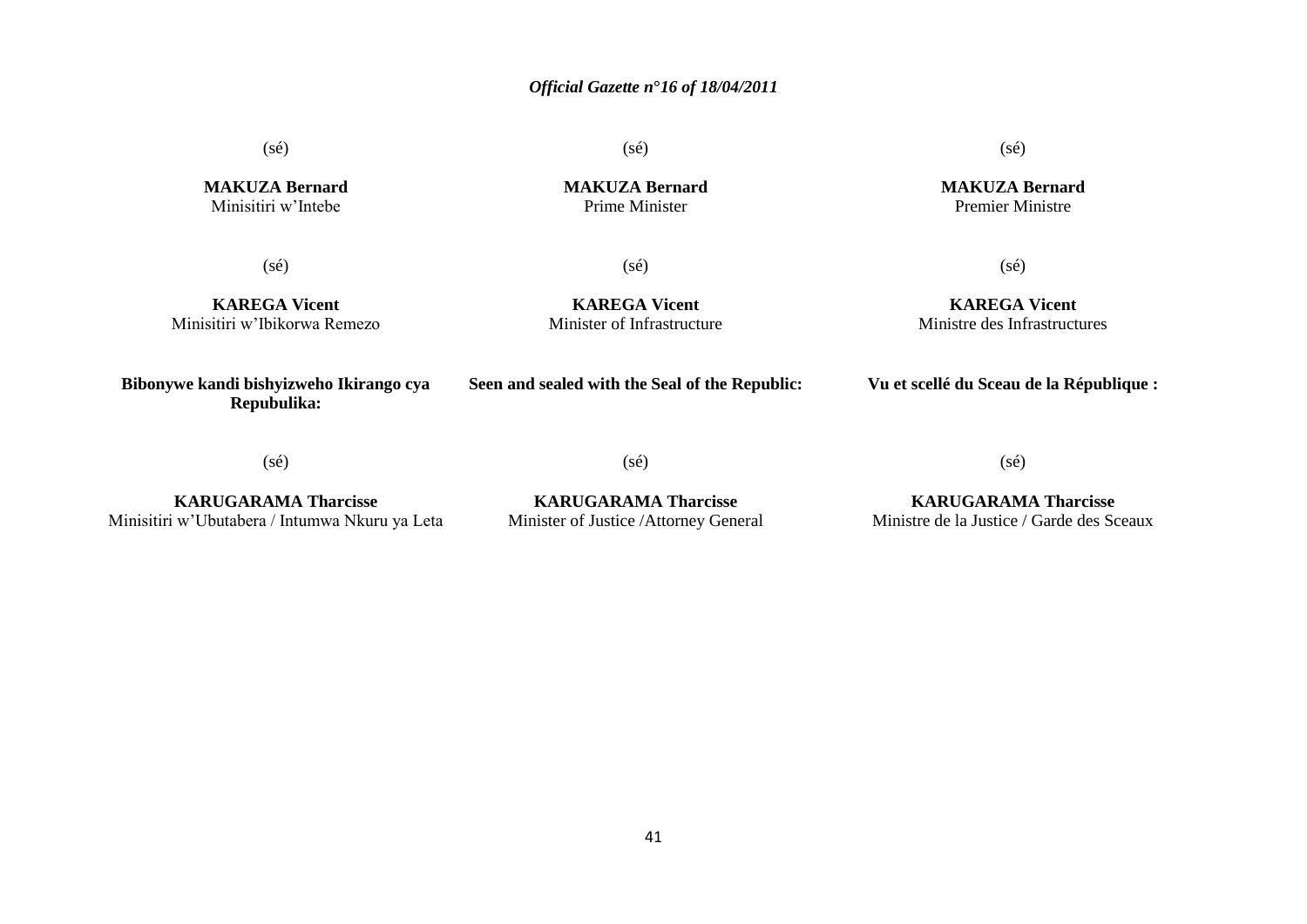(sé)

**MAKUZA Bernard**
Minisitiri w'Intebe

(sé)

**MAKUZA Bernard**
Prime Minister

(sé)

**MAKUZA Bernard**
Premier Ministre

(sé)

**KAREGA Vicent**
Minisitiri w'Ibikorwa Remezo

(sé)

**KAREGA Vicent**
Minister of Infrastructure

(sé)

**KAREGA Vicent**
Ministre des Infrastructures

**Bibonywe kandi bishyizweho Ikirango cya Repubulika:**

(sé)

**KARUGARAMA Tharcisse**
Minisitiri w'Ubutabera / Intumwa Nkuru ya Leta

**Seen and sealed with the Seal of the Republic:**

(sé)

**KARUGARAMA Tharcisse**
Minister of Justice /Attorney General

**Vu et scellé du Sceau de la République :**

(sé)

**KARUGARAMA Tharcisse**
Ministre de la Justice / Garde des Sceaux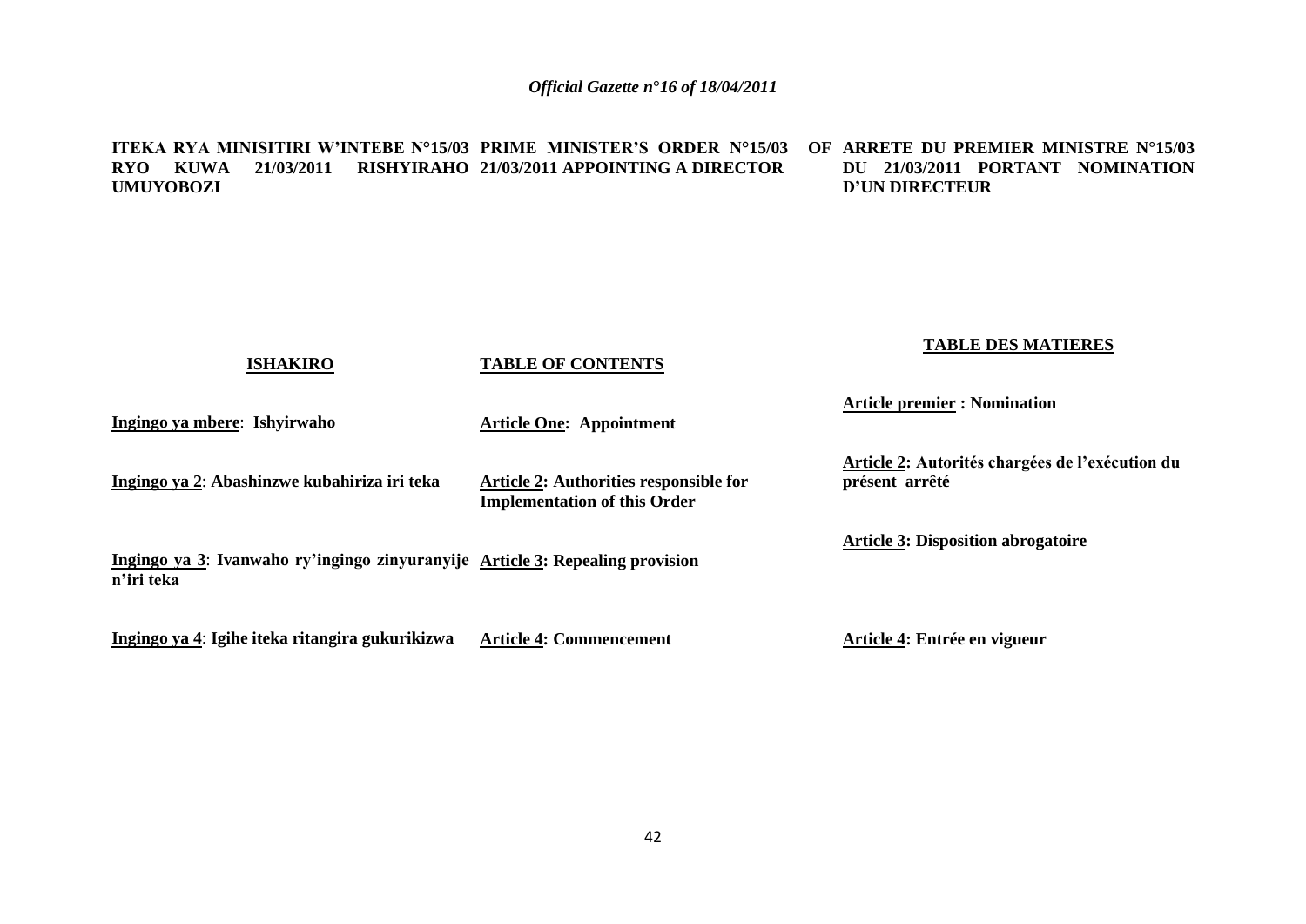**ITEKA RYA MINISITIRI W'INTEBE N°15/03 RYO KUWA 21/03/2011 RISHYIRAHO UMUYOBOZI**

**PRIME MINISTER'S ORDER N°15/03 OF 21/03/2011 APPOINTING A DIRECTOR**

**ARRETE DU PREMIER MINISTRE N°15/03 DU 21/03/2011 PORTANT NOMINATION D'UN DIRECTEUR**

| **ISHAKIRO** | **TABLE OF CONTENTS** | **TABLE DES MATIERES** |
|---|---|---|
| **Ingingo ya mbere**: **Ishyirwaho** | **Article One: Appointment** | **Article premier : Nomination** |
| **Ingingo ya 2**: **Abashinzwe kubahiriza iri teka** | **Article 2: Authorities responsible for Implementation of this Order** | **Article 2: Autorités chargées de l'exécution du présent arrêté** |
| **Ingingo ya 3**: **Ivanwaho ry'ingingo zinyuranyije n'iri teka** | **Article 3: Repealing provision** | **Article 3: Disposition abrogatoire** |
| **Ingingo ya 4**: **Igihe iteka ritangira gukurikizwa** | **Article 4: Commencement** | **Article 4: Entrée en vigueur** |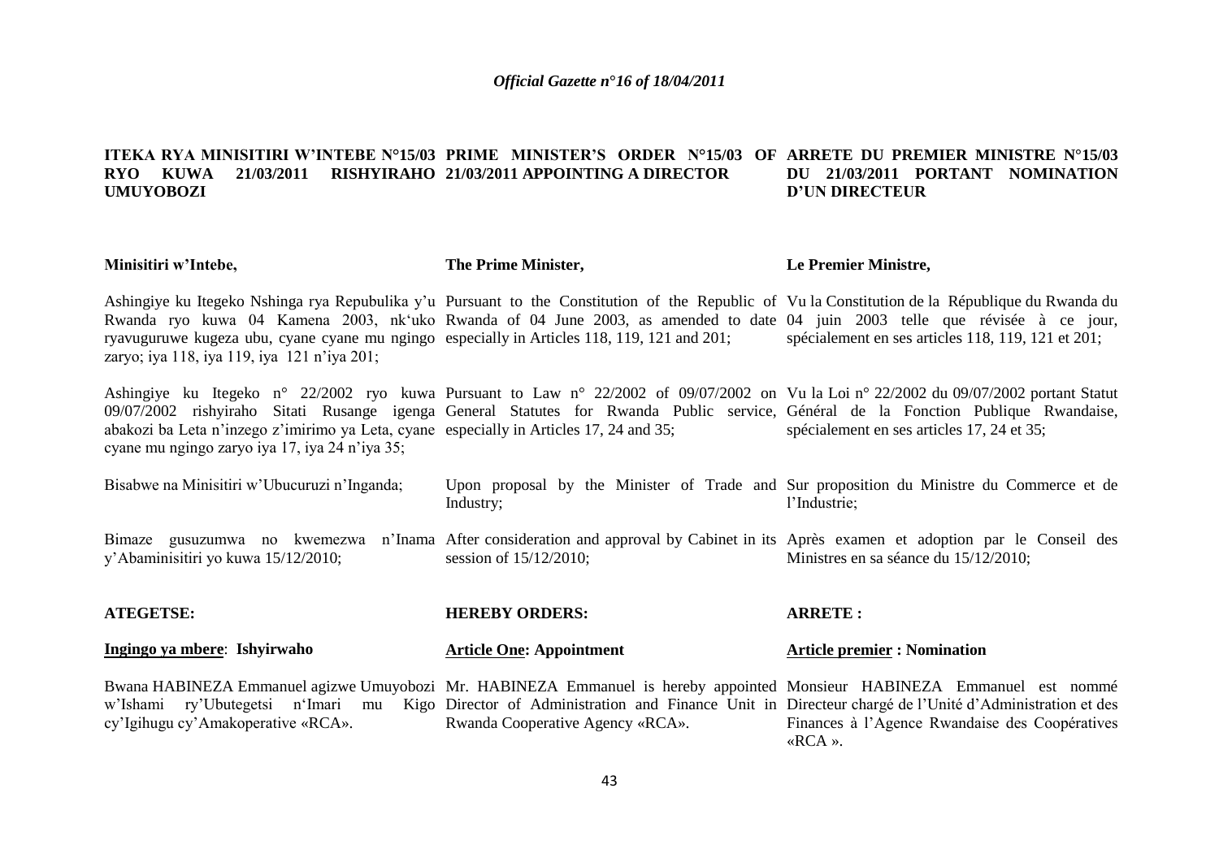*Official Gazette n°16 of 18/04/2011*

**ITEKA RYA MINISITIRI W'INTEBE N°15/03 RYO KUWA 21/03/2011 RISHYIRAHO UMUYOBOZI**

**Minisitiri w'Intebe,**

Ashingiye ku Itegeko Nshinga rya Repubulika y'u Rwanda ryo kuwa 04 Kamena 2003, nk'uko ryavuguruwe kugeza ubu, cyane cyane mu ngingo zaryo; iya 118, iya 119, iya 121 n'iya 201;

Ashingiye ku Itegeko n° 22/2002 ryo kuwa 09/07/2002 rishyiraho Sitati Rusange igenga abakozi ba Leta n'inzego z'imirimo ya Leta, cyane cyane mu ngingo zaryo iya 17, iya 24 n'iya 35;

Bisabwe na Minisitiri w'Ubucuruzi n'Inganda;

Bimaze gusuzumwa no kwemezwa n'Inama y'Abaminisitiri yo kuwa 15/12/2010;

**ATEGETSE:**

**Ingingo ya mbere**: **Ishyirwaho**

Bwana HABINEZA Emmanuel agizwe Umuyobozi w'Ishami ry'Ubutegetsi n'Imari mu Kigo cy'Igihugu cy'Amakoperative «RCA».

**PRIME MINISTER'S ORDER N°15/03 OF 21/03/2011 APPOINTING A DIRECTOR**

**The Prime Minister,**

Pursuant to the Constitution of the Republic of Rwanda of 04 June 2003, as amended to date especially in Articles 118, 119, 121 and 201;

Pursuant to Law n° 22/2002 of 09/07/2002 on General Statutes for Rwanda Public service, especially in Articles 17, 24 and 35;

Upon proposal by the Minister of Trade and Industry;

After consideration and approval by Cabinet in its session of 15/12/2010;

**HEREBY ORDERS:**

**Article One: Appointment**

Mr. HABINEZA Emmanuel is hereby appointed Director of Administration and Finance Unit in Rwanda Cooperative Agency «RCA».

**ARRETE DU PREMIER MINISTRE N°15/03 DU 21/03/2011 PORTANT NOMINATION D'UN DIRECTEUR**

**Le Premier Ministre,**

Vu la Constitution de la République du Rwanda du 04 juin 2003 telle que révisée à ce jour, spécialement en ses articles 118, 119, 121 et 201;

Vu la Loi n° 22/2002 du 09/07/2002 portant Statut Général de la Fonction Publique Rwandaise, spécialement en ses articles 17, 24 et 35;

Sur proposition du Ministre du Commerce et de l'Industrie;

Après examen et adoption par le Conseil des Ministres en sa séance du 15/12/2010;

**ARRETE :**

**Article premier : Nomination**

Monsieur HABINEZA Emmanuel est nommé Directeur chargé de l'Unité d'Administration et des Finances à l'Agence Rwandaise des Coopératives «RCA ».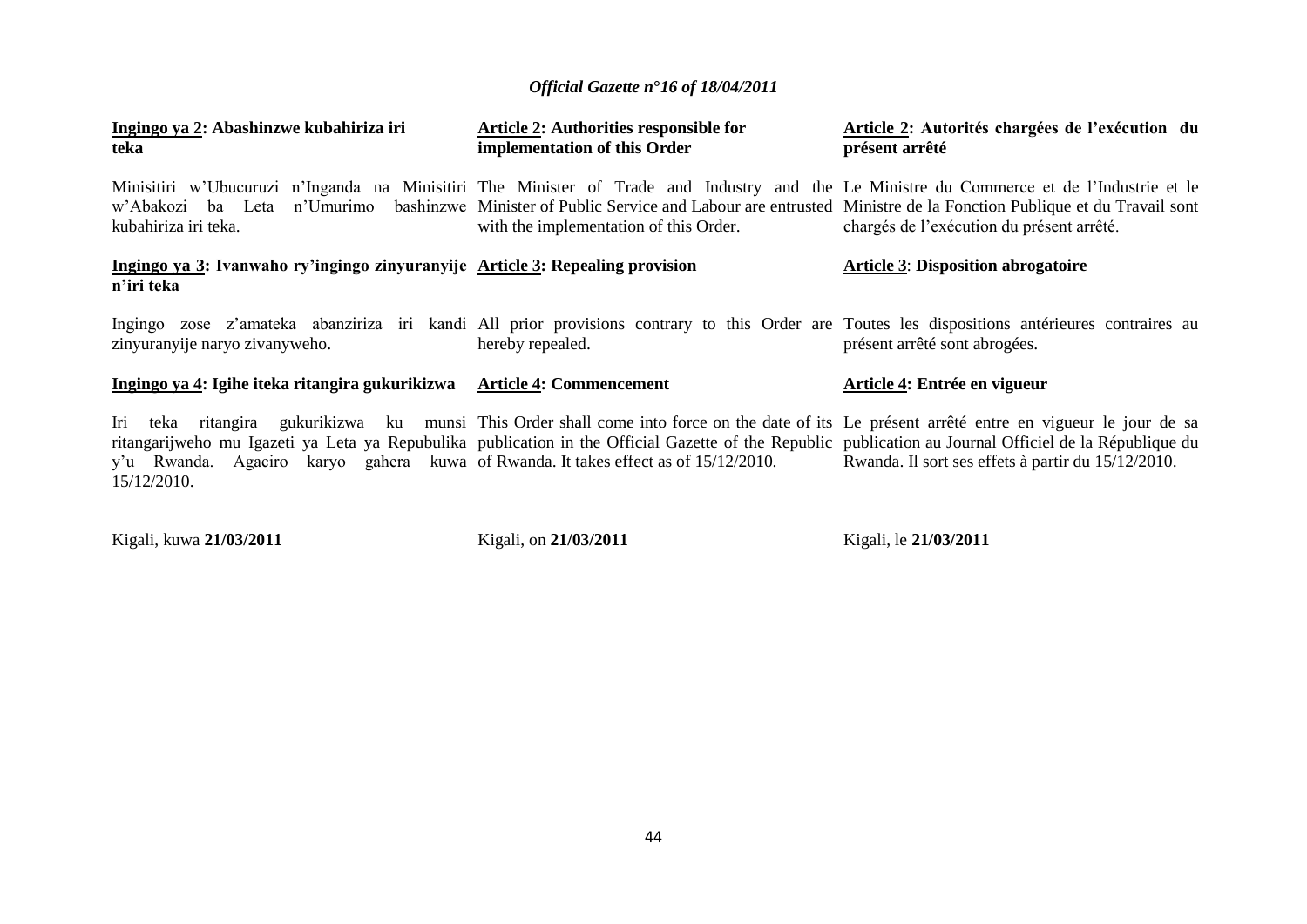**Ingingo ya 2: Abashinzwe kubahiriza iri teka**

Minisitiri w'Ubucuruzi n'Inganda na Minisitiri w'Abakozi ba Leta n'Umurimo bashinzwe kubahiriza iri teka.

**Ingingo ya 3: Ivanwaho ry'ingingo zinyuranyije n'iri teka**

Ingingo zose z'amateka abanziriza iri kandi zinyuranyije naryo zivanyweho.

**Ingingo ya 4: Igihe iteka ritangira gukurikizwa**

Iri teka ritangira gukurikizwa ku munsi ritangarijweho mu Igazeti ya Leta ya Repubulika y'u Rwanda. Agaciro karyo gahera kuwa 15/12/2010.

Kigali, kuwa **21/03/2011**

**Article 2: Authorities responsible for implementation of this Order**

The Minister of Trade and Industry and the Minister of Public Service and Labour are entrusted with the implementation of this Order.

**Article 3: Repealing provision**

All prior provisions contrary to this Order are hereby repealed.

**Article 4: Commencement**

This Order shall come into force on the date of its publication in the Official Gazette of the Republic of Rwanda. It takes effect as of 15/12/2010.

Kigali, on **21/03/2011**

**Article 2: Autorités chargées de l'exécution du présent arrêté**

Le Ministre du Commerce et de l'Industrie et le Ministre de la Fonction Publique et du Travail sont chargés de l'exécution du présent arrêté.

**Article 3: Disposition abrogatoire**

Toutes les dispositions antérieures contraires au présent arrêté sont abrogées.

**Article 4: Entrée en vigueur**

Le présent arrêté entre en vigueur le jour de sa publication au Journal Officiel de la République du Rwanda. Il sort ses effets à partir du 15/12/2010.

Kigali, le **21/03/2011**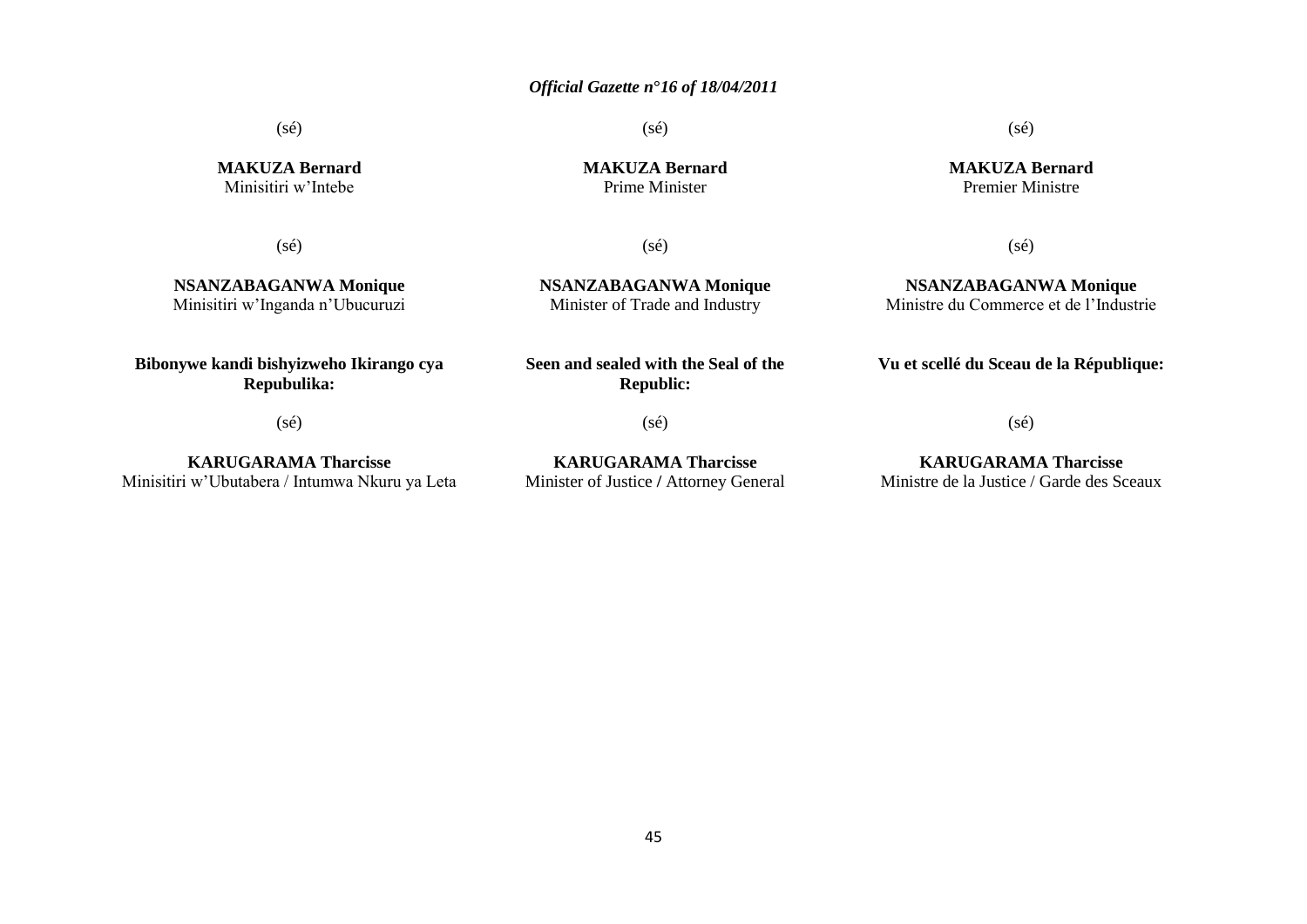(sé)

**MAKUZA Bernard**
Minisitiri w'Intebe

(sé)

**NSANZABAGANWA Monique**
Minisitiri w'Inganda n'Ubucuruzi

**Bibonywe kandi bishyizweho Ikirango cya Repubulika:**

(sé)

**KARUGARAMA Tharcisse**
Minisitiri w'Ubutabera / Intumwa Nkuru ya Leta

(sé)

**MAKUZA Bernard**
Prime Minister

(sé)

**NSANZABAGANWA Monique**
Minister of Trade and Industry

**Seen and sealed with the Seal of the Republic:**

(sé)

**KARUGARAMA Tharcisse**
Minister of Justice / Attorney General

(sé)

**MAKUZA Bernard**
Premier Ministre

(sé)

**NSANZABAGANWA Monique**
Ministre du Commerce et de l'Industrie

**Vu et scellé du Sceau de la République:**

(sé)

**KARUGARAMA Tharcisse**
Ministre de la Justice / Garde des Sceaux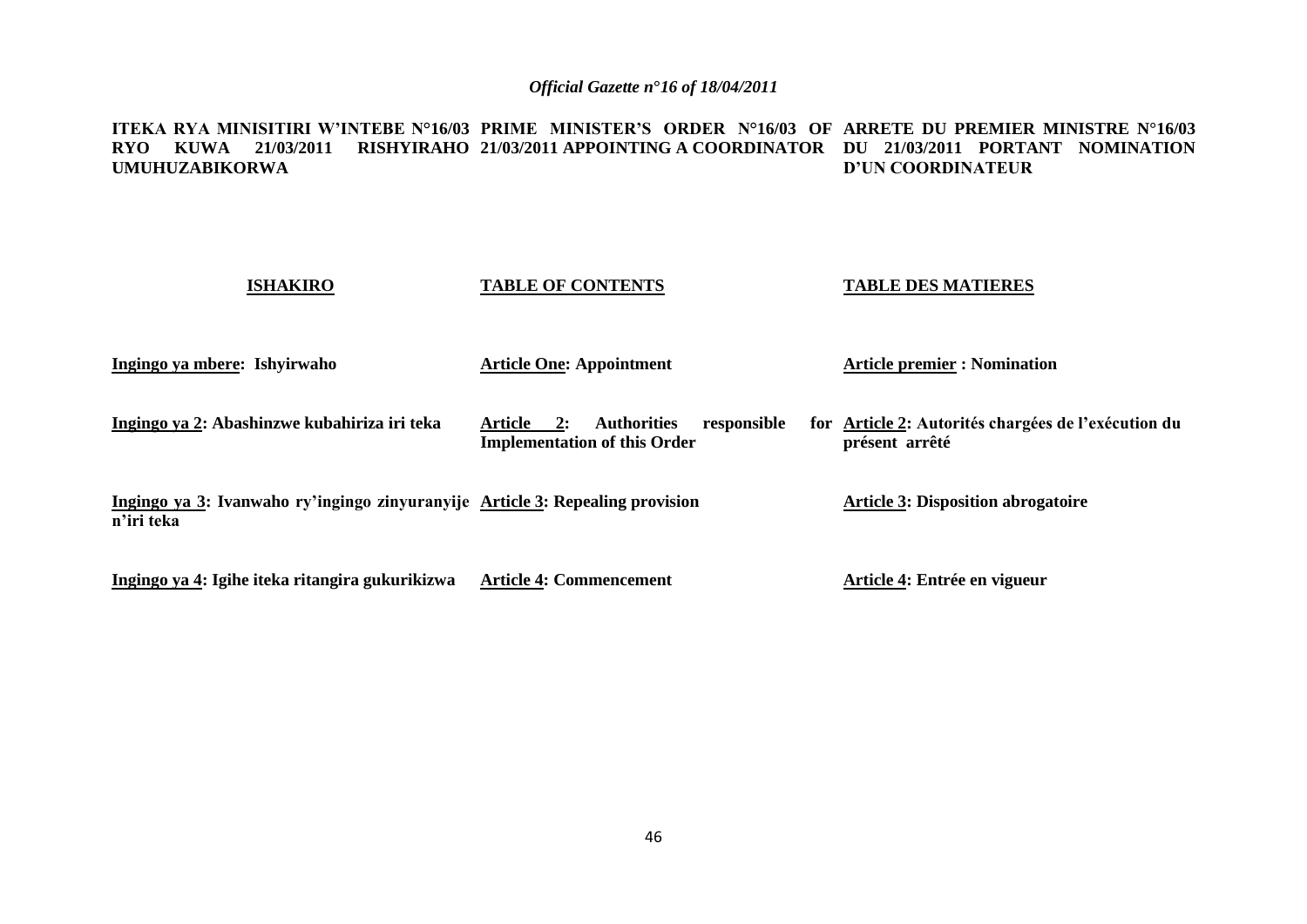**ITEKA RYA MINISITIRI W'INTEBE N°16/03 RYO KUWA 21/03/2011 RISHYIRAHO UMUHUZABIKORWA**

**PRIME MINISTER'S ORDER N°16/03 OF 21/03/2011 APPOINTING A COORDINATOR**

**ARRETE DU PREMIER MINISTRE N°16/03 DU 21/03/2011 PORTANT NOMINATION D'UN COORDINATEUR**

| **ISHAKIRO** | **TABLE OF CONTENTS** | **TABLE DES MATIERES** |
|---|---|---|
| **Ingingo ya mbere: Ishyirwaho** | **Article One: Appointment** | **Article premier : Nomination** |
| **Ingingo ya 2: Abashinzwe kubahiriza iri teka** | **Article 2: Authorities responsible for Implementation of this Order** | **Article 2: Autorités chargées de l'exécution du présent arrêté** |
| **Ingingo ya 3: Ivanwaho ry'ingingo zinyuranyije n'iri teka** | **Article 3: Repealing provision** | **Article 3: Disposition abrogatoire** |
| **Ingingo ya 4: Igihe iteka ritangira gukurikizwa** | **Article 4: Commencement** | **Article 4: Entrée en vigueur** |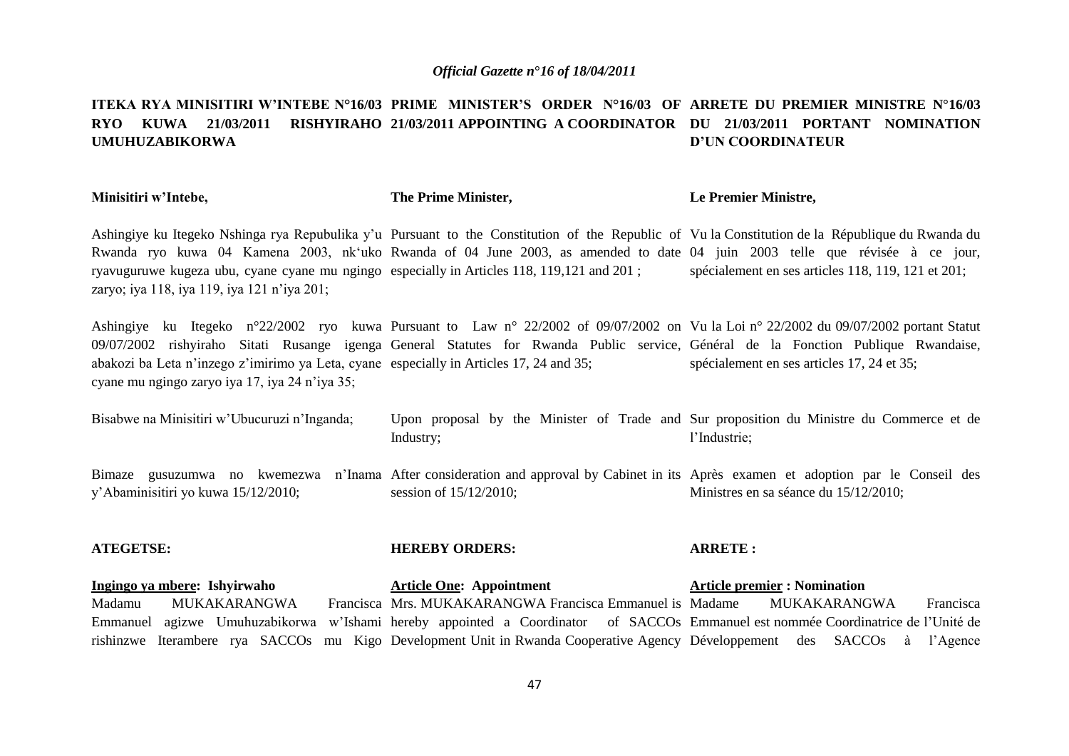**ITEKA RYA MINISITIRI W'INTEBE N°16/03 RYO KUWA 21/03/2011 RISHYIRAHO UMUHUZABIKORWA**

**Minisitiri w'Intebe,**

Ashingiye ku Itegeko Nshinga rya Repubulika y'u Rwanda ryo kuwa 04 Kamena 2003, nk'uko ryavuguruwe kugeza ubu, cyane cyane mu ngingo zaryo; iya 118, iya 119, iya 121 n'iya 201;

Ashingiye ku Itegeko n°22/2002 ryo kuwa 09/07/2002 rishyiraho Sitati Rusange igenga abakozi ba Leta n'inzego z'imirimo ya Leta, cyane cyane mu ngingo zaryo iya 17, iya 24 n'iya 35;

Bisabwe na Minisitiri w'Ubucuruzi n'Inganda;

Bimaze gusuzumwa no kwemezwa n'Inama y'Abaminisitiri yo kuwa 15/12/2010;

**ATEGETSE:**

**Ingingo ya mbere: Ishyirwaho**

Madamu MUKAKARANGWA Francisca Emmanuel agizwe Umuhuzabikorwa w'Ishami rishinzwe Iterambere rya SACCOs mu Kigo

**PRIME MINISTER'S ORDER N°16/03 OF 21/03/2011 APPOINTING A COORDINATOR**

**The Prime Minister,**

Pursuant to the Constitution of the Republic of Rwanda of 04 June 2003, as amended to date especially in Articles 118, 119,121 and 201 ;

Pursuant to Law n° 22/2002 of 09/07/2002 on General Statutes for Rwanda Public service, especially in Articles 17, 24 and 35;

Upon proposal by the Minister of Trade and Industry;

After consideration and approval by Cabinet in its session of 15/12/2010;

**HEREBY ORDERS:**

**Article One: Appointment**

Mrs. MUKAKARANGWA Francisca Emmanuel is hereby appointed a Coordinator of SACCOs Development Unit in Rwanda Cooperative Agency

**ARRETE DU PREMIER MINISTRE N°16/03 DU 21/03/2011 PORTANT NOMINATION D'UN COORDINATEUR**

**Le Premier Ministre,**

Vu la Constitution de la République du Rwanda du 04 juin 2003 telle que révisée à ce jour, spécialement en ses articles 118, 119, 121 et 201;

Vu la Loi n° 22/2002 du 09/07/2002 portant Statut Général de la Fonction Publique Rwandaise, spécialement en ses articles 17, 24 et 35;

Sur proposition du Ministre du Commerce et de l'Industrie;

Après examen et adoption par le Conseil des Ministres en sa séance du 15/12/2010;

**ARRETE :**

**Article premier : Nomination**

Madame MUKAKARANGWA Francisca Emmanuel est nommée Coordinatrice de l'Unité de Développement des SACCOs à l'Agence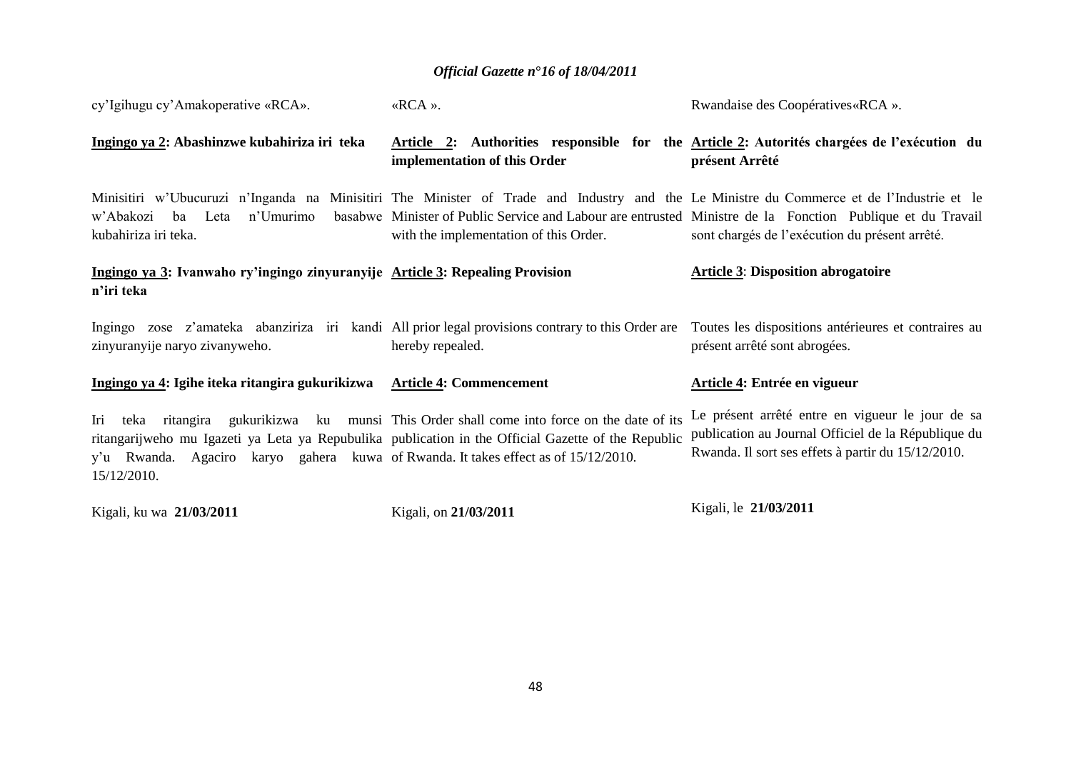| | | |
|---|---|---|
| cy'Igihugu cy'Amakoperative «RCA». | «RCA ». | Rwandaise des Coopératives«RCA ». |
| **<u>Ingingo ya 2</u>: Abashinzwe kubahiriza iri teka** | **<u>Article 2</u>: Authorities responsible for the implementation of this Order** | **<u>Article 2</u>: Autorités chargées de l'exécution du présent Arrêté** |
| Minisitiri w'Ubucuruzi n'Inganda na Minisitiri w'Abakozi ba Leta n'Umurimo basabwe kubahiriza iri teka. | The Minister of Trade and Industry and the Minister of Public Service and Labour are entrusted with the implementation of this Order. | Le Ministre du Commerce et de l'Industrie et le Ministre de la Fonction Publique et du Travail sont chargés de l'exécution du présent arrêté. |
| **<u>Ingingo ya 3</u>: Ivanwaho ry'ingingo zinyuranyije n'iri teka** | **<u>Article 3</u>: Repealing Provision** | **<u>Article 3</u>: Disposition abrogatoire** |
| Ingingo zose z'amateka abanziriza iri kandi zinyuranyije naryo zivanyweho. | All prior legal provisions contrary to this Order are hereby repealed. | Toutes les dispositions antérieures et contraires au présent arrêté sont abrogées. |
| **<u>Ingingo ya 4</u>: Igihe iteka ritangira gukurikizwa** | **<u>Article 4</u>: Commencement** | **<u>Article 4</u>: Entrée en vigueur** |
| Iri teka ritangira gukurikizwa ku munsi ritangarijweho mu Igazeti ya Leta ya Repubulika y'u Rwanda. Agaciro karyo gahera kuwa 15/12/2010. | This Order shall come into force on the date of its publication in the Official Gazette of the Republic of Rwanda. It takes effect as of 15/12/2010. | Le présent arrêté entre en vigueur le jour de sa publication au Journal Officiel de la République du Rwanda. Il sort ses effets à partir du 15/12/2010. |
| Kigali, ku wa **21/03/2011** | Kigali, on **21/03/2011** | Kigali, le **21/03/2011** |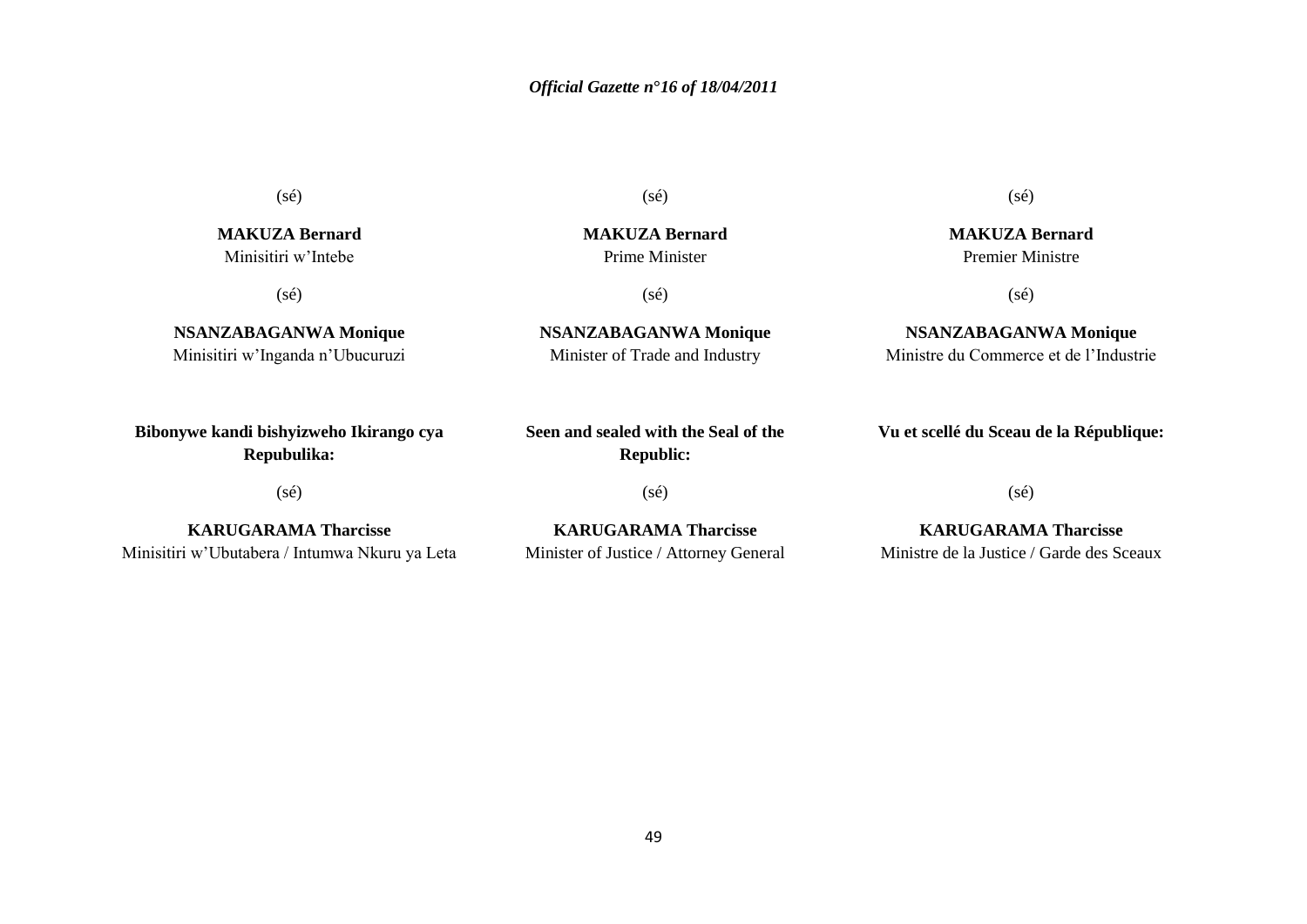(sé)

**MAKUZA Bernard**
Minisitiri w'Intebe

(sé)

**NSANZABAGANWA Monique**
Minisitiri w'Inganda n'Ubucuruzi

**Bibonywe kandi bishyizweho Ikirango cya Repubulika:**

(sé)

**KARUGARAMA Tharcisse**
Minisitiri w'Ubutabera / Intumwa Nkuru ya Leta

(sé)

**MAKUZA Bernard**
Prime Minister

(sé)

**NSANZABAGANWA Monique**
Minister of Trade and Industry

**Seen and sealed with the Seal of the Republic:**

(sé)

**KARUGARAMA Tharcisse**
Minister of Justice / Attorney General

(sé)

**MAKUZA Bernard**
Premier Ministre

(sé)

**NSANZABAGANWA Monique**
Ministre du Commerce et de l'Industrie

**Vu et scellé du Sceau de la République:**

(sé)

**KARUGARAMA Tharcisse**
Ministre de la Justice / Garde des Sceaux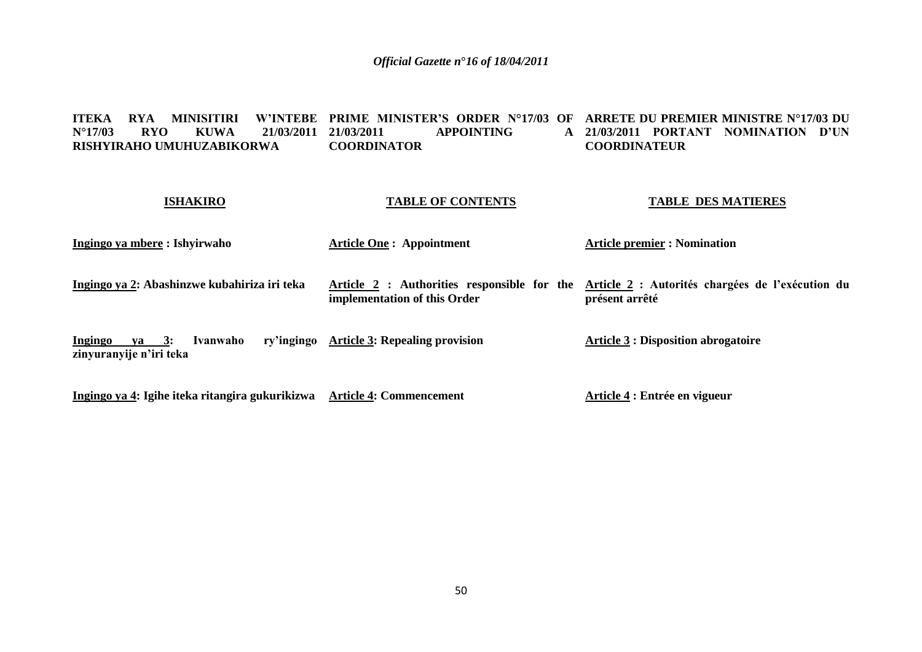**ITEKA RYA MINISITIRI W'INTEBE N°17/03 RYO KUWA 21/03/2011 RISHYIRAHO UMUHUZABIKORWA**

**PRIME MINISTER'S ORDER N°17/03 OF 21/03/2011 APPOINTING A COORDINATOR**

**ARRETE DU PREMIER MINISTRE N°17/03 DU 21/03/2011 PORTANT NOMINATION D'UN COORDINATEUR**

| **ISHAKIRO** | **TABLE OF CONTENTS** | **TABLE DES MATIERES** |
|---|---|---|
| **Ingingo ya mbere : Ishyirwaho** | **Article One : Appointment** | **Article premier : Nomination** |
| **Ingingo ya 2: Abashinzwe kubahiriza iri teka** | **Article 2 : Authorities responsible for the implementation of this Order** | **Article 2 : Autorités chargées de l'exécution du présent arrêté** |
| **Ingingo ya 3: Ivanwaho ry'ingingo zinyuranyije n'iri teka** | **Article 3: Repealing provision** | **Article 3 : Disposition abrogatoire** |
| **Ingingo ya 4: Igihe iteka ritangira gukurikizwa** | **Article 4: Commencement** | **Article 4 : Entrée en vigueur** |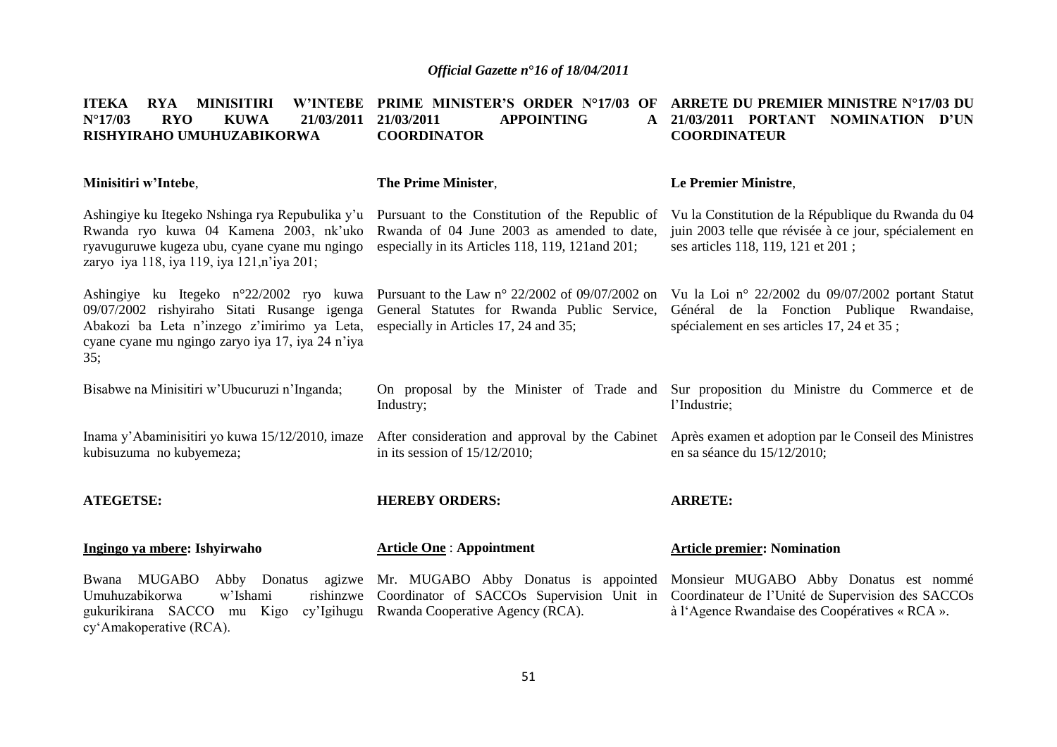**ITEKA RYA MINISITIRI W'INTEBE N°17/03 RYO KUWA 21/03/2011 RISHYIRAHO UMUHUZABIKORWA**

**PRIME MINISTER'S ORDER N°17/03 OF 21/03/2011 APPOINTING A COORDINATOR**

**ARRETE DU PREMIER MINISTRE N°17/03 DU 21/03/2011 PORTANT NOMINATION D'UN COORDINATEUR**

| | | |
|---|---|---|
| **Minisitiri w'Intebe**, | **The Prime Minister**, | **Le Premier Ministre**, |
| Ashingiye ku Itegeko Nshinga rya Repubulika y'u Rwanda ryo kuwa 04 Kamena 2003, nk'uko ryavuguruwe kugeza ubu, cyane cyane mu ngingo zaryo iya 118, iya 119, iya 121,n'iya 201; | Pursuant to the Constitution of the Republic of Rwanda of 04 June 2003 as amended to date, especially in its Articles 118, 119, 121and 201; | Vu la Constitution de la République du Rwanda du 04 juin 2003 telle que révisée à ce jour, spécialement en ses articles 118, 119, 121 et 201 ; |
| Ashingiye ku Itegeko n°22/2002 ryo kuwa 09/07/2002 rishyiraho Sitati Rusange igenga Abakozi ba Leta n'inzego z'imirimo ya Leta, cyane cyane mu ngingo zaryo iya 17, iya 24 n'iya 35; | Pursuant to the Law n° 22/2002 of 09/07/2002 on General Statutes for Rwanda Public Service, especially in Articles 17, 24 and 35; | Vu la Loi n° 22/2002 du 09/07/2002 portant Statut Général de la Fonction Publique Rwandaise, spécialement en ses articles 17, 24 et 35 ; |
| Bisabwe na Minisitiri w'Ubucuruzi n'Inganda; | On proposal by the Minister of Trade and Industry; | Sur proposition du Ministre du Commerce et de l'Industrie; |
| Inama y'Abaminisitiri yo kuwa 15/12/2010, imaze kubisuzuma no kubyemeza; | After consideration and approval by the Cabinet in its session of 15/12/2010; | Après examen et adoption par le Conseil des Ministres en sa séance du 15/12/2010; |
| **ATEGETSE:** | **HEREBY ORDERS:** | **ARRETE:** |
| **<u>Ingingo ya mbere</u>: Ishyirwaho** | **<u>Article One</u> : Appointment** | **<u>Article premier</u>: Nomination** |
| Bwana MUGABO Abby Donatus agizwe Umuhuzabikorwa w'Ishami rishinzwe gukurikirana SACCO mu Kigo cy'Igihugu cy'Amakoperative (RCA). | Mr. MUGABO Abby Donatus is appointed Coordinator of SACCOs Supervision Unit in Rwanda Cooperative Agency (RCA). | Monsieur MUGABO Abby Donatus est nommé Coordinateur de l'Unité de Supervision des SACCOs à l'Agence Rwandaise des Coopératives « RCA ». |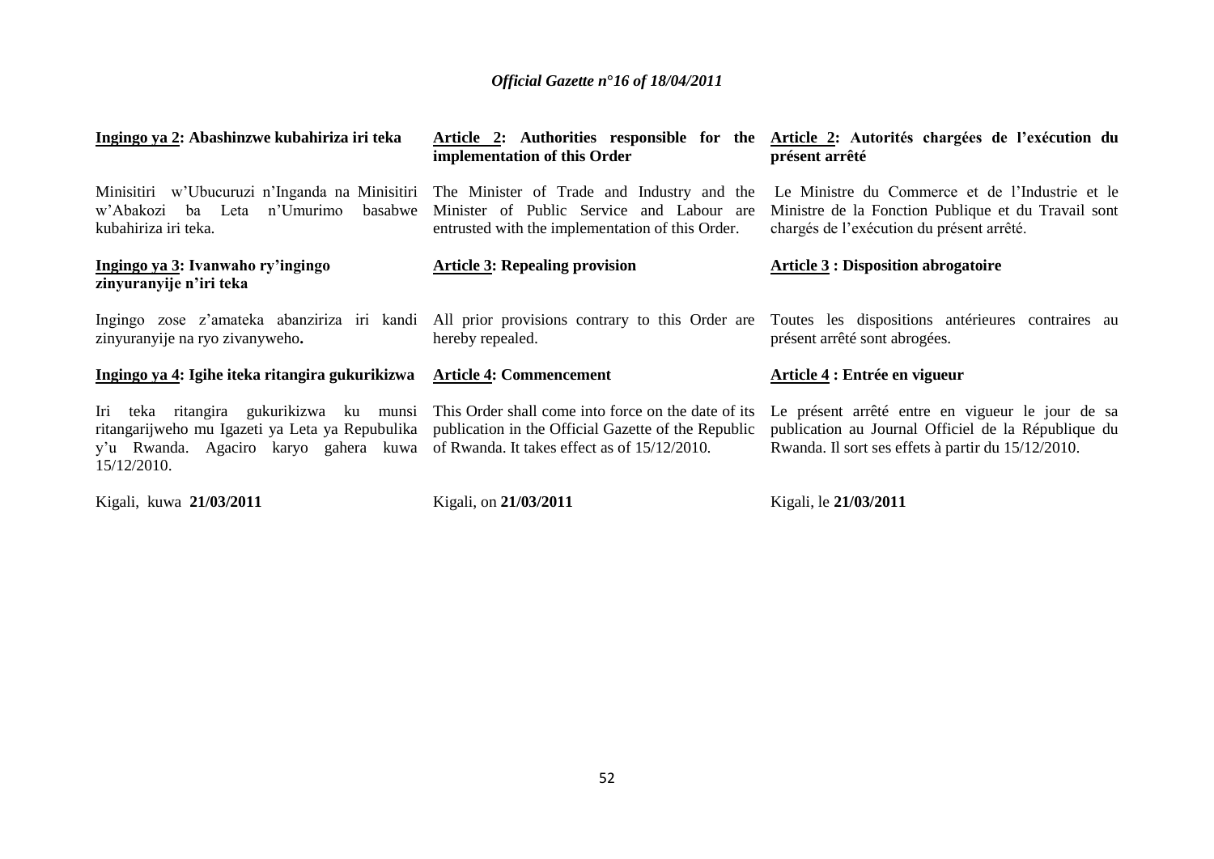**Ingingo ya 2: Abashinzwe kubahiriza iri teka**

Minisitiri w'Ubucuruzi n'Inganda na Minisitiri w'Abakozi ba Leta n'Umurimo basabwe kubahiriza iri teka.

**Ingingo ya 3: Ivanwaho ry'ingingo zinyuranyije n'iri teka**

Ingingo zose z'amateka abanziriza iri kandi zinyuranyije na ryo zivanyweho**.**

**Ingingo ya 4: Igihe iteka ritangira gukurikizwa**

Iri teka ritangira gukurikizwa ku munsi ritangarijweho mu Igazeti ya Leta ya Repubulika y'u Rwanda. Agaciro karyo gahera kuwa 15/12/2010.

Kigali, kuwa **21/03/2011**

**Article 2: Authorities responsible for the implementation of this Order**

The Minister of Trade and Industry and the Minister of Public Service and Labour are entrusted with the implementation of this Order.

**Article 3: Repealing provision**

All prior provisions contrary to this Order are hereby repealed.

**Article 4: Commencement**

This Order shall come into force on the date of its publication in the Official Gazette of the Republic of Rwanda. It takes effect as of 15/12/2010.

Kigali, on **21/03/2011**

**Article 2: Autorités chargées de l'exécution du présent arrêté**

Le Ministre du Commerce et de l'Industrie et le Ministre de la Fonction Publique et du Travail sont chargés de l'exécution du présent arrêté.

**Article 3 : Disposition abrogatoire**

Toutes les dispositions antérieures contraires au présent arrêté sont abrogées.

**Article 4 : Entrée en vigueur**

Le présent arrêté entre en vigueur le jour de sa publication au Journal Officiel de la République du Rwanda. Il sort ses effets à partir du 15/12/2010.

Kigali, le **21/03/2011**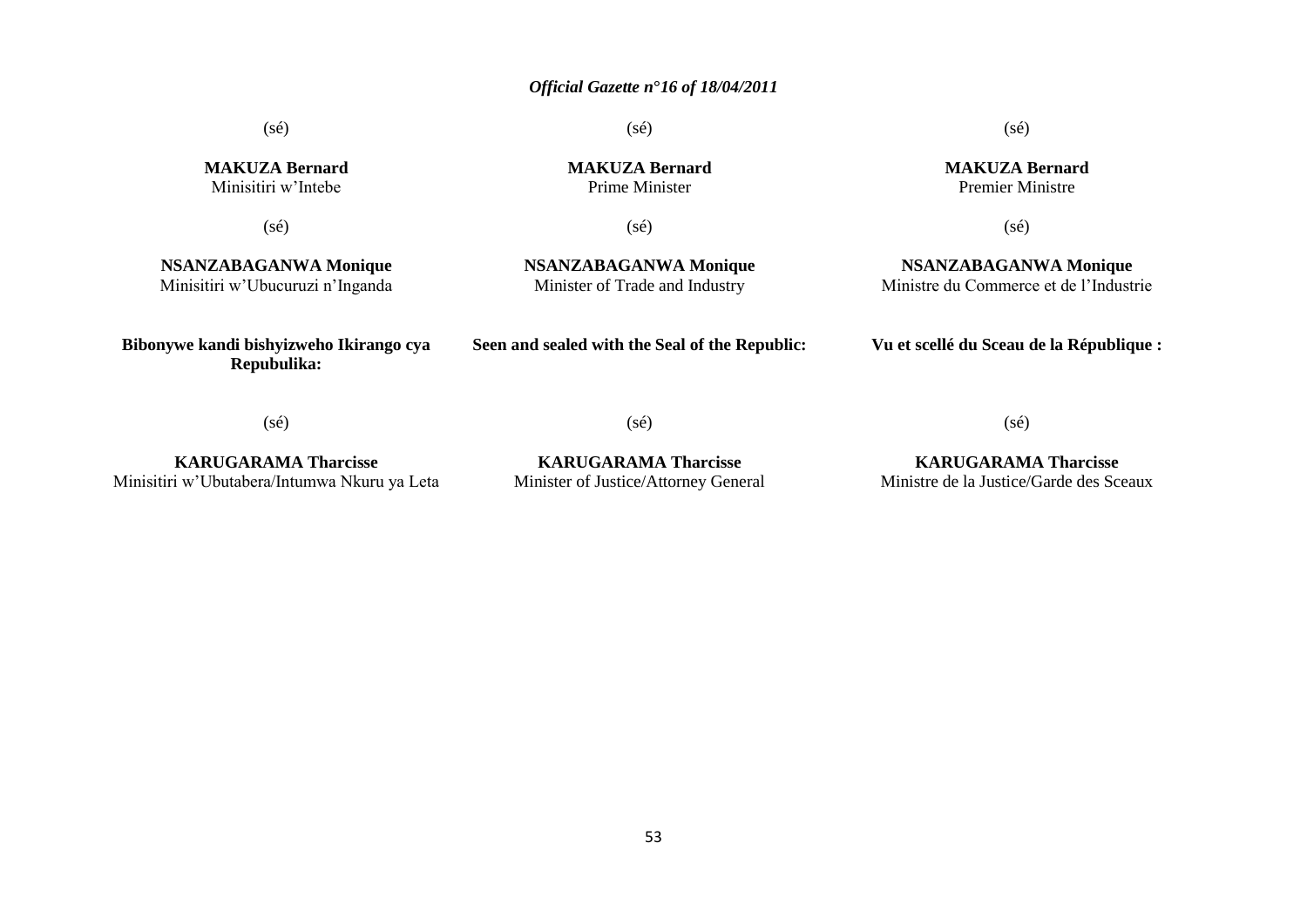(sé)

**MAKUZA Bernard**
Minisitiri w'Intebe

(sé)

**NSANZABAGANWA Monique**
Minisitiri w'Ubucuruzi n'Inganda

**Bibonywe kandi bishyizweho Ikirango cya Repubulika:**

(sé)

**KARUGARAMA Tharcisse**
Minisitiri w'Ubutabera/Intumwa Nkuru ya Leta

(sé)

**MAKUZA Bernard**
Prime Minister

(sé)

**NSANZABAGANWA Monique**
Minister of Trade and Industry

**Seen and sealed with the Seal of the Republic:**

(sé)

**KARUGARAMA Tharcisse**
Minister of Justice/Attorney General

(sé)

**MAKUZA Bernard**
Premier Ministre

(sé)

**NSANZABAGANWA Monique**
Ministre du Commerce et de l'Industrie

**Vu et scellé du Sceau de la République :**

(sé)

**KARUGARAMA Tharcisse**
Ministre de la Justice/Garde des Sceaux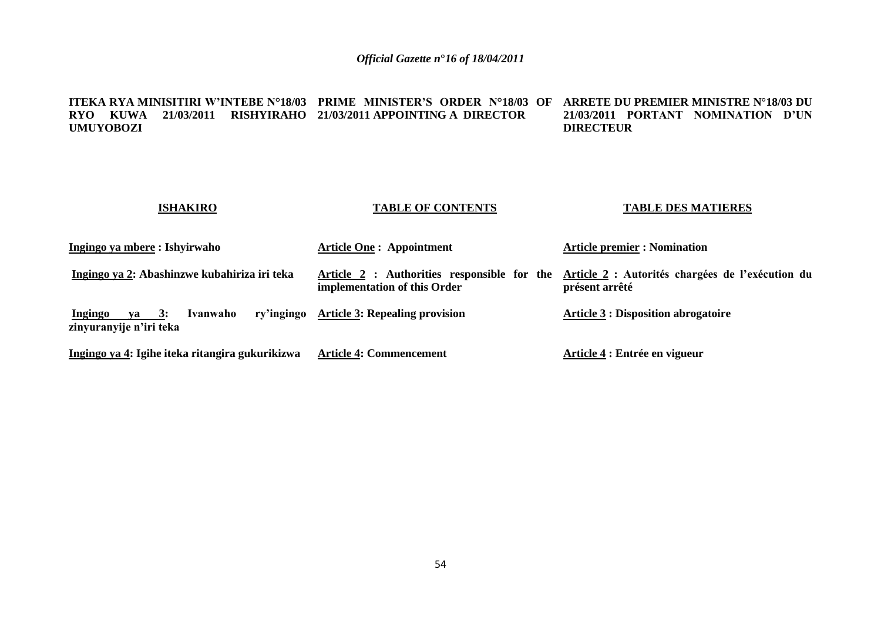**ITEKA RYA MINISITIRI W'INTEBE N°18/03 RYO KUWA 21/03/2011 RISHYIRAHO UMUYOBOZI**

**PRIME MINISTER'S ORDER N°18/03 OF 21/03/2011 APPOINTING A DIRECTOR**

**ARRETE DU PREMIER MINISTRE N°18/03 DU 21/03/2011 PORTANT NOMINATION D'UN DIRECTEUR**

| **ISHAKIRO** | **TABLE OF CONTENTS** | **TABLE DES MATIERES** |
| --- | --- | --- |
| **Ingingo ya mbere : Ishyirwaho** | **Article One : Appointment** | **Article premier : Nomination** |
| **Ingingo ya 2: Abashinzwe kubahiriza iri teka** | **Article 2 : Authorities responsible for the implementation of this Order** | **Article 2 : Autorités chargées de l'exécution du présent arrêté** |
| **Ingingo ya 3: Ivanwaho ry'ingingo zinyuranyije n'iri teka** | **Article 3: Repealing provision** | **Article 3 : Disposition abrogatoire** |
| **Ingingo ya 4: Igihe iteka ritangira gukurikizwa** | **Article 4: Commencement** | **Article 4 : Entrée en vigueur** |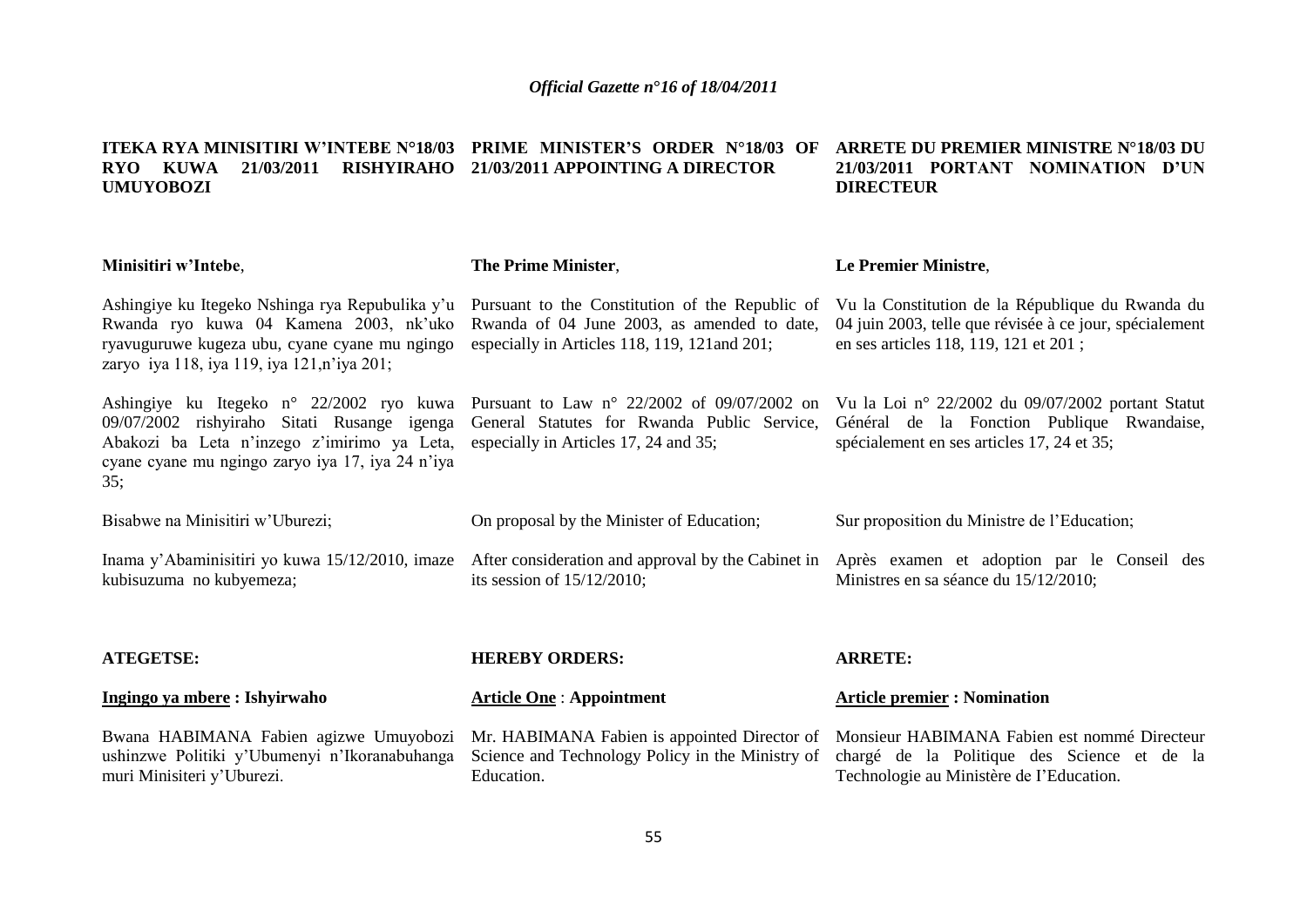**ITEKA RYA MINISITIRI W'INTEBE N°18/03 RYO KUWA 21/03/2011 RISHYIRAHO UMUYOBOZI**

**Minisitiri w'Intebe**,

Ashingiye ku Itegeko Nshinga rya Repubulika y'u Rwanda ryo kuwa 04 Kamena 2003, nk'uko ryavuguruwe kugeza ubu, cyane cyane mu ngingo zaryo iya 118, iya 119, iya 121,n'iya 201;

Ashingiye ku Itegeko n° 22/2002 ryo kuwa 09/07/2002 rishyiraho Sitati Rusange igenga Abakozi ba Leta n'inzego z'imirimo ya Leta, cyane cyane mu ngingo zaryo iya 17, iya 24 n'iya 35;

Bisabwe na Minisitiri w'Uburezi;

Inama y'Abaminisitiri yo kuwa 15/12/2010, imaze kubisuzuma no kubyemeza;

**ATEGETSE:**

**Ingingo ya mbere : Ishyirwaho**

Bwana HABIMANA Fabien agizwe Umuyobozi ushinzwe Politiki y'Ubumenyi n'Ikoranabuhanga muri Minisiteri y'Uburezi.

**PRIME MINISTER'S ORDER N°18/03 OF 21/03/2011 APPOINTING A DIRECTOR**

**The Prime Minister**,

Pursuant to the Constitution of the Republic of Rwanda of 04 June 2003, as amended to date, especially in Articles 118, 119, 121and 201;

Pursuant to Law n° 22/2002 of 09/07/2002 on General Statutes for Rwanda Public Service, especially in Articles 17, 24 and 35;

On proposal by the Minister of Education;

After consideration and approval by the Cabinet in its session of 15/12/2010;

**HEREBY ORDERS:**

**Article One : Appointment**

Mr. HABIMANA Fabien is appointed Director of Science and Technology Policy in the Ministry of Education.

**ARRETE DU PREMIER MINISTRE N°18/03 DU 21/03/2011 PORTANT NOMINATION D'UN DIRECTEUR**

**Le Premier Ministre**,

Vu la Constitution de la République du Rwanda du 04 juin 2003, telle que révisée à ce jour, spécialement en ses articles 118, 119, 121 et 201 ;

Vu la Loi n° 22/2002 du 09/07/2002 portant Statut Général de la Fonction Publique Rwandaise, spécialement en ses articles 17, 24 et 35;

Sur proposition du Ministre de l'Education;

Après examen et adoption par le Conseil des Ministres en sa séance du 15/12/2010;

**ARRETE:**

**Article premier : Nomination**

Monsieur HABIMANA Fabien est nommé Directeur chargé de la Politique des Science et de la Technologie au Ministère de I'Education.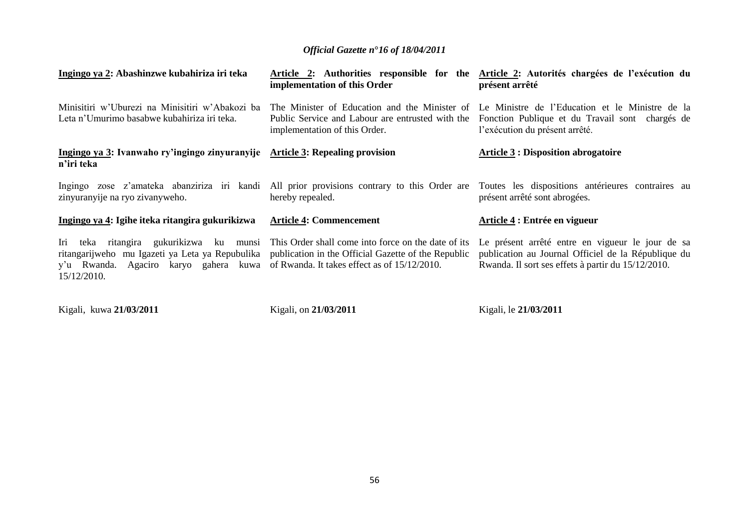**Ingingo ya 2: Abashinzwe kubahiriza iri teka**

Minisitiri w'Uburezi na Minisitiri w'Abakozi ba Leta n'Umurimo basabwe kubahiriza iri teka.

**Ingingo ya 3: Ivanwaho ry'ingingo zinyuranyije n'iri teka**

Ingingo zose z'amateka abanziriza iri kandi zinyuranyije na ryo zivanyweho.

**Ingingo ya 4: Igihe iteka ritangira gukurikizwa**

Iri teka ritangira gukurikizwa ku munsi ritangarijweho mu Igazeti ya Leta ya Repubulika y'u Rwanda. Agaciro karyo gahera kuwa 15/12/2010.

Kigali, kuwa **21/03/2011**

**Article 2: Authorities responsible for the implementation of this Order**

The Minister of Education and the Minister of Public Service and Labour are entrusted with the implementation of this Order.

**Article 3: Repealing provision**

All prior provisions contrary to this Order are hereby repealed.

**Article 4: Commencement**

This Order shall come into force on the date of its publication in the Official Gazette of the Republic of Rwanda. It takes effect as of 15/12/2010.

Kigali, on **21/03/2011**

**Article 2: Autorités chargées de l'exécution du présent arrêté**

Le Ministre de l'Education et le Ministre de la Fonction Publique et du Travail sont chargés de l'exécution du présent arrêté.

**Article 3 : Disposition abrogatoire**

Toutes les dispositions antérieures contraires au présent arrêté sont abrogées.

**Article 4 : Entrée en vigueur**

Le présent arrêté entre en vigueur le jour de sa publication au Journal Officiel de la République du Rwanda. Il sort ses effets à partir du 15/12/2010.

Kigali, le **21/03/2011**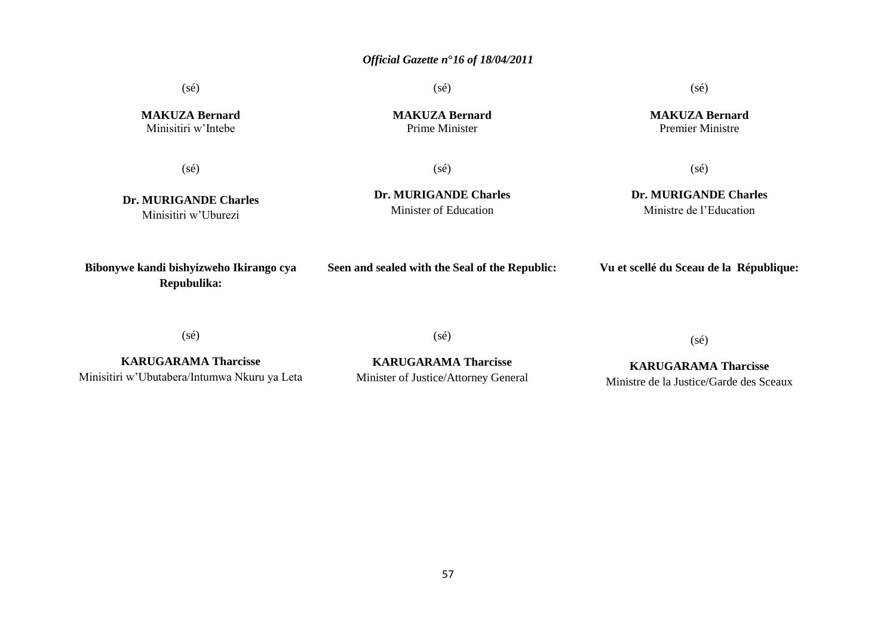(sé)

**MAKUZA Bernard**
Minisitiri w'Intebe

(sé)

**Dr. MURIGANDE Charles**
Minisitiri w'Uburezi

**Bibonywe kandi bishyizweho Ikirango cya Repubulika:**

(sé)

**KARUGARAMA Tharcisse**
Minisitiri w'Ubutabera/Intumwa Nkuru ya Leta

(sé)

**MAKUZA Bernard**
Prime Minister

(sé)

**Dr. MURIGANDE Charles**
Minister of Education

**Seen and sealed with the Seal of the Republic:**

(sé)

**KARUGARAMA Tharcisse**
Minister of Justice/Attorney General

(sé)

**MAKUZA Bernard**
Premier Ministre

(sé)

**Dr. MURIGANDE Charles**
Ministre de l'Education

**Vu et scellé du Sceau de la République:**

(sé)

**KARUGARAMA Tharcisse**
Ministre de la Justice/Garde des Sceaux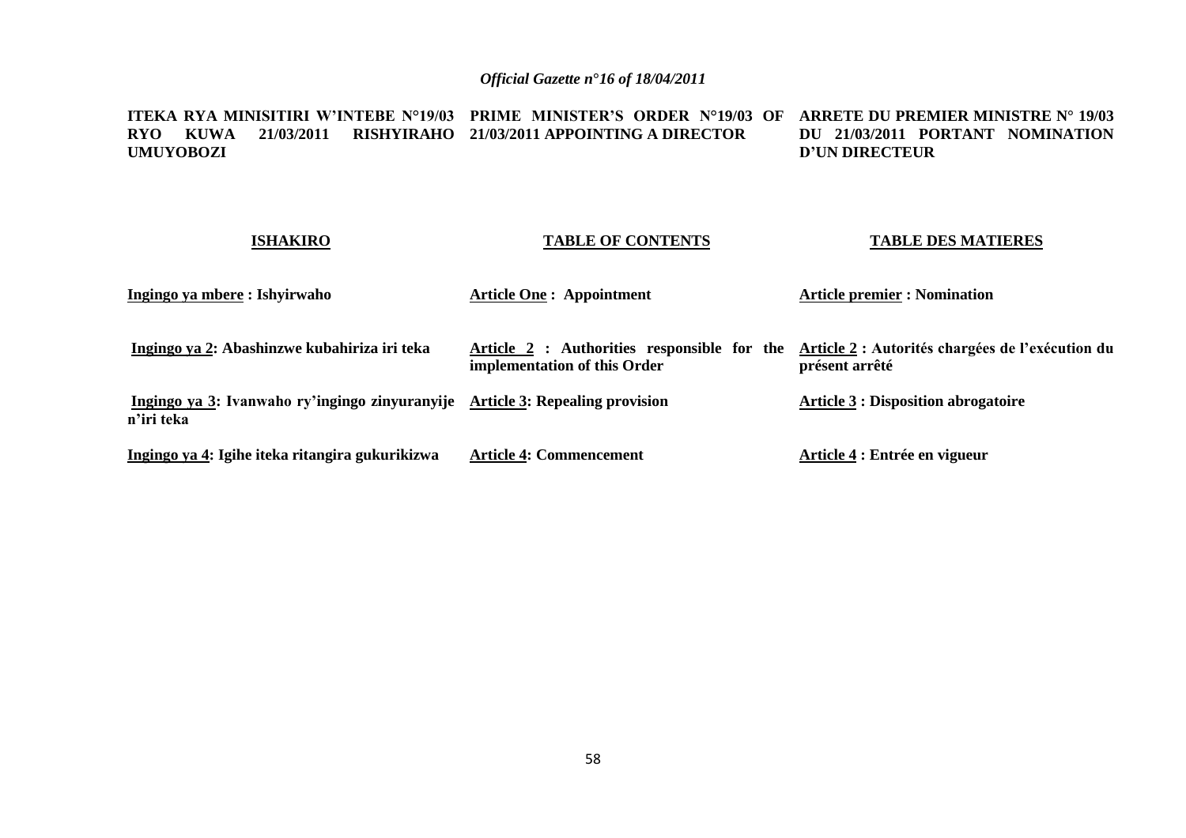**ITEKA RYA MINISITIRI W'INTEBE N°19/03 RYO KUWA 21/03/2011 RISHYIRAHO UMUYOBOZI**

**ISHAKIRO**

**Ingingo ya mbere : Ishyirwaho**

**Ingingo ya 2: Abashinzwe kubahiriza iri teka**

**Ingingo ya 3: Ivanwaho ry'ingingo zinyuranyije n'iri teka**

**Ingingo ya 4: Igihe iteka ritangira gukurikizwa**

**PRIME MINISTER'S ORDER N°19/03 OF 21/03/2011 APPOINTING A DIRECTOR**

**TABLE OF CONTENTS**

**Article One : Appointment**

**Article 2 : Authorities responsible for the implementation of this Order**

**Article 3: Repealing provision**

**Article 4: Commencement**

**ARRETE DU PREMIER MINISTRE N° 19/03 DU 21/03/2011 PORTANT NOMINATION D'UN DIRECTEUR**

**TABLE DES MATIERES**

**Article premier : Nomination**

**Article 2 : Autorités chargées de l'exécution du présent arrêté**

**Article 3 : Disposition abrogatoire**

**Article 4 : Entrée en vigueur**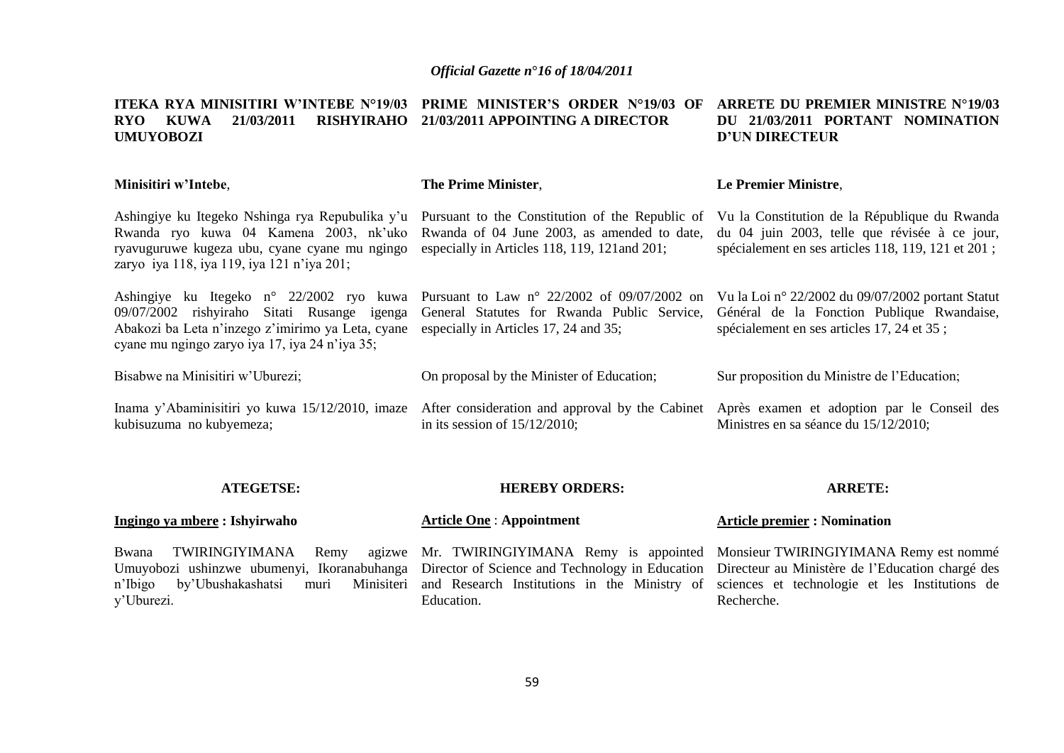**ITEKA RYA MINISITIRI W'INTEBE N°19/03 RYO KUWA 21/03/2011 RISHYIRAHO UMUYOBOZI**

**Minisitiri w'Intebe**,

Ashingiye ku Itegeko Nshinga rya Repubulika y'u Rwanda ryo kuwa 04 Kamena 2003, nk'uko ryavuguruwe kugeza ubu, cyane cyane mu ngingo zaryo iya 118, iya 119, iya 121 n'iya 201;

Ashingiye ku Itegeko n° 22/2002 ryo kuwa 09/07/2002 rishyiraho Sitati Rusange igenga Abakozi ba Leta n'inzego z'imirimo ya Leta, cyane cyane mu ngingo zaryo iya 17, iya 24 n'iya 35;

Bisabwe na Minisitiri w'Uburezi;

Inama y'Abaminisitiri yo kuwa 15/12/2010, imaze kubisuzuma no kubyemeza;

**ATEGETSE:**

**Ingingo ya mbere : Ishyirwaho**

Bwana TWIRINGIYIMANA Remy agizwe Umuyobozi ushinzwe ubumenyi, Ikoranabuhanga n'Ibigo by'Ubushakashatsi muri Minisiteri y'Uburezi.

**PRIME MINISTER'S ORDER N°19/03 OF 21/03/2011 APPOINTING A DIRECTOR**

**The Prime Minister**,

Pursuant to the Constitution of the Republic of Rwanda of 04 June 2003, as amended to date, especially in Articles 118, 119, 121and 201;

Pursuant to Law n° 22/2002 of 09/07/2002 on General Statutes for Rwanda Public Service, especially in Articles 17, 24 and 35;

On proposal by the Minister of Education;

After consideration and approval by the Cabinet in its session of 15/12/2010;

**HEREBY ORDERS:**

**Article One : Appointment**

Mr. TWIRINGIYIMANA Remy is appointed Director of Science and Technology in Education and Research Institutions in the Ministry of Education.

**ARRETE DU PREMIER MINISTRE N°19/03 DU 21/03/2011 PORTANT NOMINATION D'UN DIRECTEUR**

**Le Premier Ministre**,

Vu la Constitution de la République du Rwanda du 04 juin 2003, telle que révisée à ce jour, spécialement en ses articles 118, 119, 121 et 201 ;

Vu la Loi n° 22/2002 du 09/07/2002 portant Statut Général de la Fonction Publique Rwandaise, spécialement en ses articles 17, 24 et 35 ;

Sur proposition du Ministre de l'Education;

Après examen et adoption par le Conseil des Ministres en sa séance du 15/12/2010;

**ARRETE:**

**Article premier : Nomination**

Monsieur TWIRINGIYIMANA Remy est nommé Directeur au Ministère de l'Education chargé des sciences et technologie et les Institutions de Recherche.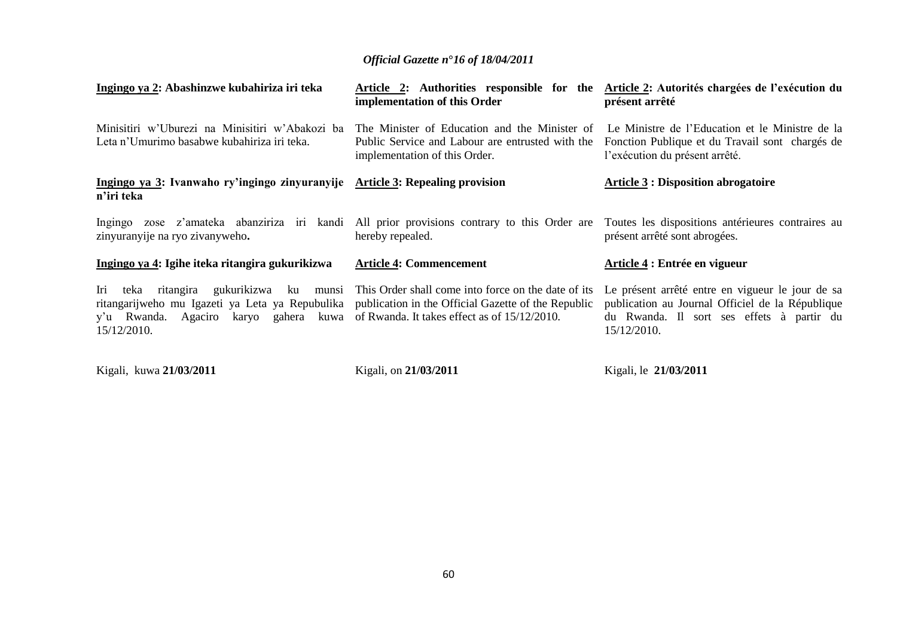**Ingingo ya 2: Abashinzwe kubahiriza iri teka**

Minisitiri w'Uburezi na Minisitiri w'Abakozi ba Leta n'Umurimo basabwe kubahiriza iri teka.

**Ingingo ya 3: Ivanwaho ry'ingingo zinyuranyije n'iri teka**

Ingingo zose z'amateka abanziriza iri kandi zinyuranyije na ryo zivanyweho.

**Ingingo ya 4: Igihe iteka ritangira gukurikizwa**

Iri teka ritangira gukurikizwa ku munsi ritangarijweho mu Igazeti ya Leta ya Repubulika y'u Rwanda. Agaciro karyo gahera kuwa 15/12/2010.

Kigali, kuwa **21/03/2011**

**Article 2: Authorities responsible for the implementation of this Order**

The Minister of Education and the Minister of Public Service and Labour are entrusted with the implementation of this Order.

**Article 3: Repealing provision**

All prior provisions contrary to this Order are hereby repealed.

**Article 4: Commencement**

This Order shall come into force on the date of its publication in the Official Gazette of the Republic of Rwanda. It takes effect as of 15/12/2010.

Kigali, on **21/03/2011**

**Article 2: Autorités chargées de l'exécution du présent arrêté**

Le Ministre de l'Education et le Ministre de la Fonction Publique et du Travail sont chargés de l'exécution du présent arrêté.

**Article 3 : Disposition abrogatoire**

Toutes les dispositions antérieures contraires au présent arrêté sont abrogées.

**Article 4 : Entrée en vigueur**

Le présent arrêté entre en vigueur le jour de sa publication au Journal Officiel de la République du Rwanda. Il sort ses effets à partir du 15/12/2010.

Kigali, le **21/03/2011**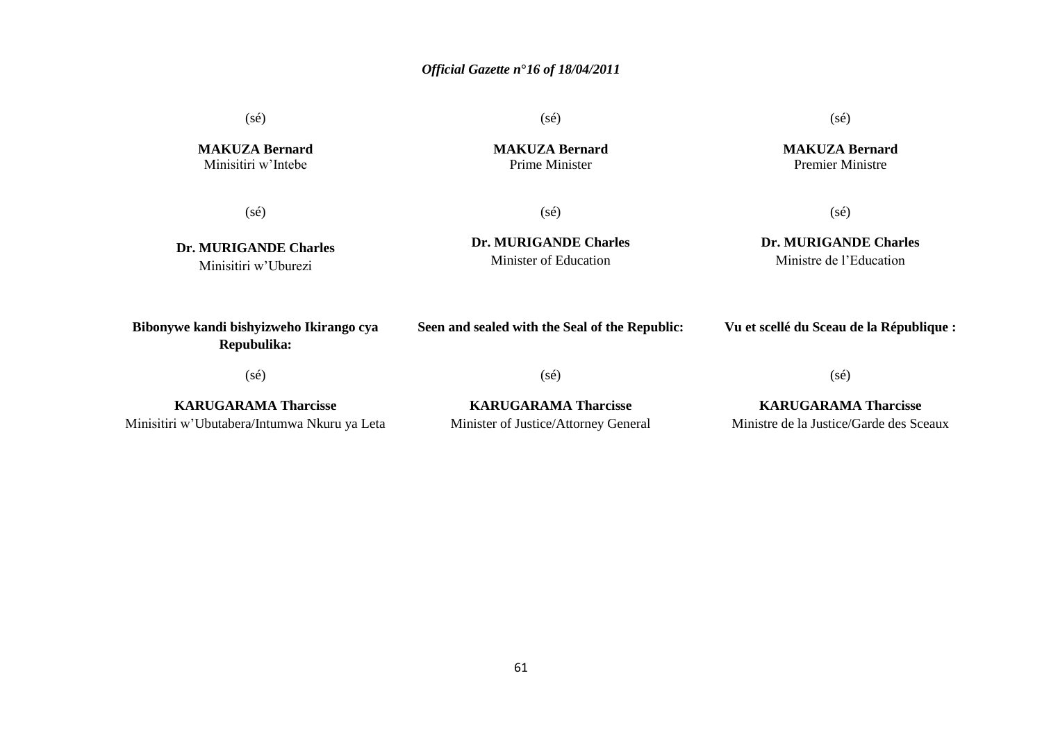(sé)

**MAKUZA Bernard**
Minisitiri w'Intebe

(sé)

**Dr. MURIGANDE Charles**
Minisitiri w'Uburezi

**Bibonywe kandi bishyizweho Ikirango cya Repubulika:**

(sé)

**KARUGARAMA Tharcisse**
Minisitiri w'Ubutabera/Intumwa Nkuru ya Leta

(sé)

**MAKUZA Bernard**
Prime Minister

(sé)

**Dr. MURIGANDE Charles**
Minister of Education

**Seen and sealed with the Seal of the Republic:**

(sé)

**KARUGARAMA Tharcisse**
Minister of Justice/Attorney General

(sé)

**MAKUZA Bernard**
Premier Ministre

(sé)

**Dr. MURIGANDE Charles**
Ministre de l'Education

**Vu et scellé du Sceau de la République :**

(sé)

**KARUGARAMA Tharcisse**
Ministre de la Justice/Garde des Sceaux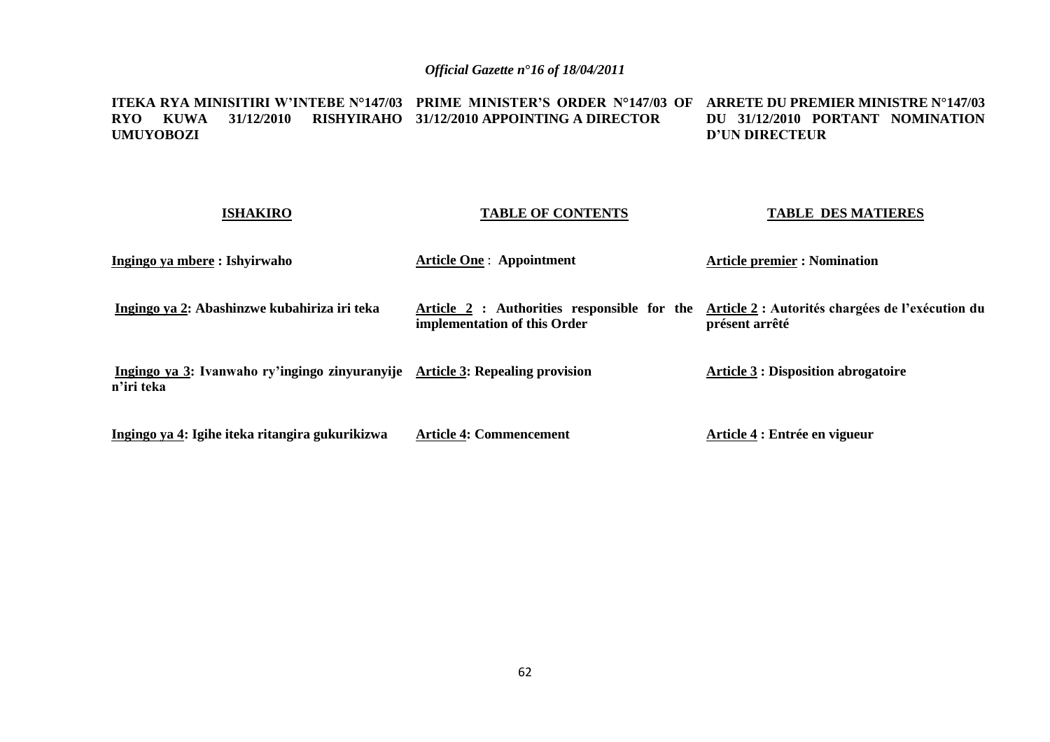**ITEKA RYA MINISITIRI W'INTEBE N°147/03 RYO KUWA 31/12/2010 RISHYIRAHO UMUYOBOZI**

**PRIME MINISTER'S ORDER N°147/03 OF 31/12/2010 APPOINTING A DIRECTOR**

**ARRETE DU PREMIER MINISTRE N°147/03 DU 31/12/2010 PORTANT NOMINATION D'UN DIRECTEUR**

| **ISHAKIRO** | **TABLE OF CONTENTS** | **TABLE DES MATIERES** |
|---|---|---|
| **Ingingo ya mbere : Ishyirwaho** | **Article One : Appointment** | **Article premier : Nomination** |
| **Ingingo ya 2: Abashinzwe kubahiriza iri teka** | **Article 2 : Authorities responsible for the implementation of this Order** | **Article 2 : Autorités chargées de l'exécution du présent arrêté** |
| **Ingingo ya 3: Ivanwaho ry'ingingo zinyuranyije n'iri teka** | **Article 3: Repealing provision** | **Article 3 : Disposition abrogatoire** |
| **Ingingo ya 4: Igihe iteka ritangira gukurikizwa** | **Article 4: Commencement** | **Article 4 : Entrée en vigueur** |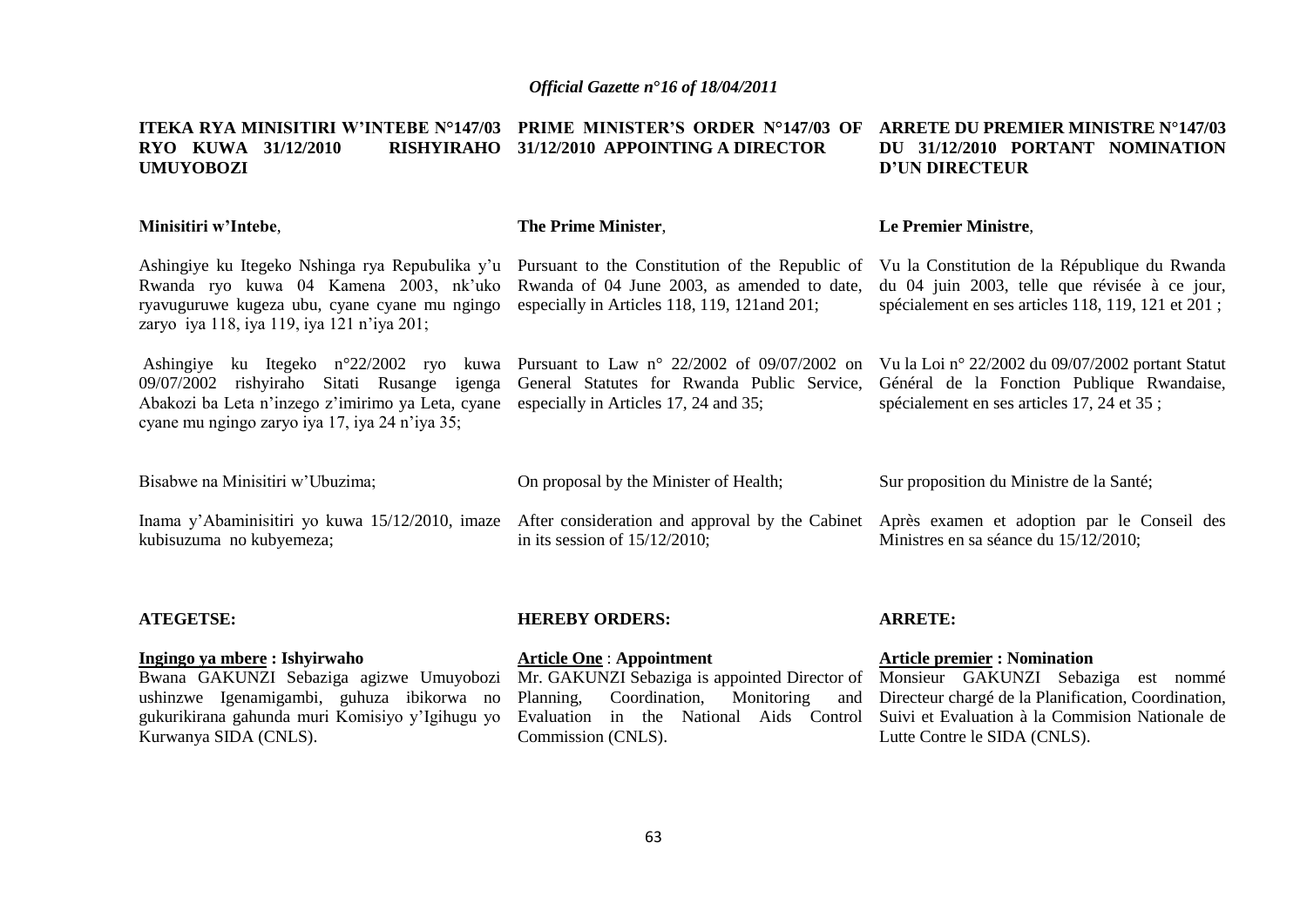**ITEKA RYA MINISITIRI W'INTEBE N°147/03 RYO KUWA 31/12/2010 RISHYIRAHO UMUYOBOZI**

**Minisitiri w'Intebe**,

Ashingiye ku Itegeko Nshinga rya Repubulika y'u Rwanda ryo kuwa 04 Kamena 2003, nk'uko ryavuguruwe kugeza ubu, cyane cyane mu ngingo zaryo iya 118, iya 119, iya 121 n'iya 201;

Ashingiye ku Itegeko n°22/2002 ryo kuwa 09/07/2002 rishyiraho Sitati Rusange igenga Abakozi ba Leta n'inzego z'imirimo ya Leta, cyane cyane mu ngingo zaryo iya 17, iya 24 n'iya 35;

Bisabwe na Minisitiri w'Ubuzima;

Inama y'Abaminisitiri yo kuwa 15/12/2010, imaze kubisuzuma no kubyemeza;

**ATEGETSE:**

**Ingingo ya mbere : Ishyirwaho**

Bwana GAKUNZI Sebaziga agizwe Umuyobozi ushinzwe Igenamigambi, guhuza ibikorwa no gukurikirana gahunda muri Komisiyo y'Igihugu yo Kurwanya SIDA (CNLS).

**PRIME MINISTER'S ORDER N°147/03 OF 31/12/2010 APPOINTING A DIRECTOR**

**The Prime Minister**,

Pursuant to the Constitution of the Republic of Rwanda of 04 June 2003, as amended to date, especially in Articles 118, 119, 121and 201;

Pursuant to Law n° 22/2002 of 09/07/2002 on General Statutes for Rwanda Public Service, especially in Articles 17, 24 and 35;

On proposal by the Minister of Health;

After consideration and approval by the Cabinet in its session of 15/12/2010;

**HEREBY ORDERS:**

**Article One** : **Appointment**

Mr. GAKUNZI Sebaziga is appointed Director of Planning, Coordination, Monitoring and Evaluation in the National Aids Control Commission (CNLS).

**ARRETE DU PREMIER MINISTRE N°147/03 DU 31/12/2010 PORTANT NOMINATION D'UN DIRECTEUR**

**Le Premier Ministre**,

Vu la Constitution de la République du Rwanda du 04 juin 2003, telle que révisée à ce jour, spécialement en ses articles 118, 119, 121 et 201 ;

Vu la Loi n° 22/2002 du 09/07/2002 portant Statut Général de la Fonction Publique Rwandaise, spécialement en ses articles 17, 24 et 35 ;

Sur proposition du Ministre de la Santé;

Après examen et adoption par le Conseil des Ministres en sa séance du 15/12/2010;

**ARRETE:**

**Article premier : Nomination**

Monsieur GAKUNZI Sebaziga est nommé Directeur chargé de la Planification, Coordination, Suivi et Evaluation à la Commision Nationale de Lutte Contre le SIDA (CNLS).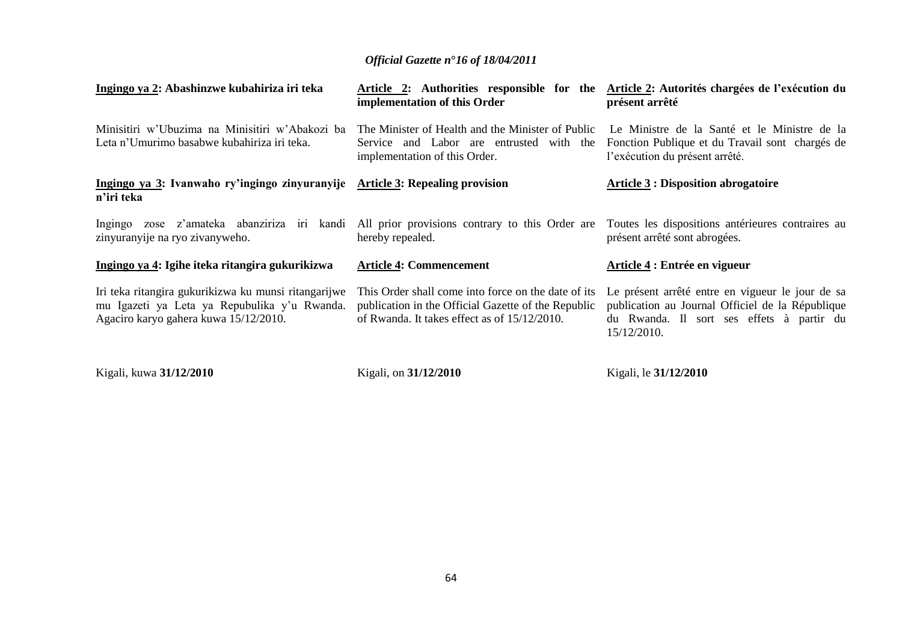| Ingingo ya 2: Abashinzwe kubahiriza iri teka | Article 2: Authorities responsible for the implementation of this Order | Article 2: Autorités chargées de l'exécution du présent arrêté |
|---|---|---|
| Minisitiri w'Ubuzima na Minisitiri w'Abakozi ba Leta n'Umurimo basabwe kubahiriza iri teka. | The Minister of Health and the Minister of Public Service and Labor are entrusted with the implementation of this Order. | Le Ministre de la Santé et le Ministre de la Fonction Publique et du Travail sont chargés de l'exécution du présent arrêté. |
| **Ingingo ya 3: Ivanwaho ry'ingingo zinyuranyije n'iri teka** | **Article 3: Repealing provision** | **Article 3 : Disposition abrogatoire** |
| Ingingo zose z'amateka abanziriza iri kandi zinyuranyije na ryo zivanyweho. | All prior provisions contrary to this Order are hereby repealed. | Toutes les dispositions antérieures contraires au présent arrêté sont abrogées. |
| **Ingingo ya 4: Igihe iteka ritangira gukurikizwa** | **Article 4: Commencement** | **Article 4 : Entrée en vigueur** |
| Iri teka ritangira gukurikizwa ku munsi ritangarijwe mu Igazeti ya Leta ya Repubulika y'u Rwanda. Agaciro karyo gahera kuwa 15/12/2010. | This Order shall come into force on the date of its publication in the Official Gazette of the Republic of Rwanda. It takes effect as of 15/12/2010. | Le présent arrêté entre en vigueur le jour de sa publication au Journal Officiel de la République du Rwanda. Il sort ses effets à partir du 15/12/2010. |
| Kigali, kuwa **31/12/2010** | Kigali, on **31/12/2010** | Kigali, le **31/12/2010** |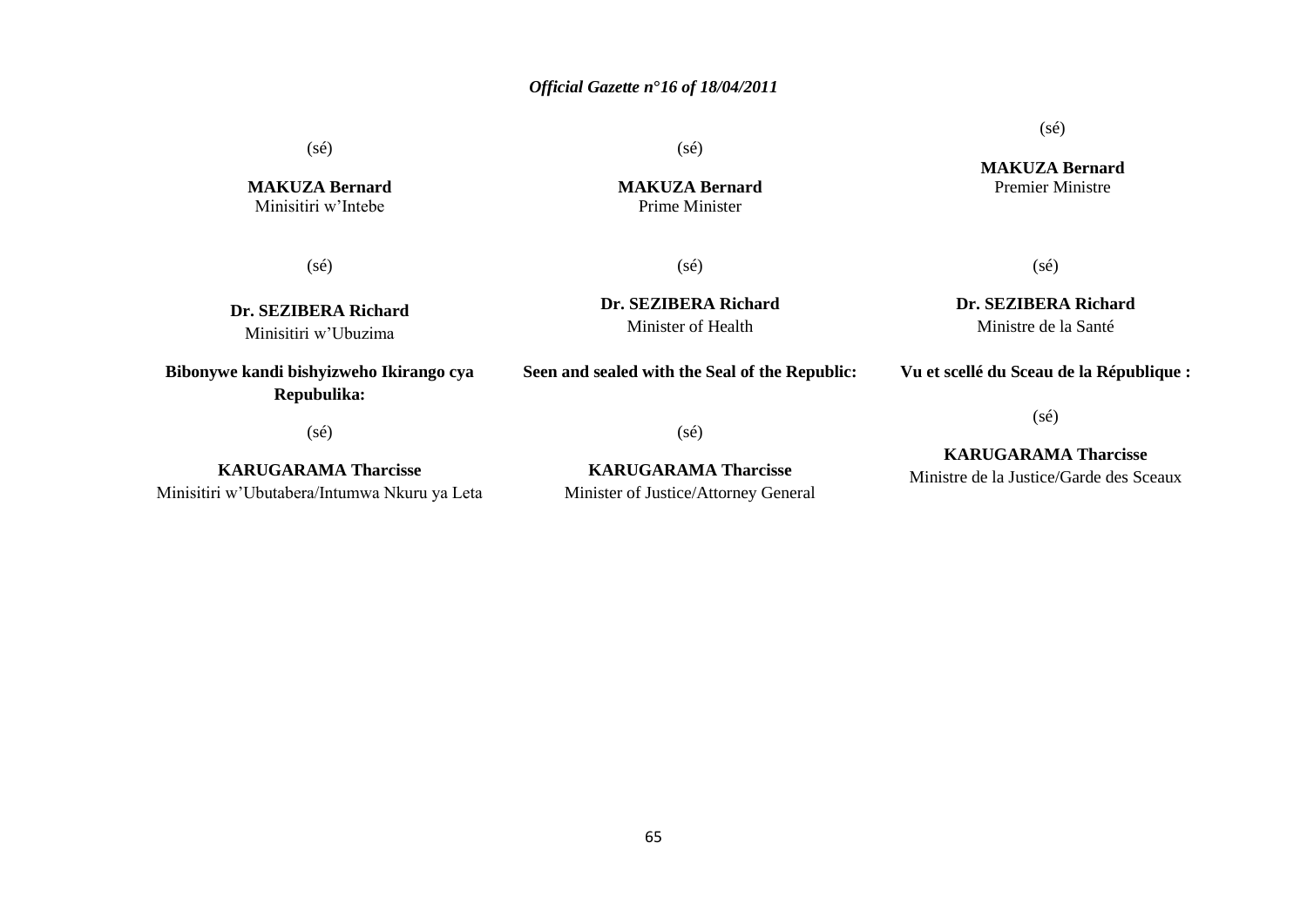(sé)

**MAKUZA Bernard**
Minisitiri w'Intebe

(sé)

**Dr. SEZIBERA Richard**
Minisitiri w'Ubuzima

**Bibonywe kandi bishyizweho Ikirango cya Repubulika:**

(sé)

**KARUGARAMA Tharcisse**
Minisitiri w'Ubutabera/Intumwa Nkuru ya Leta

(sé)

**MAKUZA Bernard**
Prime Minister

(sé)

**Dr. SEZIBERA Richard**
Minister of Health

**Seen and sealed with the Seal of the Republic:**

(sé)

**KARUGARAMA Tharcisse**
Minister of Justice/Attorney General

(sé)

**MAKUZA Bernard**
Premier Ministre

(sé)

**Dr. SEZIBERA Richard**
Ministre de la Santé

**Vu et scellé du Sceau de la République :**

(sé)

**KARUGARAMA Tharcisse**
Ministre de la Justice/Garde des Sceaux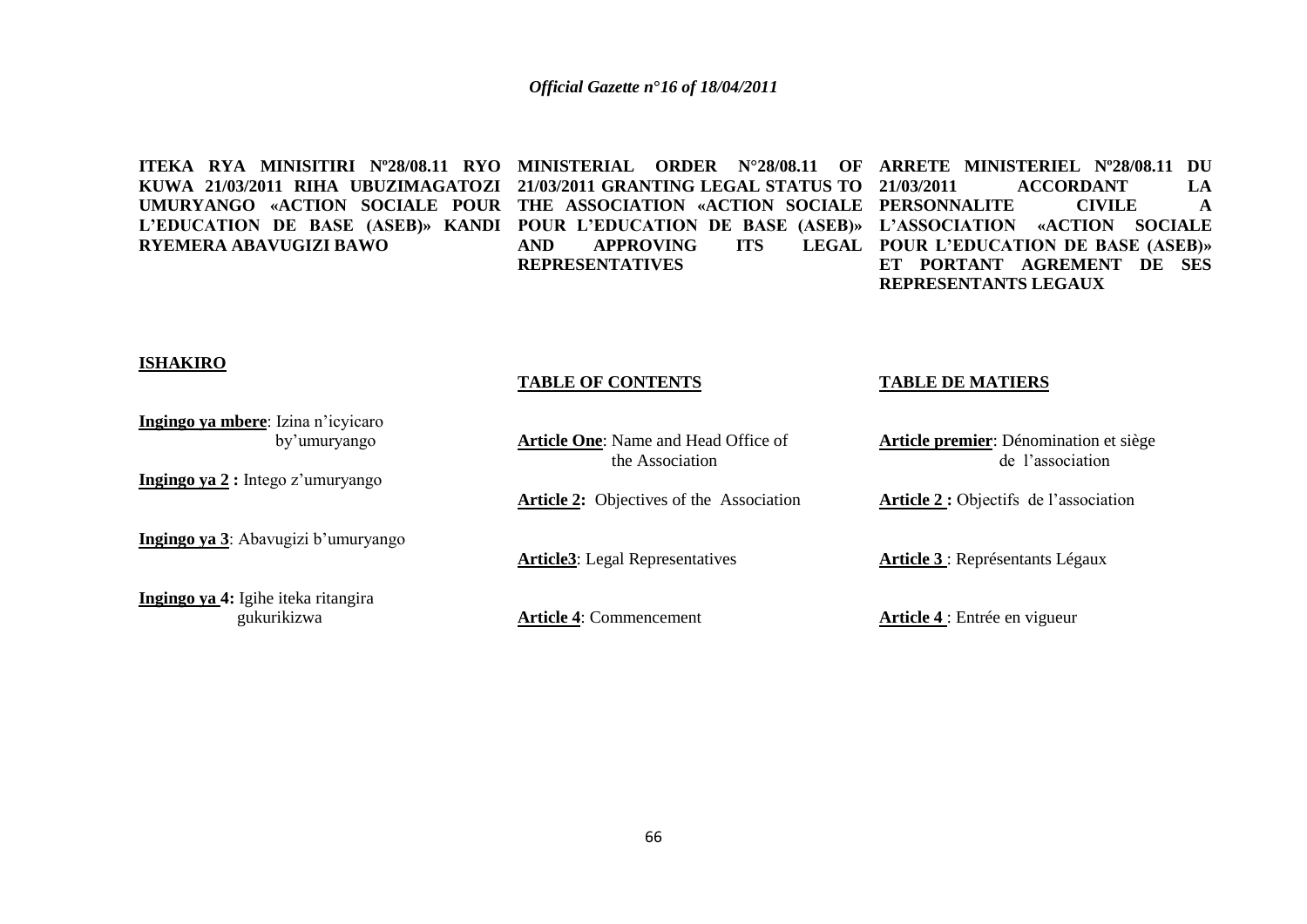**ITEKA RYA MINISITIRI Nº28/08.11 RYO KUWA 21/03/2011 RIHA UBUZIMAGATOZI UMURYANGO «ACTION SOCIALE POUR L'EDUCATION DE BASE (ASEB)» KANDI RYEMERA ABAVUGIZI BAWO**

**ISHAKIRO**

**Ingingo ya mbere**: Izina n'icyicaro by'umuryango

**Ingingo ya 2 :** Intego z'umuryango

**Ingingo ya 3**: Abavugizi b'umuryango

**Ingingo ya 4:** Igihe iteka ritangira gukurikizwa

**MINISTERIAL ORDER N°28/08.11 OF 21/03/2011 GRANTING LEGAL STATUS TO THE ASSOCIATION «ACTION SOCIALE POUR L'EDUCATION DE BASE (ASEB)» AND APPROVING ITS LEGAL REPRESENTATIVES**

**TABLE OF CONTENTS**

**Article One**: Name and Head Office of the Association

**Article 2:** Objectives of the Association

**Article3**: Legal Representatives

**Article 4**: Commencement

**ARRETE MINISTERIEL Nº28/08.11 DU 21/03/2011 ACCORDANT LA PERSONNALITE CIVILE A L'ASSOCIATION «ACTION SOCIALE POUR L'EDUCATION DE BASE (ASEB)» ET PORTANT AGREMENT DE SES REPRESENTANTS LEGAUX**

**TABLE DE MATIERS**

**Article premier**: Dénomination et siège de l'association

**Article 2 :** Objectifs de l'association

**Article 3** : Représentants Légaux

**Article 4** : Entrée en vigueur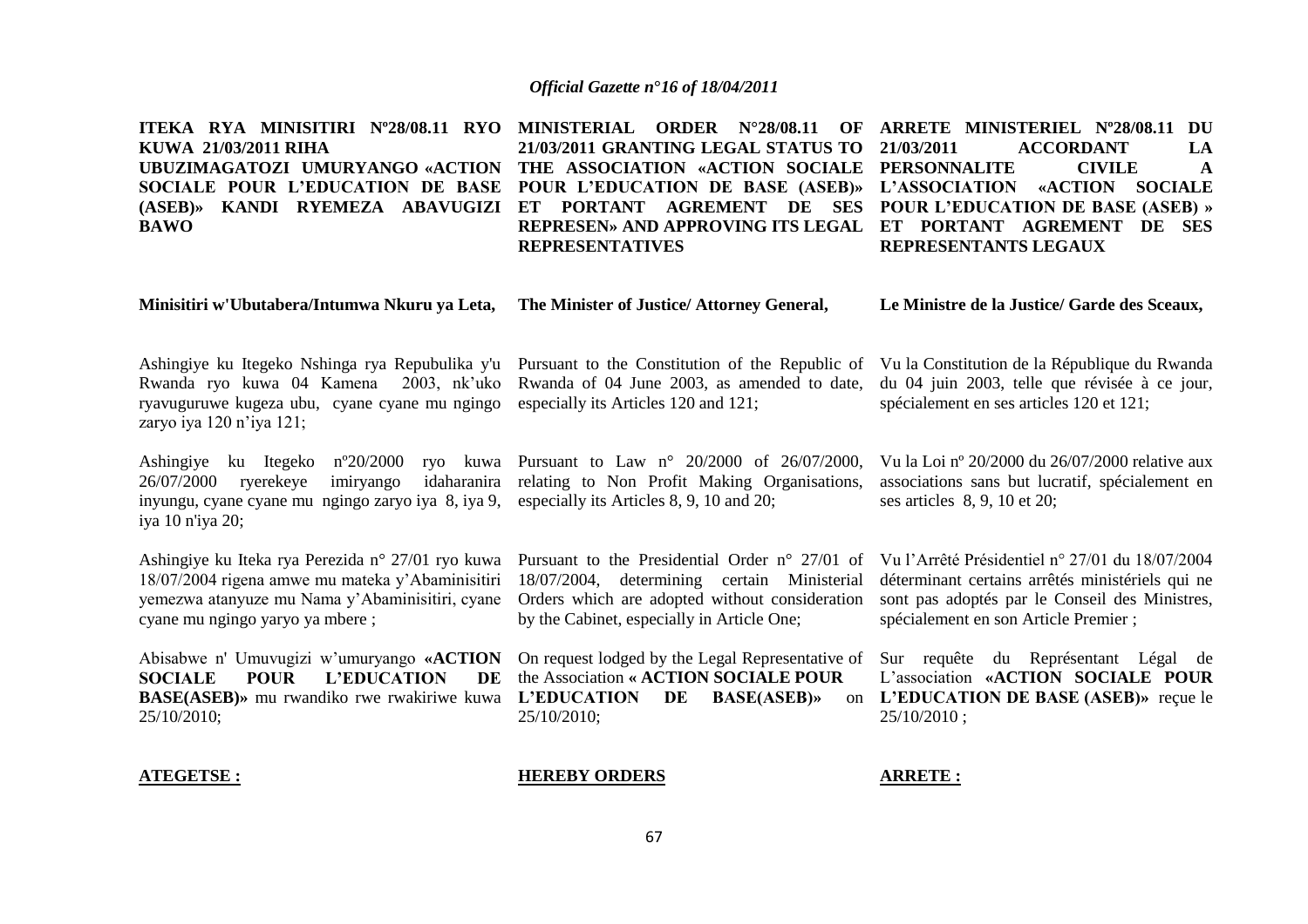**ITEKA RYA MINISITIRI Nº28/08.11 RYO KUWA 21/03/2011 RIHA UBUZIMAGATOZI UMURYANGO «ACTION SOCIALE POUR L'EDUCATION DE BASE (ASEB)» KANDI RYEMEZA ABAVUGIZI BAWO**

**Minisitiri w'Ubutabera/Intumwa Nkuru ya Leta,**

Ashingiye ku Itegeko Nshinga rya Repubulika y'u Rwanda ryo kuwa 04 Kamena 2003, nk'uko ryavuguruwe kugeza ubu, cyane cyane mu ngingo zaryo iya 120 n'iya 121;

Ashingiye ku Itegeko nº20/2000 ryo kuwa 26/07/2000 ryerekeye imiryango idaharanira inyungu, cyane cyane mu ngingo zaryo iya 8, iya 9, iya 10 n'iya 20;

Ashingiye ku Iteka rya Perezida n° 27/01 ryo kuwa 18/07/2004 rigena amwe mu mateka y'Abaminisitiri yemezwa atanyuze mu Nama y'Abaminisitiri, cyane cyane mu ngingo yaryo ya mbere ;

Abisabwe n' Umuvugizi w'umuryango **«ACTION SOCIALE POUR L'EDUCATION DE BASE(ASEB)»** mu rwandiko rwe rwakiriwe kuwa 25/10/2010;

**ATEGETSE :**

**MINISTERIAL ORDER N°28/08.11 OF 21/03/2011 GRANTING LEGAL STATUS TO THE ASSOCIATION «ACTION SOCIALE POUR L'EDUCATION DE BASE (ASEB)» ET PORTANT AGREMENT DE SES REPRESEN» AND APPROVING ITS LEGAL REPRESENTATIVES**

**The Minister of Justice/ Attorney General,**

Pursuant to the Constitution of the Republic of Rwanda of 04 June 2003, as amended to date, especially its Articles 120 and 121;

Pursuant to Law n° 20/2000 of 26/07/2000, relating to Non Profit Making Organisations, especially its Articles 8, 9, 10 and 20;

Pursuant to the Presidential Order n° 27/01 of 18/07/2004, determining certain Ministerial Orders which are adopted without consideration by the Cabinet, especially in Article One;

On request lodged by the Legal Representative of the Association **« ACTION SOCIALE POUR L'EDUCATION DE BASE(ASEB)»** on 25/10/2010;

**HEREBY ORDERS**

**ARRETE MINISTERIEL Nº28/08.11 DU 21/03/2011 ACCORDANT LA PERSONNALITE CIVILE A L'ASSOCIATION «ACTION SOCIALE POUR L'EDUCATION DE BASE (ASEB) » ET PORTANT AGREMENT DE SES REPRESENTANTS LEGAUX**

**Le Ministre de la Justice/ Garde des Sceaux,**

Vu la Constitution de la République du Rwanda du 04 juin 2003, telle que révisée à ce jour, spécialement en ses articles 120 et 121;

Vu la Loi nº 20/2000 du 26/07/2000 relative aux associations sans but lucratif, spécialement en ses articles 8, 9, 10 et 20;

Vu l'Arrêté Présidentiel n° 27/01 du 18/07/2004 déterminant certains arrêtés ministériels qui ne sont pas adoptés par le Conseil des Ministres, spécialement en son Article Premier ;

Sur requête du Représentant Légal de L'association **«ACTION SOCIALE POUR L'EDUCATION DE BASE (ASEB)»** reçue le 25/10/2010 ;

**ARRETE :**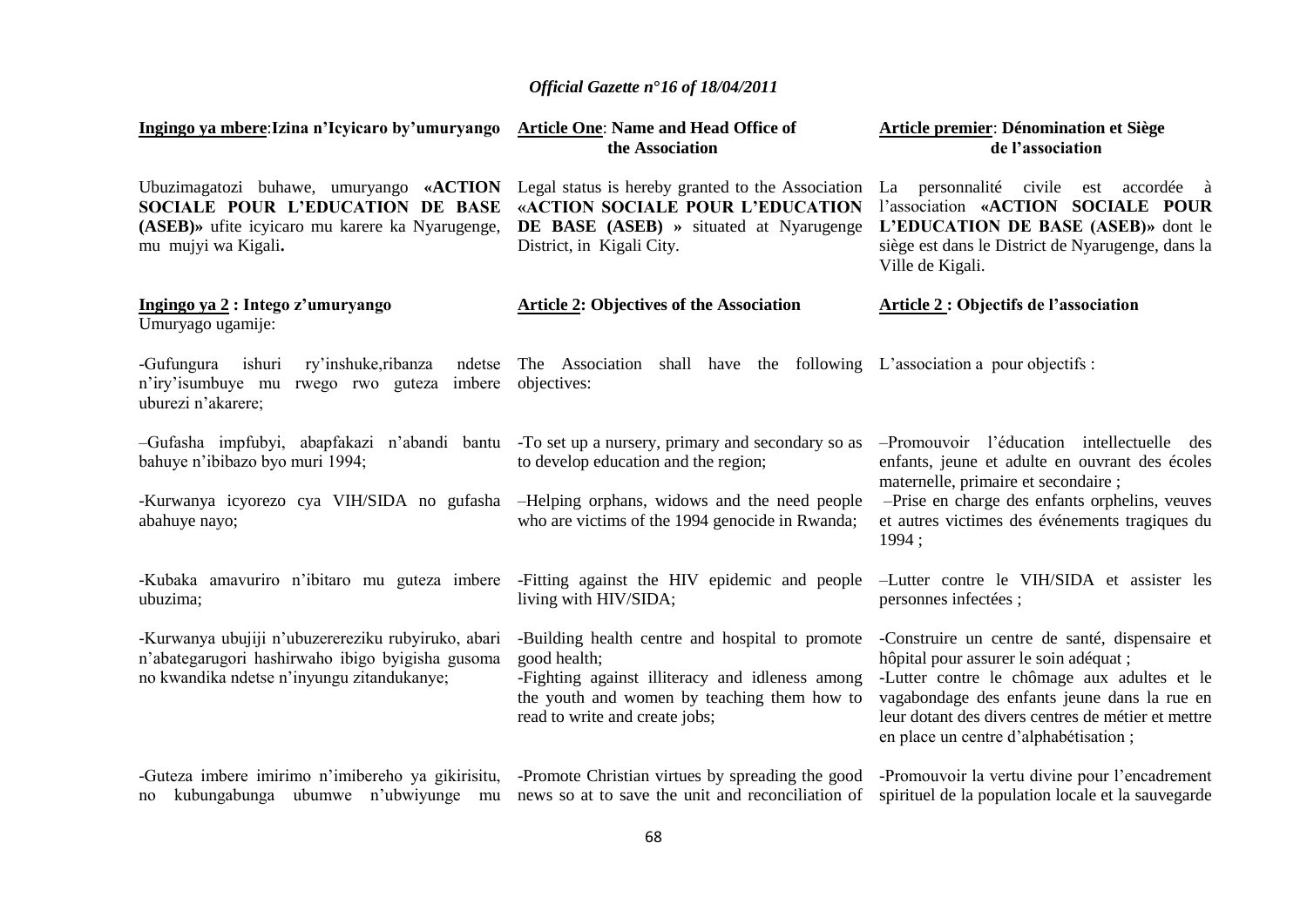**Ingingo ya mbere**: **Izina n'Icyicaro by'umuryango**

Ubuzimagatozi buhawe, umuryango **«ACTION SOCIALE POUR L'EDUCATION DE BASE (ASEB)»** ufite icyicaro mu karere ka Nyarugenge, mu mujyi wa Kigali**.**

**Ingingo ya 2 : Intego z'umuryango**

Umuryago ugamije:

-Gufungura ishuri ry'inshuke,ribanza ndetse n'iry'isumbuye mu rwego rwo guteza imbere uburezi n'akarere;

–Gufasha impfubyi, abapfakazi n'abandi bantu bahuye n'ibibazo byo muri 1994;

-Kurwanya icyorezo cya VIH/SIDA no gufasha abahuye nayo;

-Kubaka amavuriro n'ibitaro mu guteza imbere ubuzima;

-Kurwanya ubujiji n'ubuzerereziku rubyiruko, abari n'abategarugori hashirwaho ibigo byigisha gusoma no kwandika ndetse n'inyungu zitandukanye;

-Guteza imbere imirimo n'imibereho ya gikirisitu, no kubungabunga ubumwe n'ubwiyunge mu

**Article One**: **Name and Head Office of the Association**

Legal status is hereby granted to the Association **«ACTION SOCIALE POUR L'EDUCATION DE BASE (ASEB) »** situated at Nyarugenge District, in Kigali City.

**Article 2: Objectives of the Association**

The Association shall have the following objectives:

-To set up a nursery, primary and secondary so as to develop education and the region;

–Helping orphans, widows and the need people who are victims of the 1994 genocide in Rwanda;

-Fitting against the HIV epidemic and people living with HIV/SIDA;

-Building health centre and hospital to promote good health;

-Fighting against illiteracy and idleness among the youth and women by teaching them how to read to write and create jobs;

-Promote Christian virtues by spreading the good news so at to save the unit and reconciliation of

**Article premier**: **Dénomination et Siège de l'association**

La personnalité civile est accordée à l'association **«ACTION SOCIALE POUR L'EDUCATION DE BASE (ASEB)»** dont le siège est dans le District de Nyarugenge, dans la Ville de Kigali.

**Article 2 : Objectifs de l'association**

L'association a pour objectifs :

–Promouvoir l'éducation intellectuelle des enfants, jeune et adulte en ouvrant des écoles maternelle, primaire et secondaire ;

–Prise en charge des enfants orphelins, veuves et autres victimes des événements tragiques du 1994 ;

–Lutter contre le VIH/SIDA et assister les personnes infectées ;

-Construire un centre de santé, dispensaire et hôpital pour assurer le soin adéquat ;

-Lutter contre le chômage aux adultes et le vagabondage des enfants jeune dans la rue en leur dotant des divers centres de métier et mettre en place un centre d'alphabétisation ;

-Promouvoir la vertu divine pour l'encadrement spirituel de la population locale et la sauvegarde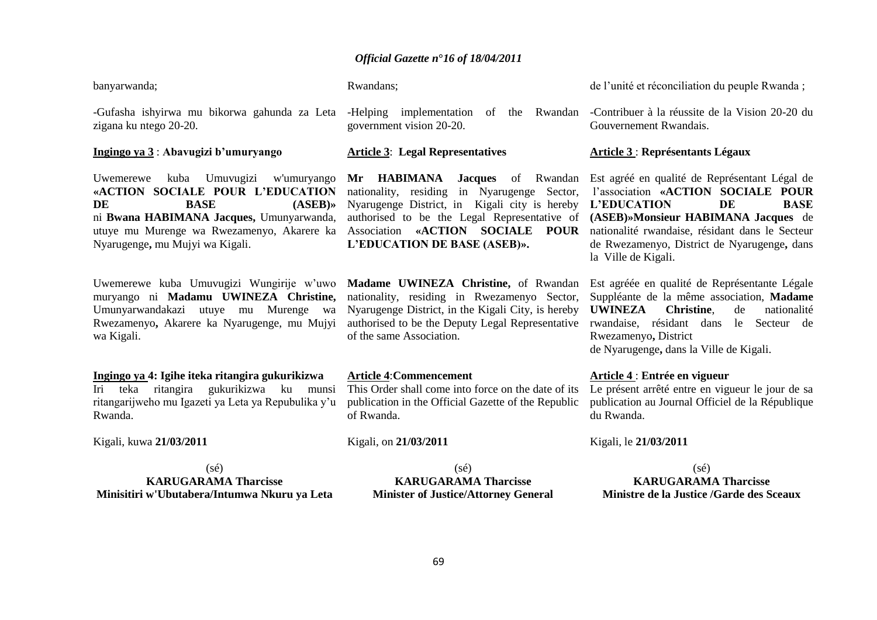banyarwanda;

-Gufasha ishyirwa mu bikorwa gahunda za Leta zigana ku ntego 20-20.

**Ingingo ya 3** : **Abavugizi b'umuryango**

Uwemerewe kuba Umuvugizi w'umuryango **«ACTION SOCIALE POUR L'EDUCATION DE BASE (ASEB)»** ni **Bwana HABIMANA Jacques,** Umunyarwanda, utuye mu Murenge wa Rwezamenyo, Akarere ka Nyarugenge**,** mu Mujyi wa Kigali.

Uwemerewe kuba Umuvugizi Wungirije w'uwo muryango ni **Madamu UWINEZA Christine,** Umunyarwandakazi utuye mu Murenge wa Rwezamenyo**,** Akarere ka Nyarugenge, mu Mujyi wa Kigali.

**Ingingo ya 4: Igihe iteka ritangira gukurikizwa**

Iri teka ritangira gukurikizwa ku munsi ritangarijweho mu Igazeti ya Leta ya Repubulika y'u Rwanda.

Kigali, kuwa **21/03/2011**

(sé)
**KARUGARAMA Tharcisse**
**Minisitiri w'Ubutabera/Intumwa Nkuru ya Leta**

Rwandans;

-Helping implementation of the Rwandan government vision 20-20.

**Article 3**: **Legal Representatives**

**Mr HABIMANA Jacques** of Rwandan nationality, residing in Nyarugenge Sector, Nyarugenge District, in Kigali city is hereby authorised to be the Legal Representative of Association **«ACTION SOCIALE POUR L'EDUCATION DE BASE (ASEB)».**

**Madame UWINEZA Christine,** of Rwandan nationality, residing in Rwezamenyo Sector, Nyarugenge District, in the Kigali City, is hereby authorised to be the Deputy Legal Representative of the same Association.

**Article 4**:**Commencement**

This Order shall come into force on the date of its publication in the Official Gazette of the Republic of Rwanda.

Kigali, on **21/03/2011**

(sé)
**KARUGARAMA Tharcisse**
**Minister of Justice/Attorney General**

de l'unité et réconciliation du peuple Rwanda ;

-Contribuer à la réussite de la Vision 20-20 du Gouvernement Rwandais.

**Article 3** : **Représentants Légaux**

Est agréé en qualité de Représentant Légal de l'association **«ACTION SOCIALE POUR L'EDUCATION DE BASE (ASEB)»Monsieur HABIMANA Jacques** de nationalité rwandaise, résidant dans le Secteur de Rwezamenyo, District de Nyarugenge**,** dans la Ville de Kigali.

Est agréée en qualité de Représentante Légale Suppléante de la même association, **Madame UWINEZA Christine**, de nationalité rwandaise, résidant dans le Secteur de Rwezamenyo**,** District de Nyarugenge**,** dans la Ville de Kigali.

**Article 4** : **Entrée en vigueur**

Le présent arrêté entre en vigueur le jour de sa publication au Journal Officiel de la République du Rwanda.

Kigali, le **21/03/2011**

(sé)
**KARUGARAMA Tharcisse**
**Ministre de la Justice /Garde des Sceaux**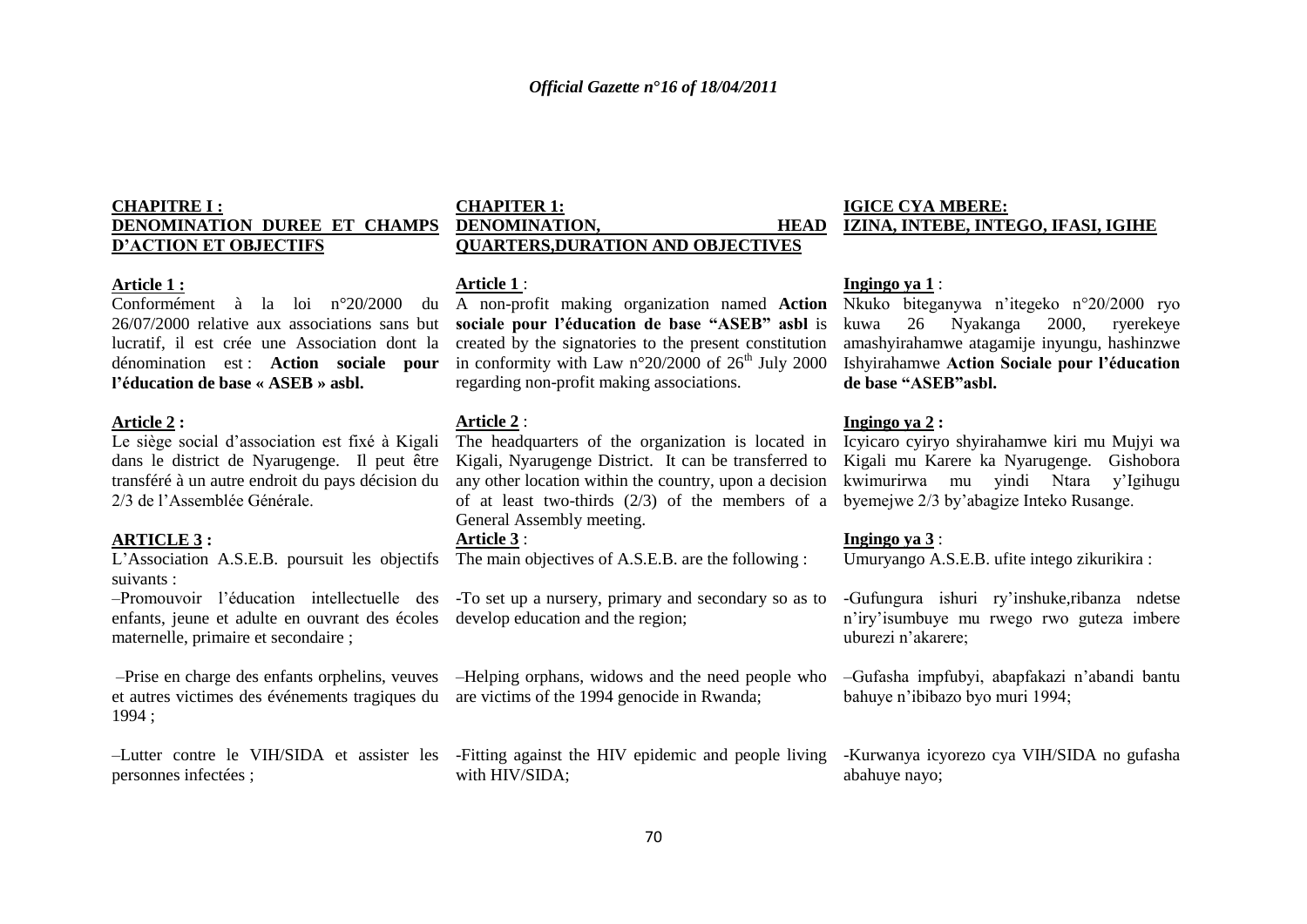**CHAPITRE I :**
**DENOMINATION DUREE ET CHAMPS D'ACTION ET OBJECTIFS**

**Article 1 :**

Conformément à la loi n°20/2000 du 26/07/2000 relative aux associations sans but lucratif, il est crée une Association dont la dénomination est : **Action sociale pour l'éducation de base « ASEB » asbl.**

**Article 2 :**

Le siège social d'association est fixé à Kigali dans le district de Nyarugenge. Il peut être transféré à un autre endroit du pays décision du 2/3 de l'Assemblée Générale.

**ARTICLE 3 :**

L'Association A.S.E.B. poursuit les objectifs suivants :

–Promouvoir l'éducation intellectuelle des enfants, jeune et adulte en ouvrant des écoles maternelle, primaire et secondaire ;

–Prise en charge des enfants orphelins, veuves et autres victimes des événements tragiques du 1994 ;

–Lutter contre le VIH/SIDA et assister les personnes infectées ;

**CHAPITER 1:**
**DENOMINATION, HEAD QUARTERS,DURATION AND OBJECTIVES**

**Article 1** :

A non-profit making organization named **Action sociale pour l'éducation de base "ASEB" asbl** is created by the signatories to the present constitution in conformity with Law n°20/2000 of 26[th] July 2000 regarding non-profit making associations.

**Article 2** :

The headquarters of the organization is located in Kigali, Nyarugenge District. It can be transferred to any other location within the country, upon a decision of at least two-thirds (2/3) of the members of a General Assembly meeting.

**Article 3** :

The main objectives of A.S.E.B. are the following :

-To set up a nursery, primary and secondary so as to develop education and the region;

–Helping orphans, widows and the need people who are victims of the 1994 genocide in Rwanda;

-Fitting against the HIV epidemic and people living with HIV/SIDA;

**IGICE CYA MBERE:**
**IZINA, INTEBE, INTEGO, IFASI, IGIHE**

**Ingingo ya 1** :

Nkuko biteganywa n'itegeko n°20/2000 ryo kuwa 26 Nyakanga 2000, ryerekeye amashyirahamwe atagamije inyungu, hashinzwe Ishyirahamwe **Action Sociale pour l'éducation de base "ASEB"asbl.**

**Ingingo ya 2 :**

Icyicaro cyiryo shyirahamwe kiri mu Mujyi wa Kigali mu Karere ka Nyarugenge. Gishobora kwimurirwa mu yindi Ntara y'Igihugu byemejwe 2/3 by'abagize Inteko Rusange.

**Ingingo ya 3** :

Umuryango A.S.E.B. ufite intego zikurikira :

-Gufungura ishuri ry'inshuke,ribanza ndetse n'iry'isumbuye mu rwego rwo guteza imbere uburezi n'akarere;

–Gufasha impfubyi, abapfakazi n'abandi bantu bahuye n'ibibazo byo muri 1994;

-Kurwanya icyorezo cya VIH/SIDA no gufasha abahuye nayo;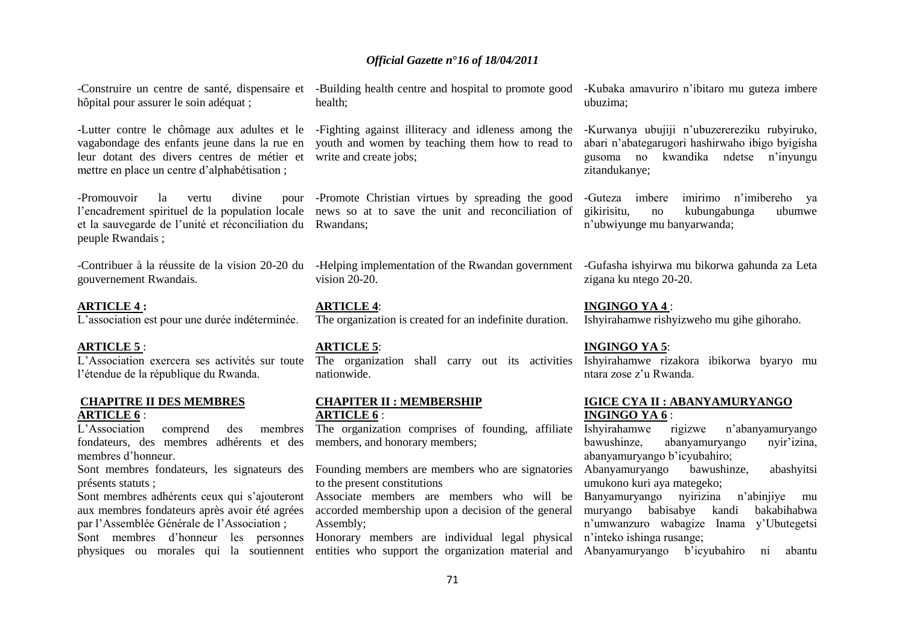-Construire un centre de santé, dispensaire et hôpital pour assurer le soin adéquat ;

-Lutter contre le chômage aux adultes et le vagabondage des enfants jeune dans la rue en leur dotant des divers centres de métier et mettre en place un centre d'alphabétisation ;

-Promouvoir la vertu divine pour l'encadrement spirituel de la population locale et la sauvegarde de l'unité et réconciliation du peuple Rwandais ;

-Contribuer à la réussite de la vision 20-20 du gouvernement Rwandais.

**ARTICLE 4 :**
L'association est pour une durée indéterminée.

**ARTICLE 5** :
L'Association exercera ses activités sur toute l'étendue de la république du Rwanda.

**CHAPITRE II DES MEMBRES**
**ARTICLE 6** :
L'Association comprend des membres fondateurs, des membres adhérents et des membres d'honneur.
Sont membres fondateurs, les signateurs des présents statuts ;
Sont membres adhérents ceux qui s'ajouteront aux membres fondateurs après avoir été agrées par l'Assemblée Générale de l'Association ;
Sont membres d'honneur les personnes physiques ou morales qui la soutiennent

-Building health centre and hospital to promote good health;

-Fighting against illiteracy and idleness among the youth and women by teaching them how to read to write and create jobs;

-Promote Christian virtues by spreading the good news so at to save the unit and reconciliation of Rwandans;

-Helping implementation of the Rwandan government vision 20-20.

**ARTICLE 4**:
The organization is created for an indefinite duration.

**ARTICLE 5**:
The organization shall carry out its activities nationwide.

**CHAPITER II : MEMBERSHIP**
**ARTICLE 6** :
The organization comprises of founding, affiliate members, and honorary members;
Founding members are members who are signatories to the present constitutions
Associate members are members who will be accorded membership upon a decision of the general Assembly;
Honorary members are individual legal physical entities who support the organization material and

-Kubaka amavuriro n'ibitaro mu guteza imbere ubuzima;

-Kurwanya ubujiji n'ubuzerereziku rubyiruko, abari n'abategarugori hashirwaho ibigo byigisha gusoma no kwandika ndetse n'inyungu zitandukanye;

-Guteza imbere imirimo n'imibereho ya gikirisitu, no kubungabunga ubumwe n'ubwiyunge mu banyarwanda;

-Gufasha ishyirwa mu bikorwa gahunda za Leta zigana ku ntego 20-20.

**INGINGO YA 4** :
Ishyirahamwe rishyizweho mu gihe gihoraho.

**INGINGO YA 5**:
Ishyirahamwe rizakora ibikorwa byaryo mu ntara zose z'u Rwanda.

**IGICE CYA II : ABANYAMURYANGO**
**INGINGO YA 6** :
Ishyirahamwe rigizwe n'abanyamuryango bawushinze, abanyamuryango nyir'izina, abanyamuryango b'icyubahiro;
Abanyamuryango bawushinze, abashyitsi umukono kuri aya mategeko;
Banyamuryango nyirizina n'abinjiye mu muryango babisabye kandi bakabihabwa n'umwanzuro wabagize Inama y'Ubutegetsi n'inteko ishinga rusange;
Abanyamuryango b'icyubahiro ni abantu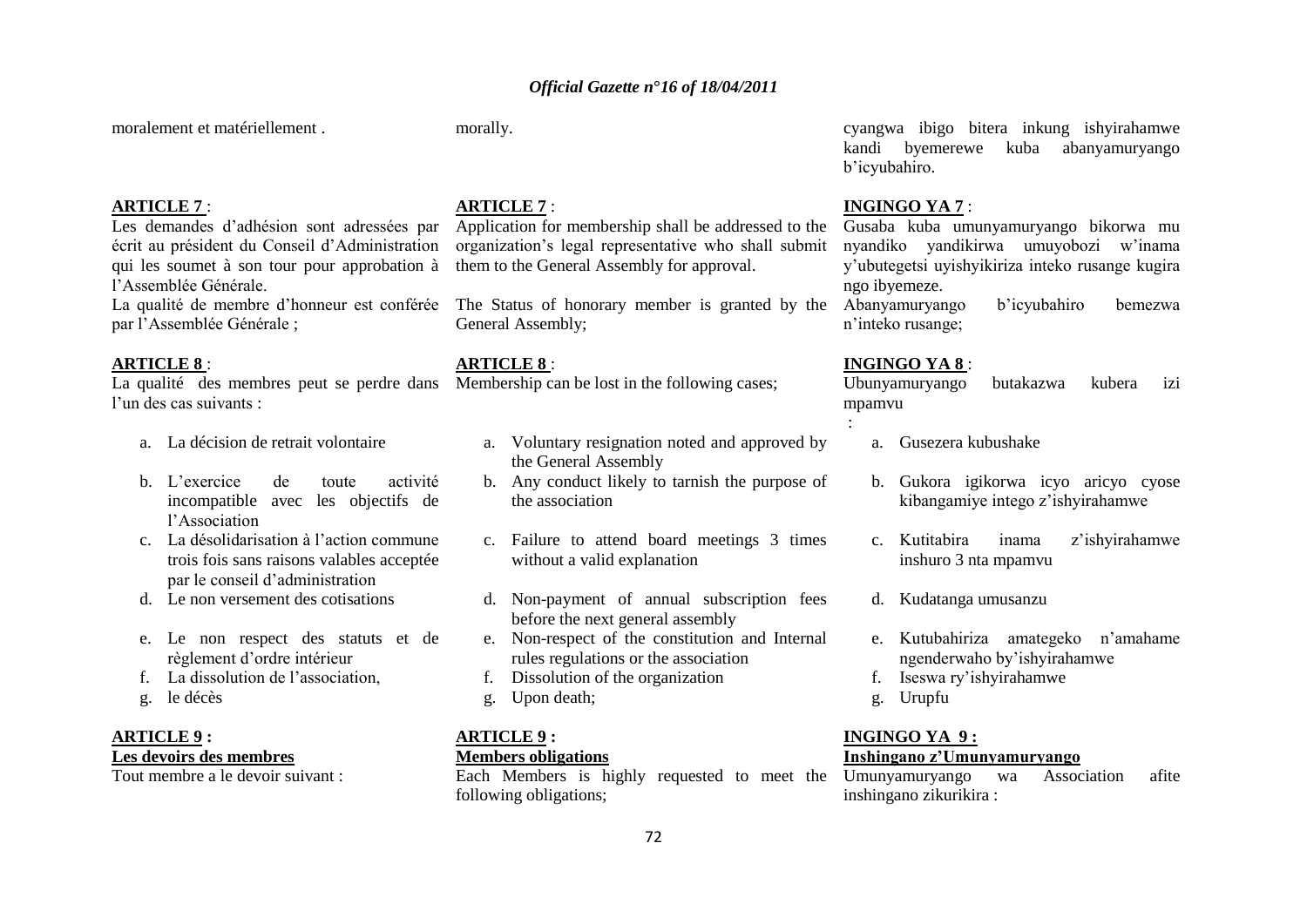moralement et matériellement .

**ARTICLE 7** :

Les demandes d'adhésion sont adressées par écrit au président du Conseil d'Administration qui les soumet à son tour pour approbation à l'Assemblée Générale.

La qualité de membre d'honneur est conférée par l'Assemblée Générale ;

**ARTICLE 8** :

La qualité des membres peut se perdre dans l'un des cas suivants :

a. La décision de retrait volontaire
b. L'exercice de toute activité incompatible avec les objectifs de l'Association
c. La désolidarisation à l'action commune trois fois sans raisons valables acceptée par le conseil d'administration
d. Le non versement des cotisations
e. Le non respect des statuts et de règlement d'ordre intérieur
f. La dissolution de l'association,
g. le décès

**ARTICLE 9 :**

**Les devoirs des membres**

Tout membre a le devoir suivant :

morally.

**ARTICLE 7** :

Application for membership shall be addressed to the organization's legal representative who shall submit them to the General Assembly for approval.

The Status of honorary member is granted by the General Assembly;

**ARTICLE 8** :

Membership can be lost in the following cases;

a. Voluntary resignation noted and approved by the General Assembly
b. Any conduct likely to tarnish the purpose of the association
c. Failure to attend board meetings 3 times without a valid explanation
d. Non-payment of annual subscription fees before the next general assembly
e. Non-respect of the constitution and Internal rules regulations or the association
f. Dissolution of the organization
g. Upon death;

**ARTICLE 9 :**

**Members obligations**

Each Members is highly requested to meet the following obligations;

cyangwa ibigo bitera inkung ishyirahamwe kandi byemerewe kuba abanyamuryango b'icyubahiro.

**INGINGO YA 7** :

Gusaba kuba umunyamuryango bikorwa mu nyandiko yandikirwa umuyobozi w'inama y'ubutegetsi uyishyikiriza inteko rusange kugira ngo ibyemeze.

Abanyamuryango b'icyubahiro bemezwa n'inteko rusange;

**INGINGO YA 8** :

Ubunyamuryango butakazwa kubera izi mpamvu :

a. Gusezera kubushake
b. Gukora igikorwa icyo aricyo cyose kibangamiye intego z'ishyirahamwe
c. Kutitabira inama z'ishyirahamwe inshuro 3 nta mpamvu
d. Kudatanga umusanzu
e. Kutubahiriza amategeko n'amahame ngenderwaho by'ishyirahamwe
f. Iseswa ry'ishyirahamwe
g. Urupfu

**INGINGO YA 9 :**

**Inshingano z'Umunyamuryango**

Umunyamuryango wa Association afite inshingano zikurikira :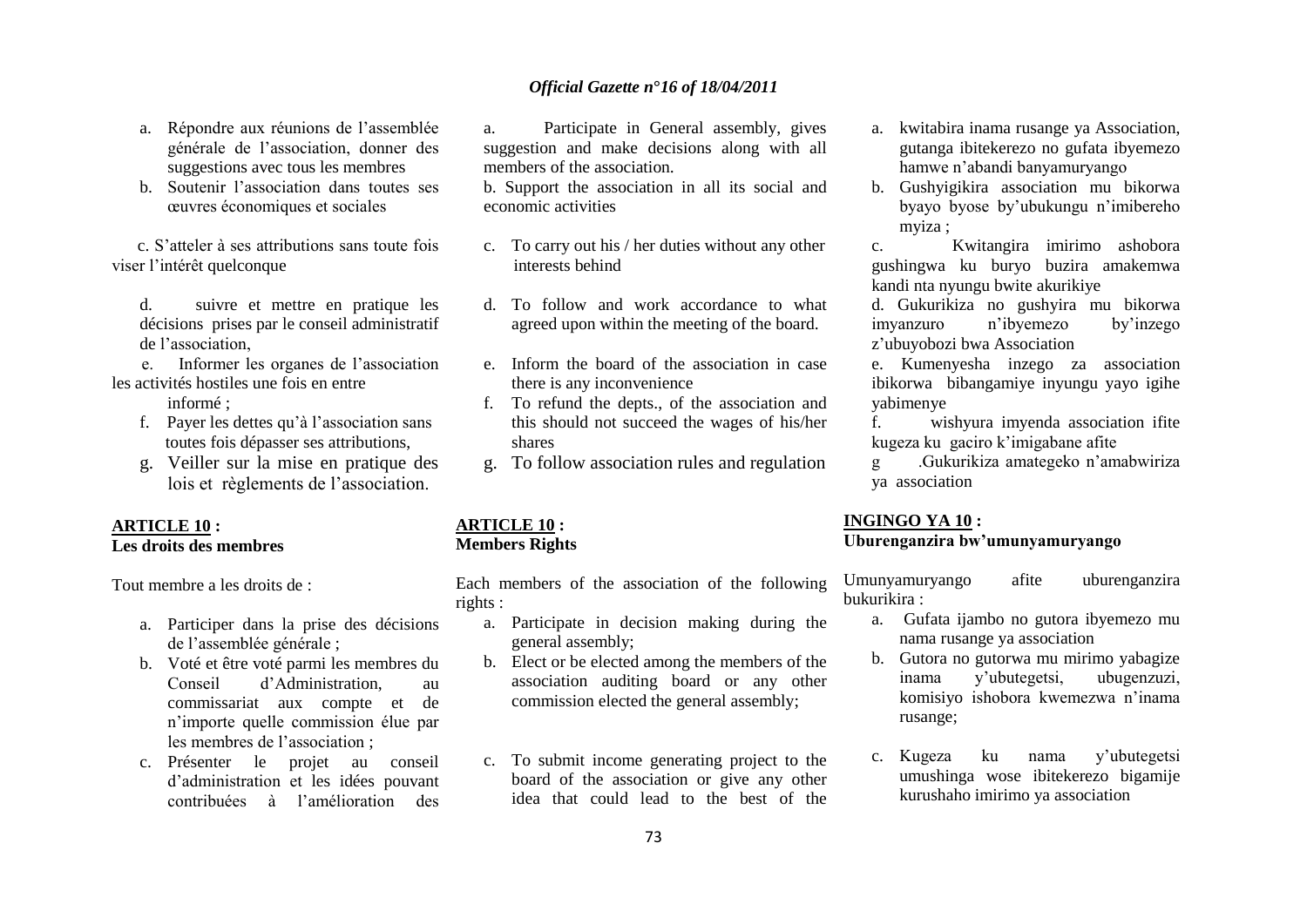a. Répondre aux réunions de l'assemblée générale de l'association, donner des suggestions avec tous les membres
b. Soutenir l'association dans toutes ses œuvres économiques et sociales

c. S'atteler à ses attributions sans toute fois viser l'intérêt quelconque

d. suivre et mettre en pratique les décisions prises par le conseil administratif de l'association,

e. Informer les organes de l'association les activités hostiles une fois en entre informé ;

f. Payer les dettes qu'à l'association sans toutes fois dépasser ses attributions,
g. Veiller sur la mise en pratique des lois et règlements de l'association.

**ARTICLE 10 :**
**Les droits des membres**

Tout membre a les droits de :

a. Participer dans la prise des décisions de l'assemblée générale ;
b. Voté et être voté parmi les membres du Conseil d'Administration, au commissariat aux compte et de n'importe quelle commission élue par les membres de l'association ;
c. Présenter le projet au conseil d'administration et les idées pouvant contribuées à l'amélioration des

a. Participate in General assembly, gives suggestion and make decisions along with all members of the association.

b. Support the association in all its social and economic activities

c. To carry out his / her duties without any other interests behind

d. To follow and work accordance to what agreed upon within the meeting of the board.

e. Inform the board of the association in case there is any inconvenience
f. To refund the depts., of the association and this should not succeed the wages of his/her shares
g. To follow association rules and regulation

**ARTICLE 10 :**
**Members Rights**

Each members of the association of the following rights :

a. Participate in decision making during the general assembly;
b. Elect or be elected among the members of the association auditing board or any other commission elected the general assembly;

c. To submit income generating project to the board of the association or give any other idea that could lead to the best of the

a. kwitabira inama rusange ya Association, gutanga ibitekerezo no gufata ibyemezo hamwe n'abandi banyamuryango
b. Gushyigikira association mu bikorwa byayo byose by'ubukungu n'imibereho myiza ;

c. Kwitangira imirimo ashobora gushingwa ku buryo buzira amakemwa kandi nta nyungu bwite akurikiye

d. Gukurikiza no gushyira mu bikorwa imyanzuro n'ibyemezo by'inzego z'ubuyobozi bwa Association

e. Kumenyesha inzego za association ibikorwa bibangamiye inyungu yayo igihe yabimenye

f. wishyura imyenda association ifite kugeza ku gaciro k'imigabane afite

g .Gukurikiza amategeko n'amabwiriza ya association

**INGINGO YA 10 :**
**Uburenganzira bw'umunyamuryango**

Umunyamuryango afite uburenganzira bukurikira :

a. Gufata ijambo no gutora ibyemezo mu nama rusange ya association
b. Gutora no gutorwa mu mirimo yabagize inama y'ubutegetsi, ubugenzuzi, komisiyo ishobora kwemezwa n'inama rusange;

c. Kugeza ku nama y'ubutegetsi umushinga wose ibitekerezo bigamije kurushaho imirimo ya association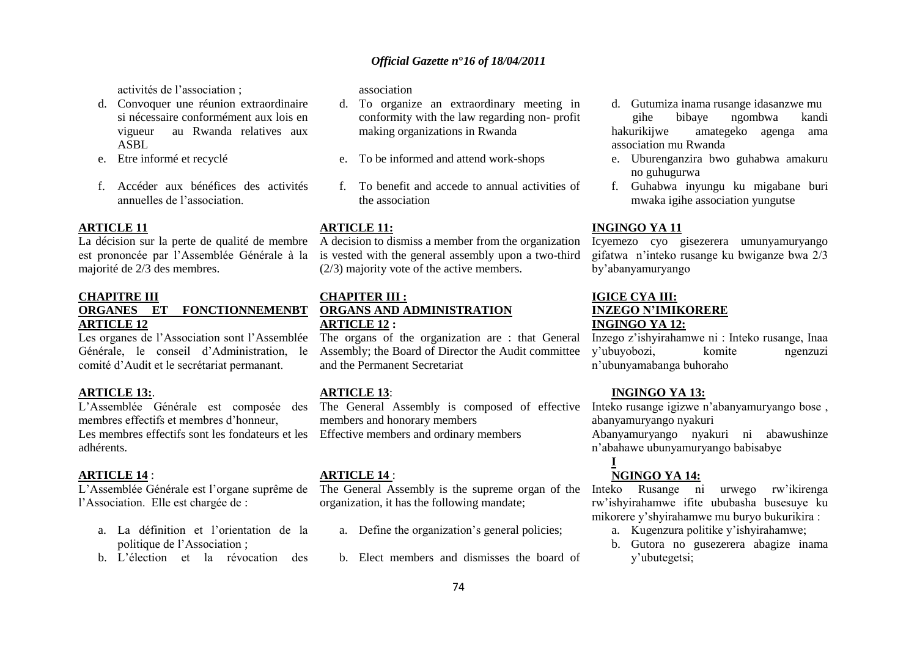activités de l'association ;

d. Convoquer une réunion extraordinaire si nécessaire conformément aux lois en vigueur au Rwanda relatives aux ASBL
e. Etre informé et recyclé
f. Accéder aux bénéfices des activités annuelles de l'association.

**ARTICLE 11**

La décision sur la perte de qualité de membre est prononcée par l'Assemblée Générale à la majorité de 2/3 des membres.

**CHAPITRE III**
**ORGANES ET FONCTIONNEMENBT**

**ARTICLE 12**

Les organes de l'Association sont l'Assemblée Générale, le conseil d'Administration, le comité d'Audit et le secrétariat permanant.

**ARTICLE 13:**.

L'Assemblée Générale est composée des membres effectifs et membres d'honneur,
Les membres effectifs sont les fondateurs et les adhérents.

**ARTICLE 14** :

L'Assemblée Générale est l'organe suprême de l'Association. Elle est chargée de :

a. La définition et l'orientation de la politique de l'Association ;
b. L'élection et la révocation des

association

d. To organize an extraordinary meeting in conformity with the law regarding non- profit making organizations in Rwanda
e. To be informed and attend work-shops
f. To benefit and accede to annual activities of the association

**ARTICLE 11:**

A decision to dismiss a member from the organization is vested with the general assembly upon a two-third (2/3) majority vote of the active members.

**CHAPITER III :**
**ORGANS AND ADMINISTRATION**

**ARTICLE 12 :**

The organs of the organization are : that General Assembly; the Board of Director the Audit committee and the Permanent Secretariat

**ARTICLE 13**:

The General Assembly is composed of effective members and honorary members
Effective members and ordinary members

**ARTICLE 14** :

The General Assembly is the supreme organ of the organization, it has the following mandate;

a. Define the organization's general policies;
b. Elect members and dismisses the board of

d. Gutumiza inama rusange idasanzwe mu gihe bibaye ngombwa kandi hakurikijwe amategeko agenga ama association mu Rwanda
e. Uburenganzira bwo guhabwa amakuru no guhugurwa
f. Guhabwa inyungu ku migabane buri mwaka igihe association yungutse

**INGINGO YA 11**

Icyemezo cyo gusezerera umunyamuryango gifatwa n'inteko rusange ku bwiganze bwa 2/3 by'abanyamuryango

**IGICE CYA III:**
**INZEGO N'IMIKORERE**

**INGINGO YA 12:**

Inzego z'ishyirahamwe ni : Inteko rusange, Inaa y'ubuyobozi, komite ngenzuzi n'ubunyamabanga buhoraho

**INGINGO YA 13:**

Inteko rusange igizwe n'abanyamuryango bose , abanyamuryango nyakuri
Abanyamuryango nyakuri ni abawushinze n'abahawe ubunyamuryango babisabye

**I**
**NGINGO YA 14:**

Inteko Rusange ni urwego rw'ikirenga rw'ishyirahamwe ifite ububasha busesuye ku mikorere y'shyirahamwe mu buryo bukurikira :

a. Kugenzura politike y'ishyirahamwe;
b. Gutora no gusezerera abagize inama y'ubutegetsi;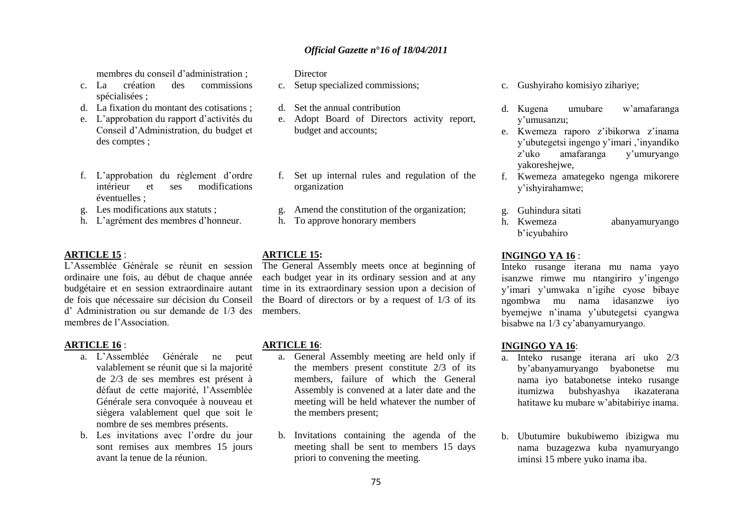membres du conseil d'administration ;

c. La création des commissions spécialisées ;
d. La fixation du montant des cotisations ;
e. L'approbation du rapport d'activités du Conseil d'Administration, du budget et des comptes ;
f. L'approbation du règlement d'ordre intérieur et ses modifications éventuelles ;
g. Les modifications aux statuts ;
h. L'agrément des membres d'honneur.

**ARTICLE 15** :

L'Assemblée Générale se réunit en session ordinaire une fois, au début de chaque année budgétaire et en session extraordinaire autant de fois que nécessaire sur décision du Conseil d' Administration ou sur demande de 1/3 des membres de l'Association.

**ARTICLE 16** :

a. L'Assemblée Générale ne peut valablement se réunit que si la majorité de 2/3 de ses membres est présent à défaut de cette majorité, l'Assemblée Générale sera convoquée à nouveau et siègera valablement quel que soit le nombre de ses membres présents.
b. Les invitations avec l'ordre du jour sont remises aux membres 15 jours avant la tenue de la réunion.

Director

c. Setup specialized commissions;
d. Set the annual contribution
e. Adopt Board of Directors activity report, budget and accounts;
f. Set up internal rules and regulation of the organization
g. Amend the constitution of the organization;
h. To approve honorary members

**ARTICLE 15:**

The General Assembly meets once at beginning of each budget year in its ordinary session and at any time in its extraordinary session upon a decision of the Board of directors or by a request of 1/3 of its members.

**ARTICLE 16**:

a. General Assembly meeting are held only if the members present constitute 2/3 of its members, failure of which the General Assembly is convened at a later date and the meeting will be held whatever the number of the members present;
b. Invitations containing the agenda of the meeting shall be sent to members 15 days priori to convening the meeting.

c. Gushyiraho komisiyo zihariye;
d. Kugena umubare w'amafaranga y'umusanzu;
e. Kwemeza raporo z'ibikorwa z'inama y'ubutegetsi ingengo y'imari ,'inyandiko z'uko amafaranga y'umuryango yakoreshejwe,
f. Kwemeza amategeko ngenga mikorere y'ishyirahamwe;
g. Guhindura sitati
h. Kwemeza abanyamuryango b'icyubahiro

**INGINGO YA 16** :

Inteko rusange iterana mu nama yayo isanzwe rimwe mu ntangiriro y'ingengo y'imari y'umwaka n'igihe cyose bibaye ngombwa mu nama idasanzwe iyo byemejwe n'inama y'ubutegetsi cyangwa bisabwe na 1/3 cy'abanyamuryango.

**INGINGO YA 16**:

a. Inteko rusange iterana ari uko 2/3 by'abanyamuryango byabonetse mu nama iyo batabonetse inteko rusange itumizwa bubshyashya ikazaterana hatitawe ku mubare w'abitabiriye inama.
b. Ubutumire bukubiwemo ibizigwa mu nama buzagezwa kuba nyamuryango iminsi 15 mbere yuko inama iba.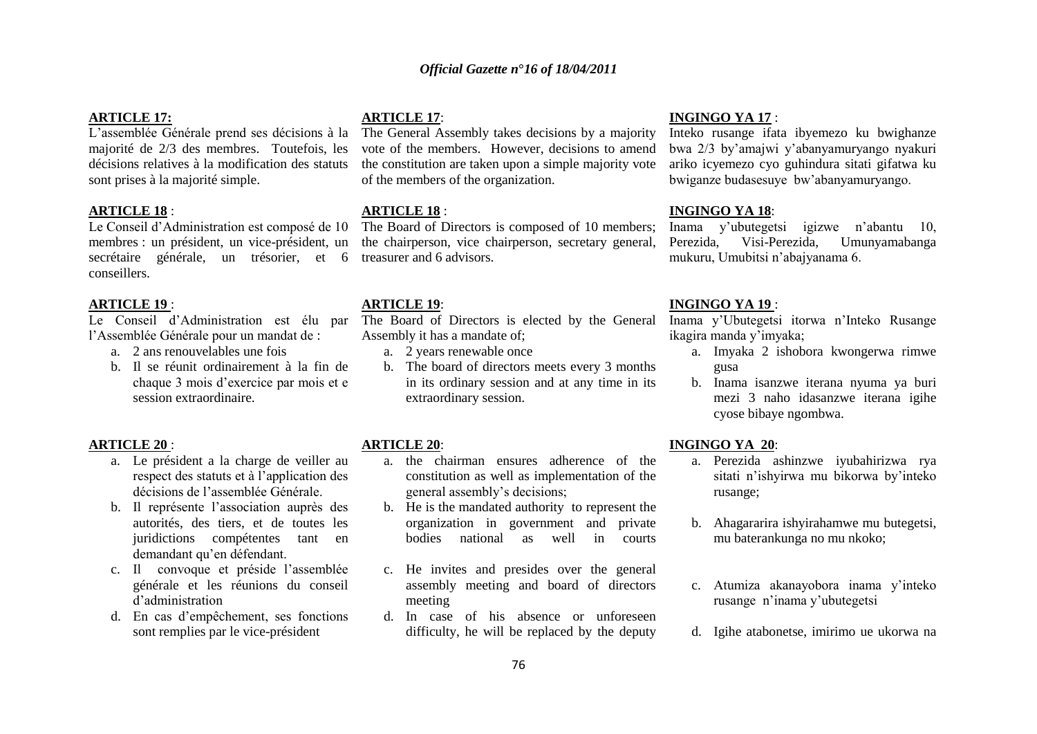**ARTICLE 17:**

L'assemblée Générale prend ses décisions à la majorité de 2/3 des membres. Toutefois, les décisions relatives à la modification des statuts sont prises à la majorité simple.

**ARTICLE 18** :

Le Conseil d'Administration est composé de 10 membres : un président, un vice-président, un secrétaire générale, un trésorier, et 6 conseillers.

**ARTICLE 19** :

Le Conseil d'Administration est élu par l'Assemblée Générale pour un mandat de :

a. 2 ans renouvelables une fois
b. Il se réunit ordinairement à la fin de chaque 3 mois d'exercice par mois et e session extraordinaire.

**ARTICLE 20** :

a. Le président a la charge de veiller au respect des statuts et à l'application des décisions de l'assemblée Générale.
b. Il représente l'association auprès des autorités, des tiers, et de toutes les juridictions compétentes tant en demandant qu'en défendant.
c. Il convoque et préside l'assemblée générale et les réunions du conseil d'administration
d. En cas d'empêchement, ses fonctions sont remplies par le vice-président

**ARTICLE 17**:

The General Assembly takes decisions by a majority vote of the members. However, decisions to amend the constitution are taken upon a simple majority vote of the members of the organization.

**ARTICLE 18** :

The Board of Directors is composed of 10 members; the chairperson, vice chairperson, secretary general, treasurer and 6 advisors.

**ARTICLE 19**:

The Board of Directors is elected by the General Assembly it has a mandate of;

a. 2 years renewable once
b. The board of directors meets every 3 months in its ordinary session and at any time in its extraordinary session.

**ARTICLE 20**:

a. the chairman ensures adherence of the constitution as well as implementation of the general assembly's decisions;
b. He is the mandated authority to represent the organization in government and private bodies national as well in courts
c. He invites and presides over the general assembly meeting and board of directors meeting
d. In case of his absence or unforeseen difficulty, he will be replaced by the deputy

**INGINGO YA 17** :

Inteko rusange ifata ibyemezo ku bwighanze bwa 2/3 by'amajwi y'abanyamuryango nyakuri ariko icyemezo cyo guhindura sitati gifatwa ku bwiganze budasesuye bw'abanyamuryango.

**INGINGO YA 18**:

Inama y'ubutegetsi igizwe n'abantu 10, Perezida, Visi-Perezida, Umunyamabanga mukuru, Umubitsi n'abajyanama 6.

**INGINGO YA 19** :

Inama y'Ubutegetsi itorwa n'Inteko Rusange ikagira manda y'imyaka;

a. Imyaka 2 ishobora kwongerwa rimwe gusa
b. Inama isanzwe iterana nyuma ya buri mezi 3 naho idasanzwe iterana igihe cyose bibaye ngombwa.

**INGINGO YA 20**:

a. Perezida ashinzwe iyubahirizwa rya sitati n'ishyirwa mu bikorwa by'inteko rusange;
b. Ahagararira ishyirahamwe mu butegetsi, mu baterankunga no mu nkoko;
c. Atumiza akanayobora inama y'inteko rusange n'inama y'ubutegetsi
d. Igihe atabonetse, imirimo ue ukorwa na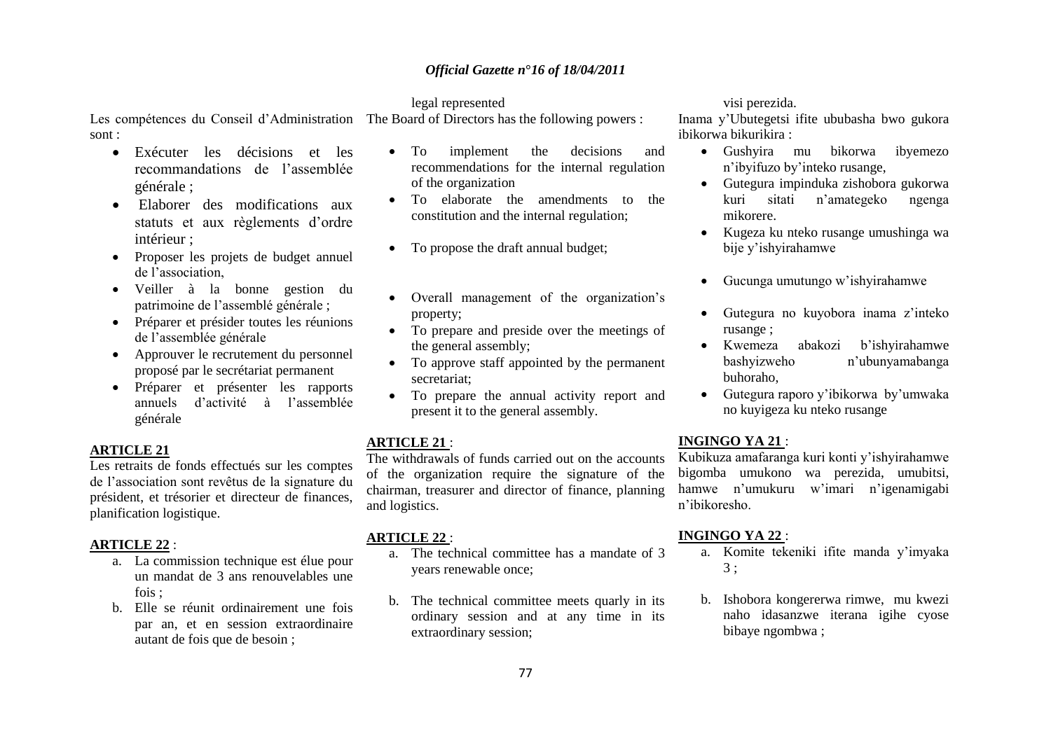Les compétences du Conseil d'Administration sont :

- Exécuter les décisions et les recommandations de l'assemblée générale ;
- Elaborer des modifications aux statuts et aux règlements d'ordre intérieur ;
- Proposer les projets de budget annuel de l'association,
- Veiller à la bonne gestion du patrimoine de l'assemblé générale ;
- Préparer et présider toutes les réunions de l'assemblée générale
- Approuver le recrutement du personnel proposé par le secrétariat permanent
- Préparer et présenter les rapports annuels d'activité à l'assemblée générale

**ARTICLE 21**

Les retraits de fonds effectués sur les comptes de l'association sont revêtus de la signature du président, et trésorier et directeur de finances, planification logistique.

**ARTICLE 22** :

a. La commission technique est élue pour un mandat de 3 ans renouvelables une fois ;

b. Elle se réunit ordinairement une fois par an, et en session extraordinaire autant de fois que de besoin ;

legal represented

The Board of Directors has the following powers :

- To implement the decisions and recommendations for the internal regulation of the organization
- To elaborate the amendments to the constitution and the internal regulation;
- To propose the draft annual budget;
- Overall management of the organization's property;
- To prepare and preside over the meetings of the general assembly;
- To approve staff appointed by the permanent secretariat;
- To prepare the annual activity report and present it to the general assembly.

**ARTICLE 21** :

The withdrawals of funds carried out on the accounts of the organization require the signature of the chairman, treasurer and director of finance, planning and logistics.

**ARTICLE 22** :

a. The technical committee has a mandate of 3 years renewable once;

b. The technical committee meets quarly in its ordinary session and at any time in its extraordinary session;

visi perezida.

Inama y'Ubutegetsi ifite ububasha bwo gukora ibikorwa bikurikira :

- Gushyira mu bikorwa ibyemezo n'ibyifuzo by'inteko rusange,
- Gutegura impinduka zishobora gukorwa kuri sitati n'amategeko ngenga mikorere.
- Kugeza ku nteko rusange umushinga wa bije y'ishyirahamwe
- Gucunga umutungo w'ishyirahamwe
- Gutegura no kuyobora inama z'inteko rusange ;
- Kwemeza abakozi b'ishyirahamwe bashyizweho n'ubunyamabanga buhoraho,
- Gutegura raporo y'ibikorwa by'umwaka no kuyigeza ku nteko rusange

**INGINGO YA 21** :

Kubikuza amafaranga kuri konti y'ishyirahamwe bigomba umukono wa perezida, umubitsi, hamwe n'umukuru w'imari n'igenamigabi n'ibikoresho.

**INGINGO YA 22** :

a. Komite tekeniki ifite manda y'imyaka 3 ;

b. Ishobora kongererwa rimwe, mu kwezi naho idasanzwe iterana igihe cyose bibaye ngombwa ;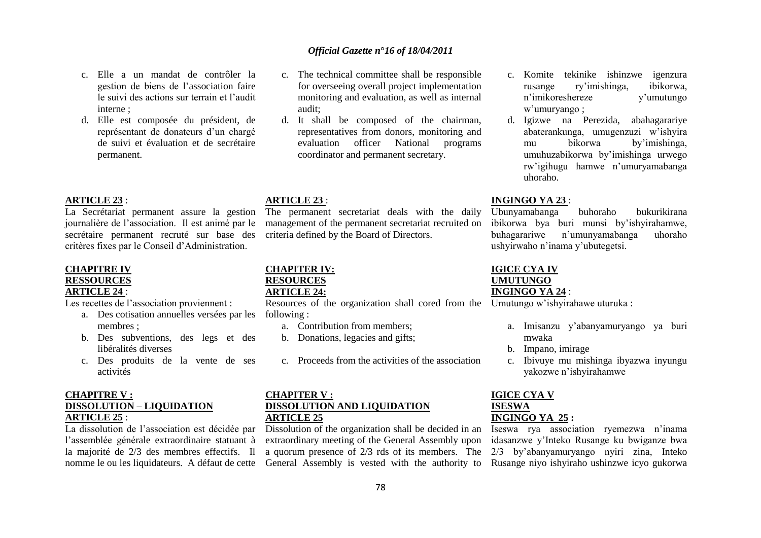c. Elle a un mandat de contrôler la gestion de biens de l'association faire le suivi des actions sur terrain et l'audit interne ;
d. Elle est composée du président, de représentant de donateurs d'un chargé de suivi et évaluation et de secrétaire permanent.

**ARTICLE 23** :
La Secrétariat permanent assure la gestion journalière de l'association. Il est animé par le secrétaire permanent recruté sur base des critères fixes par le Conseil d'Administration.

**CHAPITRE IV**
**RESSOURCES**
**ARTICLE 24** :
Les recettes de l'association proviennent :

a. Des cotisation annuelles versées par les membres ;
b. Des subventions, des legs et des libéralités diverses
c. Des produits de la vente de ses activités

**CHAPITRE V :**
**DISSOLUTION – LIQUIDATION**
**ARTICLE 25** :
La dissolution de l'association est décidée par l'assemblée générale extraordinaire statuant à la majorité de 2/3 des membres effectifs. Il nomme le ou les liquidateurs. A défaut de cette

c. The technical committee shall be responsible for overseeing overall project implementation monitoring and evaluation, as well as internal audit;
d. It shall be composed of the chairman, representatives from donors, monitoring and evaluation officer National programs coordinator and permanent secretary.

**ARTICLE 23** :
The permanent secretariat deals with the daily management of the permanent secretariat recruited on criteria defined by the Board of Directors.

**CHAPITER IV:**
**RESOURCES**
**ARTICLE 24:**
Resources of the organization shall cored from the following :

a. Contribution from members;
b. Donations, legacies and gifts;
c. Proceeds from the activities of the association

**CHAPITER V :**
**DISSOLUTION AND LIQUIDATION**
**ARTICLE 25**
Dissolution of the organization shall be decided in an extraordinary meeting of the General Assembly upon a quorum presence of 2/3 rds of its members. The General Assembly is vested with the authority to

c. Komite tekinike ishinzwe igenzura rusange ry'imishinga, ibikorwa, n'imikoreshereze y'umutungo w'umuryango ;
d. Igizwe na Perezida, abahagarariye abaterankunga, umugenzuzi w'ishyira mu bikorwa by'imishinga, umuhuzabikorwa by'imishinga urwego rw'igihugu hamwe n'umuryamabanga uhoraho.

**INGINGO YA 23** :
Ubunyamabanga buhoraho bukurikirana ibikorwa bya buri munsi by'ishyirahamwe, buhagarariwe n'umunyamabanga uhoraho ushyirwaho n'inama y'ubutegetsi.

**IGICE CYA IV**
**UMUTUNGO**
**INGINGO YA 24** :
Umutungo w'ishyirahawe uturuka :

a. Imisanzu y'abanyamuryango ya buri mwaka
b. Impano, imirage
c. Ibivuye mu mishinga ibyazwa inyungu yakozwe n'ishyirahamwe

**IGICE CYA V**
**ISESWA**
**INGINGO YA 25 :**
Iseswa rya association ryemezwa n'inama idasanzwe y'Inteko Rusange ku bwiganze bwa 2/3 by'abanyamuryango nyiri zina, Inteko Rusange niyo ishyiraho ushinzwe icyo gukorwa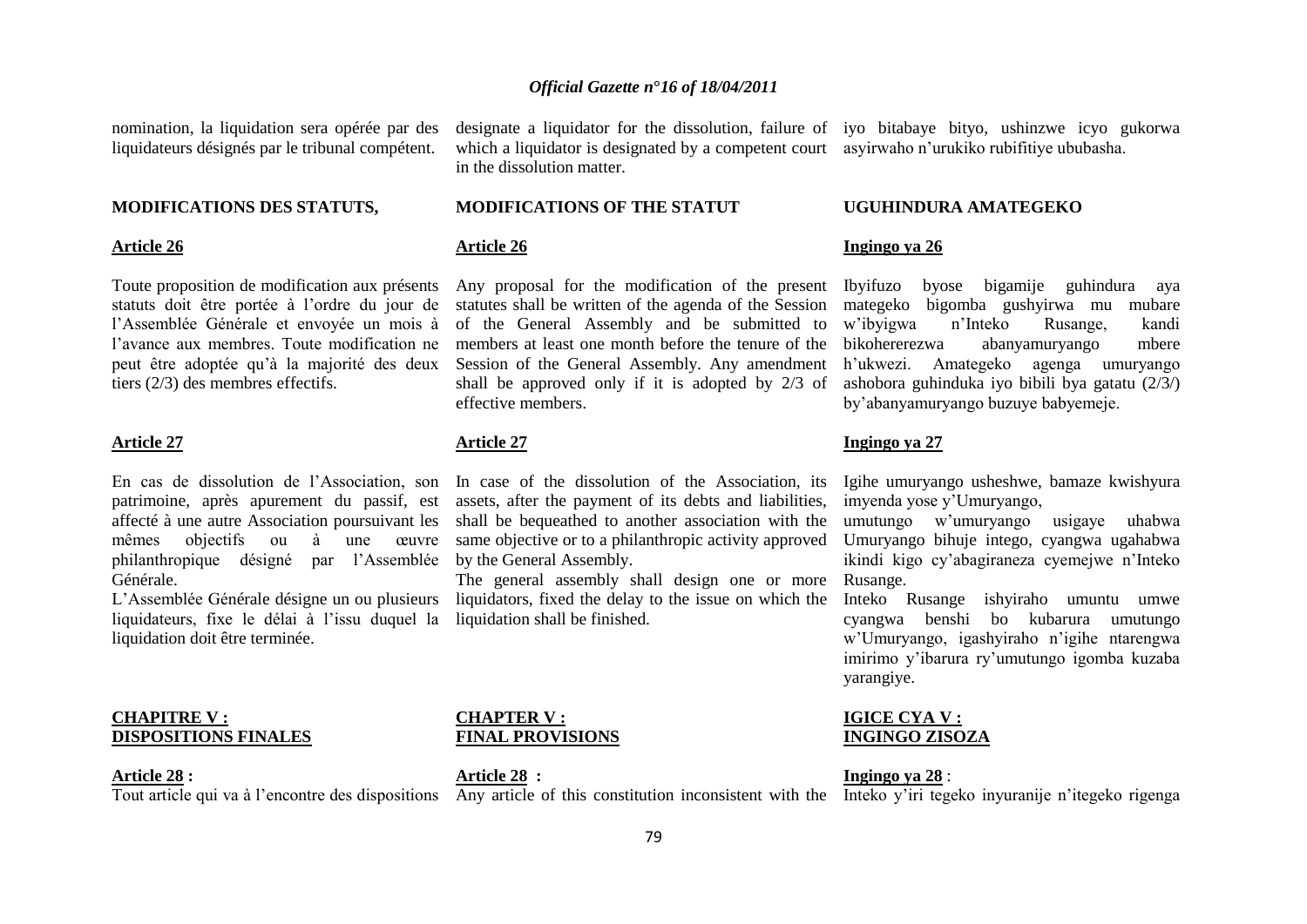nomination, la liquidation sera opérée par des liquidateurs désignés par le tribunal compétent.

**MODIFICATIONS DES STATUTS,**

**Article 26**

Toute proposition de modification aux présents statuts doit être portée à l'ordre du jour de l'Assemblée Générale et envoyée un mois à l'avance aux membres. Toute modification ne peut être adoptée qu'à la majorité des deux tiers (2/3) des membres effectifs.

**Article 27**

En cas de dissolution de l'Association, son patrimoine, après apurement du passif, est affecté à une autre Association poursuivant les mêmes objectifs ou à une œuvre philanthropique désigné par l'Assemblée Générale.

L'Assemblée Générale désigne un ou plusieurs liquidateurs, fixe le délai à l'issu duquel la liquidation doit être terminée.

**CHAPITRE V : DISPOSITIONS FINALES**

**Article 28 :**

Tout article qui va à l'encontre des dispositions

designate a liquidator for the dissolution, failure of which a liquidator is designated by a competent court in the dissolution matter.

**MODIFICATIONS OF THE STATUT**

**Article 26**

Any proposal for the modification of the present statutes shall be written of the agenda of the Session of the General Assembly and be submitted to members at least one month before the tenure of the Session of the General Assembly. Any amendment shall be approved only if it is adopted by 2/3 of effective members.

**Article 27**

In case of the dissolution of the Association, its assets, after the payment of its debts and liabilities, shall be bequeathed to another association with the same objective or to a philanthropic activity approved by the General Assembly.

The general assembly shall design one or more liquidators, fixed the delay to the issue on which the liquidation shall be finished.

**CHAPTER V : FINAL PROVISIONS**

**Article 28 :**

Any article of this constitution inconsistent with the

iyo bitabaye bityo, ushinzwe icyo gukorwa asyirwaho n'urukiko rubifitiye ububasha.

**UGUHINDURA AMATEGEKO**

**Ingingo ya 26**

Ibyifuzo byose bigamije guhindura aya mategeko bigomba gushyirwa mu mubare w'ibyigwa n'Inteko Rusange, kandi bikohererezwa abanyamuryango mbere h'ukwezi. Amategeko agenga umuryango ashobora guhinduka iyo bibili bya gatatu (2/3/) by'abanyamuryango buzuye babyemeje.

**Ingingo ya 27**

Igihe umuryango usheshwe, bamaze kwishyura imyenda yose y'Umuryango,

umutungo w'umuryango usigaye uhabwa Umuryango bihuje intego, cyangwa ugahabwa ikindi kigo cy'abagiraneza cyemejwe n'Inteko Rusange.

Inteko Rusange ishyiraho umuntu umwe cyangwa benshi bo kubarura umutungo w'Umuryango, igashyiraho n'igihe ntarengwa imirimo y'ibarura ry'umutungo igomba kuzaba yarangiye.

**IGICE CYA V : INGINGO ZISOZA**

**Ingingo ya 28** :

Inteko y'iri tegeko inyuranije n'itegeko rigenga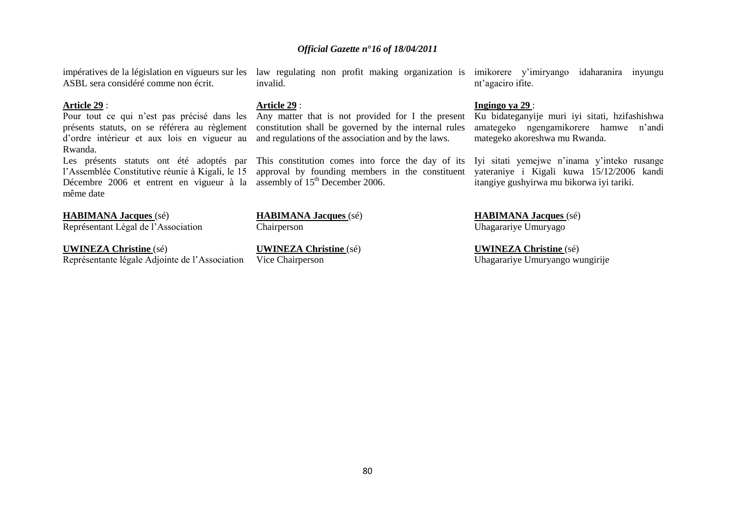impératives de la législation en vigueurs sur les ASBL sera considéré comme non écrit.

**Article 29** :

Pour tout ce qui n'est pas précisé dans les présents statuts, on se référera au règlement d'ordre intérieur et aux lois en vigueur au Rwanda.

Les présents statuts ont été adoptés par l'Assemblée Constitutive réunie à Kigali, le 15 Décembre 2006 et entrent en vigueur à la même date

**HABIMANA Jacques** (sé)
Représentant Légal de l'Association

**UWINEZA Christine** (sé)
Représentante légale Adjointe de l'Association

law regulating non profit making organization is invalid.

**Article 29** :

Any matter that is not provided for I the present constitution shall be governed by the internal rules and regulations of the association and by the laws.

This constitution comes into force the day of its approval by founding members in the constituent assembly of 15th December 2006.

**HABIMANA Jacques** (sé)
Chairperson

**UWINEZA Christine** (sé)
Vice Chairperson

imikorere y'imiryango idaharanira inyungu nt'agaciro ifite.

**Ingingo ya 29** :

Ku bidateganyijwe muri iyi sitati, hzifashishwa amategeko ngengamikorere hamwe n'andi mategeko akoreshwa mu Rwanda.

Iyi sitati yemejwe n'inama y'inteko rusange yateraniye i Kigali kuwa 15/12/2006 kandi itangiye gushyirwa mu bikorwa iyi tariki.

**HABIMANA Jacques** (sé)
Uhagarariye Umuryago

**UWINEZA Christine** (sé)
Uhagarariye Umuryango wungirije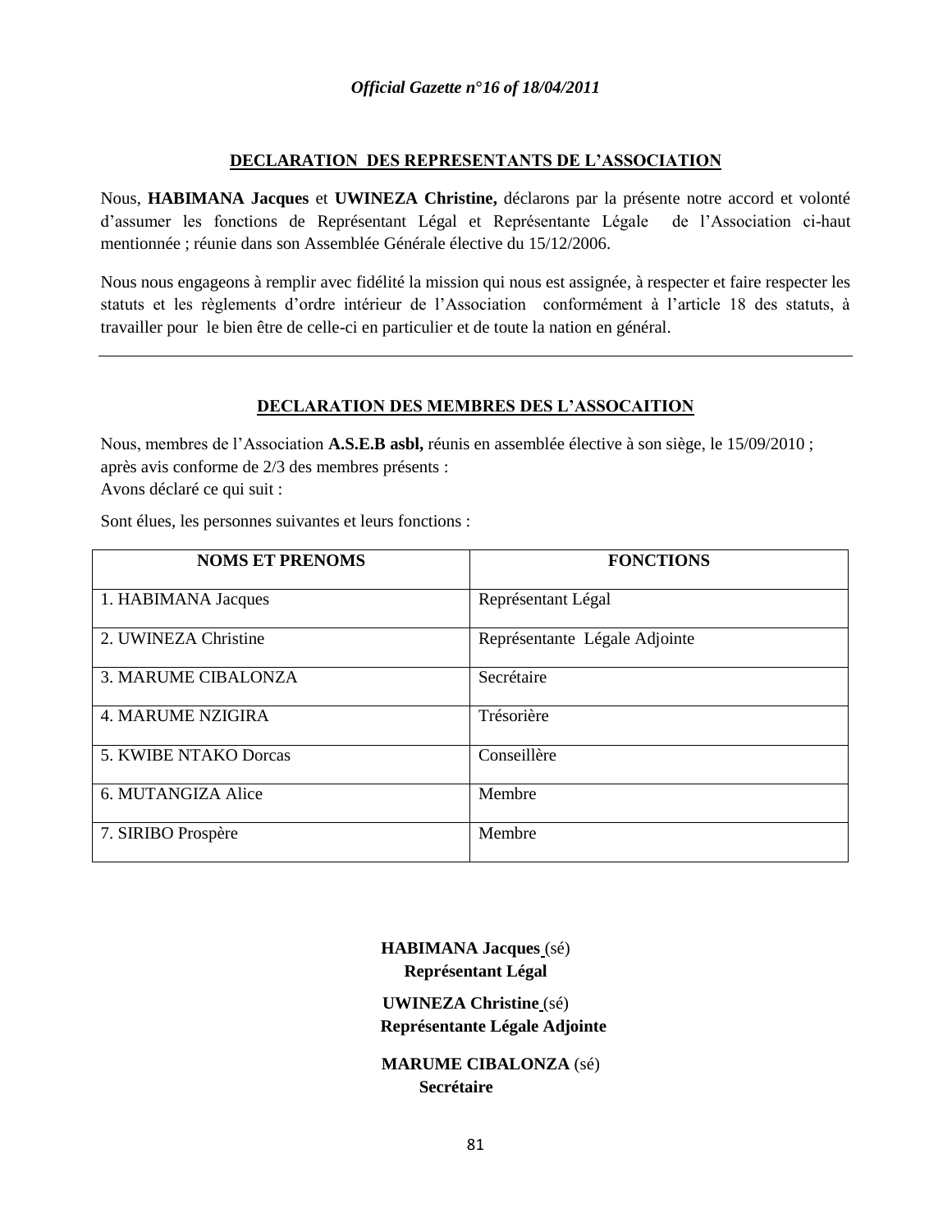**DECLARATION DES REPRESENTANTS DE L'ASSOCIATION**

Nous, **HABIMANA Jacques** et **UWINEZA Christine,** déclarons par la présente notre accord et volonté d'assumer les fonctions de Représentant Légal et Représentante Légale de l'Association ci-haut mentionnée ; réunie dans son Assemblée Générale élective du 15/12/2006.

Nous nous engageons à remplir avec fidélité la mission qui nous est assignée, à respecter et faire respecter les statuts et les règlements d'ordre intérieur de l'Association conformément à l'article 18 des statuts, à travailler pour le bien être de celle-ci en particulier et de toute la nation en général.

---

**DECLARATION DES MEMBRES DES L'ASSOCAITION**

Nous, membres de l'Association **A.S.E.B asbl,** réunis en assemblée élective à son siège, le 15/09/2010 ; après avis conforme de 2/3 des membres présents :
Avons déclaré ce qui suit :

Sont élues, les personnes suivantes et leurs fonctions :

| NOMS ET PRENOMS | FONCTIONS |
|---|---|
| 1. HABIMANA Jacques | Représentant Légal |
| 2. UWINEZA Christine | Représentante Légale Adjointe |
| 3. MARUME CIBALONZA | Secrétaire |
| 4. MARUME NZIGIRA | Trésorière |
| 5. KWIBE NTAKO Dorcas | Conseillère |
| 6. MUTANGIZA Alice | Membre |
| 7. SIRIBO Prospère | Membre |

**HABIMANA Jacques** (sé)
**Représentant Légal**

**UWINEZA Christine** (sé)
**Représentante Légale Adjointe**

**MARUME CIBALONZA** (sé)
**Secrétaire**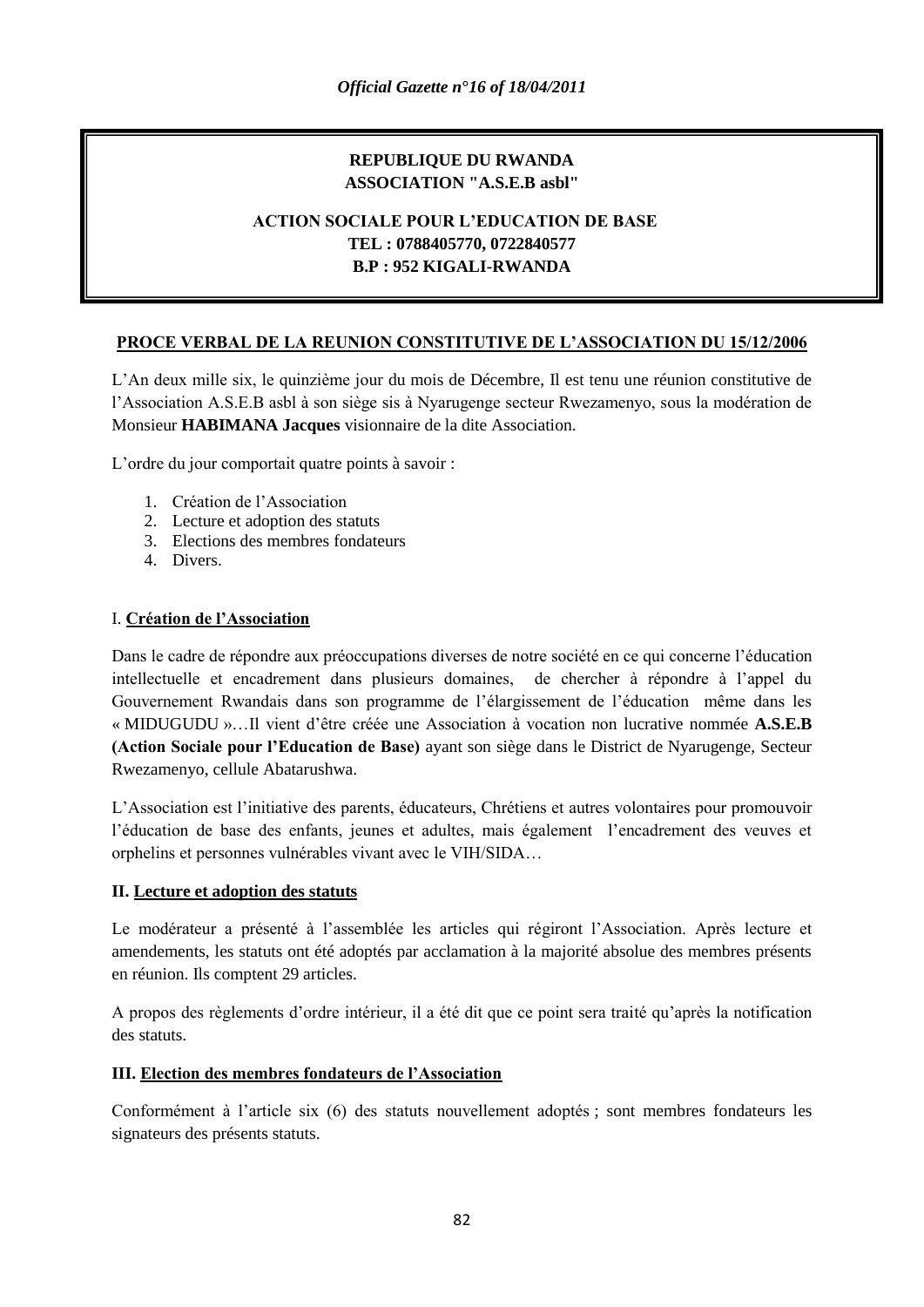**REPUBLIQUE DU RWANDA**
**ASSOCIATION "A.S.E.B asbl"**

**ACTION SOCIALE POUR L'EDUCATION DE BASE**
**TEL : 0788405770, 0722840577**
**B.P : 952 KIGALI-RWANDA**

## PROCE VERBAL DE LA REUNION CONSTITUTIVE DE L'ASSOCIATION DU 15/12/2006

L'An deux mille six, le quinzième jour du mois de Décembre, Il est tenu une réunion constitutive de l'Association A.S.E.B asbl à son siège sis à Nyarugenge secteur Rwezamenyo, sous la modération de Monsieur **HABIMANA Jacques** visionnaire de la dite Association.

L'ordre du jour comportait quatre points à savoir :

1. Création de l'Association
2. Lecture et adoption des statuts
3. Elections des membres fondateurs
4. Divers.

### I. Création de l'Association

Dans le cadre de répondre aux préoccupations diverses de notre société en ce qui concerne l'éducation intellectuelle et encadrement dans plusieurs domaines, de chercher à répondre à l'appel du Gouvernement Rwandais dans son programme de l'élargissement de l'éducation même dans les « MIDUGUDU »…Il vient d'être créée une Association à vocation non lucrative nommée **A.S.E.B (Action Sociale pour l'Education de Base)** ayant son siège dans le District de Nyarugenge, Secteur Rwezamenyo, cellule Abatarushwa.

L'Association est l'initiative des parents, éducateurs, Chrétiens et autres volontaires pour promouvoir l'éducation de base des enfants, jeunes et adultes, mais également l'encadrement des veuves et orphelins et personnes vulnérables vivant avec le VIH/SIDA…

### II. Lecture et adoption des statuts

Le modérateur a présenté à l'assemblée les articles qui régiront l'Association. Après lecture et amendements, les statuts ont été adoptés par acclamation à la majorité absolue des membres présents en réunion. Ils comptent 29 articles.

A propos des règlements d'ordre intérieur, il a été dit que ce point sera traité qu'après la notification des statuts.

### III. Election des membres fondateurs de l'Association

Conformément à l'article six (6) des statuts nouvellement adoptés ; sont membres fondateurs les signateurs des présents statuts.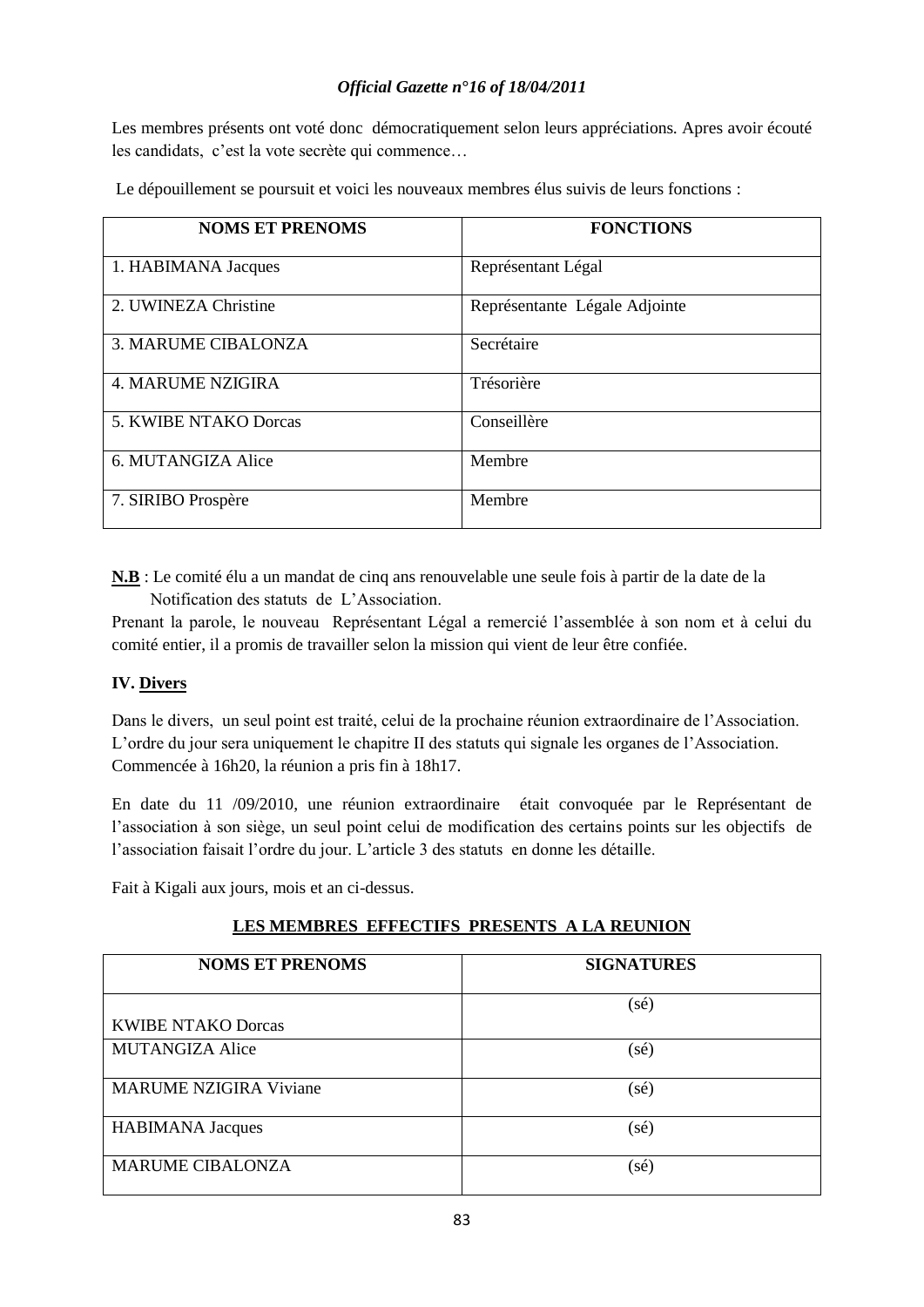Les membres présents ont voté donc démocratiquement selon leurs appréciations. Apres avoir écouté les candidats, c'est la vote secrète qui commence…

Le dépouillement se poursuit et voici les nouveaux membres élus suivis de leurs fonctions :

| NOMS ET PRENOMS | FONCTIONS |
|---|---|
| 1. HABIMANA Jacques | Représentant Légal |
| 2. UWINEZA Christine | Représentante Légale Adjointe |
| 3. MARUME CIBALONZA | Secrétaire |
| 4. MARUME NZIGIRA | Trésorière |
| 5. KWIBE NTAKO Dorcas | Conseillère |
| 6. MUTANGIZA Alice | Membre |
| 7. SIRIBO Prospère | Membre |

**N.B** : Le comité élu a un mandat de cinq ans renouvelable une seule fois à partir de la date de la Notification des statuts de L'Association.

Prenant la parole, le nouveau Représentant Légal a remercié l'assemblée à son nom et à celui du comité entier, il a promis de travailler selon la mission qui vient de leur être confiée.

**IV. Divers**

Dans le divers, un seul point est traité, celui de la prochaine réunion extraordinaire de l'Association. L'ordre du jour sera uniquement le chapitre II des statuts qui signale les organes de l'Association. Commencée à 16h20, la réunion a pris fin à 18h17.

En date du 11 /09/2010, une réunion extraordinaire était convoquée par le Représentant de l'association à son siège, un seul point celui de modification des certains points sur les objectifs de l'association faisait l'ordre du jour. L'article 3 des statuts en donne les détaille.

Fait à Kigali aux jours, mois et an ci-dessus.

**LES MEMBRES EFFECTIFS PRESENTS A LA REUNION**

| NOMS ET PRENOMS | SIGNATURES |
|---|---|
| KWIBE NTAKO Dorcas | (sé) |
| MUTANGIZA Alice | (sé) |
| MARUME NZIGIRA Viviane | (sé) |
| HABIMANA Jacques | (sé) |
| MARUME CIBALONZA | (sé) |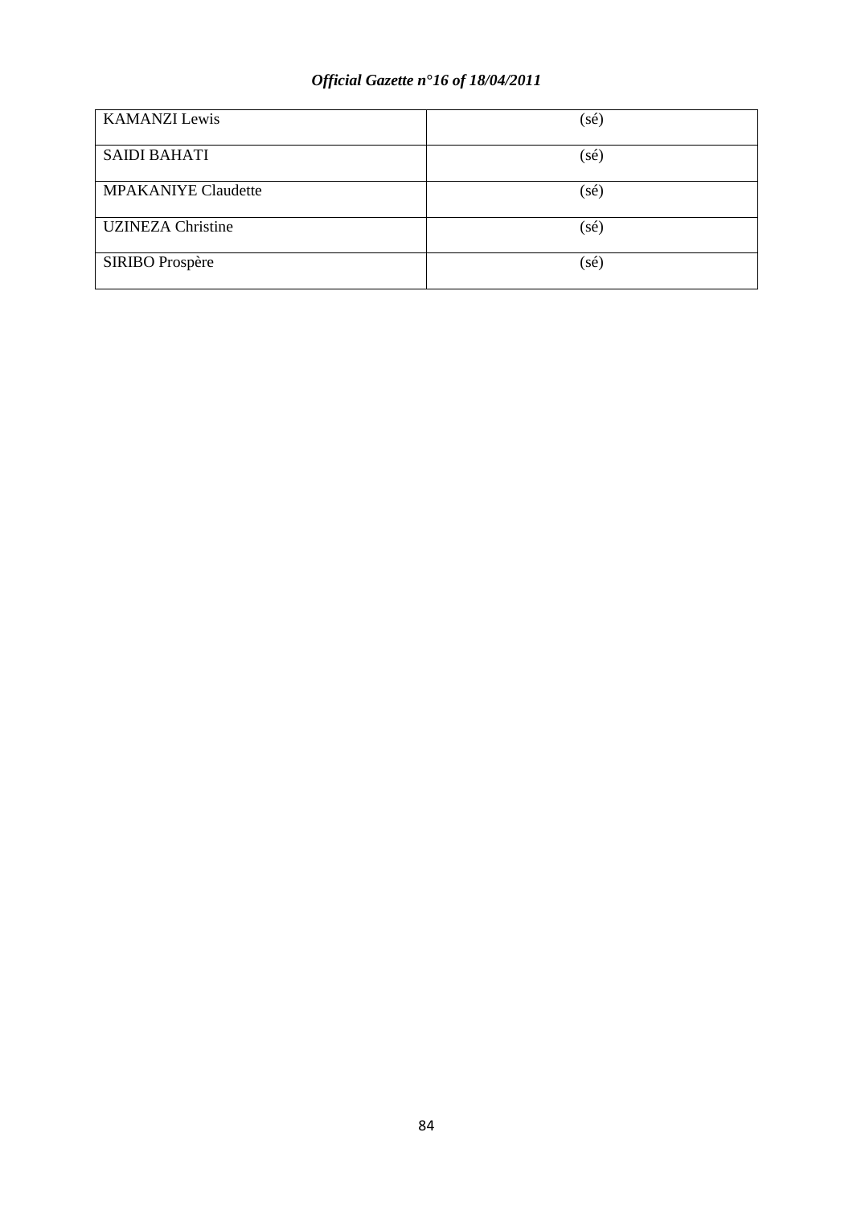| | |
|---|---|
| KAMANZI Lewis | (sé) |
| SAIDI BAHATI | (sé) |
| MPAKANIYE Claudette | (sé) |
| UZINEZA Christine | (sé) |
| SIRIBO Prospère | (sé) |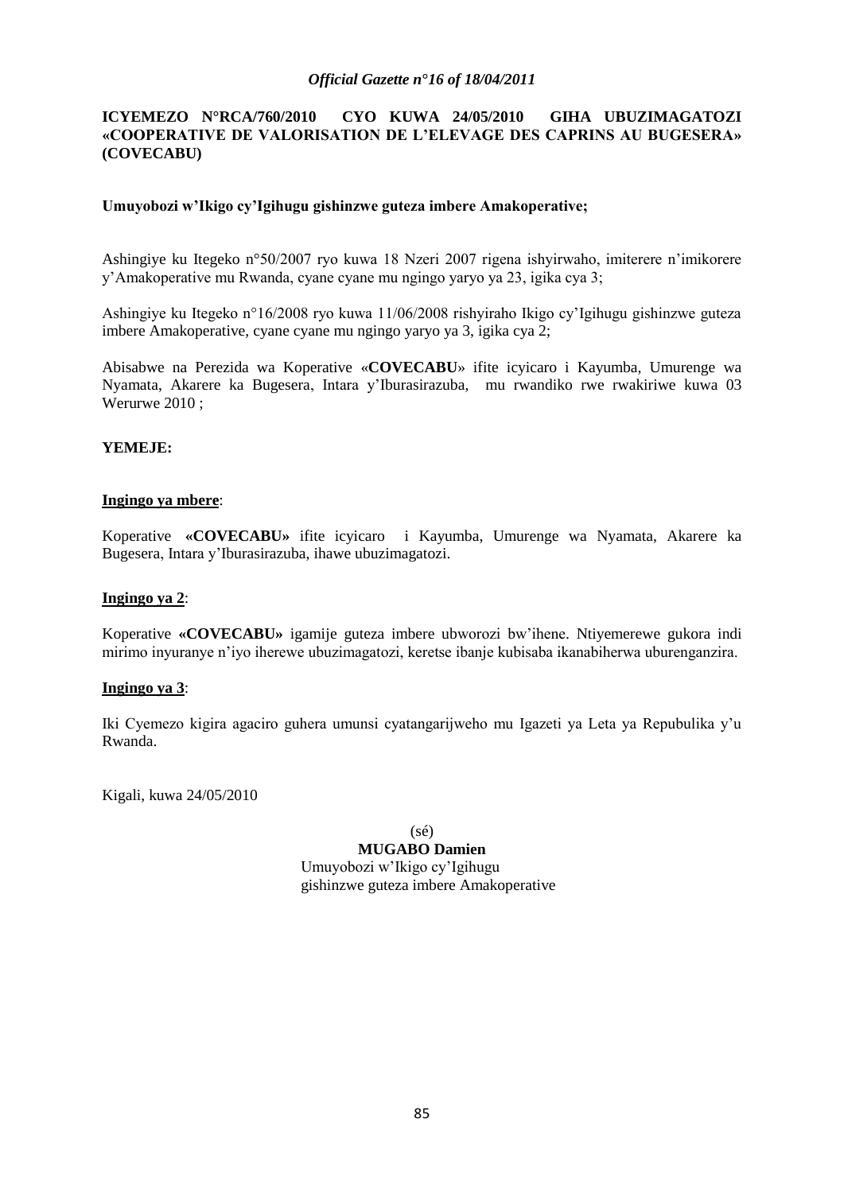**ICYEMEZO N°RCA/760/2010 CYO KUWA 24/05/2010 GIHA UBUZIMAGATOZI «COOPERATIVE DE VALORISATION DE L'ELEVAGE DES CAPRINS AU BUGESERA» (COVECABU)**

**Umuyobozi w'Ikigo cy'Igihugu gishinzwe guteza imbere Amakoperative;**

Ashingiye ku Itegeko n°50/2007 ryo kuwa 18 Nzeri 2007 rigena ishyirwaho, imiterere n'imikorere y'Amakoperative mu Rwanda, cyane cyane mu ngingo yaryo ya 23, igika cya 3;

Ashingiye ku Itegeko n°16/2008 ryo kuwa 11/06/2008 rishyiraho Ikigo cy'Igihugu gishinzwe guteza imbere Amakoperative, cyane cyane mu ngingo yaryo ya 3, igika cya 2;

Abisabwe na Perezida wa Koperative «**COVECABU**» ifite icyicaro i Kayumba, Umurenge wa Nyamata, Akarere ka Bugesera, Intara y'Iburasirazuba, mu rwandiko rwe rwakiriwe kuwa 03 Werurwe 2010 ;

**YEMEJE:**

**Ingingo ya mbere**:

Koperative **«COVECABU»** ifite icyicaro i Kayumba, Umurenge wa Nyamata, Akarere ka Bugesera, Intara y'Iburasirazuba, ihawe ubuzimagatozi.

**Ingingo ya 2**:

Koperative **«COVECABU»** igamije guteza imbere ubworozi bw'ihene. Ntiyemerewe gukora indi mirimo inyuranye n'iyo iherewe ubuzimagatozi, keretse ibanje kubisaba ikanabiherwa uburenganzira.

**Ingingo ya 3**:

Iki Cyemezo kigira agaciro guhera umunsi cyatangarijweho mu Igazeti ya Leta ya Repubulika y'u Rwanda.

Kigali, kuwa 24/05/2010

(sé)

**MUGABO Damien**

Umuyobozi w'Ikigo cy'Igihugu gishinzwe guteza imbere Amakoperative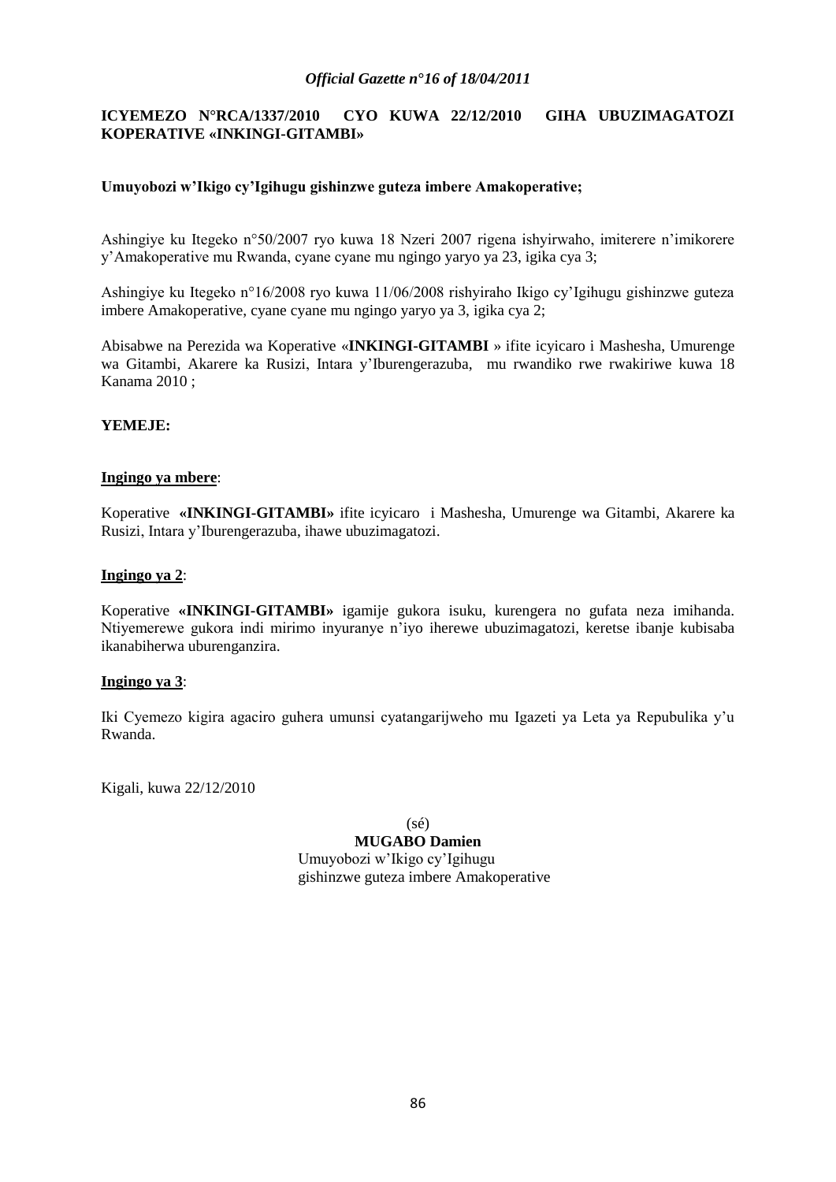**ICYEMEZO N°RCA/1337/2010 CYO KUWA 22/12/2010 GIHA UBUZIMAGATOZI KOPERATIVE «INKINGI-GITAMBI»**

**Umuyobozi w'Ikigo cy'Igihugu gishinzwe guteza imbere Amakoperative;**

Ashingiye ku Itegeko n°50/2007 ryo kuwa 18 Nzeri 2007 rigena ishyirwaho, imiterere n'imikorere y'Amakoperative mu Rwanda, cyane cyane mu ngingo yaryo ya 23, igika cya 3;

Ashingiye ku Itegeko n°16/2008 ryo kuwa 11/06/2008 rishyiraho Ikigo cy'Igihugu gishinzwe guteza imbere Amakoperative, cyane cyane mu ngingo yaryo ya 3, igika cya 2;

Abisabwe na Perezida wa Koperative «**INKINGI-GITAMBI** » ifite icyicaro i Mashesha, Umurenge wa Gitambi, Akarere ka Rusizi, Intara y'Iburengerazuba, mu rwandiko rwe rwakiriwe kuwa 18 Kanama 2010 ;

**YEMEJE:**

**Ingingo ya mbere**:

Koperative **«INKINGI-GITAMBI»** ifite icyicaro i Mashesha, Umurenge wa Gitambi, Akarere ka Rusizi, Intara y'Iburengerazuba, ihawe ubuzimagatozi.

**Ingingo ya 2**:

Koperative **«INKINGI-GITAMBI»** igamije gukora isuku, kurengera no gufata neza imihanda. Ntiyemerewe gukora indi mirimo inyuranye n'iyo iherewe ubuzimagatozi, keretse ibanje kubisaba ikanabiherwa uburenganzira.

**Ingingo ya 3**:

Iki Cyemezo kigira agaciro guhera umunsi cyatangarijweho mu Igazeti ya Leta ya Repubulika y'u Rwanda.

Kigali, kuwa 22/12/2010

(sé)

**MUGABO Damien**

Umuyobozi w'Ikigo cy'Igihugu gishinzwe guteza imbere Amakoperative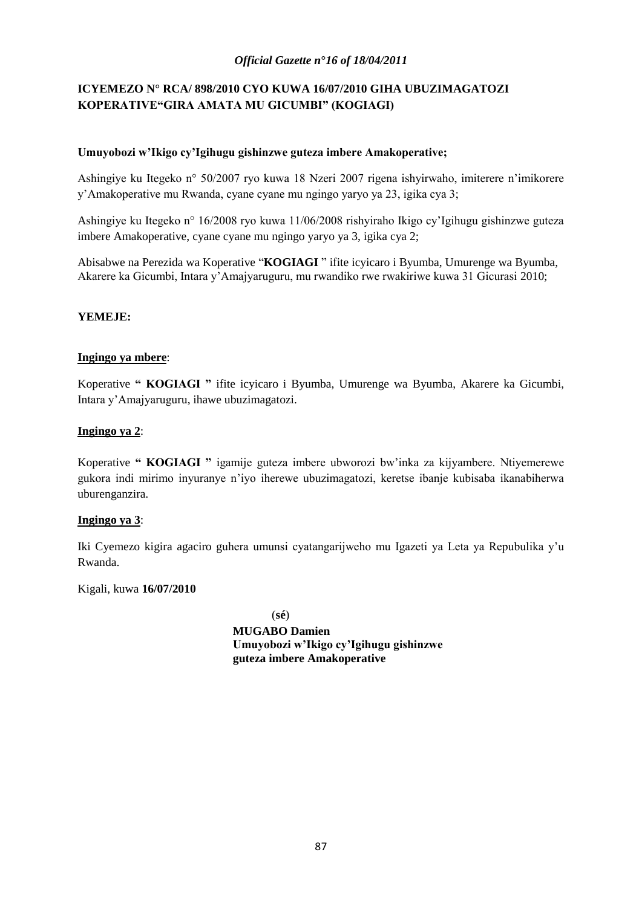**ICYEMEZO N° RCA/ 898/2010 CYO KUWA 16/07/2010 GIHA UBUZIMAGATOZI KOPERATIVE"GIRA AMATA MU GICUMBI" (KOGIAGI)**

**Umuyobozi w'Ikigo cy'Igihugu gishinzwe guteza imbere Amakoperative;**

Ashingiye ku Itegeko n° 50/2007 ryo kuwa 18 Nzeri 2007 rigena ishyirwaho, imiterere n'imikorere y'Amakoperative mu Rwanda, cyane cyane mu ngingo yaryo ya 23, igika cya 3;

Ashingiye ku Itegeko n° 16/2008 ryo kuwa 11/06/2008 rishyiraho Ikigo cy'Igihugu gishinzwe guteza imbere Amakoperative, cyane cyane mu ngingo yaryo ya 3, igika cya 2;

Abisabwe na Perezida wa Koperative "**KOGIAGI** " ifite icyicaro i Byumba, Umurenge wa Byumba, Akarere ka Gicumbi, Intara y'Amajyaruguru, mu rwandiko rwe rwakiriwe kuwa 31 Gicurasi 2010;

**YEMEJE:**

**Ingingo ya mbere**:

Koperative **" KOGIAGI "** ifite icyicaro i Byumba, Umurenge wa Byumba, Akarere ka Gicumbi, Intara y'Amajyaruguru, ihawe ubuzimagatozi.

**Ingingo ya 2**:

Koperative **" KOGIAGI "** igamije guteza imbere ubworozi bw'inka za kijyambere. Ntiyemerewe gukora indi mirimo inyuranye n'iyo iherewe ubuzimagatozi, keretse ibanje kubisaba ikanabiherwa uburenganzira.

**Ingingo ya 3**:

Iki Cyemezo kigira agaciro guhera umunsi cyatangarijweho mu Igazeti ya Leta ya Repubulika y'u Rwanda.

Kigali, kuwa **16/07/2010**

(**sé**)

**MUGABO Damien**
**Umuyobozi w'Ikigo cy'Igihugu gishinzwe guteza imbere Amakoperative**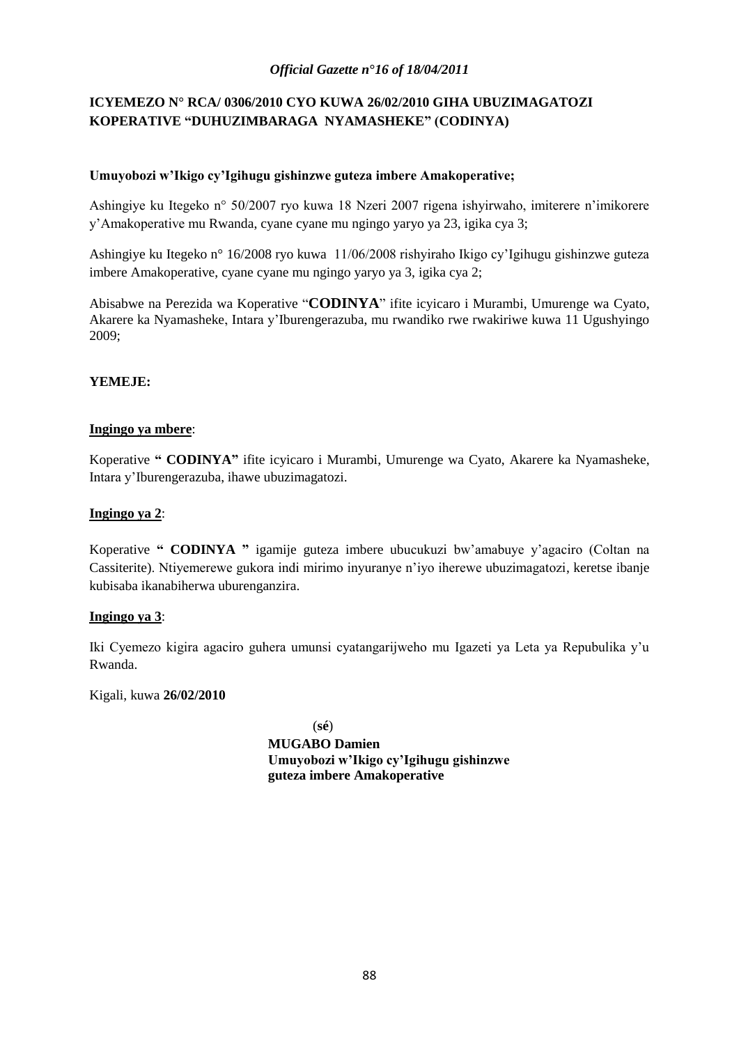**ICYEMEZO N° RCA/ 0306/2010 CYO KUWA 26/02/2010 GIHA UBUZIMAGATOZI KOPERATIVE "DUHUZIMBARAGA NYAMASHEKE" (CODINYA)**

**Umuyobozi w'Ikigo cy'Igihugu gishinzwe guteza imbere Amakoperative;**

Ashingiye ku Itegeko n° 50/2007 ryo kuwa 18 Nzeri 2007 rigena ishyirwaho, imiterere n'imikorere y'Amakoperative mu Rwanda, cyane cyane mu ngingo yaryo ya 23, igika cya 3;

Ashingiye ku Itegeko n° 16/2008 ryo kuwa 11/06/2008 rishyiraho Ikigo cy'Igihugu gishinzwe guteza imbere Amakoperative, cyane cyane mu ngingo yaryo ya 3, igika cya 2;

Abisabwe na Perezida wa Koperative "**CODINYA**" ifite icyicaro i Murambi, Umurenge wa Cyato, Akarere ka Nyamasheke, Intara y'Iburengerazuba, mu rwandiko rwe rwakiriwe kuwa 11 Ugushyingo 2009;

**YEMEJE:**

**Ingingo ya mbere**:

Koperative **" CODINYA"** ifite icyicaro i Murambi, Umurenge wa Cyato, Akarere ka Nyamasheke, Intara y'Iburengerazuba, ihawe ubuzimagatozi.

**Ingingo ya 2**:

Koperative **" CODINYA "** igamije guteza imbere ubucukuzi bw'amabuye y'agaciro (Coltan na Cassiterite). Ntiyemerewe gukora indi mirimo inyuranye n'iyo iherewe ubuzimagatozi, keretse ibanje kubisaba ikanabiherwa uburenganzira.

**Ingingo ya 3**:

Iki Cyemezo kigira agaciro guhera umunsi cyatangarijweho mu Igazeti ya Leta ya Repubulika y'u Rwanda.

Kigali, kuwa **26/02/2010**

(**sé**)

**MUGABO Damien**
**Umuyobozi w'Ikigo cy'Igihugu gishinzwe guteza imbere Amakoperative**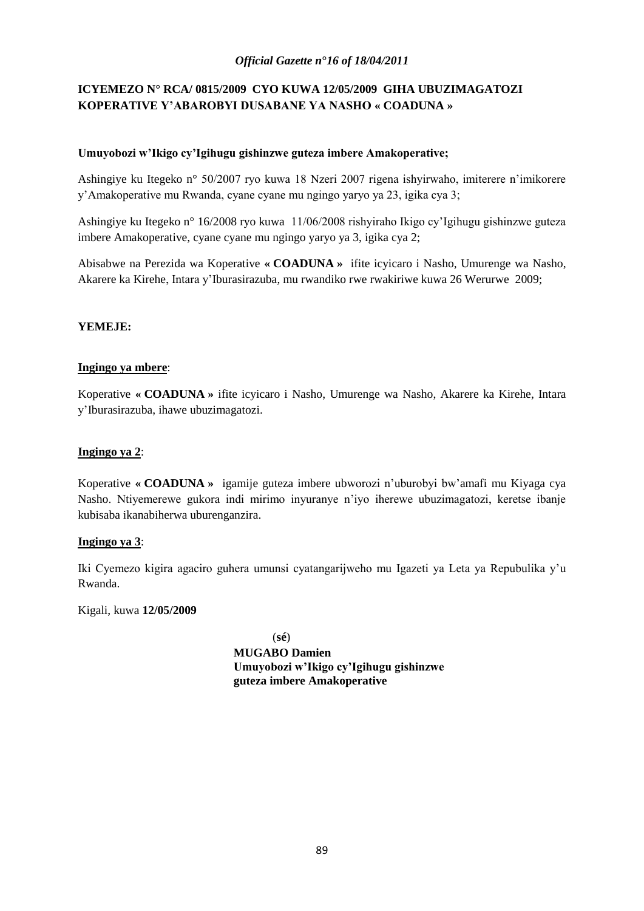**ICYEMEZO N° RCA/ 0815/2009 CYO KUWA 12/05/2009 GIHA UBUZIMAGATOZI KOPERATIVE Y'ABAROBYI DUSABANE YA NASHO « COADUNA »**

**Umuyobozi w'Ikigo cy'Igihugu gishinzwe guteza imbere Amakoperative;**

Ashingiye ku Itegeko n° 50/2007 ryo kuwa 18 Nzeri 2007 rigena ishyirwaho, imiterere n'imikorere y'Amakoperative mu Rwanda, cyane cyane mu ngingo yaryo ya 23, igika cya 3;

Ashingiye ku Itegeko n° 16/2008 ryo kuwa 11/06/2008 rishyiraho Ikigo cy'Igihugu gishinzwe guteza imbere Amakoperative, cyane cyane mu ngingo yaryo ya 3, igika cya 2;

Abisabwe na Perezida wa Koperative **« COADUNA »** ifite icyicaro i Nasho, Umurenge wa Nasho, Akarere ka Kirehe, Intara y'Iburasirazuba, mu rwandiko rwe rwakiriwe kuwa 26 Werurwe 2009;

**YEMEJE:**

**<u>Ingingo ya mbere</u>**:

Koperative **« COADUNA »** ifite icyicaro i Nasho, Umurenge wa Nasho, Akarere ka Kirehe, Intara y'Iburasirazuba, ihawe ubuzimagatozi.

**<u>Ingingo ya 2</u>**:

Koperative **« COADUNA »** igamije guteza imbere ubworozi n'uburobyi bw'amafi mu Kiyaga cya Nasho. Ntiyemerewe gukora indi mirimo inyuranye n'iyo iherewe ubuzimagatozi, keretse ibanje kubisaba ikanabiherwa uburenganzira.

**<u>Ingingo ya 3</u>**:

Iki Cyemezo kigira agaciro guhera umunsi cyatangarijweho mu Igazeti ya Leta ya Repubulika y'u Rwanda.

Kigali, kuwa **12/05/2009**

(**sé**)

**MUGABO Damien**
**Umuyobozi w'Ikigo cy'Igihugu gishinzwe guteza imbere Amakoperative**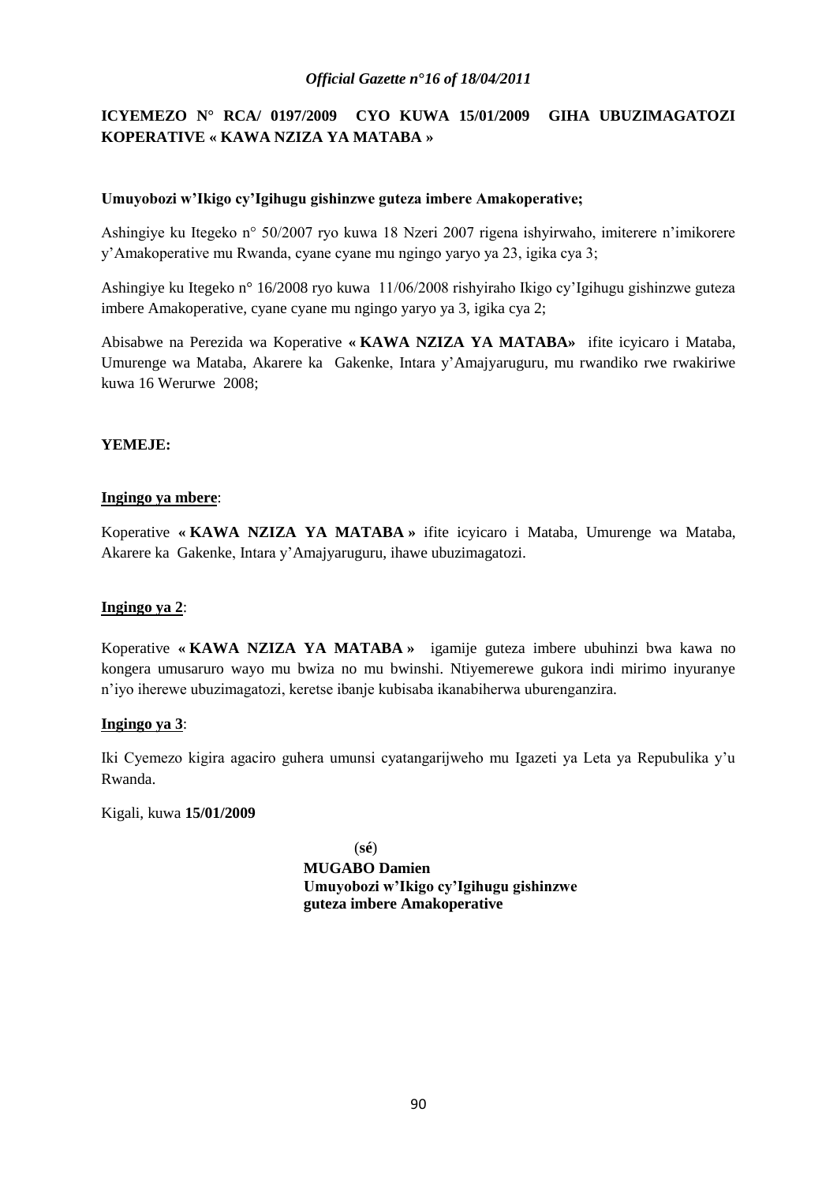**ICYEMEZO N° RCA/ 0197/2009 CYO KUWA 15/01/2009 GIHA UBUZIMAGATOZI KOPERATIVE « KAWA NZIZA YA MATABA »**

**Umuyobozi w'Ikigo cy'Igihugu gishinzwe guteza imbere Amakoperative;**

Ashingiye ku Itegeko n° 50/2007 ryo kuwa 18 Nzeri 2007 rigena ishyirwaho, imiterere n'imikorere y'Amakoperative mu Rwanda, cyane cyane mu ngingo yaryo ya 23, igika cya 3;

Ashingiye ku Itegeko n° 16/2008 ryo kuwa 11/06/2008 rishyiraho Ikigo cy'Igihugu gishinzwe guteza imbere Amakoperative, cyane cyane mu ngingo yaryo ya 3, igika cya 2;

Abisabwe na Perezida wa Koperative **« KAWA NZIZA YA MATABA»** ifite icyicaro i Mataba, Umurenge wa Mataba, Akarere ka Gakenke, Intara y'Amajyaruguru, mu rwandiko rwe rwakiriwe kuwa 16 Werurwe 2008;

**YEMEJE:**

**Ingingo ya mbere**:

Koperative **« KAWA NZIZA YA MATABA »** ifite icyicaro i Mataba, Umurenge wa Mataba, Akarere ka Gakenke, Intara y'Amajyaruguru, ihawe ubuzimagatozi.

**Ingingo ya 2**:

Koperative **« KAWA NZIZA YA MATABA »** igamije guteza imbere ubuhinzi bwa kawa no kongera umusaruro wayo mu bwiza no mu bwinshi. Ntiyemerewe gukora indi mirimo inyuranye n'iyo iherewe ubuzimagatozi, keretse ibanje kubisaba ikanabiherwa uburenganzira.

**Ingingo ya 3**:

Iki Cyemezo kigira agaciro guhera umunsi cyatangarijweho mu Igazeti ya Leta ya Repubulika y'u Rwanda.

Kigali, kuwa **15/01/2009**

(**sé**)

**MUGABO Damien**
**Umuyobozi w'Ikigo cy'Igihugu gishinzwe guteza imbere Amakoperative**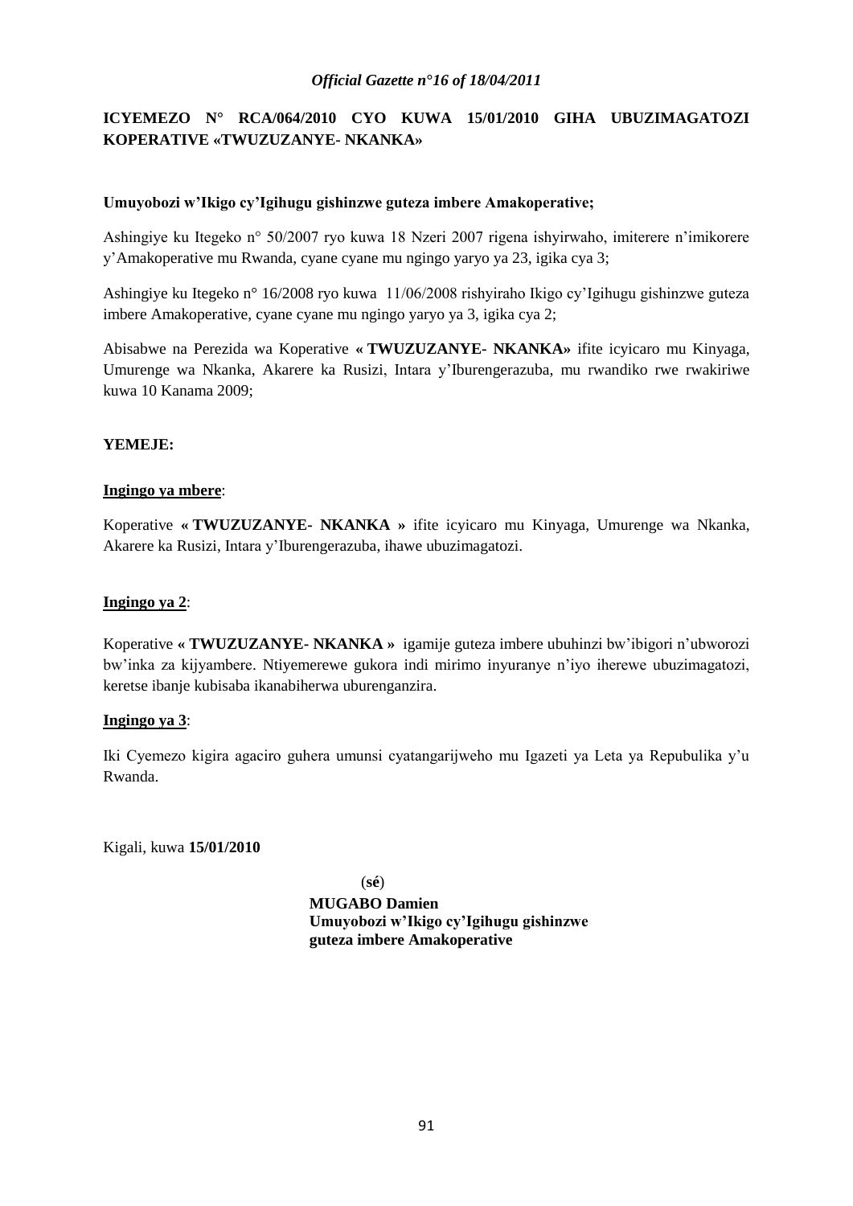**ICYEMEZO N° RCA/064/2010 CYO KUWA 15/01/2010 GIHA UBUZIMAGATOZI KOPERATIVE «TWUZUZANYE- NKANKA»**

**Umuyobozi w'Ikigo cy'Igihugu gishinzwe guteza imbere Amakoperative;**

Ashingiye ku Itegeko n° 50/2007 ryo kuwa 18 Nzeri 2007 rigena ishyirwaho, imiterere n'imikorere y'Amakoperative mu Rwanda, cyane cyane mu ngingo yaryo ya 23, igika cya 3;

Ashingiye ku Itegeko n° 16/2008 ryo kuwa 11/06/2008 rishyiraho Ikigo cy'Igihugu gishinzwe guteza imbere Amakoperative, cyane cyane mu ngingo yaryo ya 3, igika cya 2;

Abisabwe na Perezida wa Koperative **« TWUZUZANYE- NKANKA»** ifite icyicaro mu Kinyaga, Umurenge wa Nkanka, Akarere ka Rusizi, Intara y'Iburengerazuba, mu rwandiko rwe rwakiriwe kuwa 10 Kanama 2009;

**YEMEJE:**

**Ingingo ya mbere**:

Koperative **« TWUZUZANYE- NKANKA »** ifite icyicaro mu Kinyaga, Umurenge wa Nkanka, Akarere ka Rusizi, Intara y'Iburengerazuba, ihawe ubuzimagatozi.

**Ingingo ya 2**:

Koperative **« TWUZUZANYE- NKANKA »** igamije guteza imbere ubuhinzi bw'ibigori n'ubworozi bw'inka za kijyambere. Ntiyemerewe gukora indi mirimo inyuranye n'iyo iherewe ubuzimagatozi, keretse ibanje kubisaba ikanabiherwa uburenganzira.

**Ingingo ya 3**:

Iki Cyemezo kigira agaciro guhera umunsi cyatangarijweho mu Igazeti ya Leta ya Repubulika y'u Rwanda.

Kigali, kuwa **15/01/2010**

(**sé**)

**MUGABO Damien**
**Umuyobozi w'Ikigo cy'Igihugu gishinzwe guteza imbere Amakoperative**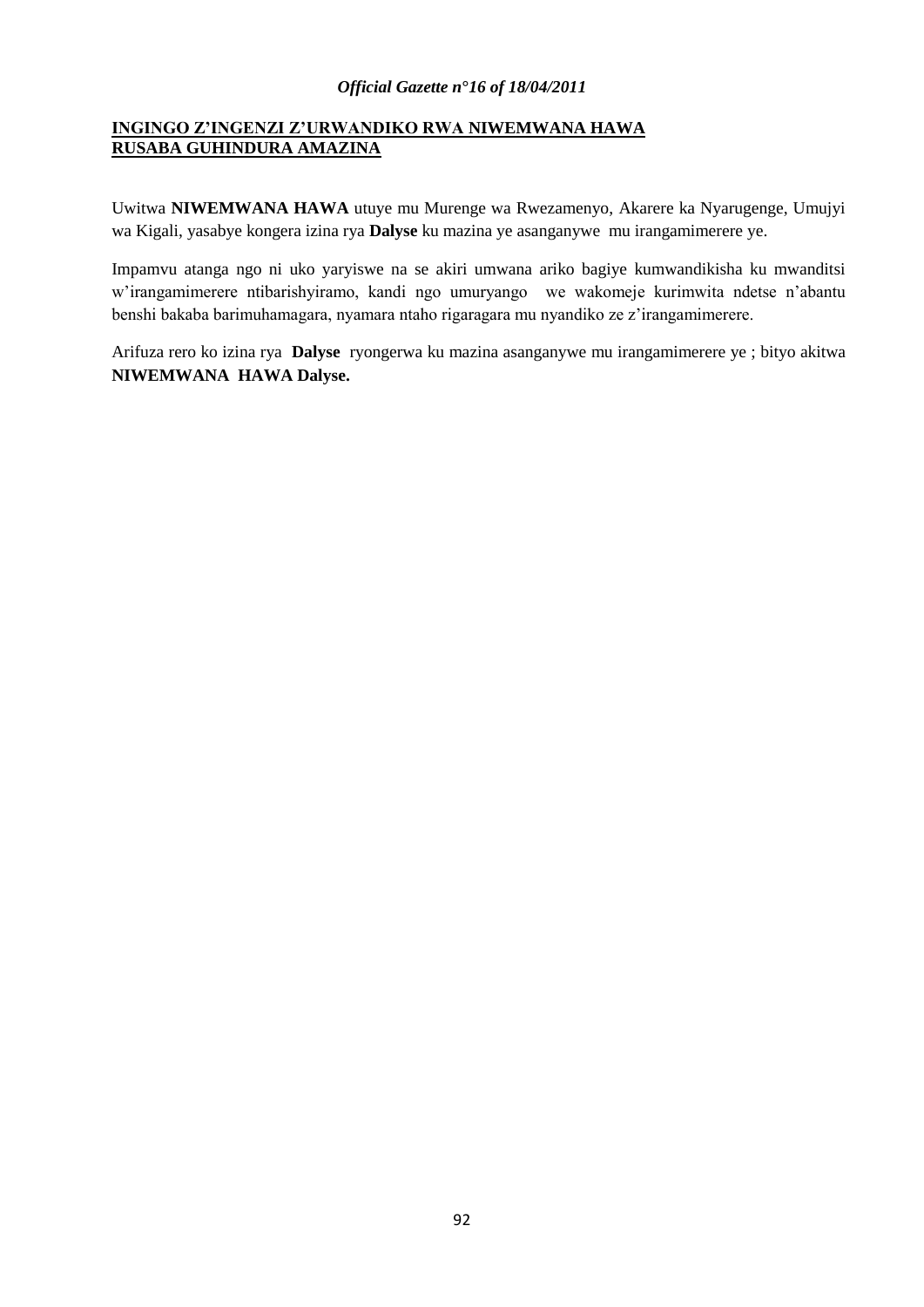**INGINGO Z'INGENZI Z'URWANDIKO RWA NIWEMWANA HAWA RUSABA GUHINDURA AMAZINA**

Uwitwa **NIWEMWANA HAWA** utuye mu Murenge wa Rwezamenyo, Akarere ka Nyarugenge, Umujyi wa Kigali, yasabye kongera izina rya **Dalyse** ku mazina ye asanganywe mu irangamimerere ye.

Impamvu atanga ngo ni uko yaryiswe na se akiri umwana ariko bagiye kumwandikisha ku mwanditsi w'irangamimerere ntibarishyiramo, kandi ngo umuryango we wakomeje kurimwita ndetse n'abantu benshi bakaba barimuhamagara, nyamara ntaho rigaragara mu nyandiko ze z'irangamimerere.

Arifuza rero ko izina rya **Dalyse** ryongerwa ku mazina asanganywe mu irangamimerere ye ; bityo akitwa **NIWEMWANA HAWA Dalyse.**